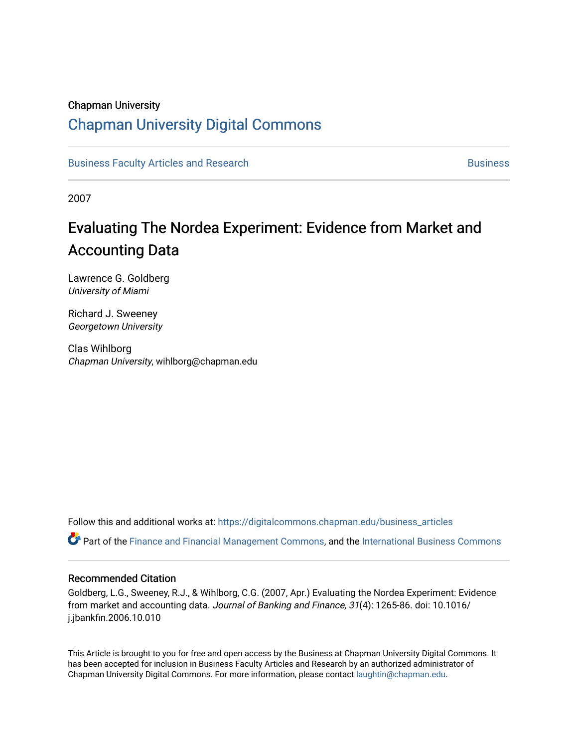Chapman University

# Chapman University Digital Commons

Business Faculty Articles and Research | Business

2007

# Evaluating The Nordea Experiment: Evidence from Market and Accounting Data

Lawrence G. Goldberg
*University of Miami*

Richard J. Sweeney
*Georgetown University*

Clas Wihlborg
*Chapman University*, wihlborg@chapman.edu

Follow this and additional works at: https://digitalcommons.chapman.edu/business_articles

Part of the Finance and Financial Management Commons, and the International Business Commons

## Recommended Citation

Goldberg, L.G., Sweeney, R.J., & Wihlborg, C.G. (2007, Apr.) Evaluating the Nordea Experiment: Evidence from market and accounting data. *Journal of Banking and Finance, 31*(4): 1265-86. doi: 10.1016/j.jbankfin.2006.10.010

This Article is brought to you for free and open access by the Business at Chapman University Digital Commons. It has been accepted for inclusion in Business Faculty Articles and Research by an authorized administrator of Chapman University Digital Commons. For more information, please contact laughtin@chapman.edu.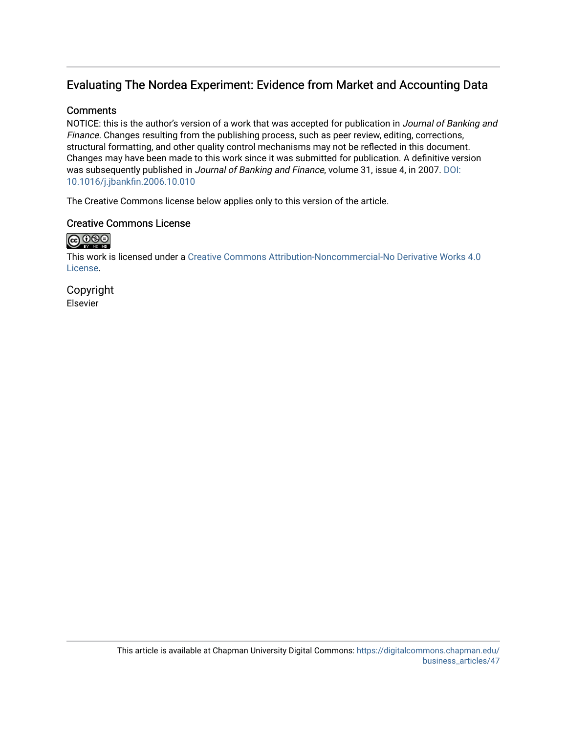## Evaluating The Nordea Experiment: Evidence from Market and Accounting Data

### Comments

NOTICE: this is the author's version of a work that was accepted for publication in *Journal of Banking and Finance*. Changes resulting from the publishing process, such as peer review, editing, corrections, structural formatting, and other quality control mechanisms may not be reflected in this document. Changes may have been made to this work since it was submitted for publication. A definitive version was subsequently published in *Journal of Banking and Finance*, volume 31, issue 4, in 2007. DOI: 10.1016/j.jbankfin.2006.10.010

The Creative Commons license below applies only to this version of the article.

### Creative Commons License

This work is licensed under a Creative Commons Attribution-Noncommercial-No Derivative Works 4.0 License.

### Copyright

Elsevier

This article is available at Chapman University Digital Commons: https://digitalcommons.chapman.edu/business_articles/47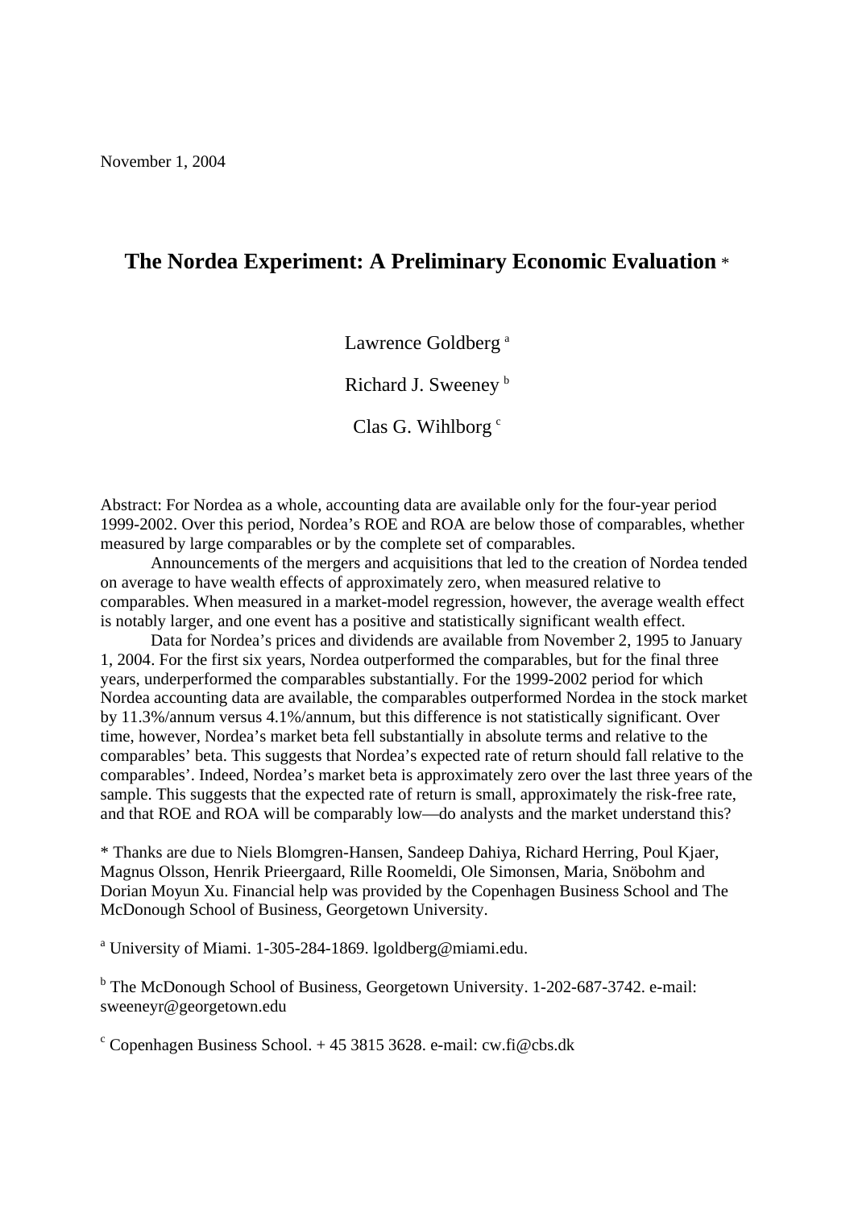November 1, 2004

# The Nordea Experiment: A Preliminary Economic Evaluation *

Lawrence Goldberg [a]

Richard J. Sweeney [b]

Clas G. Wihlborg [c]

Abstract: For Nordea as a whole, accounting data are available only for the four-year period 1999-2002. Over this period, Nordea's ROE and ROA are below those of comparables, whether measured by large comparables or by the complete set of comparables.

Announcements of the mergers and acquisitions that led to the creation of Nordea tended on average to have wealth effects of approximately zero, when measured relative to comparables. When measured in a market-model regression, however, the average wealth effect is notably larger, and one event has a positive and statistically significant wealth effect.

Data for Nordea's prices and dividends are available from November 2, 1995 to January 1, 2004. For the first six years, Nordea outperformed the comparables, but for the final three years, underperformed the comparables substantially. For the 1999-2002 period for which Nordea accounting data are available, the comparables outperformed Nordea in the stock market by 11.3%/annum versus 4.1%/annum, but this difference is not statistically significant. Over time, however, Nordea's market beta fell substantially in absolute terms and relative to the comparables' beta. This suggests that Nordea's expected rate of return should fall relative to the comparables'. Indeed, Nordea's market beta is approximately zero over the last three years of the sample. This suggests that the expected rate of return is small, approximately the risk-free rate, and that ROE and ROA will be comparably low—do analysts and the market understand this?

* Thanks are due to Niels Blomgren-Hansen, Sandeep Dahiya, Richard Herring, Poul Kjaer, Magnus Olsson, Henrik Prieergaard, Rille Roomeldi, Ole Simonsen, Maria, Snöbohm and Dorian Moyun Xu. Financial help was provided by the Copenhagen Business School and The McDonough School of Business, Georgetown University.

[a] University of Miami. 1-305-284-1869. lgoldberg@miami.edu.

[b] The McDonough School of Business, Georgetown University. 1-202-687-3742. e-mail: sweeneyr@georgetown.edu

[c] Copenhagen Business School. + 45 3815 3628. e-mail: cw.fi@cbs.dk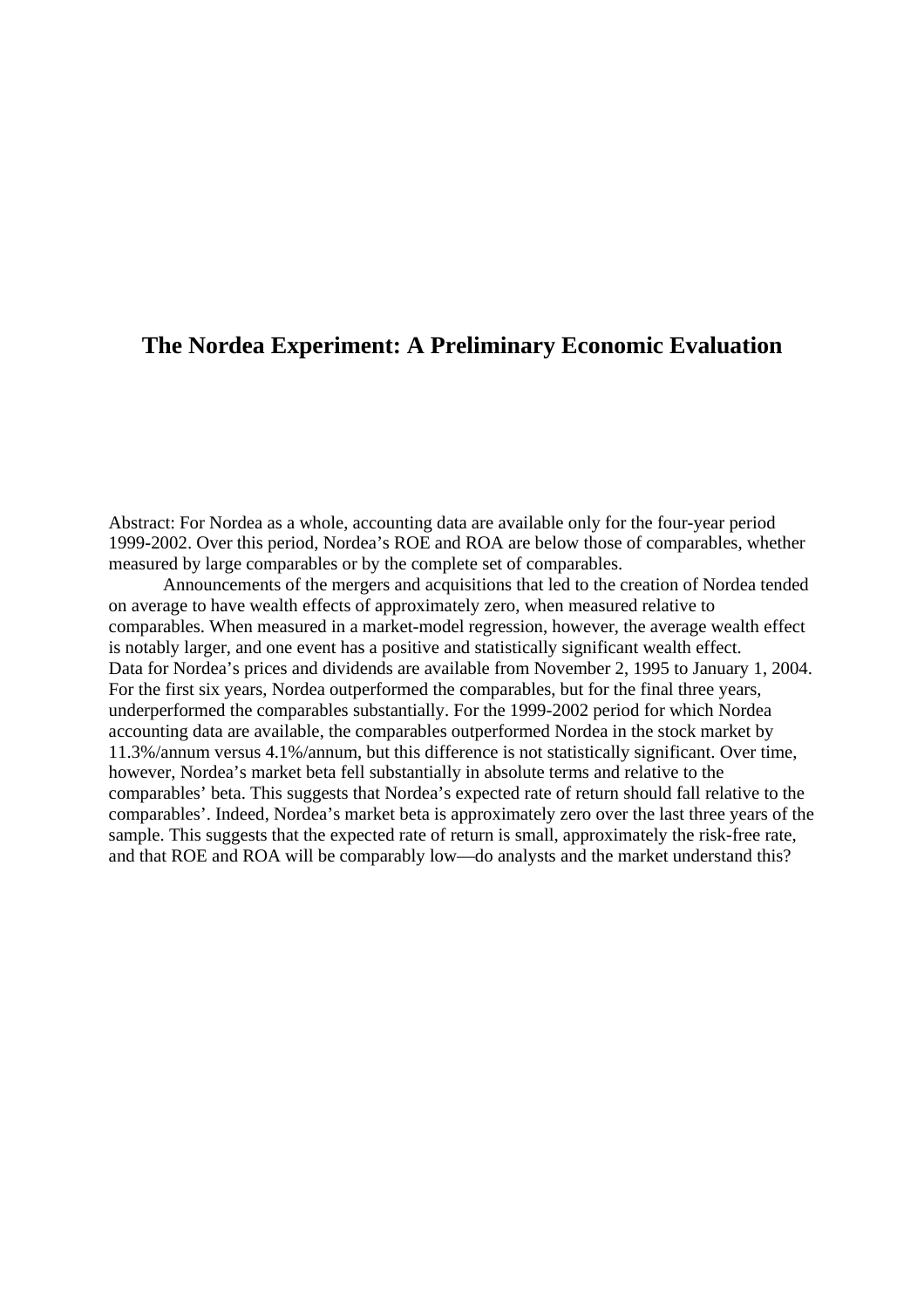# The Nordea Experiment: A Preliminary Economic Evaluation

Abstract: For Nordea as a whole, accounting data are available only for the four-year period 1999-2002. Over this period, Nordea's ROE and ROA are below those of comparables, whether measured by large comparables or by the complete set of comparables.

Announcements of the mergers and acquisitions that led to the creation of Nordea tended on average to have wealth effects of approximately zero, when measured relative to comparables. When measured in a market-model regression, however, the average wealth effect is notably larger, and one event has a positive and statistically significant wealth effect. Data for Nordea's prices and dividends are available from November 2, 1995 to January 1, 2004. For the first six years, Nordea outperformed the comparables, but for the final three years, underperformed the comparables substantially. For the 1999-2002 period for which Nordea accounting data are available, the comparables outperformed Nordea in the stock market by 11.3%/annum versus 4.1%/annum, but this difference is not statistically significant. Over time, however, Nordea's market beta fell substantially in absolute terms and relative to the comparables' beta. This suggests that Nordea's expected rate of return should fall relative to the comparables'. Indeed, Nordea's market beta is approximately zero over the last three years of the sample. This suggests that the expected rate of return is small, approximately the risk-free rate, and that ROE and ROA will be comparably low—do analysts and the market understand this?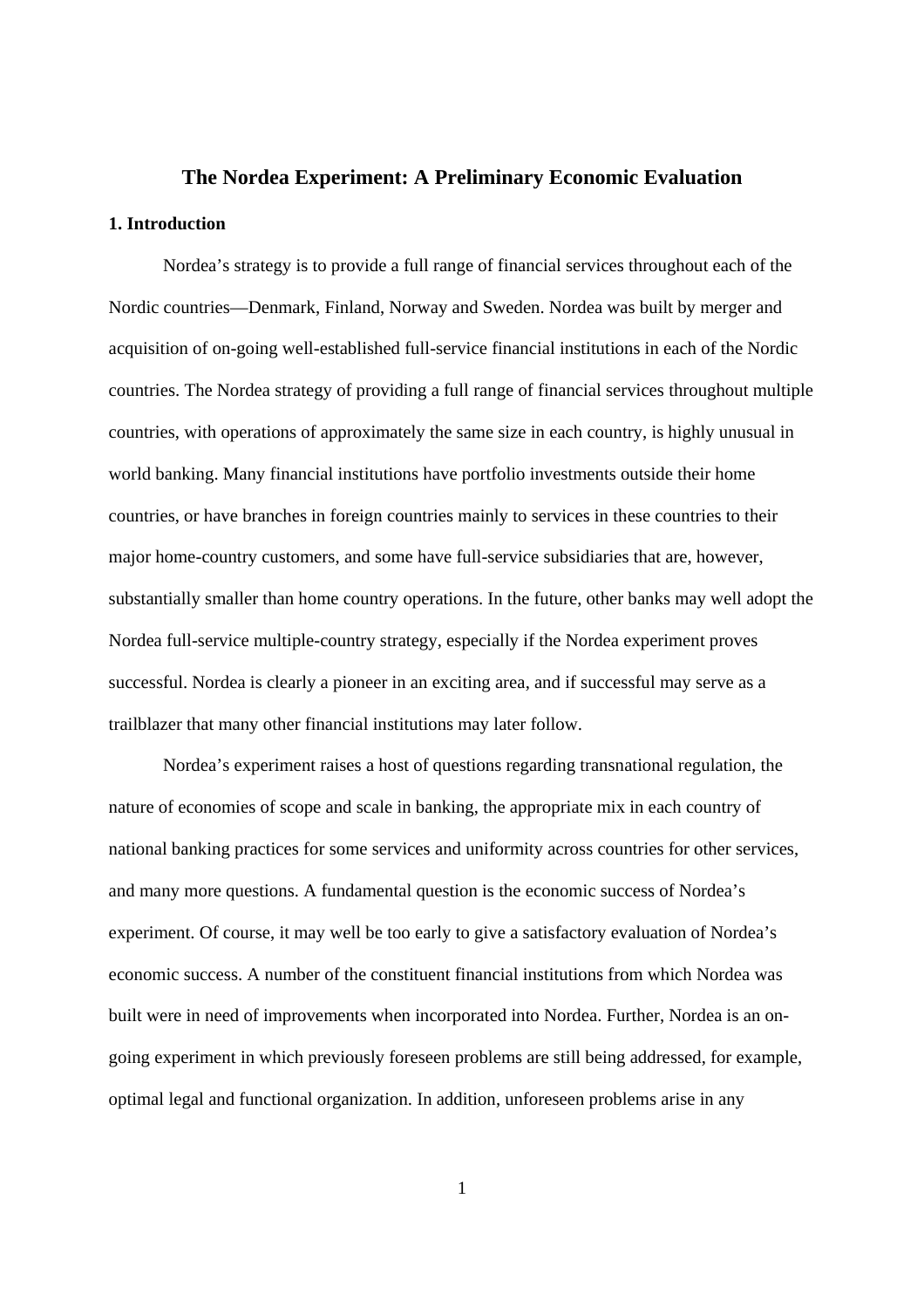# The Nordea Experiment: A Preliminary Economic Evaluation

## 1. Introduction

Nordea's strategy is to provide a full range of financial services throughout each of the Nordic countries—Denmark, Finland, Norway and Sweden. Nordea was built by merger and acquisition of on-going well-established full-service financial institutions in each of the Nordic countries. The Nordea strategy of providing a full range of financial services throughout multiple countries, with operations of approximately the same size in each country, is highly unusual in world banking. Many financial institutions have portfolio investments outside their home countries, or have branches in foreign countries mainly to services in these countries to their major home-country customers, and some have full-service subsidiaries that are, however, substantially smaller than home country operations. In the future, other banks may well adopt the Nordea full-service multiple-country strategy, especially if the Nordea experiment proves successful. Nordea is clearly a pioneer in an exciting area, and if successful may serve as a trailblazer that many other financial institutions may later follow.

Nordea's experiment raises a host of questions regarding transnational regulation, the nature of economies of scope and scale in banking, the appropriate mix in each country of national banking practices for some services and uniformity across countries for other services, and many more questions. A fundamental question is the economic success of Nordea's experiment. Of course, it may well be too early to give a satisfactory evaluation of Nordea's economic success. A number of the constituent financial institutions from which Nordea was built were in need of improvements when incorporated into Nordea. Further, Nordea is an on-going experiment in which previously foreseen problems are still being addressed, for example, optimal legal and functional organization. In addition, unforeseen problems arise in any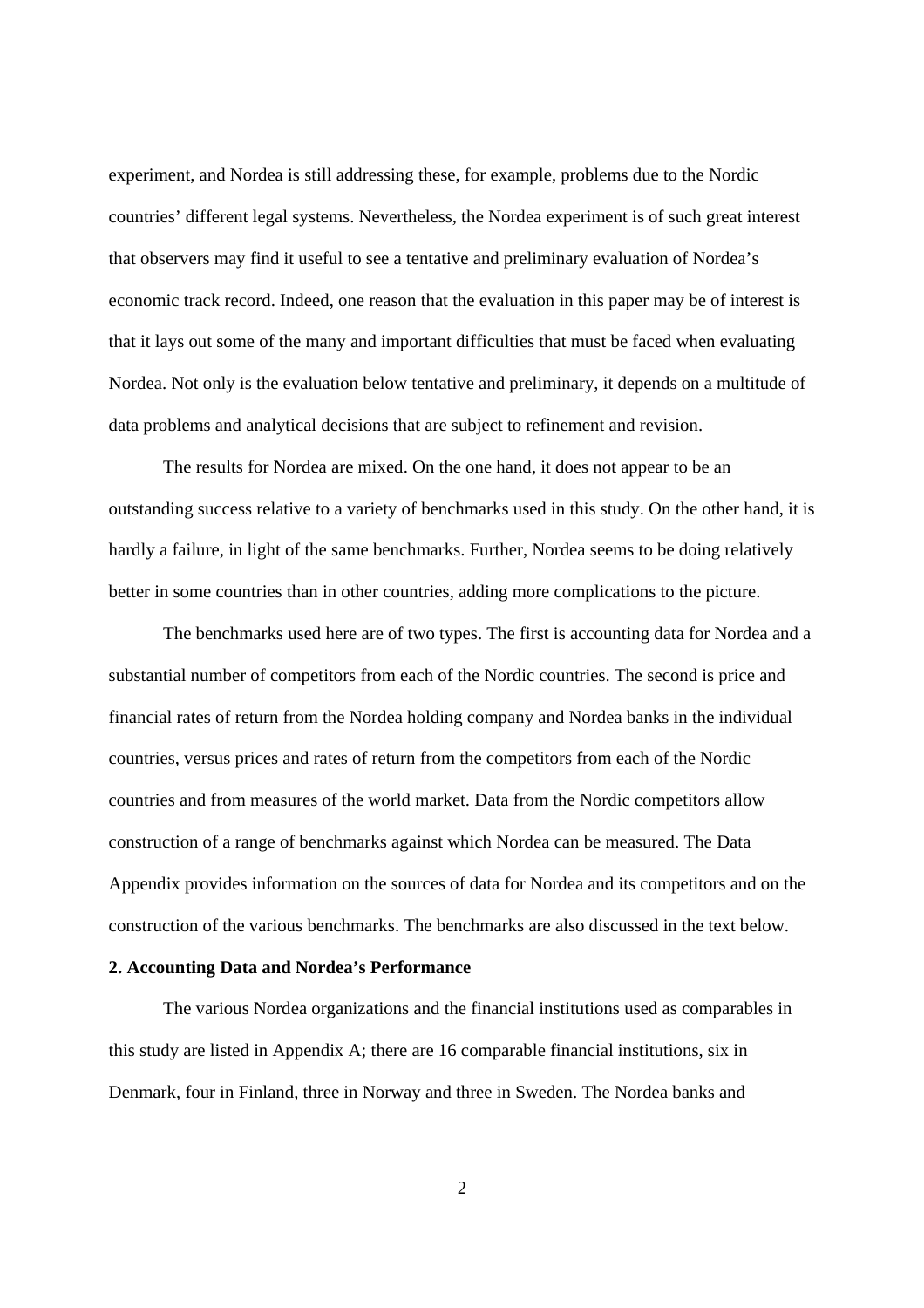experiment, and Nordea is still addressing these, for example, problems due to the Nordic countries' different legal systems. Nevertheless, the Nordea experiment is of such great interest that observers may find it useful to see a tentative and preliminary evaluation of Nordea's economic track record. Indeed, one reason that the evaluation in this paper may be of interest is that it lays out some of the many and important difficulties that must be faced when evaluating Nordea. Not only is the evaluation below tentative and preliminary, it depends on a multitude of data problems and analytical decisions that are subject to refinement and revision.

The results for Nordea are mixed. On the one hand, it does not appear to be an outstanding success relative to a variety of benchmarks used in this study. On the other hand, it is hardly a failure, in light of the same benchmarks. Further, Nordea seems to be doing relatively better in some countries than in other countries, adding more complications to the picture.

The benchmarks used here are of two types. The first is accounting data for Nordea and a substantial number of competitors from each of the Nordic countries. The second is price and financial rates of return from the Nordea holding company and Nordea banks in the individual countries, versus prices and rates of return from the competitors from each of the Nordic countries and from measures of the world market. Data from the Nordic competitors allow construction of a range of benchmarks against which Nordea can be measured. The Data Appendix provides information on the sources of data for Nordea and its competitors and on the construction of the various benchmarks. The benchmarks are also discussed in the text below.

## 2. Accounting Data and Nordea's Performance

The various Nordea organizations and the financial institutions used as comparables in this study are listed in Appendix A; there are 16 comparable financial institutions, six in Denmark, four in Finland, three in Norway and three in Sweden. The Nordea banks and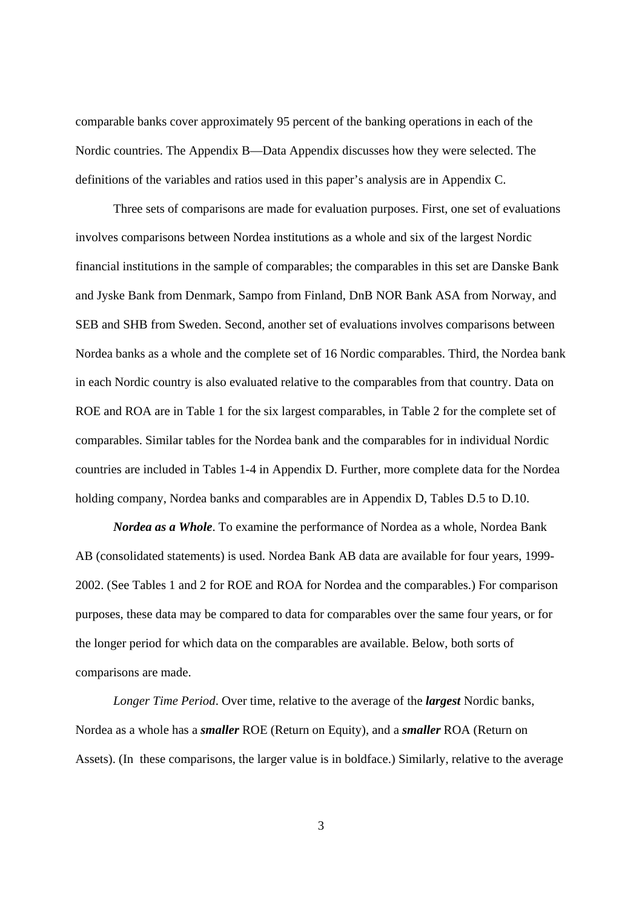comparable banks cover approximately 95 percent of the banking operations in each of the Nordic countries. The Appendix B—Data Appendix discusses how they were selected. The definitions of the variables and ratios used in this paper's analysis are in Appendix C.

Three sets of comparisons are made for evaluation purposes. First, one set of evaluations involves comparisons between Nordea institutions as a whole and six of the largest Nordic financial institutions in the sample of comparables; the comparables in this set are Danske Bank and Jyske Bank from Denmark, Sampo from Finland, DnB NOR Bank ASA from Norway, and SEB and SHB from Sweden. Second, another set of evaluations involves comparisons between Nordea banks as a whole and the complete set of 16 Nordic comparables. Third, the Nordea bank in each Nordic country is also evaluated relative to the comparables from that country. Data on ROE and ROA are in Table 1 for the six largest comparables, in Table 2 for the complete set of comparables. Similar tables for the Nordea bank and the comparables for in individual Nordic countries are included in Tables 1-4 in Appendix D. Further, more complete data for the Nordea holding company, Nordea banks and comparables are in Appendix D, Tables D.5 to D.10.

***Nordea as a Whole***. To examine the performance of Nordea as a whole, Nordea Bank AB (consolidated statements) is used. Nordea Bank AB data are available for four years, 1999-2002. (See Tables 1 and 2 for ROE and ROA for Nordea and the comparables.) For comparison purposes, these data may be compared to data for comparables over the same four years, or for the longer period for which data on the comparables are available. Below, both sorts of comparisons are made.

*Longer Time Period*. Over time, relative to the average of the ***largest*** Nordic banks, Nordea as a whole has a ***smaller*** ROE (Return on Equity), and a ***smaller*** ROA (Return on Assets). (In these comparisons, the larger value is in boldface.) Similarly, relative to the average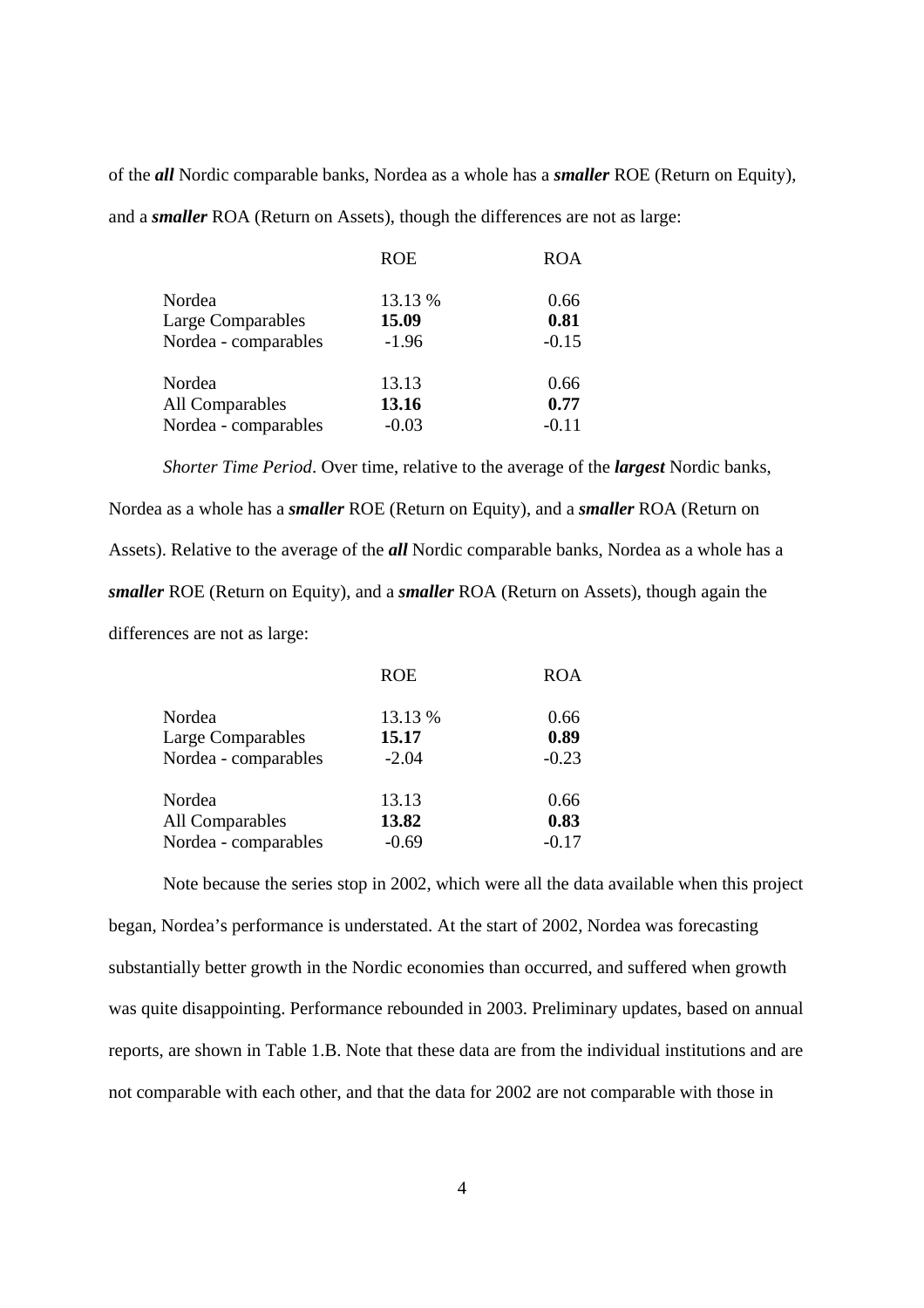of the ***all*** Nordic comparable banks, Nordea as a whole has a ***smaller*** ROE (Return on Equity), and a ***smaller*** ROA (Return on Assets), though the differences are not as large:

| | ROE | ROA |
|---|---|---|
| Nordea | 13.13 % | 0.66 |
| Large Comparables | **15.09** | **0.81** |
| Nordea - comparables | -1.96 | -0.15 |
| | | |
| Nordea | 13.13 | 0.66 |
| All Comparables | **13.16** | **0.77** |
| Nordea - comparables | -0.03 | -0.11 |

*Shorter Time Period*. Over time, relative to the average of the ***largest*** Nordic banks, Nordea as a whole has a ***smaller*** ROE (Return on Equity), and a ***smaller*** ROA (Return on Assets). Relative to the average of the ***all*** Nordic comparable banks, Nordea as a whole has a ***smaller*** ROE (Return on Equity), and a ***smaller*** ROA (Return on Assets), though again the differences are not as large:

| | ROE | ROA |
|---|---|---|
| Nordea | 13.13 % | 0.66 |
| Large Comparables | **15.17** | **0.89** |
| Nordea - comparables | -2.04 | -0.23 |
| | | |
| Nordea | 13.13 | 0.66 |
| All Comparables | **13.82** | **0.83** |
| Nordea - comparables | -0.69 | -0.17 |

Note because the series stop in 2002, which were all the data available when this project began, Nordea's performance is understated. At the start of 2002, Nordea was forecasting substantially better growth in the Nordic economies than occurred, and suffered when growth was quite disappointing. Performance rebounded in 2003. Preliminary updates, based on annual reports, are shown in Table 1.B. Note that these data are from the individual institutions and are not comparable with each other, and that the data for 2002 are not comparable with those in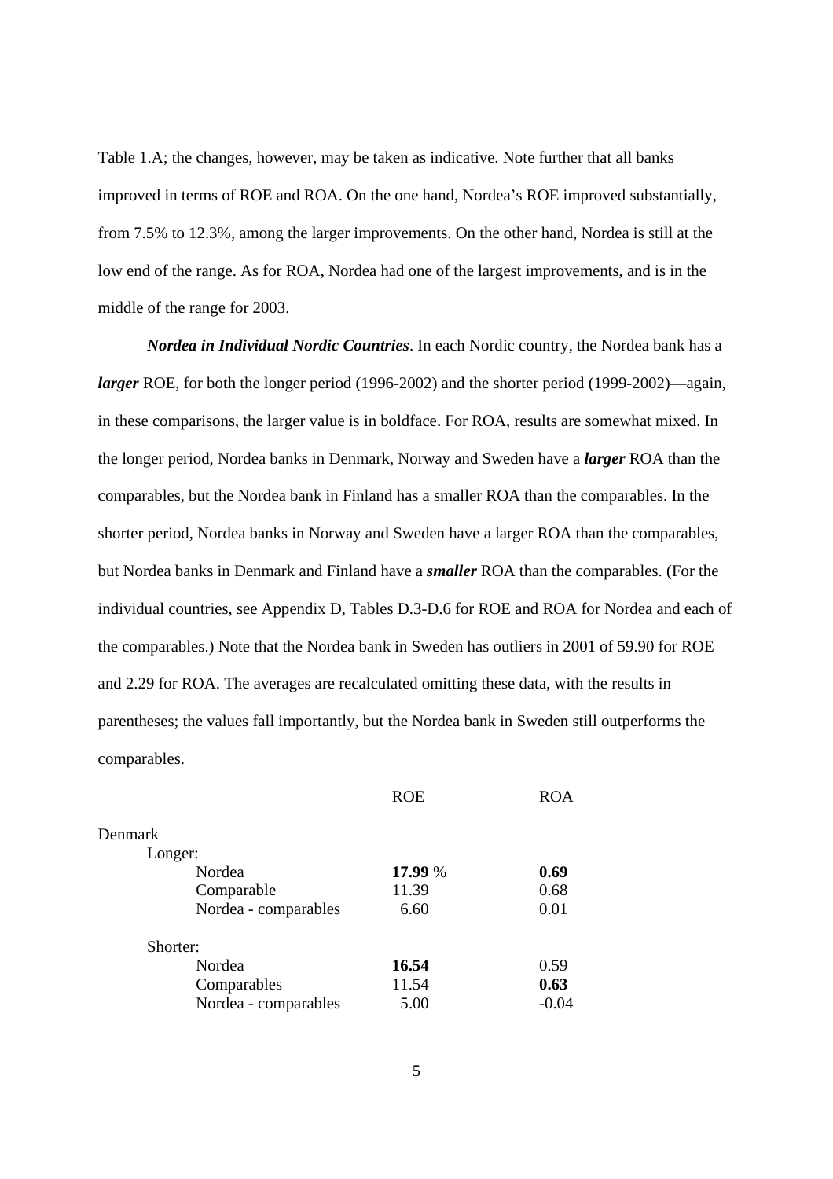Table 1.A; the changes, however, may be taken as indicative. Note further that all banks improved in terms of ROE and ROA. On the one hand, Nordea's ROE improved substantially, from 7.5% to 12.3%, among the larger improvements. On the other hand, Nordea is still at the low end of the range. As for ROA, Nordea had one of the largest improvements, and is in the middle of the range for 2003.

***Nordea in Individual Nordic Countries***. In each Nordic country, the Nordea bank has a ***larger*** ROE, for both the longer period (1996-2002) and the shorter period (1999-2002)—again, in these comparisons, the larger value is in boldface. For ROA, results are somewhat mixed. In the longer period, Nordea banks in Denmark, Norway and Sweden have a ***larger*** ROA than the comparables, but the Nordea bank in Finland has a smaller ROA than the comparables. In the shorter period, Nordea banks in Norway and Sweden have a larger ROA than the comparables, but Nordea banks in Denmark and Finland have a ***smaller*** ROA than the comparables. (For the individual countries, see Appendix D, Tables D.3-D.6 for ROE and ROA for Nordea and each of the comparables.) Note that the Nordea bank in Sweden has outliers in 2001 of 59.90 for ROE and 2.29 for ROA. The averages are recalculated omitting these data, with the results in parentheses; the values fall importantly, but the Nordea bank in Sweden still outperforms the comparables.

| | ROE | ROA |
|---|---|---|
| Denmark | | |
| Longer: | | |
| Nordea | **17.99** % | **0.69** |
| Comparable | 11.39 | 0.68 |
| Nordea - comparables | 6.60 | 0.01 |
| Shorter: | | |
| Nordea | **16.54** | 0.59 |
| Comparables | 11.54 | **0.63** |
| Nordea - comparables | 5.00 | -0.04 |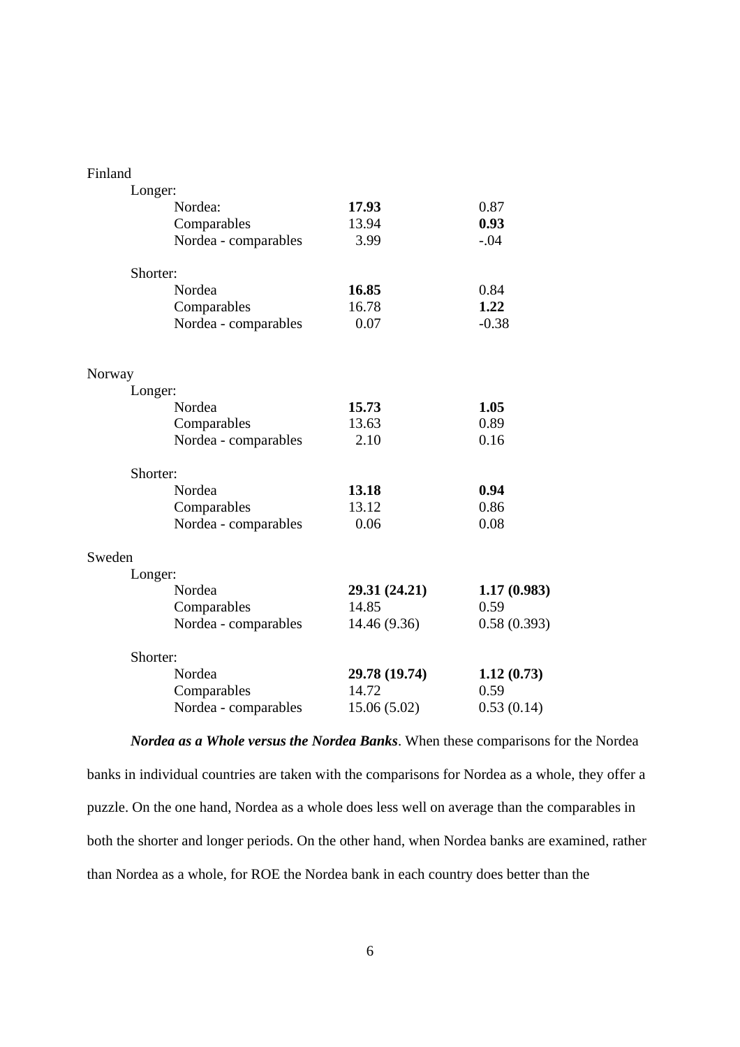| | | |
|---|---|---|
| Finland | | |
| Longer: | | |
| Nordea: | **17.93** | 0.87 |
| Comparables | 13.94 | **0.93** |
| Nordea - comparables | 3.99 | -.04 |
| Shorter: | | |
| Nordea | **16.85** | 0.84 |
| Comparables | 16.78 | **1.22** |
| Nordea - comparables | 0.07 | -0.38 |
| Norway | | |
| Longer: | | |
| Nordea | **15.73** | **1.05** |
| Comparables | 13.63 | 0.89 |
| Nordea - comparables | 2.10 | 0.16 |
| Shorter: | | |
| Nordea | **13.18** | **0.94** |
| Comparables | 13.12 | 0.86 |
| Nordea - comparables | 0.06 | 0.08 |
| Sweden | | |
| Longer: | | |
| Nordea | **29.31 (24.21)** | **1.17 (0.983)** |
| Comparables | 14.85 | 0.59 |
| Nordea - comparables | 14.46 (9.36) | 0.58 (0.393) |
| Shorter: | | |
| Nordea | **29.78 (19.74)** | **1.12 (0.73)** |
| Comparables | 14.72 | 0.59 |
| Nordea - comparables | 15.06 (5.02) | 0.53 (0.14) |

***Nordea as a Whole versus the Nordea Banks***. When these comparisons for the Nordea banks in individual countries are taken with the comparisons for Nordea as a whole, they offer a puzzle. On the one hand, Nordea as a whole does less well on average than the comparables in both the shorter and longer periods. On the other hand, when Nordea banks are examined, rather than Nordea as a whole, for ROE the Nordea bank in each country does better than the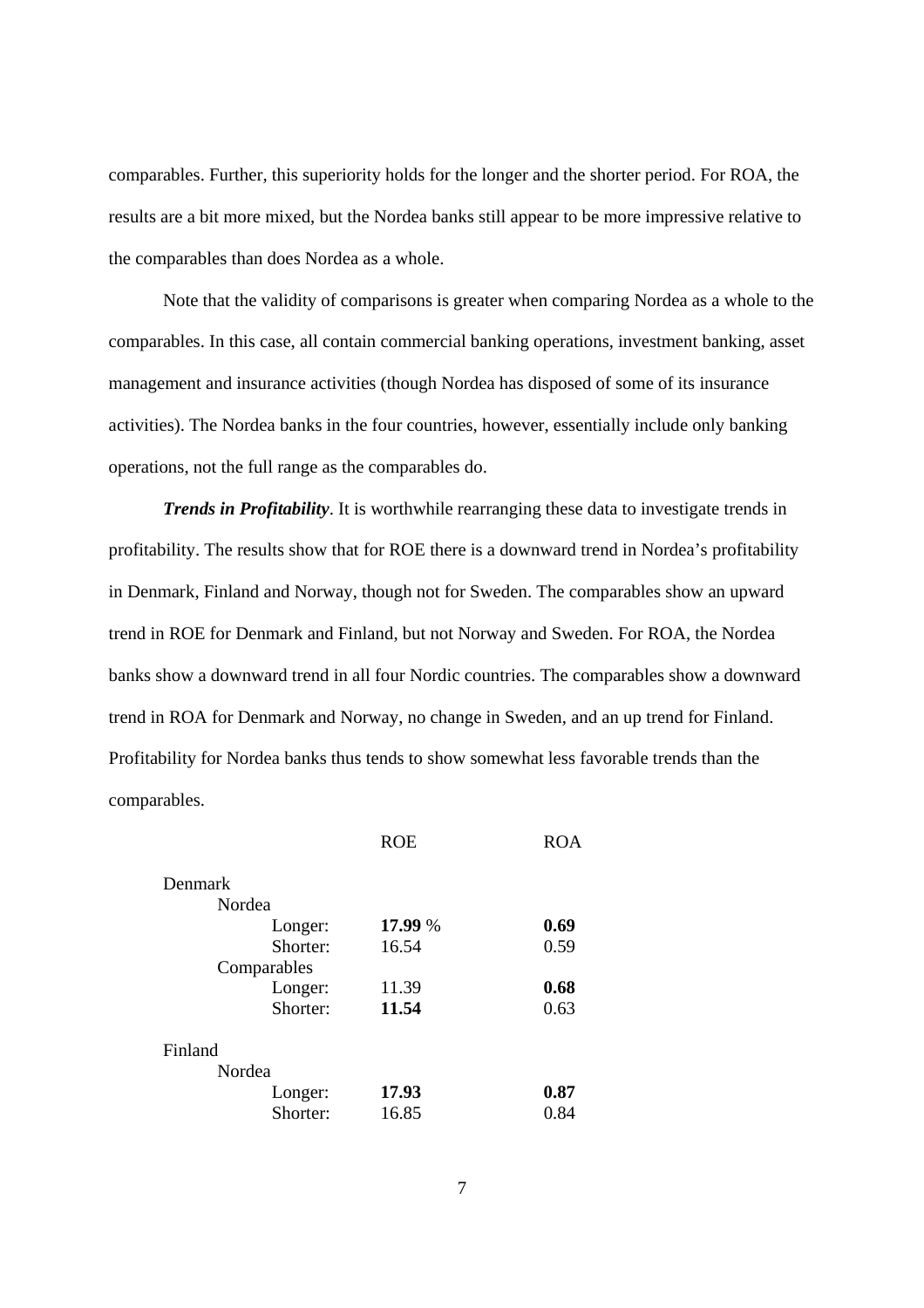comparables. Further, this superiority holds for the longer and the shorter period. For ROA, the results are a bit more mixed, but the Nordea banks still appear to be more impressive relative to the comparables than does Nordea as a whole.

Note that the validity of comparisons is greater when comparing Nordea as a whole to the comparables. In this case, all contain commercial banking operations, investment banking, asset management and insurance activities (though Nordea has disposed of some of its insurance activities). The Nordea banks in the four countries, however, essentially include only banking operations, not the full range as the comparables do.

***Trends in Profitability***. It is worthwhile rearranging these data to investigate trends in profitability. The results show that for ROE there is a downward trend in Nordea's profitability in Denmark, Finland and Norway, though not for Sweden. The comparables show an upward trend in ROE for Denmark and Finland, but not Norway and Sweden. For ROA, the Nordea banks show a downward trend in all four Nordic countries. The comparables show a downward trend in ROA for Denmark and Norway, no change in Sweden, and an up trend for Finland. Profitability for Nordea banks thus tends to show somewhat less favorable trends than the comparables.

| | ROE | ROA |
|---|---|---|
| Denmark | | |
| Nordea | | |
| Longer: | **17.99** % | **0.69** |
| Shorter: | 16.54 | 0.59 |
| Comparables | | |
| Longer: | 11.39 | **0.68** |
| Shorter: | **11.54** | 0.63 |
| Finland | | |
| Nordea | | |
| Longer: | **17.93** | **0.87** |
| Shorter: | 16.85 | 0.84 |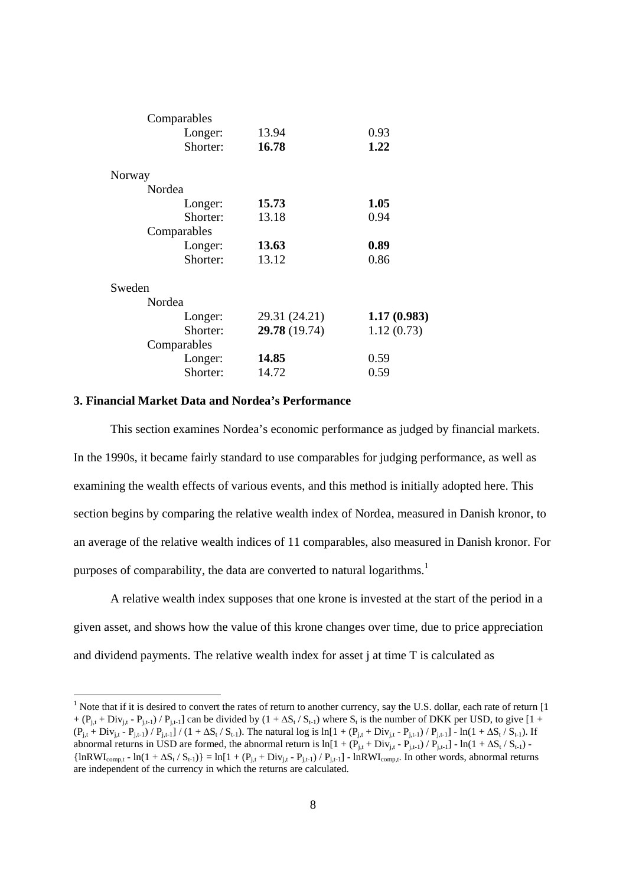| | | |
|---|---|---|
| Comparables | | |
| Longer: | 13.94 | 0.93 |
| Shorter: | **16.78** | **1.22** |
| | | |
| Norway | | |
| Nordea | | |
| Longer: | **15.73** | **1.05** |
| Shorter: | 13.18 | 0.94 |
| Comparables | | |
| Longer: | **13.63** | **0.89** |
| Shorter: | 13.12 | 0.86 |
| | | |
| Sweden | | |
| Nordea | | |
| Longer: | 29.31 (24.21) | **1.17 (0.983)** |
| Shorter: | **29.78** (19.74) | 1.12 (0.73) |
| Comparables | | |
| Longer: | **14.85** | 0.59 |
| Shorter: | 14.72 | 0.59 |

### 3. Financial Market Data and Nordea's Performance

This section examines Nordea's economic performance as judged by financial markets. In the 1990s, it became fairly standard to use comparables for judging performance, as well as examining the wealth effects of various events, and this method is initially adopted here. This section begins by comparing the relative wealth index of Nordea, measured in Danish kronor, to an average of the relative wealth indices of 11 comparables, also measured in Danish kronor. For purposes of comparability, the data are converted to natural logarithms.[1]

A relative wealth index supposes that one krone is invested at the start of the period in a given asset, and shows how the value of this krone changes over time, due to price appreciation and dividend payments. The relative wealth index for asset j at time T is calculated as

[1] Note that if it is desired to convert the rates of return to another currency, say the U.S. dollar, each rate of return $[1 + (P_{j,t} + Div_{j,t} - P_{j,t-1}) / P_{j,t-1}]$ can be divided by $(1 + \Delta S_t / S_{t-1})$ where $S_t$ is the number of DKK per USD, to give $[1 + (P_{j,t} + Div_{j,t} - P_{j,t-1}) / P_{j,t-1}] / (1 + \Delta S_t / S_{t-1})$. The natural log is $\ln[1 + (P_{j,t} + Div_{j,t} - P_{j,t-1}) / P_{j,t-1}] - \ln(1 + \Delta S_t / S_{t-1})$. If abnormal returns in USD are formed, the abnormal return is $\ln[1 + (P_{j,t} + Div_{j,t} - P_{j,t-1}) / P_{j,t-1}] - \ln(1 + \Delta S_t / S_{t-1}) - \{\ln RWI_{comp,t} - \ln(1 + \Delta S_t / S_{t-1})\} = \ln[1 + (P_{j,t} + Div_{j,t} - P_{j,t-1}) / P_{j,t-1}] - \ln RWI_{comp,t}$. In other words, abnormal returns are independent of the currency in which the returns are calculated.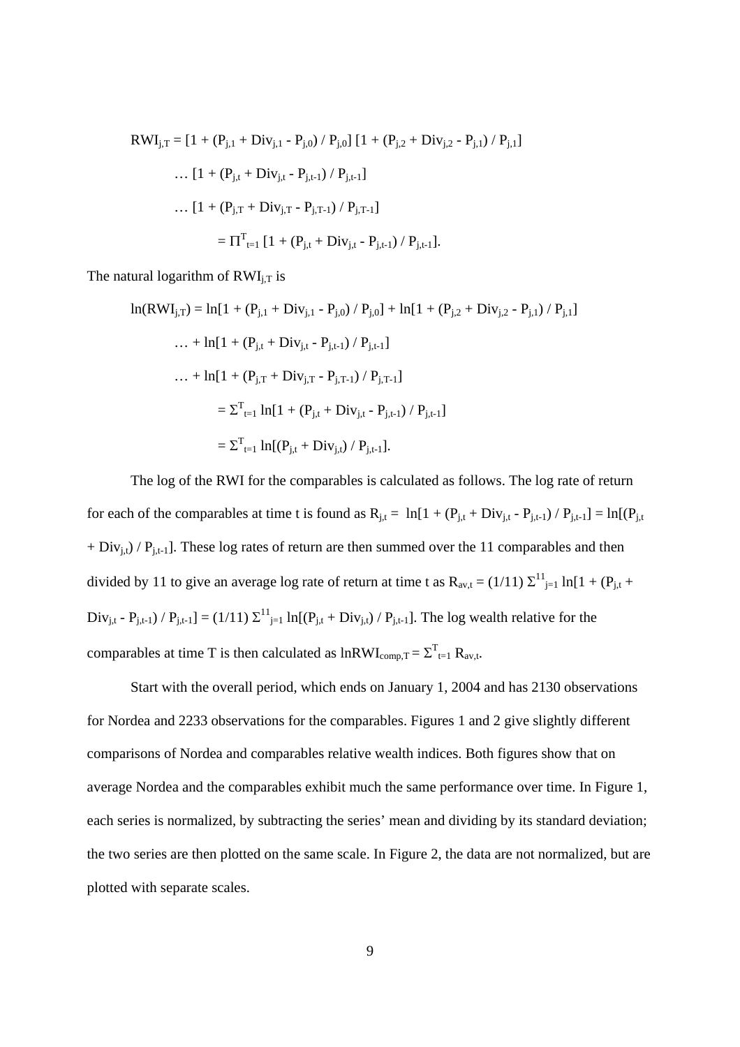$$RWI_{j,T} = [1 + (P_{j,1} + Div_{j,1} - P_{j,0}) / P_{j,0}]\ [1 + (P_{j,2} + Div_{j,2} - P_{j,1}) / P_{j,1}]$$

$$\ldots [1 + (P_{j,t} + Div_{j,t} - P_{j,t-1}) / P_{j,t-1}]$$

$$\ldots [1 + (P_{j,T} + Div_{j,T} - P_{j,T-1}) / P_{j,T-1}]$$

$$= \Pi^{T}_{t=1} [1 + (P_{j,t} + Div_{j,t} - P_{j,t-1}) / P_{j,t-1}].$$

The natural logarithm of $RWI_{j,T}$ is

$$\ln(RWI_{j,T}) = \ln[1 + (P_{j,1} + Div_{j,1} - P_{j,0}) / P_{j,0}] + \ln[1 + (P_{j,2} + Div_{j,2} - P_{j,1}) / P_{j,1}]$$

$$\ldots + \ln[1 + (P_{j,t} + Div_{j,t} - P_{j,t-1}) / P_{j,t-1}]$$

$$\ldots + \ln[1 + (P_{j,T} + Div_{j,T} - P_{j,T-1}) / P_{j,T-1}]$$

$$= \Sigma^{T}_{t=1} \ln[1 + (P_{j,t} + Div_{j,t} - P_{j,t-1}) / P_{j,t-1}]$$

$$= \Sigma^{T}_{t=1} \ln[(P_{j,t} + Div_{j,t}) / P_{j,t-1}].$$

The log of the RWI for the comparables is calculated as follows. The log rate of return for each of the comparables at time t is found as $R_{j,t} = \ln[1 + (P_{j,t} + Div_{j,t} - P_{j,t-1}) / P_{j,t-1}] = \ln[(P_{j,t} + Div_{j,t}) / P_{j,t-1}]$. These log rates of return are then summed over the 11 comparables and then divided by 11 to give an average log rate of return at time t as $R_{av,t} = (1/11)\ \Sigma^{11}_{j=1} \ln[1 + (P_{j,t} + Div_{j,t} - P_{j,t-1}) / P_{j,t-1}] = (1/11)\ \Sigma^{11}_{j=1} \ln[(P_{j,t} + Div_{j,t}) / P_{j,t-1}]$. The log wealth relative for the comparables at time T is then calculated as $\ln RWI_{comp,T} = \Sigma^{T}_{t=1} R_{av,t}$.

Start with the overall period, which ends on January 1, 2004 and has 2130 observations for Nordea and 2233 observations for the comparables. Figures 1 and 2 give slightly different comparisons of Nordea and comparables relative wealth indices. Both figures show that on average Nordea and the comparables exhibit much the same performance over time. In Figure 1, each series is normalized, by subtracting the series' mean and dividing by its standard deviation; the two series are then plotted on the same scale. In Figure 2, the data are not normalized, but are plotted with separate scales.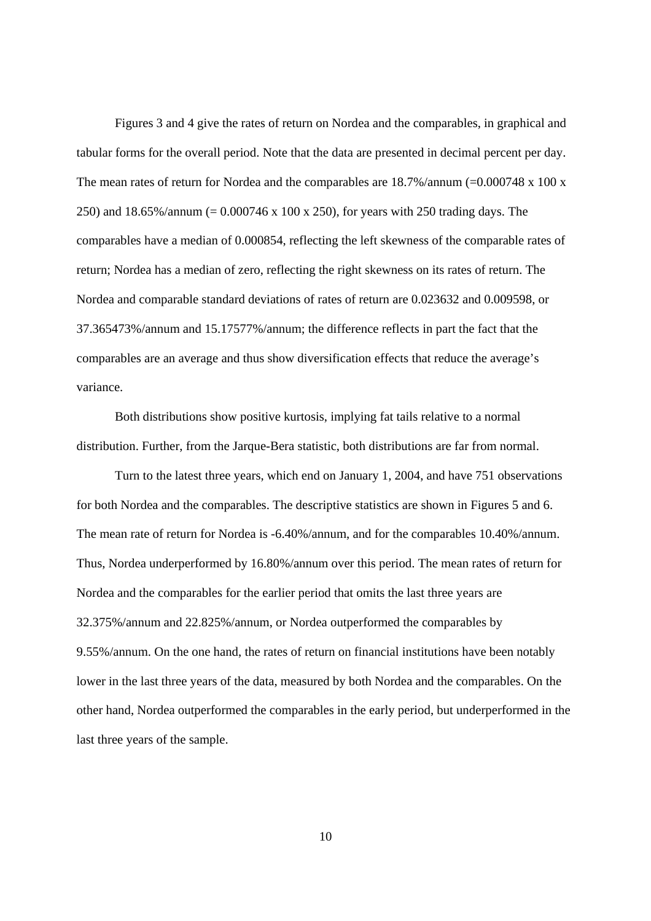Figures 3 and 4 give the rates of return on Nordea and the comparables, in graphical and tabular forms for the overall period. Note that the data are presented in decimal percent per day. The mean rates of return for Nordea and the comparables are 18.7%/annum (=0.000748 x 100 x 250) and 18.65%/annum (= 0.000746 x 100 x 250), for years with 250 trading days. The comparables have a median of 0.000854, reflecting the left skewness of the comparable rates of return; Nordea has a median of zero, reflecting the right skewness on its rates of return. The Nordea and comparable standard deviations of rates of return are 0.023632 and 0.009598, or 37.365473%/annum and 15.17577%/annum; the difference reflects in part the fact that the comparables are an average and thus show diversification effects that reduce the average's variance.

Both distributions show positive kurtosis, implying fat tails relative to a normal distribution. Further, from the Jarque-Bera statistic, both distributions are far from normal.

Turn to the latest three years, which end on January 1, 2004, and have 751 observations for both Nordea and the comparables. The descriptive statistics are shown in Figures 5 and 6. The mean rate of return for Nordea is -6.40%/annum, and for the comparables 10.40%/annum. Thus, Nordea underperformed by 16.80%/annum over this period. The mean rates of return for Nordea and the comparables for the earlier period that omits the last three years are 32.375%/annum and 22.825%/annum, or Nordea outperformed the comparables by 9.55%/annum. On the one hand, the rates of return on financial institutions have been notably lower in the last three years of the data, measured by both Nordea and the comparables. On the other hand, Nordea outperformed the comparables in the early period, but underperformed in the last three years of the sample.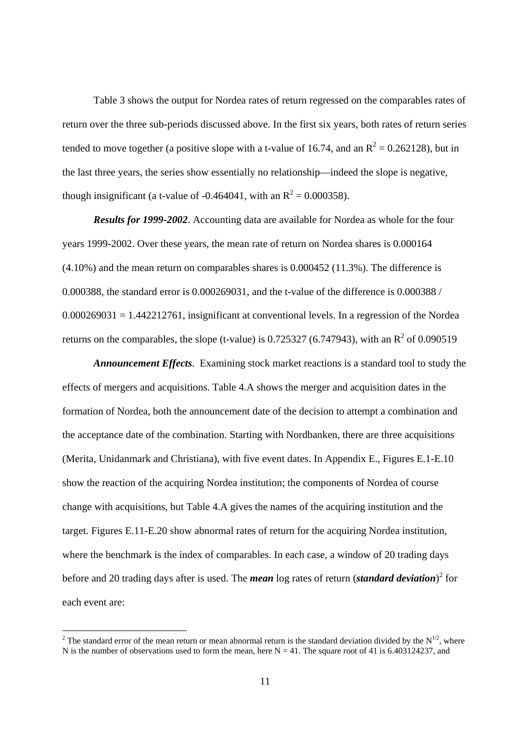Table 3 shows the output for Nordea rates of return regressed on the comparables rates of return over the three sub-periods discussed above. In the first six years, both rates of return series tended to move together (a positive slope with a t-value of 16.74, and an $R^2 = 0.262128$), but in the last three years, the series show essentially no relationship—indeed the slope is negative, though insignificant (a t-value of -0.464041, with an $R^2 = 0.000358$).

***Results for 1999-2002***. Accounting data are available for Nordea as whole for the four years 1999-2002. Over these years, the mean rate of return on Nordea shares is 0.000164 (4.10%) and the mean return on comparables shares is 0.000452 (11.3%). The difference is 0.000388, the standard error is 0.000269031, and the t-value of the difference is 0.000388 / 0.000269031 = 1.442212761, insignificant at conventional levels. In a regression of the Nordea returns on the comparables, the slope (t-value) is 0.725327 (6.747943), with an $R^2$ of 0.090519

***Announcement Effects***. Examining stock market reactions is a standard tool to study the effects of mergers and acquisitions. Table 4.A shows the merger and acquisition dates in the formation of Nordea, both the announcement date of the decision to attempt a combination and the acceptance date of the combination. Starting with Nordbanken, there are three acquisitions (Merita, Unidanmark and Christiana), with five event dates. In Appendix E., Figures E.1-E.10 show the reaction of the acquiring Nordea institution; the components of Nordea of course change with acquisitions, but Table 4.A gives the names of the acquiring institution and the target. Figures E.11-E.20 show abnormal rates of return for the acquiring Nordea institution, where the benchmark is the index of comparables. In each case, a window of 20 trading days before and 20 trading days after is used. The ***mean*** log rates of return (***standard deviation***)[2] for each event are:

[2] The standard error of the mean return or mean abnormal return is the standard deviation divided by the $N^{1/2}$, where N is the number of observations used to form the mean, here N = 41. The square root of 41 is 6.403124237, and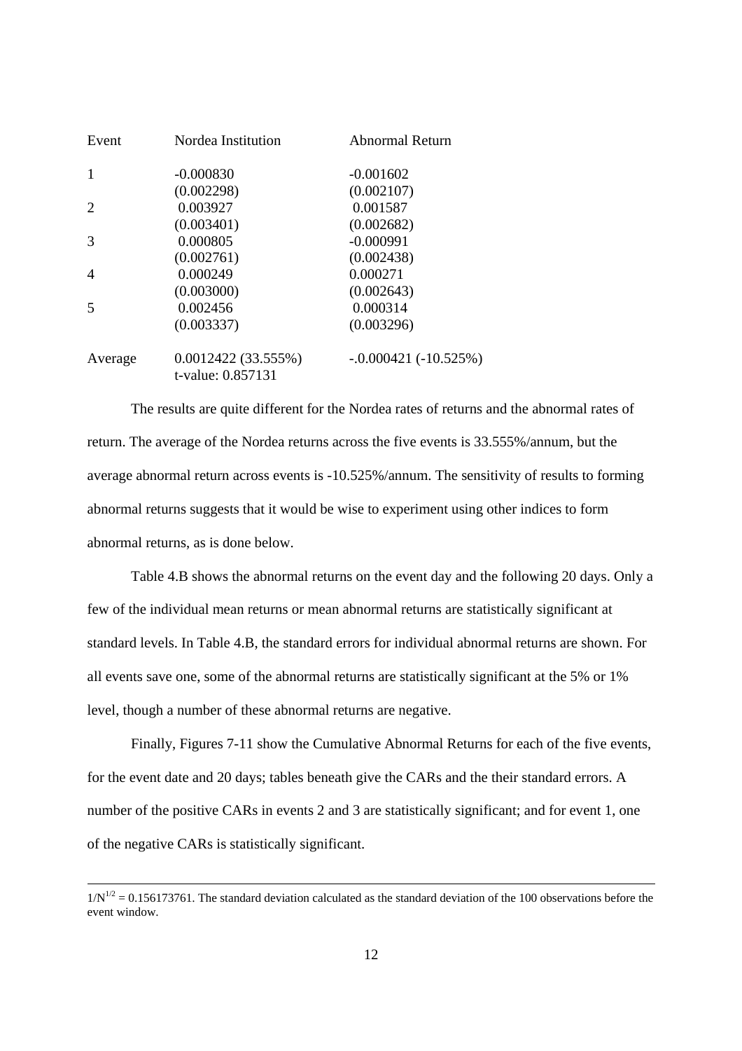| Event | Nordea Institution | Abnormal Return |
|---|---|---|
| 1 | -0.000830 | -0.001602 |
| | (0.002298) | (0.002107) |
| 2 | 0.003927 | 0.001587 |
| | (0.003401) | (0.002682) |
| 3 | 0.000805 | -0.000991 |
| | (0.002761) | (0.002438) |
| 4 | 0.000249 | 0.000271 |
| | (0.003000) | (0.002643) |
| 5 | 0.002456 | 0.000314 |
| | (0.003337) | (0.003296) |
| Average | 0.0012422 (33.555%) | -.0.000421 (-10.525%) |
| | t-value: 0.857131 | |

The results are quite different for the Nordea rates of returns and the abnormal rates of return. The average of the Nordea returns across the five events is 33.555%/annum, but the average abnormal return across events is -10.525%/annum. The sensitivity of results to forming abnormal returns suggests that it would be wise to experiment using other indices to form abnormal returns, as is done below.

Table 4.B shows the abnormal returns on the event day and the following 20 days. Only a few of the individual mean returns or mean abnormal returns are statistically significant at standard levels. In Table 4.B, the standard errors for individual abnormal returns are shown. For all events save one, some of the abnormal returns are statistically significant at the 5% or 1% level, though a number of these abnormal returns are negative.

Finally, Figures 7-11 show the Cumulative Abnormal Returns for each of the five events, for the event date and 20 days; tables beneath give the CARs and the their standard errors. A number of the positive CARs in events 2 and 3 are statistically significant; and for event 1, one of the negative CARs is statistically significant.

---

$1/N^{1/2} = 0.156173761$. The standard deviation calculated as the standard deviation of the 100 observations before the event window.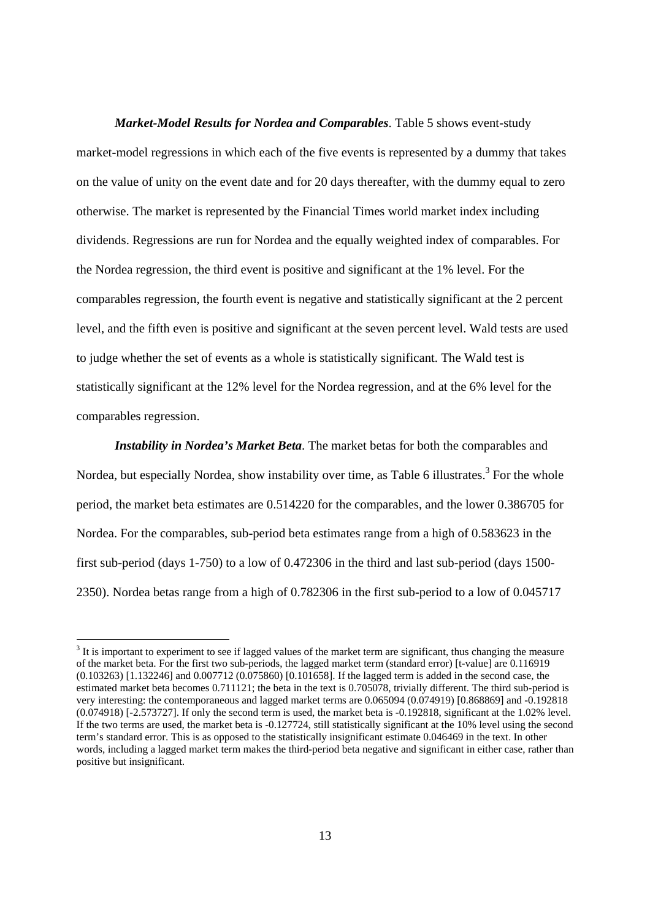***Market-Model Results for Nordea and Comparables***. Table 5 shows event-study market-model regressions in which each of the five events is represented by a dummy that takes on the value of unity on the event date and for 20 days thereafter, with the dummy equal to zero otherwise. The market is represented by the Financial Times world market index including dividends. Regressions are run for Nordea and the equally weighted index of comparables. For the Nordea regression, the third event is positive and significant at the 1% level. For the comparables regression, the fourth event is negative and statistically significant at the 2 percent level, and the fifth even is positive and significant at the seven percent level. Wald tests are used to judge whether the set of events as a whole is statistically significant. The Wald test is statistically significant at the 12% level for the Nordea regression, and at the 6% level for the comparables regression.

***Instability in Nordea's Market Beta***. The market betas for both the comparables and Nordea, but especially Nordea, show instability over time, as Table 6 illustrates.[3] For the whole period, the market beta estimates are 0.514220 for the comparables, and the lower 0.386705 for Nordea. For the comparables, sub-period beta estimates range from a high of 0.583623 in the first sub-period (days 1-750) to a low of 0.472306 in the third and last sub-period (days 1500-2350). Nordea betas range from a high of 0.782306 in the first sub-period to a low of 0.045717

---

[3] It is important to experiment to see if lagged values of the market term are significant, thus changing the measure of the market beta. For the first two sub-periods, the lagged market term (standard error) [t-value] are 0.116919 (0.103263) [1.132246] and 0.007712 (0.075860) [0.101658]. If the lagged term is added in the second case, the estimated market beta becomes 0.711121; the beta in the text is 0.705078, trivially different. The third sub-period is very interesting: the contemporaneous and lagged market terms are 0.065094 (0.074919) [0.868869] and -0.192818 (0.074918) [-2.573727]. If only the second term is used, the market beta is -0.192818, significant at the 1.02% level. If the two terms are used, the market beta is -0.127724, still statistically significant at the 10% level using the second term's standard error. This is as opposed to the statistically insignificant estimate 0.046469 in the text. In other words, including a lagged market term makes the third-period beta negative and significant in either case, rather than positive but insignificant.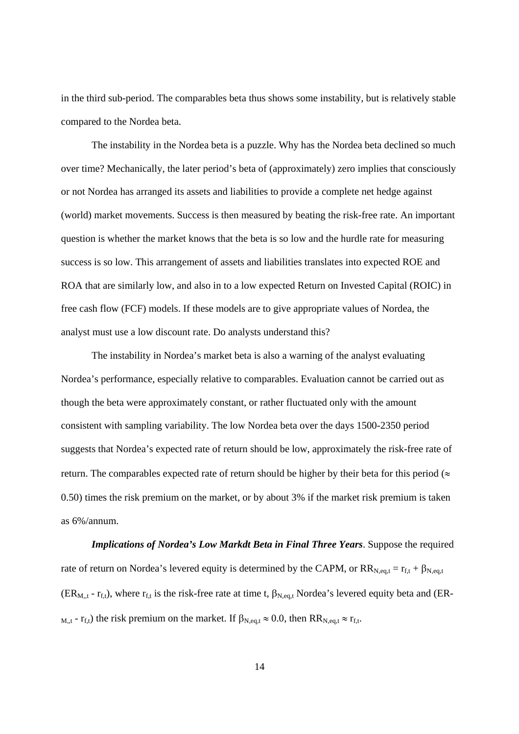in the third sub-period. The comparables beta thus shows some instability, but is relatively stable compared to the Nordea beta.

The instability in the Nordea beta is a puzzle. Why has the Nordea beta declined so much over time? Mechanically, the later period's beta of (approximately) zero implies that consciously or not Nordea has arranged its assets and liabilities to provide a complete net hedge against (world) market movements. Success is then measured by beating the risk-free rate. An important question is whether the market knows that the beta is so low and the hurdle rate for measuring success is so low. This arrangement of assets and liabilities translates into expected ROE and ROA that are similarly low, and also in to a low expected Return on Invested Capital (ROIC) in free cash flow (FCF) models. If these models are to give appropriate values of Nordea, the analyst must use a low discount rate. Do analysts understand this?

The instability in Nordea's market beta is also a warning of the analyst evaluating Nordea's performance, especially relative to comparables. Evaluation cannot be carried out as though the beta were approximately constant, or rather fluctuated only with the amount consistent with sampling variability. The low Nordea beta over the days 1500-2350 period suggests that Nordea's expected rate of return should be low, approximately the risk-free rate of return. The comparables expected rate of return should be higher by their beta for this period ($\approx$ 0.50) times the risk premium on the market, or by about 3% if the market risk premium is taken as 6%/annum.

***Implications of Nordea's Low Markdt Beta in Final Three Years***. Suppose the required rate of return on Nordea's levered equity is determined by the CAPM, or $RR_{N,eq,t} = r_{f,t} + \beta_{N,eq,t}$ $(ER_{M,,t} - r_{f,t})$, where $r_{f,t}$ is the risk-free rate at time t, $\beta_{N,eq,t}$ Nordea's levered equity beta and $(ER_{M,,t} - r_{f,t})$ the risk premium on the market. If $\beta_{N,eq,t} \approx 0.0$, then $RR_{N,eq,t} \approx r_{f,t}$.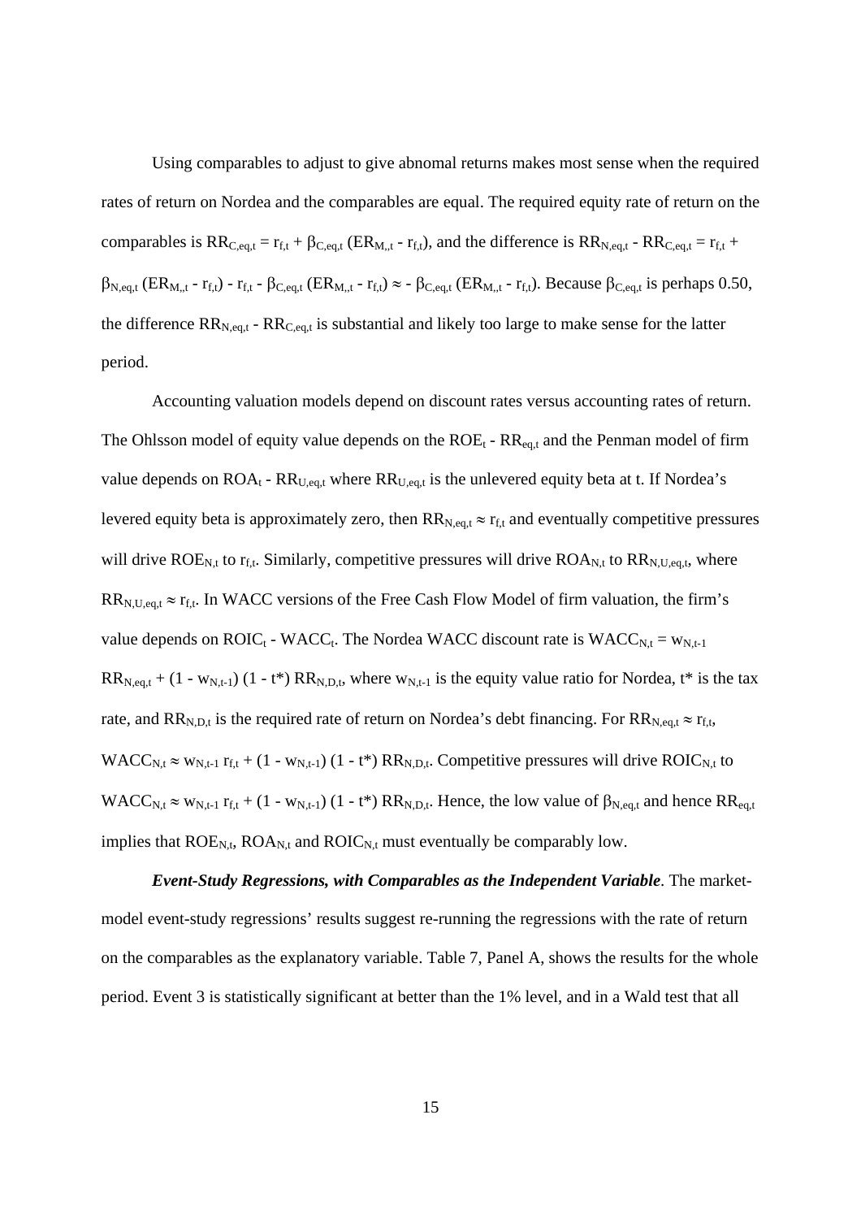Using comparables to adjust to give abnomal returns makes most sense when the required rates of return on Nordea and the comparables are equal. The required equity rate of return on the comparables is $RR_{C,eq,t} = r_{f,t} + \beta_{C,eq,t} (ER_{M,,t} - r_{f,t})$, and the difference is $RR_{N,eq,t} - RR_{C,eq,t} = r_{f,t} + \beta_{N,eq,t} (ER_{M,,t} - r_{f,t}) - r_{f,t} - \beta_{C,eq,t} (ER_{M,,t} - r_{f,t}) \approx - \beta_{C,eq,t} (ER_{M,,t} - r_{f,t})$. Because $\beta_{C,eq,t}$ is perhaps 0.50, the difference $RR_{N,eq,t} - RR_{C,eq,t}$ is substantial and likely too large to make sense for the latter period.

Accounting valuation models depend on discount rates versus accounting rates of return. The Ohlsson model of equity value depends on the $ROE_t - RR_{eq,t}$ and the Penman model of firm value depends on $ROA_t - RR_{U,eq,t}$ where $RR_{U,eq,t}$ is the unlevered equity beta at t. If Nordea's levered equity beta is approximately zero, then $RR_{N,eq,t} \approx r_{f,t}$ and eventually competitive pressures will drive $ROE_{N,t}$ to $r_{f,t}$. Similarly, competitive pressures will drive $ROA_{N,t}$ to $RR_{N,U,eq,t}$, where $RR_{N,U,eq,t} \approx r_{f,t}$. In WACC versions of the Free Cash Flow Model of firm valuation, the firm's value depends on $ROIC_t - WACC_t$. The Nordea WACC discount rate is $WACC_{N,t} = w_{N,t-1} RR_{N,eq,t} + (1 - w_{N,t-1}) (1 - t^*) RR_{N,D,t}$, where $w_{N,t-1}$ is the equity value ratio for Nordea, t* is the tax rate, and $RR_{N,D,t}$ is the required rate of return on Nordea's debt financing. For $RR_{N,eq,t} \approx r_{f,t}$, $WACC_{N,t} \approx w_{N,t-1} r_{f,t} + (1 - w_{N,t-1}) (1 - t^*) RR_{N,D,t}$. Competitive pressures will drive $ROIC_{N,t}$ to $WACC_{N,t} \approx w_{N,t-1} r_{f,t} + (1 - w_{N,t-1}) (1 - t^*) RR_{N,D,t}$. Hence, the low value of $\beta_{N,eq,t}$ and hence $RR_{eq,t}$ implies that $ROE_{N,t}$, $ROA_{N,t}$ and $ROIC_{N,t}$ must eventually be comparably low.

***Event-Study Regressions, with Comparables as the Independent Variable***. The market-model event-study regressions' results suggest re-running the regressions with the rate of return on the comparables as the explanatory variable. Table 7, Panel A, shows the results for the whole period. Event 3 is statistically significant at better than the 1% level, and in a Wald test that all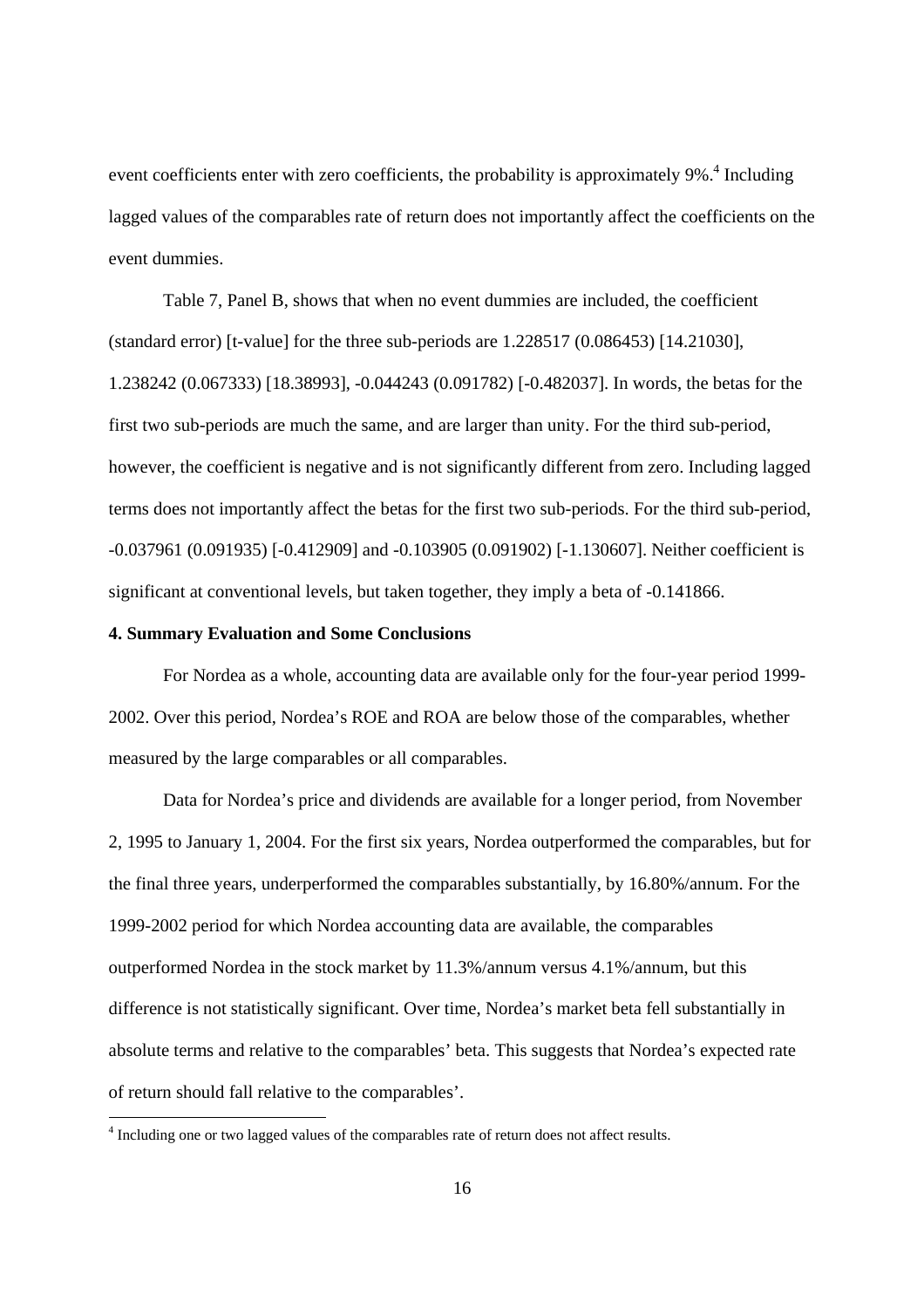event coefficients enter with zero coefficients, the probability is approximately 9%.[4] Including lagged values of the comparables rate of return does not importantly affect the coefficients on the event dummies.

Table 7, Panel B, shows that when no event dummies are included, the coefficient (standard error) [t-value] for the three sub-periods are 1.228517 (0.086453) [14.21030], 1.238242 (0.067333) [18.38993], -0.044243 (0.091782) [-0.482037]. In words, the betas for the first two sub-periods are much the same, and are larger than unity. For the third sub-period, however, the coefficient is negative and is not significantly different from zero. Including lagged terms does not importantly affect the betas for the first two sub-periods. For the third sub-period, -0.037961 (0.091935) [-0.412909] and -0.103905 (0.091902) [-1.130607]. Neither coefficient is significant at conventional levels, but taken together, they imply a beta of -0.141866.

**4. Summary Evaluation and Some Conclusions**

For Nordea as a whole, accounting data are available only for the four-year period 1999-2002. Over this period, Nordea's ROE and ROA are below those of the comparables, whether measured by the large comparables or all comparables.

Data for Nordea's price and dividends are available for a longer period, from November 2, 1995 to January 1, 2004. For the first six years, Nordea outperformed the comparables, but for the final three years, underperformed the comparables substantially, by 16.80%/annum. For the 1999-2002 period for which Nordea accounting data are available, the comparables outperformed Nordea in the stock market by 11.3%/annum versus 4.1%/annum, but this difference is not statistically significant. Over time, Nordea's market beta fell substantially in absolute terms and relative to the comparables' beta. This suggests that Nordea's expected rate of return should fall relative to the comparables'.

[4] Including one or two lagged values of the comparables rate of return does not affect results.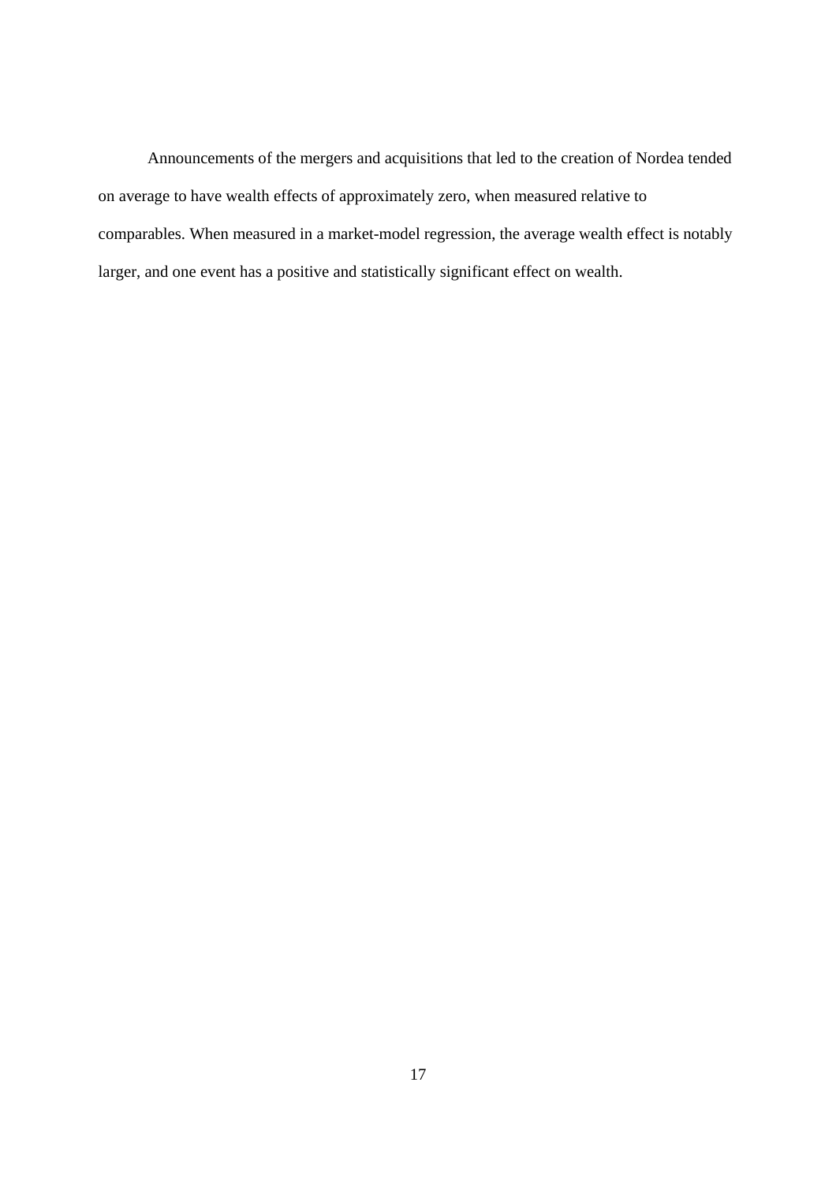Announcements of the mergers and acquisitions that led to the creation of Nordea tended on average to have wealth effects of approximately zero, when measured relative to comparables. When measured in a market-model regression, the average wealth effect is notably larger, and one event has a positive and statistically significant effect on wealth.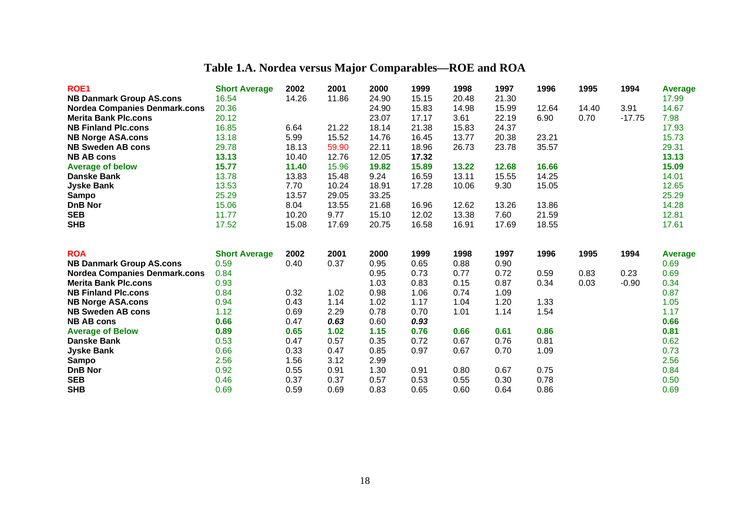# Table 1.A. Nordea versus Major Comparables—ROE and ROA

| ROE1 | Short Average | 2002 | 2001 | 2000 | 1999 | 1998 | 1997 | 1996 | 1995 | 1994 | Average |
|---|---|---|---|---|---|---|---|---|---|---|---|
| **NB Danmark Group AS.cons** | 16.54 | 14.26 | 11.86 | 24.90 | 15.15 | 20.48 | 21.30 | | | | 17.99 |
| **Nordea Companies Denmark.cons** | 20.36 | | | 24.90 | 15.83 | 14.98 | 15.99 | 12.64 | 14.40 | 3.91 | 14.67 |
| **Merita Bank Plc.cons** | 20.12 | | | 23.07 | 17.17 | 3.61 | 22.19 | 6.90 | 0.70 | -17.75 | 7.98 |
| **NB Finland Plc.cons** | 16.85 | 6.64 | 21.22 | 18.14 | 21.38 | 15.83 | 24.37 | | | | 17.93 |
| **NB Norge ASA.cons** | 13.18 | 5.99 | 15.52 | 14.76 | 16.45 | 13.77 | 20.38 | 23.21 | | | 15.73 |
| **NB Sweden AB cons** | 29.78 | 18.13 | 59.90 | 22.11 | 18.96 | 26.73 | 23.78 | 35.57 | | | 29.31 |
| **NB AB cons** | **13.13** | 10.40 | 12.76 | 12.05 | **17.32** | | | | | | **13.13** |
| **Average of below** | **15.77** | **11.40** | 15.96 | **19.82** | **15.89** | **13.22** | **12.68** | **16.66** | | | **15.09** |
| **Danske Bank** | 13.78 | 13.83 | 15.48 | 9.24 | 16.59 | 13.11 | 15.55 | 14.25 | | | 14.01 |
| **Jyske Bank** | 13.53 | 7.70 | 10.24 | 18.91 | 17.28 | 10.06 | 9.30 | 15.05 | | | 12.65 |
| **Sampo** | 25.29 | 13.57 | 29.05 | 33.25 | | | | | | | 25.29 |
| **DnB Nor** | 15.06 | 8.04 | 13.55 | 21.68 | 16.96 | 12.62 | 13.26 | 13.86 | | | 14.28 |
| **SEB** | 11.77 | 10.20 | 9.77 | 15.10 | 12.02 | 13.38 | 7.60 | 21.59 | | | 12.81 |
| **SHB** | 17.52 | 15.08 | 17.69 | 20.75 | 16.58 | 16.91 | 17.69 | 18.55 | | | 17.61 |

| ROA | Short Average | 2002 | 2001 | 2000 | 1999 | 1998 | 1997 | 1996 | 1995 | 1994 | Average |
|---|---|---|---|---|---|---|---|---|---|---|---|
| **NB Danmark Group AS.cons** | 0.59 | 0.40 | 0.37 | 0.95 | 0.65 | 0.88 | 0.90 | | | | 0.69 |
| **Nordea Companies Denmark.cons** | 0.84 | | | 0.95 | 0.73 | 0.77 | 0.72 | 0.59 | 0.83 | 0.23 | 0.69 |
| **Merita Bank Plc.cons** | 0.93 | | | 1.03 | 0.83 | 0.15 | 0.87 | 0.34 | 0.03 | -0.90 | 0.34 |
| **NB Finland Plc.cons** | 0.84 | 0.32 | 1.02 | 0.98 | 1.06 | 0.74 | 1.09 | | | | 0.87 |
| **NB Norge ASA.cons** | 0.94 | 0.43 | 1.14 | 1.02 | 1.17 | 1.04 | 1.20 | 1.33 | | | 1.05 |
| **NB Sweden AB cons** | 1.12 | 0.69 | 2.29 | 0.78 | 0.70 | 1.01 | 1.14 | 1.54 | | | 1.17 |
| **NB AB cons** | **0.66** | 0.47 | ***0.63*** | 0.60 | ***0.93*** | | | | | | **0.66** |
| **Average of Below** | **0.89** | **0.65** | **1.02** | **1.15** | **0.76** | **0.66** | **0.61** | **0.86** | | | **0.81** |
| **Danske Bank** | 0.53 | 0.47 | 0.57 | 0.35 | 0.72 | 0.67 | 0.76 | 0.81 | | | 0.62 |
| **Jyske Bank** | 0.66 | 0.33 | 0.47 | 0.85 | 0.97 | 0.67 | 0.70 | 1.09 | | | 0.73 |
| **Sampo** | 2.56 | 1.56 | 3.12 | 2.99 | | | | | | | 2.56 |
| **DnB Nor** | 0.92 | 0.55 | 0.91 | 1.30 | 0.91 | 0.80 | 0.67 | 0.75 | | | 0.84 |
| **SEB** | 0.46 | 0.37 | 0.37 | 0.57 | 0.53 | 0.55 | 0.30 | 0.78 | | | 0.50 |
| **SHB** | 0.69 | 0.59 | 0.69 | 0.83 | 0.65 | 0.60 | 0.64 | 0.86 | | | 0.69 |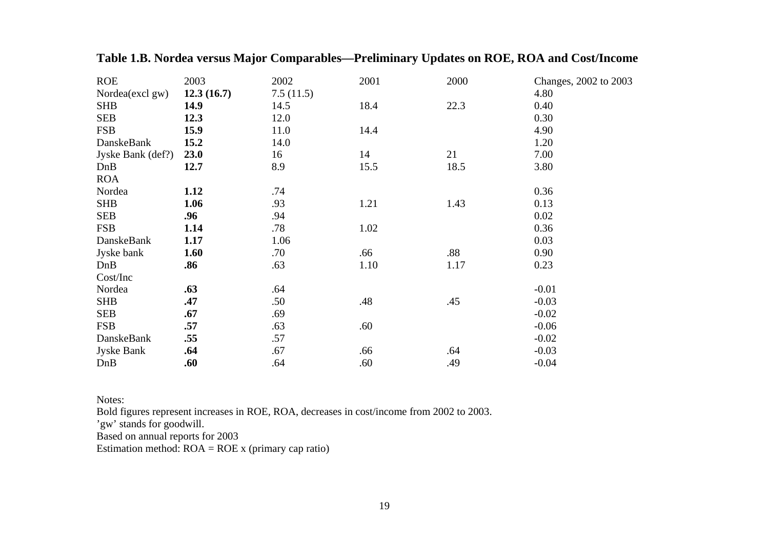**Table 1.B. Nordea versus Major Comparables—Preliminary Updates on ROE, ROA and Cost/Income**

| ROE | 2003 | 2002 | 2001 | 2000 | Changes, 2002 to 2003 |
|---|---|---|---|---|---|
| Nordea(excl gw) | **12.3 (16.7)** | 7.5 (11.5) | | | 4.80 |
| SHB | **14.9** | 14.5 | 18.4 | 22.3 | 0.40 |
| SEB | **12.3** | 12.0 | | | 0.30 |
| FSB | **15.9** | 11.0 | 14.4 | | 4.90 |
| DanskeBank | **15.2** | 14.0 | | | 1.20 |
| Jyske Bank (def?) | **23.0** | 16 | 14 | 21 | 7.00 |
| DnB | **12.7** | 8.9 | 15.5 | 18.5 | 3.80 |
| ROA | | | | | |
| Nordea | **1.12** | .74 | | | 0.36 |
| SHB | **1.06** | .93 | 1.21 | 1.43 | 0.13 |
| SEB | **.96** | .94 | | | 0.02 |
| FSB | **1.14** | .78 | 1.02 | | 0.36 |
| DanskeBank | **1.17** | 1.06 | | | 0.03 |
| Jyske bank | **1.60** | .70 | .66 | .88 | 0.90 |
| DnB | **.86** | .63 | 1.10 | 1.17 | 0.23 |
| Cost/Inc | | | | | |
| Nordea | **.63** | .64 | | | -0.01 |
| SHB | **.47** | .50 | .48 | .45 | -0.03 |
| SEB | **.67** | .69 | | | -0.02 |
| FSB | **.57** | .63 | .60 | | -0.06 |
| DanskeBank | **.55** | .57 | | | -0.02 |
| Jyske Bank | **.64** | .67 | .66 | .64 | -0.03 |
| DnB | **.60** | .64 | .60 | .49 | -0.04 |

Notes:
Bold figures represent increases in ROE, ROA, decreases in cost/income from 2002 to 2003.
'gw' stands for goodwill.
Based on annual reports for 2003
Estimation method: ROA = ROE x (primary cap ratio)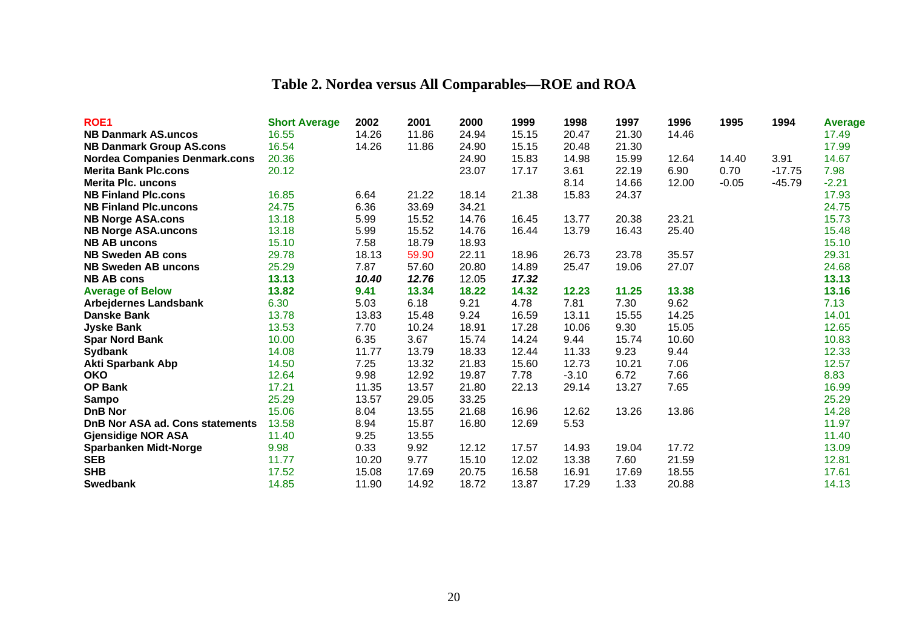# Table 2. Nordea versus All Comparables—ROE and ROA

| ROE1 | Short Average | 2002 | 2001 | 2000 | 1999 | 1998 | 1997 | 1996 | 1995 | 1994 | Average |
|---|---|---|---|---|---|---|---|---|---|---|---|
| **NB Danmark AS.uncos** | 16.55 | 14.26 | 11.86 | 24.94 | 15.15 | 20.47 | 21.30 | 14.46 | | | 17.49 |
| **NB Danmark Group AS.cons** | 16.54 | 14.26 | 11.86 | 24.90 | 15.15 | 20.48 | 21.30 | | | | 17.99 |
| **Nordea Companies Denmark.cons** | 20.36 | | | 24.90 | 15.83 | 14.98 | 15.99 | 12.64 | 14.40 | 3.91 | 14.67 |
| **Merita Bank Plc.cons** | 20.12 | | | 23.07 | 17.17 | 3.61 | 22.19 | 6.90 | 0.70 | -17.75 | 7.98 |
| **Merita Plc. uncons** | | | | | | 8.14 | 14.66 | 12.00 | -0.05 | -45.79 | -2.21 |
| **NB Finland Plc.cons** | 16.85 | 6.64 | 21.22 | 18.14 | 21.38 | 15.83 | 24.37 | | | | 17.93 |
| **NB Finland Plc.uncons** | 24.75 | 6.36 | 33.69 | 34.21 | | | | | | | 24.75 |
| **NB Norge ASA.cons** | 13.18 | 5.99 | 15.52 | 14.76 | 16.45 | 13.77 | 20.38 | 23.21 | | | 15.73 |
| **NB Norge ASA.uncons** | 13.18 | 5.99 | 15.52 | 14.76 | 16.44 | 13.79 | 16.43 | 25.40 | | | 15.48 |
| **NB AB uncons** | 15.10 | 7.58 | 18.79 | 18.93 | | | | | | | 15.10 |
| **NB Sweden AB cons** | 29.78 | 18.13 | 59.90 | 22.11 | 18.96 | 26.73 | 23.78 | 35.57 | | | 29.31 |
| **NB Sweden AB uncons** | 25.29 | 7.87 | 57.60 | 20.80 | 14.89 | 25.47 | 19.06 | 27.07 | | | 24.68 |
| **NB AB cons** | **13.13** | ***10.40*** | ***12.76*** | 12.05 | ***17.32*** | | | | | | **13.13** |
| **Average of Below** | **13.82** | **9.41** | **13.34** | **18.22** | **14.32** | **12.23** | **11.25** | **13.38** | | | **13.16** |
| **Arbejdernes Landsbank** | 6.30 | 5.03 | 6.18 | 9.21 | 4.78 | 7.81 | 7.30 | 9.62 | | | 7.13 |
| **Danske Bank** | 13.78 | 13.83 | 15.48 | 9.24 | 16.59 | 13.11 | 15.55 | 14.25 | | | 14.01 |
| **Jyske Bank** | 13.53 | 7.70 | 10.24 | 18.91 | 17.28 | 10.06 | 9.30 | 15.05 | | | 12.65 |
| **Spar Nord Bank** | 10.00 | 6.35 | 3.67 | 15.74 | 14.24 | 9.44 | 15.74 | 10.60 | | | 10.83 |
| **Sydbank** | 14.08 | 11.77 | 13.79 | 18.33 | 12.44 | 11.33 | 9.23 | 9.44 | | | 12.33 |
| **Akti Sparbank Abp** | 14.50 | 7.25 | 13.32 | 21.83 | 15.60 | 12.73 | 10.21 | 7.06 | | | 12.57 |
| **OKO** | 12.64 | 9.98 | 12.92 | 19.87 | 7.78 | -3.10 | 6.72 | 7.66 | | | 8.83 |
| **OP Bank** | 17.21 | 11.35 | 13.57 | 21.80 | 22.13 | 29.14 | 13.27 | 7.65 | | | 16.99 |
| **Sampo** | 25.29 | 13.57 | 29.05 | 33.25 | | | | | | | 25.29 |
| **DnB Nor** | 15.06 | 8.04 | 13.55 | 21.68 | 16.96 | 12.62 | 13.26 | 13.86 | | | 14.28 |
| **DnB Nor ASA ad. Cons statements** | 13.58 | 8.94 | 15.87 | 16.80 | 12.69 | 5.53 | | | | | 11.97 |
| **Gjensidige NOR ASA** | 11.40 | 9.25 | 13.55 | | | | | | | | 11.40 |
| **Sparbanken Midt-Norge** | 9.98 | 0.33 | 9.92 | 12.12 | 17.57 | 14.93 | 19.04 | 17.72 | | | 13.09 |
| **SEB** | 11.77 | 10.20 | 9.77 | 15.10 | 12.02 | 13.38 | 7.60 | 21.59 | | | 12.81 |
| **SHB** | 17.52 | 15.08 | 17.69 | 20.75 | 16.58 | 16.91 | 17.69 | 18.55 | | | 17.61 |
| **Swedbank** | 14.85 | 11.90 | 14.92 | 18.72 | 13.87 | 17.29 | 1.33 | 20.88 | | | 14.13 |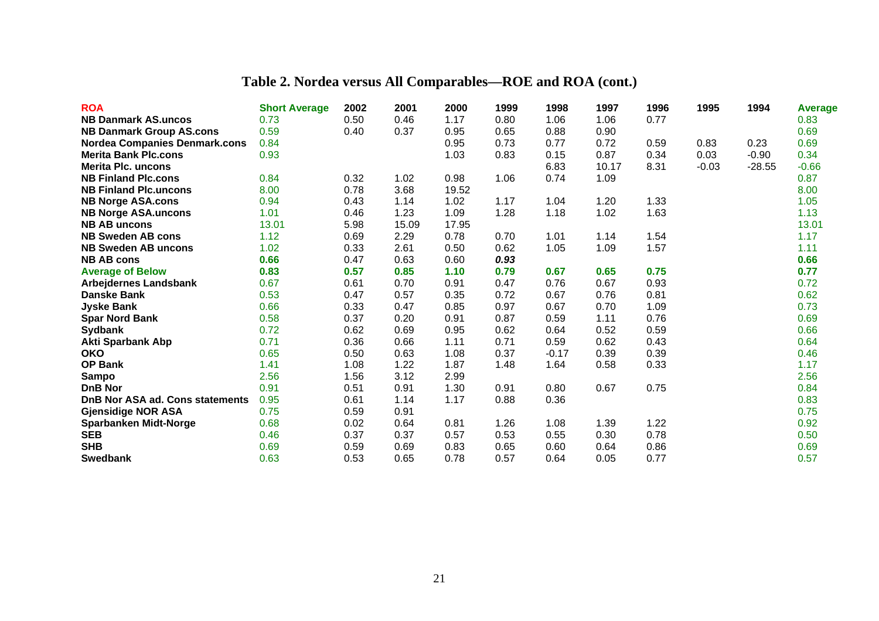# Table 2. Nordea versus All Comparables—ROE and ROA (cont.)

| ROA | Short Average | 2002 | 2001 | 2000 | 1999 | 1998 | 1997 | 1996 | 1995 | 1994 | Average |
|---|---|---|---|---|---|---|---|---|---|---|---|
| **NB Danmark AS.uncos** | 0.73 | 0.50 | 0.46 | 1.17 | 0.80 | 1.06 | 1.06 | 0.77 | | | 0.83 |
| **NB Danmark Group AS.cons** | 0.59 | 0.40 | 0.37 | 0.95 | 0.65 | 0.88 | 0.90 | | | | 0.69 |
| **Nordea Companies Denmark.cons** | 0.84 | | | 0.95 | 0.73 | 0.77 | 0.72 | 0.59 | 0.83 | 0.23 | 0.69 |
| **Merita Bank Plc.cons** | 0.93 | | | 1.03 | 0.83 | 0.15 | 0.87 | 0.34 | 0.03 | -0.90 | 0.34 |
| **Merita Plc. uncons** | | | | | | 6.83 | 10.17 | 8.31 | -0.03 | -28.55 | -0.66 |
| **NB Finland Plc.cons** | 0.84 | 0.32 | 1.02 | 0.98 | 1.06 | 0.74 | 1.09 | | | | 0.87 |
| **NB Finland Plc.uncons** | 8.00 | 0.78 | 3.68 | 19.52 | | | | | | | 8.00 |
| **NB Norge ASA.cons** | 0.94 | 0.43 | 1.14 | 1.02 | 1.17 | 1.04 | 1.20 | 1.33 | | | 1.05 |
| **NB Norge ASA.uncons** | 1.01 | 0.46 | 1.23 | 1.09 | 1.28 | 1.18 | 1.02 | 1.63 | | | 1.13 |
| **NB AB uncons** | 13.01 | 5.98 | 15.09 | 17.95 | | | | | | | 13.01 |
| **NB Sweden AB cons** | 1.12 | 0.69 | 2.29 | 0.78 | 0.70 | 1.01 | 1.14 | 1.54 | | | 1.17 |
| **NB Sweden AB uncons** | 1.02 | 0.33 | 2.61 | 0.50 | 0.62 | 1.05 | 1.09 | 1.57 | | | 1.11 |
| **NB AB cons** | **0.66** | 0.47 | 0.63 | 0.60 | ***0.93*** | | | | | | **0.66** |
| **Average of Below** | **0.83** | **0.57** | **0.85** | **1.10** | **0.79** | **0.67** | **0.65** | **0.75** | | | **0.77** |
| **Arbejdernes Landsbank** | 0.67 | 0.61 | 0.70 | 0.91 | 0.47 | 0.76 | 0.67 | 0.93 | | | 0.72 |
| **Danske Bank** | 0.53 | 0.47 | 0.57 | 0.35 | 0.72 | 0.67 | 0.76 | 0.81 | | | 0.62 |
| **Jyske Bank** | 0.66 | 0.33 | 0.47 | 0.85 | 0.97 | 0.67 | 0.70 | 1.09 | | | 0.73 |
| **Spar Nord Bank** | 0.58 | 0.37 | 0.20 | 0.91 | 0.87 | 0.59 | 1.11 | 0.76 | | | 0.69 |
| **Sydbank** | 0.72 | 0.62 | 0.69 | 0.95 | 0.62 | 0.64 | 0.52 | 0.59 | | | 0.66 |
| **Akti Sparbank Abp** | 0.71 | 0.36 | 0.66 | 1.11 | 0.71 | 0.59 | 0.62 | 0.43 | | | 0.64 |
| **OKO** | 0.65 | 0.50 | 0.63 | 1.08 | 0.37 | -0.17 | 0.39 | 0.39 | | | 0.46 |
| **OP Bank** | 1.41 | 1.08 | 1.22 | 1.87 | 1.48 | 1.64 | 0.58 | 0.33 | | | 1.17 |
| **Sampo** | 2.56 | 1.56 | 3.12 | 2.99 | | | | | | | 2.56 |
| **DnB Nor** | 0.91 | 0.51 | 0.91 | 1.30 | 0.91 | 0.80 | 0.67 | 0.75 | | | 0.84 |
| **DnB Nor ASA ad. Cons statements** | 0.95 | 0.61 | 1.14 | 1.17 | 0.88 | 0.36 | | | | | 0.83 |
| **Gjensidige NOR ASA** | 0.75 | 0.59 | 0.91 | | | | | | | | 0.75 |
| **Sparbanken Midt-Norge** | 0.68 | 0.02 | 0.64 | 0.81 | 1.26 | 1.08 | 1.39 | 1.22 | | | 0.92 |
| **SEB** | 0.46 | 0.37 | 0.37 | 0.57 | 0.53 | 0.55 | 0.30 | 0.78 | | | 0.50 |
| **SHB** | 0.69 | 0.59 | 0.69 | 0.83 | 0.65 | 0.60 | 0.64 | 0.86 | | | 0.69 |
| **Swedbank** | 0.63 | 0.53 | 0.65 | 0.78 | 0.57 | 0.64 | 0.05 | 0.77 | | | 0.57 |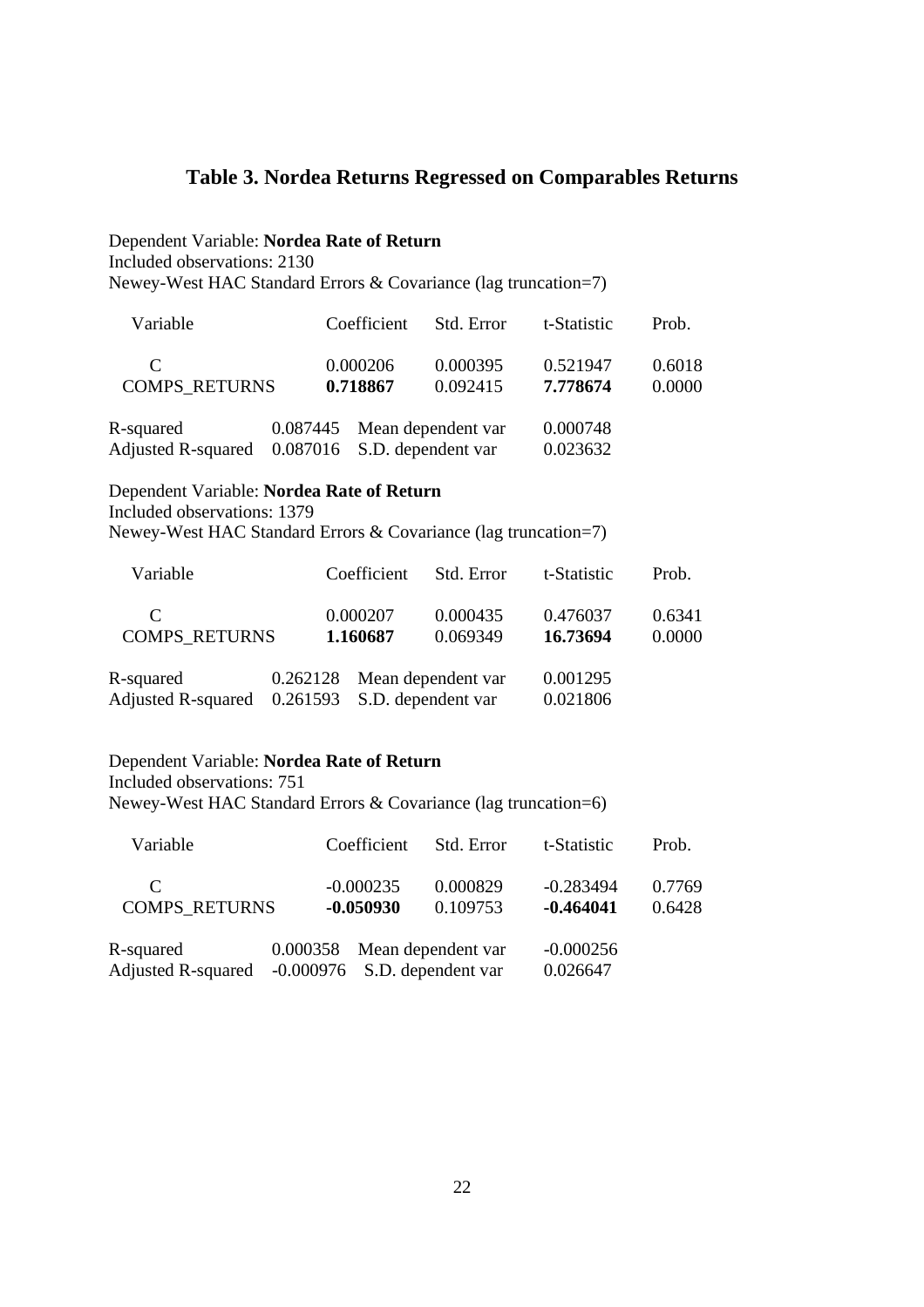# Table 3. Nordea Returns Regressed on Comparables Returns

Dependent Variable: **Nordea Rate of Return**
Included observations: 2130
Newey-West HAC Standard Errors & Covariance (lag truncation=7)

| Variable | Coefficient | Std. Error | t-Statistic | Prob. |
|---|---|---|---|---|
| C | 0.000206 | 0.000395 | 0.521947 | 0.6018 |
| COMPS_RETURNS | **0.718867** | 0.092415 | **7.778674** | 0.0000 |

| | | | |
|---|---|---|---|
| R-squared | 0.087445 | Mean dependent var | 0.000748 |
| Adjusted R-squared | 0.087016 | S.D. dependent var | 0.023632 |

Dependent Variable: **Nordea Rate of Return**
Included observations: 1379
Newey-West HAC Standard Errors & Covariance (lag truncation=7)

| Variable | Coefficient | Std. Error | t-Statistic | Prob. |
|---|---|---|---|---|
| C | 0.000207 | 0.000435 | 0.476037 | 0.6341 |
| COMPS_RETURNS | **1.160687** | 0.069349 | **16.73694** | 0.0000 |

| | | | |
|---|---|---|---|
| R-squared | 0.262128 | Mean dependent var | 0.001295 |
| Adjusted R-squared | 0.261593 | S.D. dependent var | 0.021806 |

Dependent Variable: **Nordea Rate of Return**
Included observations: 751
Newey-West HAC Standard Errors & Covariance (lag truncation=6)

| Variable | Coefficient | Std. Error | t-Statistic | Prob. |
|---|---|---|---|---|
| C | -0.000235 | 0.000829 | -0.283494 | 0.7769 |
| COMPS_RETURNS | **-0.050930** | 0.109753 | **-0.464041** | 0.6428 |

| | | | |
|---|---|---|---|
| R-squared | 0.000358 | Mean dependent var | -0.000256 |
| Adjusted R-squared | -0.000976 | S.D. dependent var | 0.026647 |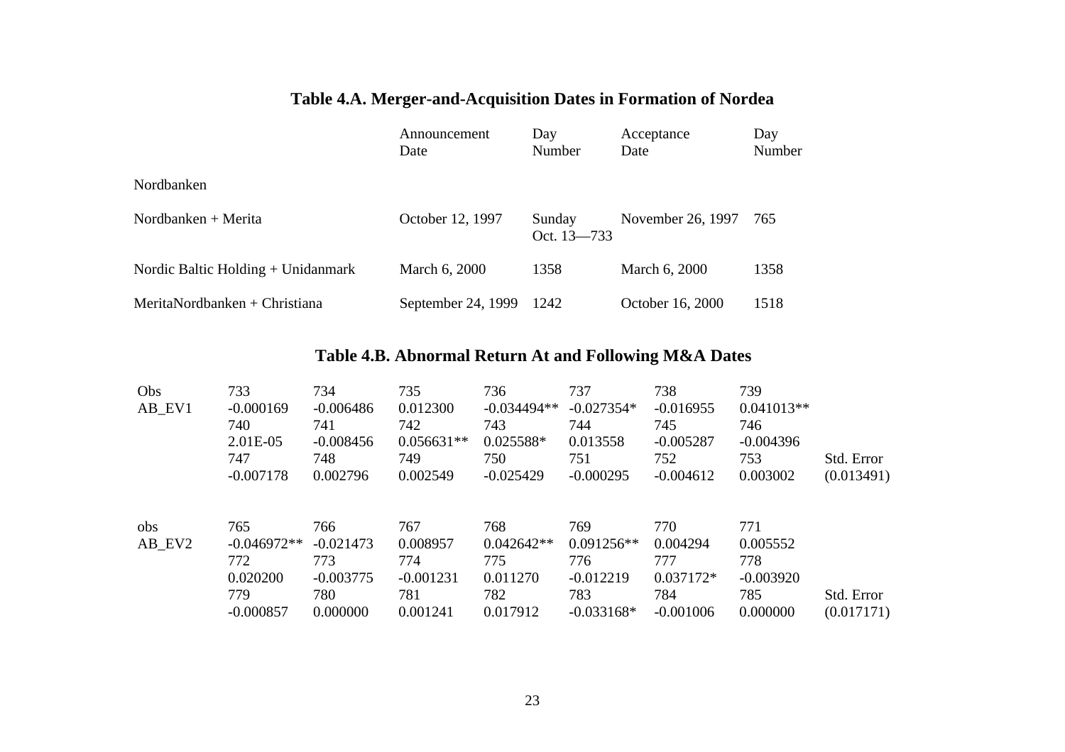## Table 4.A. Merger-and-Acquisition Dates in Formation of Nordea

| | Announcement Date | Day Number | Acceptance Date | Day Number |
|---|---|---|---|---|
| Nordbanken | | | | |
| Nordbanken + Merita | October 12, 1997 | Sunday Oct. 13—733 | November 26, 1997 | 765 |
| Nordic Baltic Holding + Unidanmark | March 6, 2000 | 1358 | March 6, 2000 | 1358 |
| MeritaNordbanken + Christiana | September 24, 1999 | 1242 | October 16, 2000 | 1518 |

## Table 4.B. Abnormal Return At and Following M&A Dates

| Obs | 733 | 734 | 735 | 736 | 737 | 738 | 739 | |
|---|---|---|---|---|---|---|---|---|
| AB_EV1 | -0.000169 | -0.006486 | 0.012300 | -0.034494** | -0.027354* | -0.016955 | 0.041013** | |
| | 740 | 741 | 742 | 743 | 744 | 745 | 746 | |
| | 2.01E-05 | -0.008456 | 0.056631** | 0.025588* | 0.013558 | -0.005287 | -0.004396 | |
| | 747 | 748 | 749 | 750 | 751 | 752 | 753 | Std. Error |
| | -0.007178 | 0.002796 | 0.002549 | -0.025429 | -0.000295 | -0.004612 | 0.003002 | (0.013491) |

| obs | 765 | 766 | 767 | 768 | 769 | 770 | 771 | |
|---|---|---|---|---|---|---|---|---|
| AB_EV2 | -0.046972** | -0.021473 | 0.008957 | 0.042642** | 0.091256** | 0.004294 | 0.005552 | |
| | 772 | 773 | 774 | 775 | 776 | 777 | 778 | |
| | 0.020200 | -0.003775 | -0.001231 | 0.011270 | -0.012219 | 0.037172* | -0.003920 | |
| | 779 | 780 | 781 | 782 | 783 | 784 | 785 | Std. Error |
| | -0.000857 | 0.000000 | 0.001241 | 0.017912 | -0.033168* | -0.001006 | 0.000000 | (0.017171) |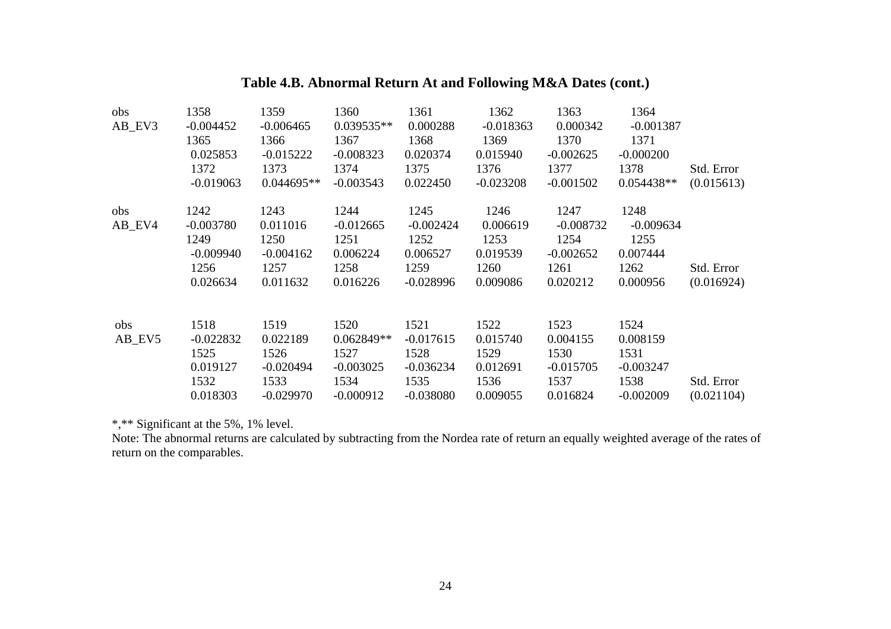### Table 4.B. Abnormal Return At and Following M&A Dates (cont.)

| obs | 1358 | 1359 | 1360 | 1361 | 1362 | 1363 | 1364 | |
|---|---|---|---|---|---|---|---|---|
| AB_EV3 | -0.004452 | -0.006465 | 0.039535** | 0.000288 | -0.018363 | 0.000342 | -0.001387 | |
| | 1365 | 1366 | 1367 | 1368 | 1369 | 1370 | 1371 | |
| | 0.025853 | -0.015222 | -0.008323 | 0.020374 | 0.015940 | -0.002625 | -0.000200 | |
| | 1372 | 1373 | 1374 | 1375 | 1376 | 1377 | 1378 | Std. Error |
| | -0.019063 | 0.044695** | -0.003543 | 0.022450 | -0.023208 | -0.001502 | 0.054438** | (0.015613) |

| obs | 1242 | 1243 | 1244 | 1245 | 1246 | 1247 | 1248 | |
|---|---|---|---|---|---|---|---|---|
| AB_EV4 | -0.003780 | 0.011016 | -0.012665 | -0.002424 | 0.006619 | -0.008732 | -0.009634 | |
| | 1249 | 1250 | 1251 | 1252 | 1253 | 1254 | 1255 | |
| | -0.009940 | -0.004162 | 0.006224 | 0.006527 | 0.019539 | -0.002652 | 0.007444 | |
| | 1256 | 1257 | 1258 | 1259 | 1260 | 1261 | 1262 | Std. Error |
| | 0.026634 | 0.011632 | 0.016226 | -0.028996 | 0.009086 | 0.020212 | 0.000956 | (0.016924) |

| obs | 1518 | 1519 | 1520 | 1521 | 1522 | 1523 | 1524 | |
|---|---|---|---|---|---|---|---|---|
| AB_EV5 | -0.022832 | 0.022189 | 0.062849** | -0.017615 | 0.015740 | 0.004155 | 0.008159 | |
| | 1525 | 1526 | 1527 | 1528 | 1529 | 1530 | 1531 | |
| | 0.019127 | -0.020494 | -0.003025 | -0.036234 | 0.012691 | -0.015705 | -0.003247 | |
| | 1532 | 1533 | 1534 | 1535 | 1536 | 1537 | 1538 | Std. Error |
| | 0.018303 | -0.029970 | -0.000912 | -0.038080 | 0.009055 | 0.016824 | -0.002009 | (0.021104) |

*,** Significant at the 5%, 1% level.

Note: The abnormal returns are calculated by subtracting from the Nordea rate of return an equally weighted average of the rates of return on the comparables.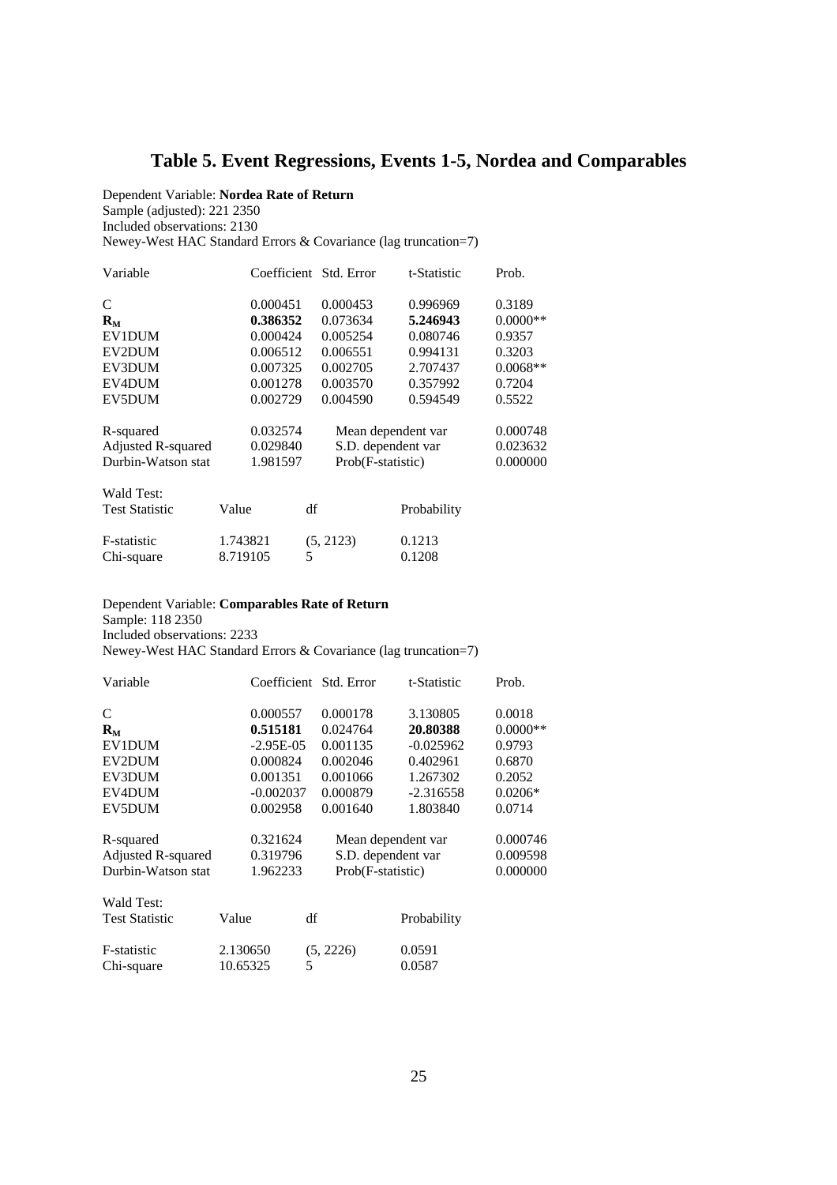# Table 5. Event Regressions, Events 1-5, Nordea and Comparables

Dependent Variable: **Nordea Rate of Return**
Sample (adjusted): 221 2350
Included observations: 2130
Newey-West HAC Standard Errors & Covariance (lag truncation=7)

| Variable | Coefficient | Std. Error | t-Statistic | Prob. |
|---|---|---|---|---|
| C | 0.000451 | 0.000453 | 0.996969 | 0.3189 |
| $\mathbf{R_M}$ | **0.386352** | 0.073634 | **5.246943** | 0.0000** |
| EV1DUM | 0.000424 | 0.005254 | 0.080746 | 0.9357 |
| EV2DUM | 0.006512 | 0.006551 | 0.994131 | 0.3203 |
| EV3DUM | 0.007325 | 0.002705 | 2.707437 | 0.0068** |
| EV4DUM | 0.001278 | 0.003570 | 0.357992 | 0.7204 |
| EV5DUM | 0.002729 | 0.004590 | 0.594549 | 0.5522 |

| | | | |
|---|---|---|---|
| R-squared | 0.032574 | Mean dependent var | 0.000748 |
| Adjusted R-squared | 0.029840 | S.D. dependent var | 0.023632 |
| Durbin-Watson stat | 1.981597 | Prob(F-statistic) | 0.000000 |

Wald Test:

| Test Statistic | Value | df | Probability |
|---|---|---|---|
| F-statistic | 1.743821 | (5, 2123) | 0.1213 |
| Chi-square | 8.719105 | 5 | 0.1208 |

Dependent Variable: **Comparables Rate of Return**
Sample: 118 2350
Included observations: 2233
Newey-West HAC Standard Errors & Covariance (lag truncation=7)

| Variable | Coefficient | Std. Error | t-Statistic | Prob. |
|---|---|---|---|---|
| C | 0.000557 | 0.000178 | 3.130805 | 0.0018 |
| $\mathbf{R_M}$ | **0.515181** | 0.024764 | **20.80388** | 0.0000** |
| EV1DUM | -2.95E-05 | 0.001135 | -0.025962 | 0.9793 |
| EV2DUM | 0.000824 | 0.002046 | 0.402961 | 0.6870 |
| EV3DUM | 0.001351 | 0.001066 | 1.267302 | 0.2052 |
| EV4DUM | -0.002037 | 0.000879 | -2.316558 | 0.0206* |
| EV5DUM | 0.002958 | 0.001640 | 1.803840 | 0.0714 |

| | | | |
|---|---|---|---|
| R-squared | 0.321624 | Mean dependent var | 0.000746 |
| Adjusted R-squared | 0.319796 | S.D. dependent var | 0.009598 |
| Durbin-Watson stat | 1.962233 | Prob(F-statistic) | 0.000000 |

Wald Test:

| Test Statistic | Value | df | Probability |
|---|---|---|---|
| F-statistic | 2.130650 | (5, 2226) | 0.0591 |
| Chi-square | 10.65325 | 5 | 0.0587 |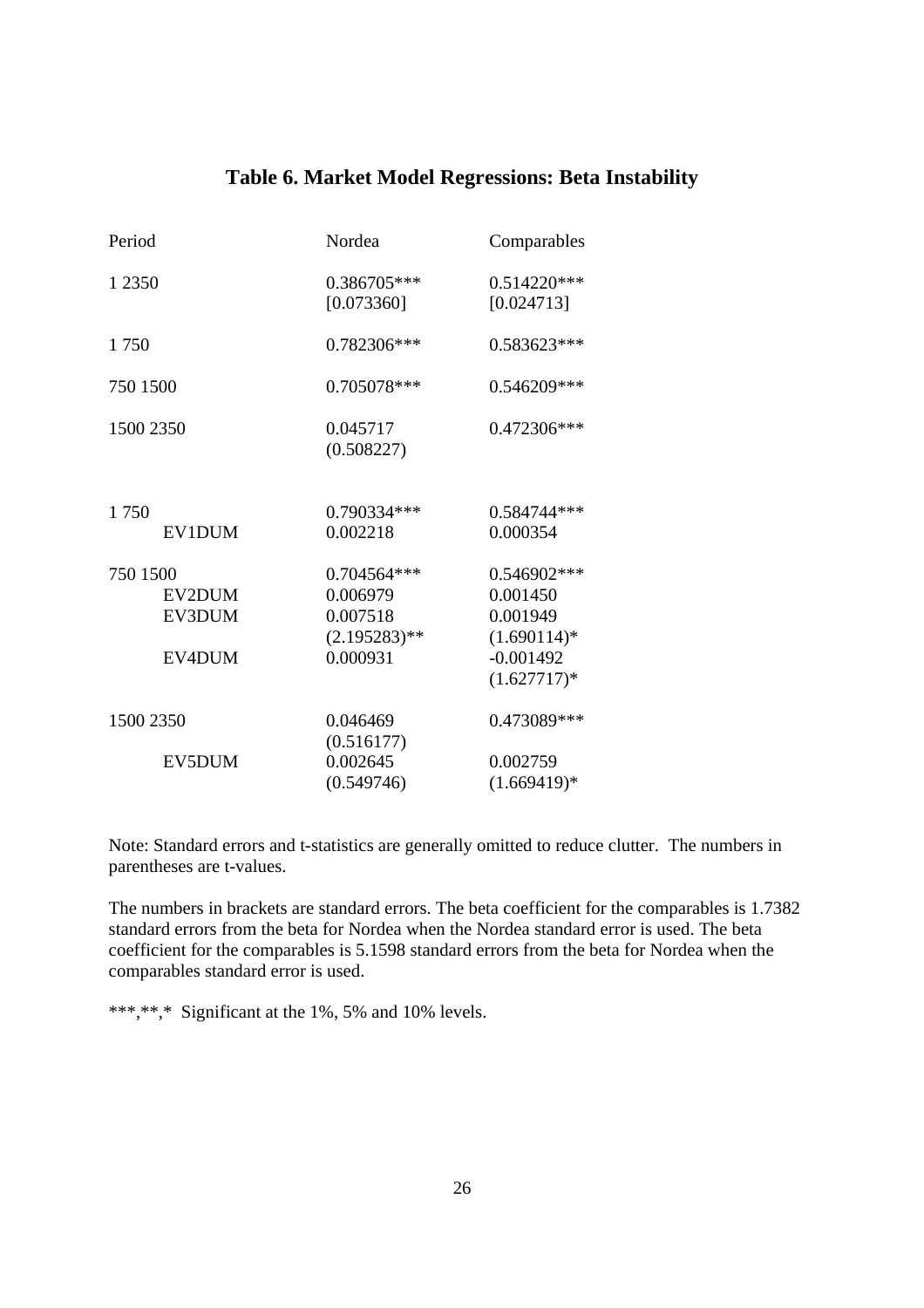## Table 6. Market Model Regressions: Beta Instability

| Period | Nordea | Comparables |
|---|---|---|
| 1 2350 | 0.386705*** | 0.514220*** |
| | [0.073360] | [0.024713] |
| 1 750 | 0.782306*** | 0.583623*** |
| 750 1500 | 0.705078*** | 0.546209*** |
| 1500 2350 | 0.045717 | 0.472306*** |
| | (0.508227) | |
| 1 750 | 0.790334*** | 0.584744*** |
| EV1DUM | 0.002218 | 0.000354 |
| 750 1500 | 0.704564*** | 0.546902*** |
| EV2DUM | 0.006979 | 0.001450 |
| EV3DUM | 0.007518 | 0.001949 |
| | (2.195283)** | (1.690114)* |
| EV4DUM | 0.000931 | -0.001492 |
| | | (1.627717)* |
| 1500 2350 | 0.046469 | 0.473089*** |
| | (0.516177) | |
| EV5DUM | 0.002645 | 0.002759 |
| | (0.549746) | (1.669419)* |

Note: Standard errors and t-statistics are generally omitted to reduce clutter. The numbers in parentheses are t-values.

The numbers in brackets are standard errors. The beta coefficient for the comparables is 1.7382 standard errors from the beta for Nordea when the Nordea standard error is used. The beta coefficient for the comparables is 5.1598 standard errors from the beta for Nordea when the comparables standard error is used.

***,**,* Significant at the 1%, 5% and 10% levels.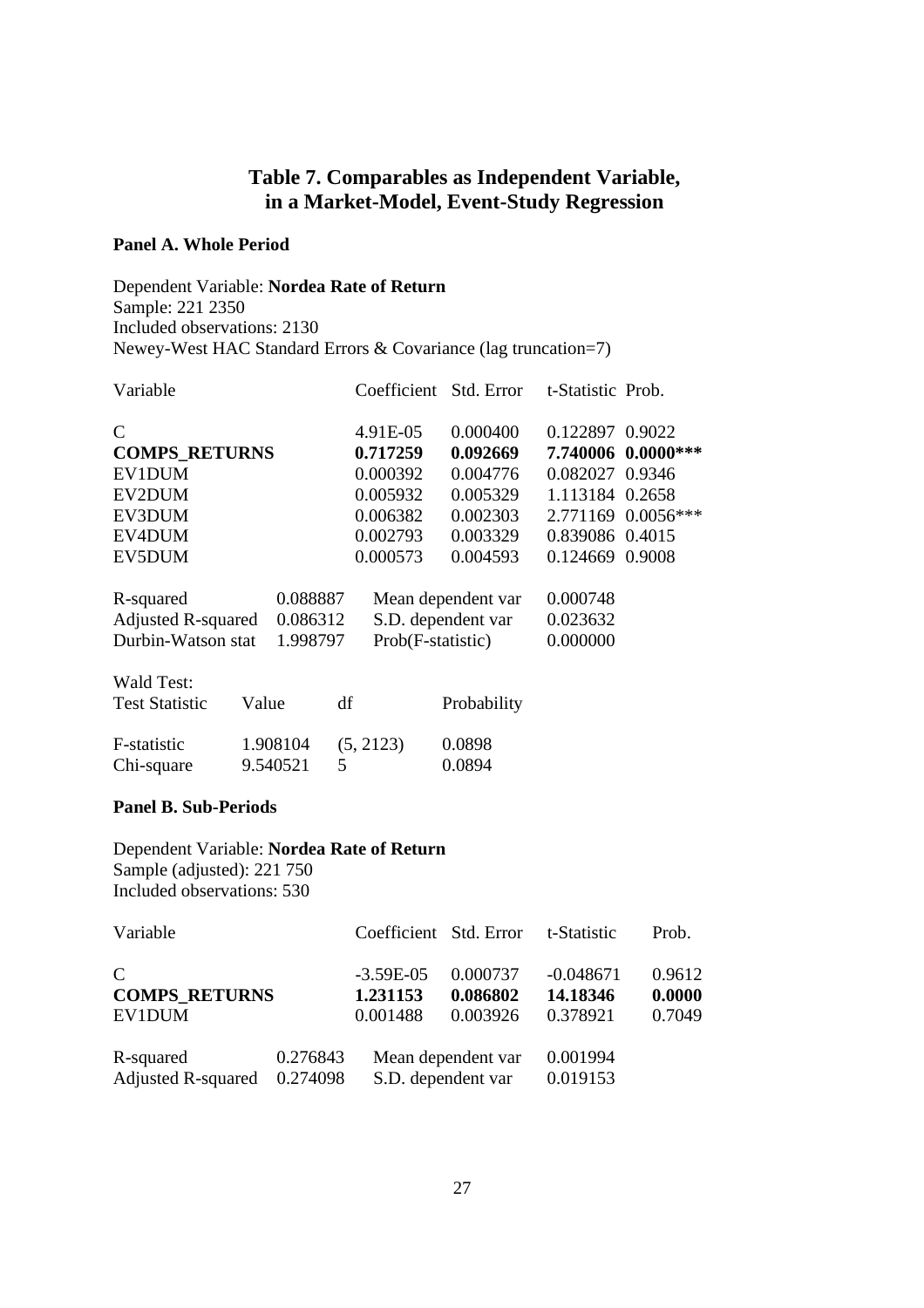## Table 7. Comparables as Independent Variable, in a Market-Model, Event-Study Regression

### Panel A. Whole Period

Dependent Variable: **Nordea Rate of Return**
Sample: 221 2350
Included observations: 2130
Newey-West HAC Standard Errors & Covariance (lag truncation=7)

| Variable | Coefficient | Std. Error | t-Statistic | Prob. |
|---|---|---|---|---|
| C | 4.91E-05 | 0.000400 | 0.122897 | 0.9022 |
| **COMPS_RETURNS** | **0.717259** | **0.092669** | **7.740006** | **0.0000*** ** |
| EV1DUM | 0.000392 | 0.004776 | 0.082027 | 0.9346 |
| EV2DUM | 0.005932 | 0.005329 | 1.113184 | 0.2658 |
| EV3DUM | 0.006382 | 0.002303 | 2.771169 | 0.0056*** |
| EV4DUM | 0.002793 | 0.003329 | 0.839086 | 0.4015 |
| EV5DUM | 0.000573 | 0.004593 | 0.124669 | 0.9008 |

| | | | |
|---|---|---|---|
| R-squared | 0.088887 | Mean dependent var | 0.000748 |
| Adjusted R-squared | 0.086312 | S.D. dependent var | 0.023632 |
| Durbin-Watson stat | 1.998797 | Prob(F-statistic) | 0.000000 |

Wald Test:

| Test Statistic | Value | df | Probability |
|---|---|---|---|
| F-statistic | 1.908104 | (5, 2123) | 0.0898 |
| Chi-square | 9.540521 | 5 | 0.0894 |

### Panel B. Sub-Periods

Dependent Variable: **Nordea Rate of Return**
Sample (adjusted): 221 750
Included observations: 530

| Variable | Coefficient | Std. Error | t-Statistic | Prob. |
|---|---|---|---|---|
| C | -3.59E-05 | 0.000737 | -0.048671 | 0.9612 |
| **COMPS_RETURNS** | **1.231153** | **0.086802** | **14.18346** | **0.0000** |
| EV1DUM | 0.001488 | 0.003926 | 0.378921 | 0.7049 |

| | | | |
|---|---|---|---|
| R-squared | 0.276843 | Mean dependent var | 0.001994 |
| Adjusted R-squared | 0.274098 | S.D. dependent var | 0.019153 |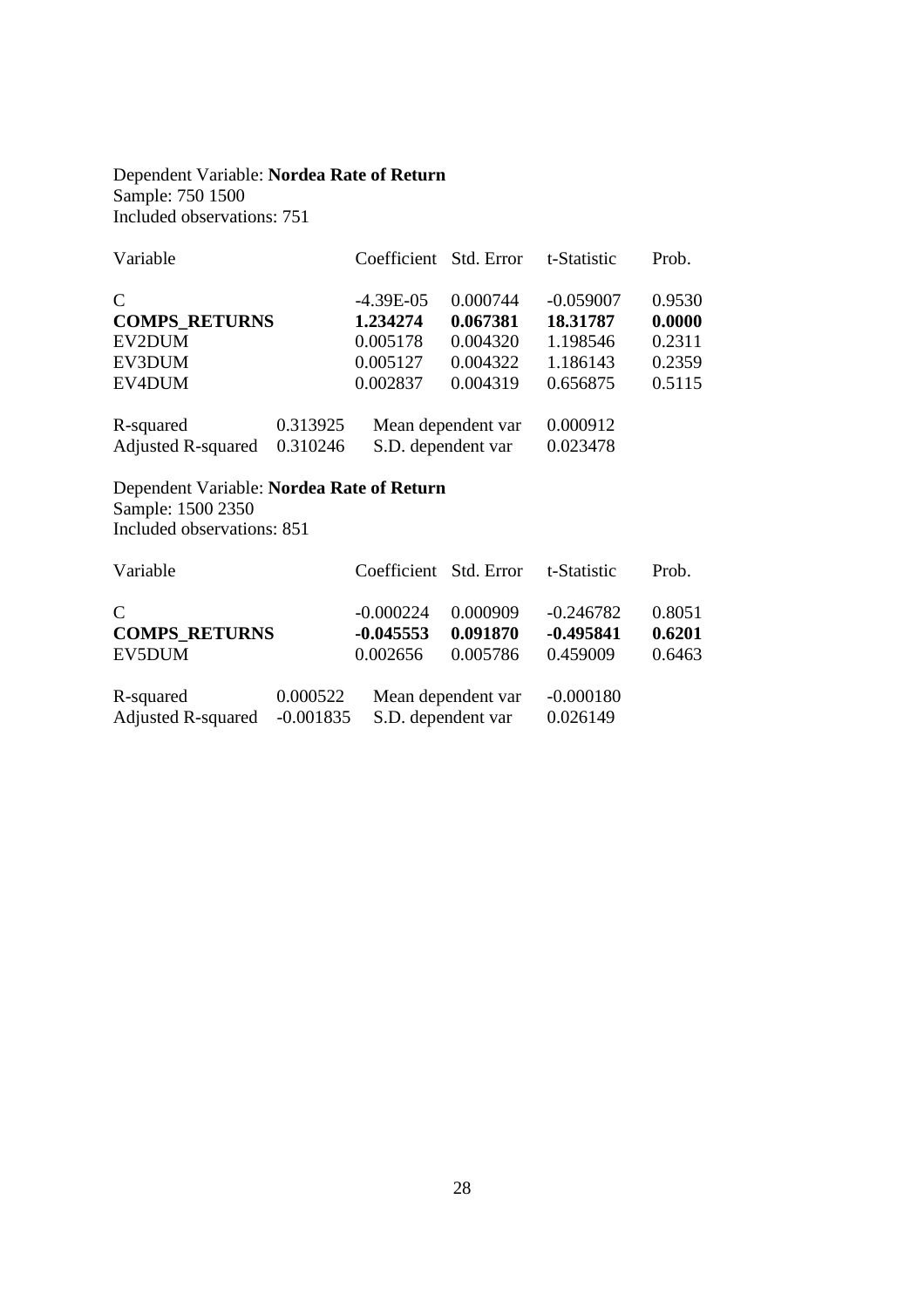Dependent Variable: **Nordea Rate of Return**
Sample: 750 1500
Included observations: 751

| Variable | Coefficient | Std. Error | t-Statistic | Prob. |
|---|---|---|---|---|
| C | -4.39E-05 | 0.000744 | -0.059007 | 0.9530 |
| **COMPS_RETURNS** | **1.234274** | **0.067381** | **18.31787** | **0.0000** |
| EV2DUM | 0.005178 | 0.004320 | 1.198546 | 0.2311 |
| EV3DUM | 0.005127 | 0.004322 | 1.186143 | 0.2359 |
| EV4DUM | 0.002837 | 0.004319 | 0.656875 | 0.5115 |

| | | | |
|---|---|---|---|
| R-squared | 0.313925 | Mean dependent var | 0.000912 |
| Adjusted R-squared | 0.310246 | S.D. dependent var | 0.023478 |

Dependent Variable: **Nordea Rate of Return**
Sample: 1500 2350
Included observations: 851

| Variable | Coefficient | Std. Error | t-Statistic | Prob. |
|---|---|---|---|---|
| C | -0.000224 | 0.000909 | -0.246782 | 0.8051 |
| **COMPS_RETURNS** | **-0.045553** | **0.091870** | **-0.495841** | **0.6201** |
| EV5DUM | 0.002656 | 0.005786 | 0.459009 | 0.6463 |

| | | | |
|---|---|---|---|
| R-squared | 0.000522 | Mean dependent var | -0.000180 |
| Adjusted R-squared | -0.001835 | S.D. dependent var | 0.026149 |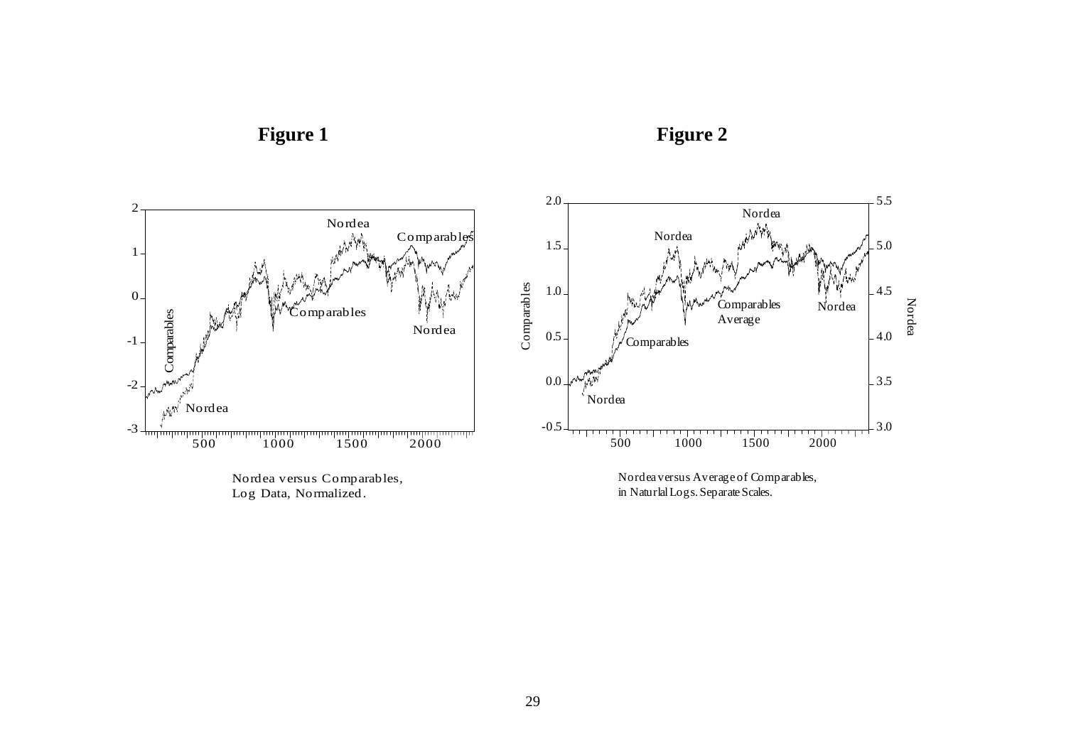**Figure 1**

**Figure 2**

Nordea versus Comparables,
Log Data, Normalized.

Nordea versus Average of Comparables,
in Naturlal Logs. Separate Scales.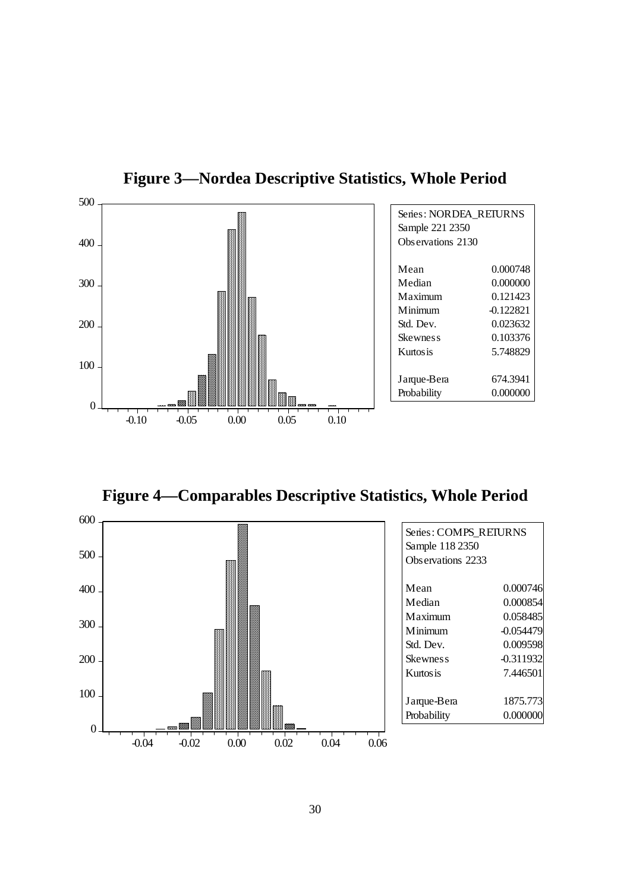**Figure 3—Nordea Descriptive Statistics, Whole Period**

| Series: NORDEA_RETURNS | |
|---|---|
| Sample 221 2350 | |
| Observations 2130 | |
| Mean | 0.000748 |
| Median | 0.000000 |
| Maximum | 0.121423 |
| Minimum | -0.122821 |
| Std. Dev. | 0.023632 |
| Skewness | 0.103376 |
| Kurtosis | 5.748829 |
| Jarque-Bera | 674.3941 |
| Probability | 0.000000 |

**Figure 4—Comparables Descriptive Statistics, Whole Period**

| Series: COMPS_RETURNS | |
|---|---|
| Sample 118 2350 | |
| Observations 2233 | |
| Mean | 0.000746 |
| Median | 0.000854 |
| Maximum | 0.058485 |
| Minimum | -0.054479 |
| Std. Dev. | 0.009598 |
| Skewness | -0.311932 |
| Kurtosis | 7.446501 |
| Jarque-Bera | 1875.773 |
| Probability | 0.000000 |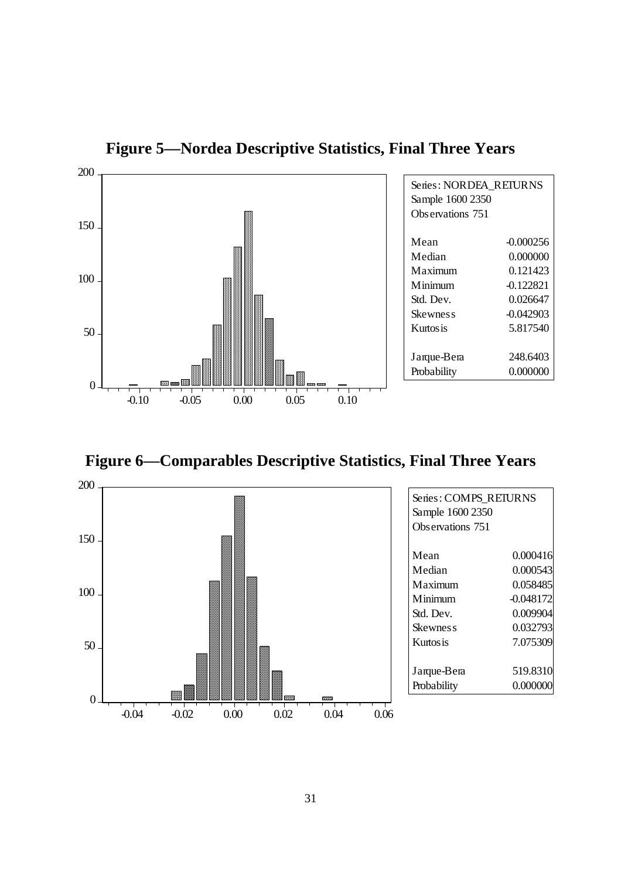**Figure 5—Nordea Descriptive Statistics, Final Three Years**

| Series: NORDEA_RETURNS | |
|---|---|
| Sample 1600 2350 | |
| Observations 751 | |
| Mean | -0.000256 |
| Median | 0.000000 |
| Maximum | 0.121423 |
| Minimum | -0.122821 |
| Std. Dev. | 0.026647 |
| Skewness | -0.042903 |
| Kurtosis | 5.817540 |
| Jarque-Bera | 248.6403 |
| Probability | 0.000000 |

**Figure 6—Comparables Descriptive Statistics, Final Three Years**

| Series: COMPS_RETURNS | |
|---|---|
| Sample 1600 2350 | |
| Observations 751 | |
| Mean | 0.000416 |
| Median | 0.000543 |
| Maximum | 0.058485 |
| Minimum | -0.048172 |
| Std. Dev. | 0.009904 |
| Skewness | 0.032793 |
| Kurtosis | 7.075309 |
| Jarque-Bera | 519.8310 |
| Probability | 0.000000 |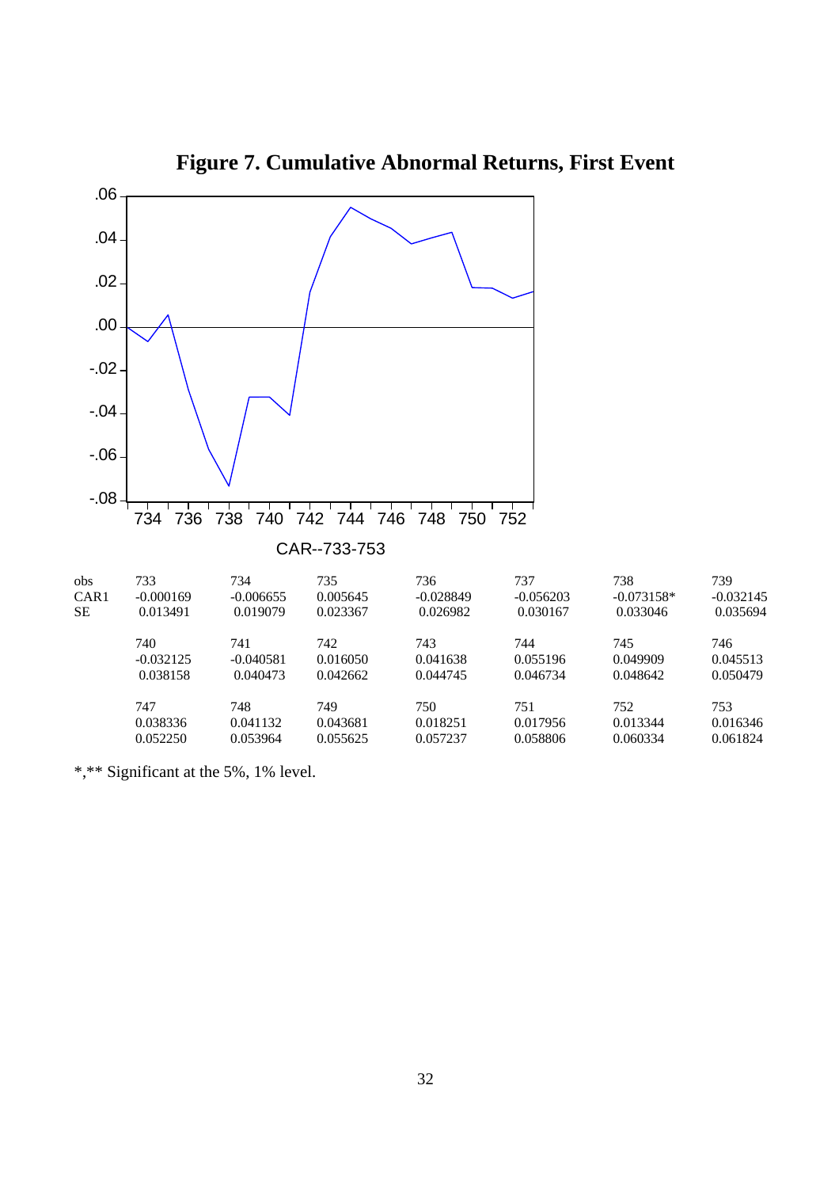# Figure 7. Cumulative Abnormal Returns, First Event

CAR--733-753

| obs | 733 | 734 | 735 | 736 | 737 | 738 | 739 |
|---|---|---|---|---|---|---|---|
| CAR1 | -0.000169 | -0.006655 | 0.005645 | -0.028849 | -0.056203 | -0.073158* | -0.032145 |
| SE | 0.013491 | 0.019079 | 0.023367 | 0.026982 | 0.030167 | 0.033046 | 0.035694 |
| | 740 | 741 | 742 | 743 | 744 | 745 | 746 |
| | -0.032125 | -0.040581 | 0.016050 | 0.041638 | 0.055196 | 0.049909 | 0.045513 |
| | 0.038158 | 0.040473 | 0.042662 | 0.044745 | 0.046734 | 0.048642 | 0.050479 |
| | 747 | 748 | 749 | 750 | 751 | 752 | 753 |
| | 0.038336 | 0.041132 | 0.043681 | 0.018251 | 0.017956 | 0.013344 | 0.016346 |
| | 0.052250 | 0.053964 | 0.055625 | 0.057237 | 0.058806 | 0.060334 | 0.061824 |

*,** Significant at the 5%, 1% level.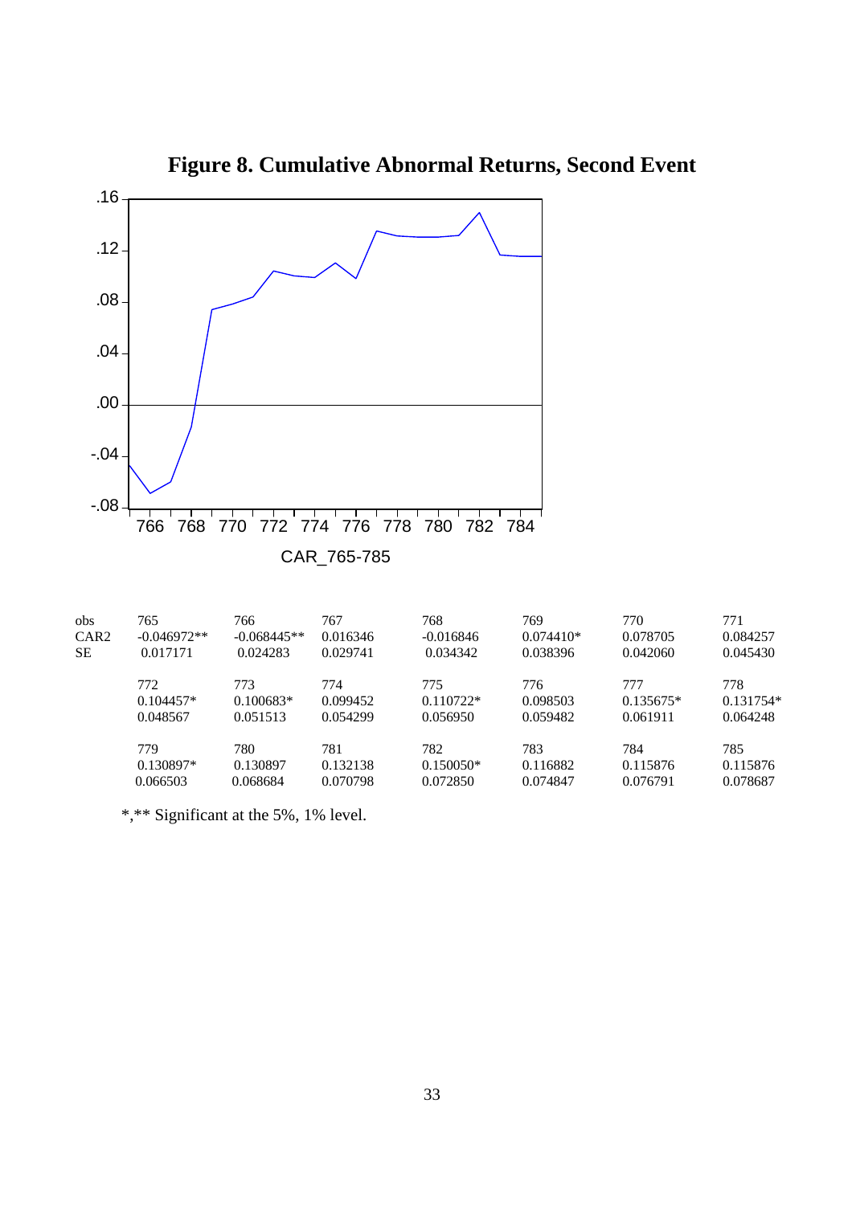# Figure 8. Cumulative Abnormal Returns, Second Event

| obs | 765 | 766 | 767 | 768 | 769 | 770 | 771 |
|---|---|---|---|---|---|---|---|
| CAR2 | -0.046972** | -0.068445** | 0.016346 | -0.016846 | 0.074410* | 0.078705 | 0.084257 |
| SE | 0.017171 | 0.024283 | 0.029741 | 0.034342 | 0.038396 | 0.042060 | 0.045430 |
| | 772 | 773 | 774 | 775 | 776 | 777 | 778 |
| | 0.104457* | 0.100683* | 0.099452 | 0.110722* | 0.098503 | 0.135675* | 0.131754* |
| | 0.048567 | 0.051513 | 0.054299 | 0.056950 | 0.059482 | 0.061911 | 0.064248 |
| | 779 | 780 | 781 | 782 | 783 | 784 | 785 |
| | 0.130897* | 0.130897 | 0.132138 | 0.150050* | 0.116882 | 0.115876 | 0.115876 |
| | 0.066503 | 0.068684 | 0.070798 | 0.072850 | 0.074847 | 0.076791 | 0.078687 |

*,** Significant at the 5%, 1% level.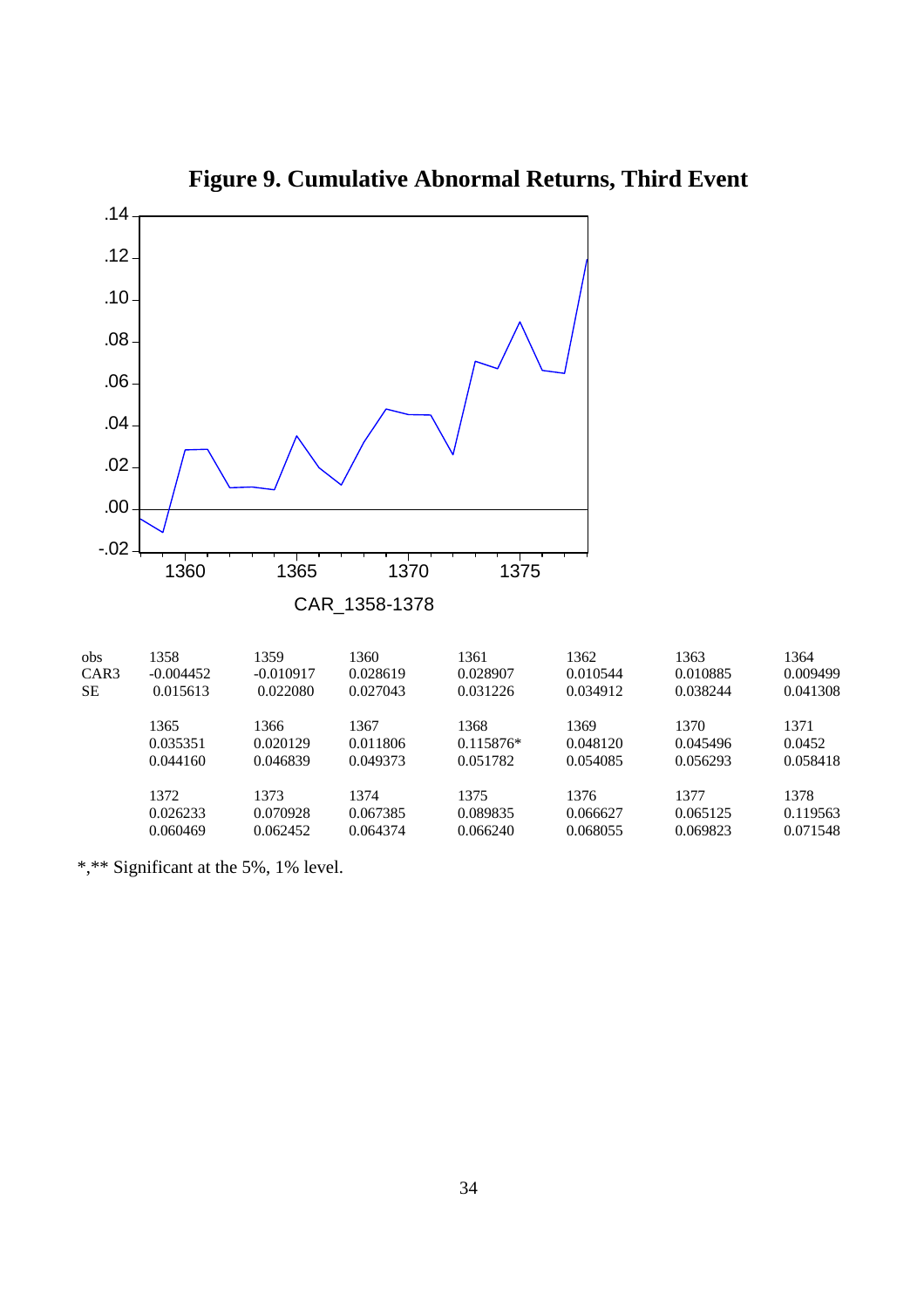# Figure 9. Cumulative Abnormal Returns, Third Event

| obs | 1358 | 1359 | 1360 | 1361 | 1362 | 1363 | 1364 |
|---|---|---|---|---|---|---|---|
| CAR3 | -0.004452 | -0.010917 | 0.028619 | 0.028907 | 0.010544 | 0.010885 | 0.009499 |
| SE | 0.015613 | 0.022080 | 0.027043 | 0.031226 | 0.034912 | 0.038244 | 0.041308 |
| | 1365 | 1366 | 1367 | 1368 | 1369 | 1370 | 1371 |
| | 0.035351 | 0.020129 | 0.011806 | 0.115876* | 0.048120 | 0.045496 | 0.0452 |
| | 0.044160 | 0.046839 | 0.049373 | 0.051782 | 0.054085 | 0.056293 | 0.058418 |
| | 1372 | 1373 | 1374 | 1375 | 1376 | 1377 | 1378 |
| | 0.026233 | 0.070928 | 0.067385 | 0.089835 | 0.066627 | 0.065125 | 0.119563 |
| | 0.060469 | 0.062452 | 0.064374 | 0.066240 | 0.068055 | 0.069823 | 0.071548 |

*,** Significant at the 5%, 1% level.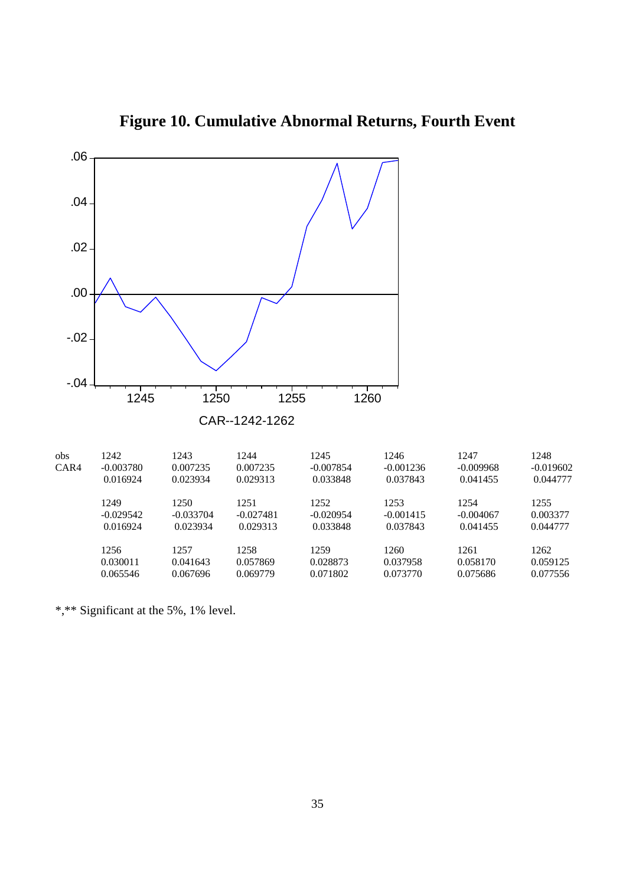# Figure 10. Cumulative Abnormal Returns, Fourth Event

| obs | 1242 | 1243 | 1244 | 1245 | 1246 | 1247 | 1248 |
|---|---|---|---|---|---|---|---|
| CAR4 | -0.003780 | 0.007235 | 0.007235 | -0.007854 | -0.001236 | -0.009968 | -0.019602 |
| | 0.016924 | 0.023934 | 0.029313 | 0.033848 | 0.037843 | 0.041455 | 0.044777 |
| | 1249 | 1250 | 1251 | 1252 | 1253 | 1254 | 1255 |
| | -0.029542 | -0.033704 | -0.027481 | -0.020954 | -0.001415 | -0.004067 | 0.003377 |
| | 0.016924 | 0.023934 | 0.029313 | 0.033848 | 0.037843 | 0.041455 | 0.044777 |
| | 1256 | 1257 | 1258 | 1259 | 1260 | 1261 | 1262 |
| | 0.030011 | 0.041643 | 0.057869 | 0.028873 | 0.037958 | 0.058170 | 0.059125 |
| | 0.065546 | 0.067696 | 0.069779 | 0.071802 | 0.073770 | 0.075686 | 0.077556 |

*,** Significant at the 5%, 1% level.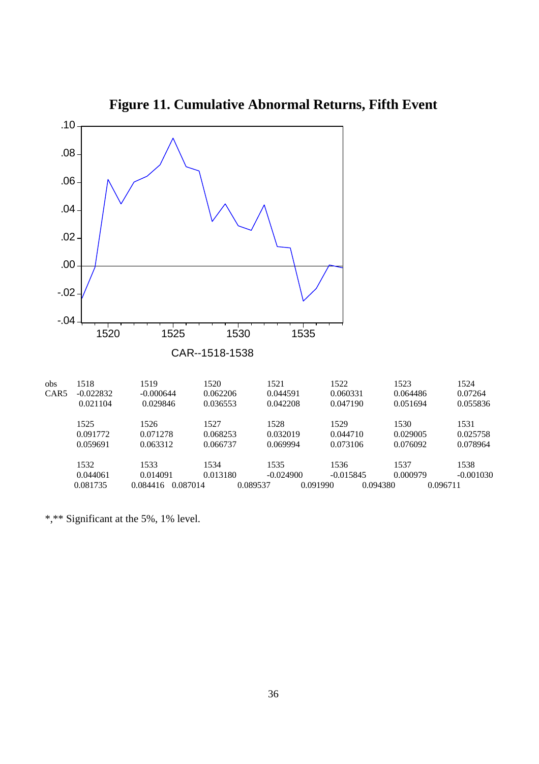# Figure 11. Cumulative Abnormal Returns, Fifth Event

CAR--1518-1538

| obs | 1518 | 1519 | 1520 | 1521 | 1522 | 1523 | 1524 |
|---|---|---|---|---|---|---|---|
| CAR5 | -0.022832 | -0.000644 | 0.062206 | 0.044591 | 0.060331 | 0.064486 | 0.07264 |
| | 0.021104 | 0.029846 | 0.036553 | 0.042208 | 0.047190 | 0.051694 | 0.055836 |
| | 1525 | 1526 | 1527 | 1528 | 1529 | 1530 | 1531 |
| | 0.091772 | 0.071278 | 0.068253 | 0.032019 | 0.044710 | 0.029005 | 0.025758 |
| | 0.059691 | 0.063312 | 0.066737 | 0.069994 | 0.073106 | 0.076092 | 0.078964 |
| | 1532 | 1533 | 1534 | 1535 | 1536 | 1537 | 1538 |
| | 0.044061 | 0.014091 | 0.013180 | -0.024900 | -0.015845 | 0.000979 | -0.001030 |
| | 0.081735 | 0.084416 | 0.087014 | 0.089537 | 0.091990 | 0.094380 | 0.096711 |

*,** Significant at the 5%, 1% level.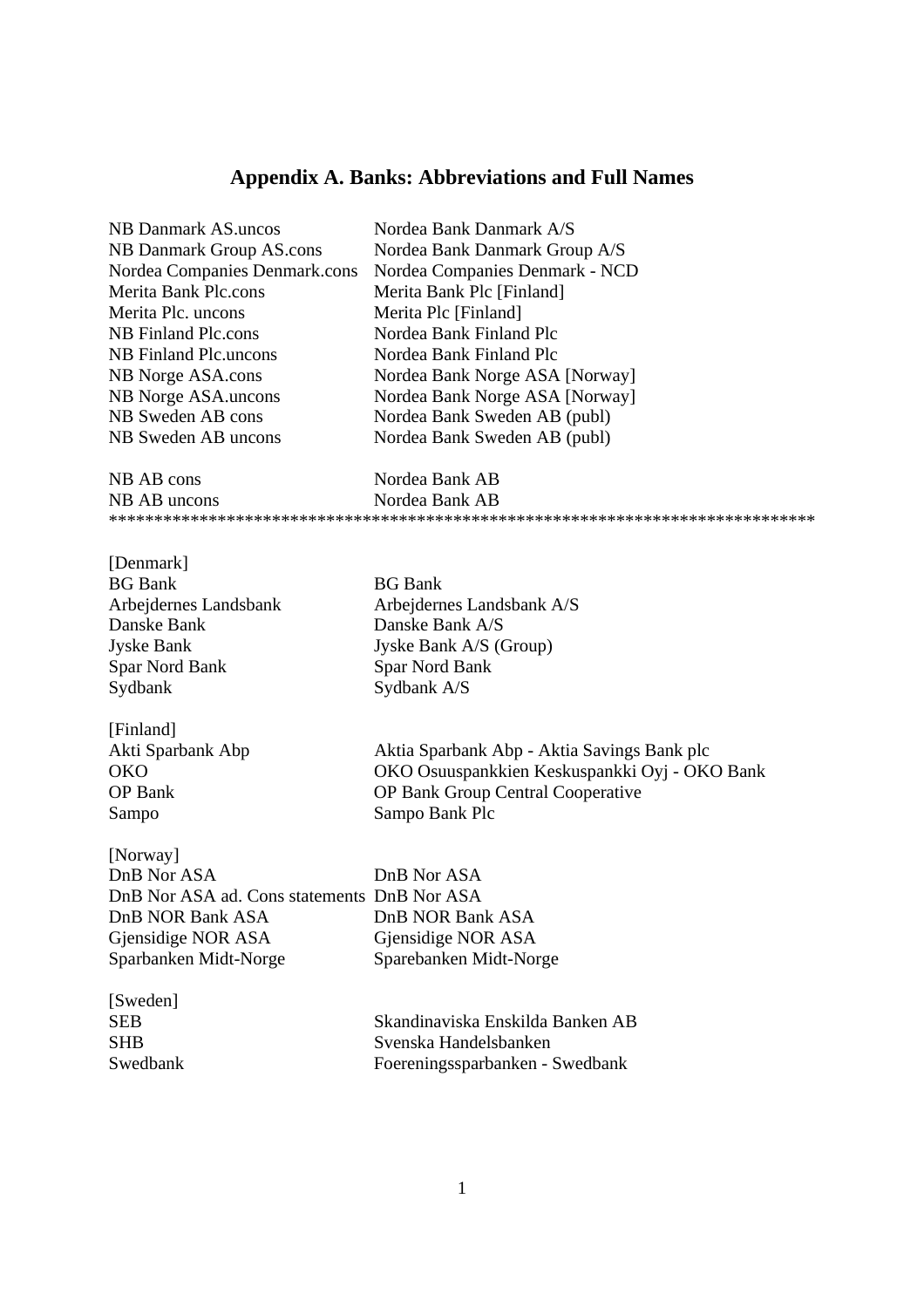# Appendix A. Banks: Abbreviations and Full Names

| | |
|---|---|
| NB Danmark AS.uncos | Nordea Bank Danmark A/S |
| NB Danmark Group AS.cons | Nordea Bank Danmark Group A/S |
| Nordea Companies Denmark.cons | Nordea Companies Denmark - NCD |
| Merita Bank Plc.cons | Merita Bank Plc [Finland] |
| Merita Plc. uncons | Merita Plc [Finland] |
| NB Finland Plc.cons | Nordea Bank Finland Plc |
| NB Finland Plc.uncons | Nordea Bank Finland Plc |
| NB Norge ASA.cons | Nordea Bank Norge ASA [Norway] |
| NB Norge ASA.uncons | Nordea Bank Norge ASA [Norway] |
| NB Sweden AB cons | Nordea Bank Sweden AB (publ) |
| NB Sweden AB uncons | Nordea Bank Sweden AB (publ) |
| | |
| NB AB cons | Nordea Bank AB |
| NB AB uncons | Nordea Bank AB |

*******************************************************************************

| | |
|---|---|
| [Denmark] | |
| BG Bank | BG Bank |
| Arbejdernes Landsbank | Arbejdernes Landsbank A/S |
| Danske Bank | Danske Bank A/S |
| Jyske Bank | Jyske Bank A/S (Group) |
| Spar Nord Bank | Spar Nord Bank |
| Sydbank | Sydbank A/S |
| | |
| [Finland] | |
| Akti Sparbank Abp | Aktia Sparbank Abp - Aktia Savings Bank plc |
| OKO | OKO Osuuspankkien Keskuspankki Oyj - OKO Bank |
| OP Bank | OP Bank Group Central Cooperative |
| Sampo | Sampo Bank Plc |
| | |
| [Norway] | |
| DnB Nor ASA | DnB Nor ASA |
| DnB Nor ASA ad. Cons statements | DnB Nor ASA |
| DnB NOR Bank ASA | DnB NOR Bank ASA |
| Gjensidige NOR ASA | Gjensidige NOR ASA |
| Sparbanken Midt-Norge | Sparebanken Midt-Norge |
| | |
| [Sweden] | |
| SEB | Skandinaviska Enskilda Banken AB |
| SHB | Svenska Handelsbanken |
| Swedbank | Foereningssparbanken - Swedbank |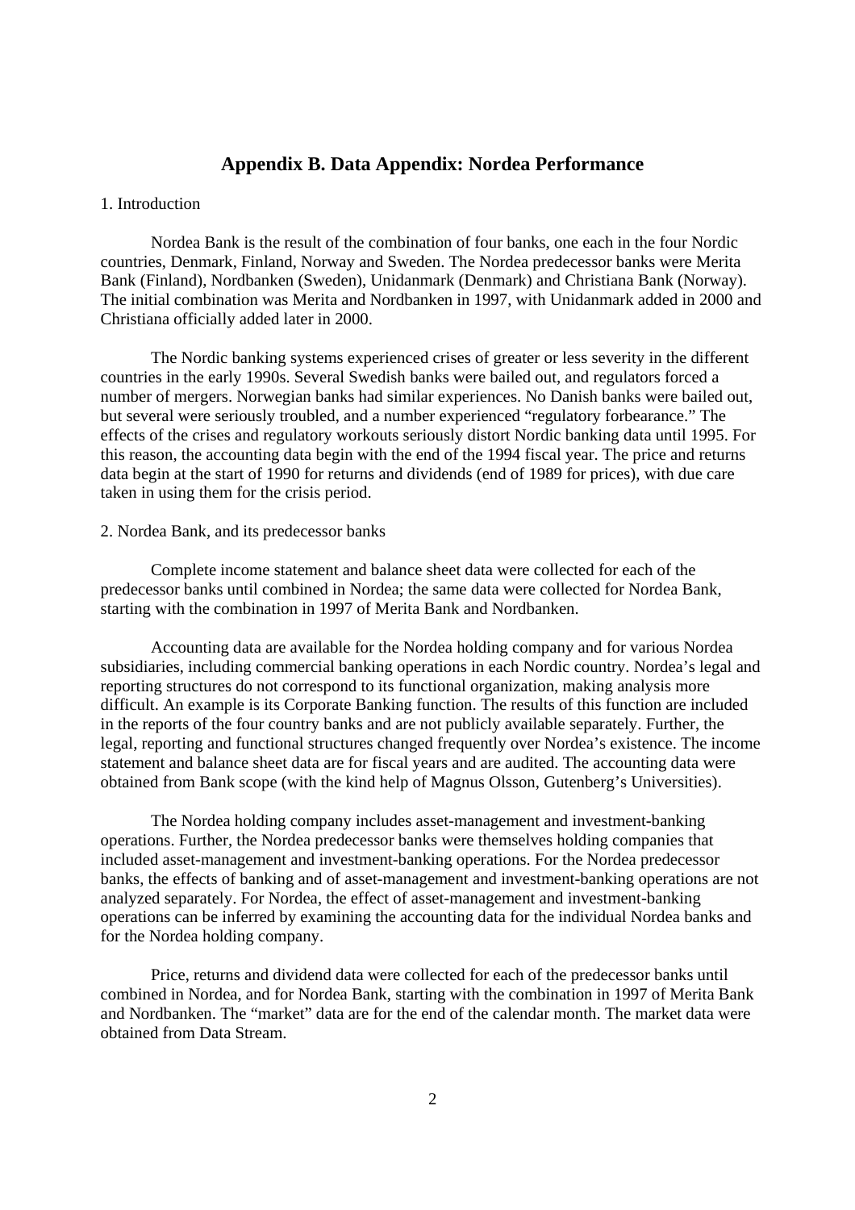## Appendix B. Data Appendix: Nordea Performance

1. Introduction

Nordea Bank is the result of the combination of four banks, one each in the four Nordic countries, Denmark, Finland, Norway and Sweden. The Nordea predecessor banks were Merita Bank (Finland), Nordbanken (Sweden), Unidanmark (Denmark) and Christiana Bank (Norway). The initial combination was Merita and Nordbanken in 1997, with Unidanmark added in 2000 and Christiana officially added later in 2000.

The Nordic banking systems experienced crises of greater or less severity in the different countries in the early 1990s. Several Swedish banks were bailed out, and regulators forced a number of mergers. Norwegian banks had similar experiences. No Danish banks were bailed out, but several were seriously troubled, and a number experienced "regulatory forbearance." The effects of the crises and regulatory workouts seriously distort Nordic banking data until 1995. For this reason, the accounting data begin with the end of the 1994 fiscal year. The price and returns data begin at the start of 1990 for returns and dividends (end of 1989 for prices), with due care taken in using them for the crisis period.

2. Nordea Bank, and its predecessor banks

Complete income statement and balance sheet data were collected for each of the predecessor banks until combined in Nordea; the same data were collected for Nordea Bank, starting with the combination in 1997 of Merita Bank and Nordbanken.

Accounting data are available for the Nordea holding company and for various Nordea subsidiaries, including commercial banking operations in each Nordic country. Nordea's legal and reporting structures do not correspond to its functional organization, making analysis more difficult. An example is its Corporate Banking function. The results of this function are included in the reports of the four country banks and are not publicly available separately. Further, the legal, reporting and functional structures changed frequently over Nordea's existence. The income statement and balance sheet data are for fiscal years and are audited. The accounting data were obtained from Bank scope (with the kind help of Magnus Olsson, Gutenberg's Universities).

The Nordea holding company includes asset-management and investment-banking operations. Further, the Nordea predecessor banks were themselves holding companies that included asset-management and investment-banking operations. For the Nordea predecessor banks, the effects of banking and of asset-management and investment-banking operations are not analyzed separately. For Nordea, the effect of asset-management and investment-banking operations can be inferred by examining the accounting data for the individual Nordea banks and for the Nordea holding company.

Price, returns and dividend data were collected for each of the predecessor banks until combined in Nordea, and for Nordea Bank, starting with the combination in 1997 of Merita Bank and Nordbanken. The "market" data are for the end of the calendar month. The market data were obtained from Data Stream.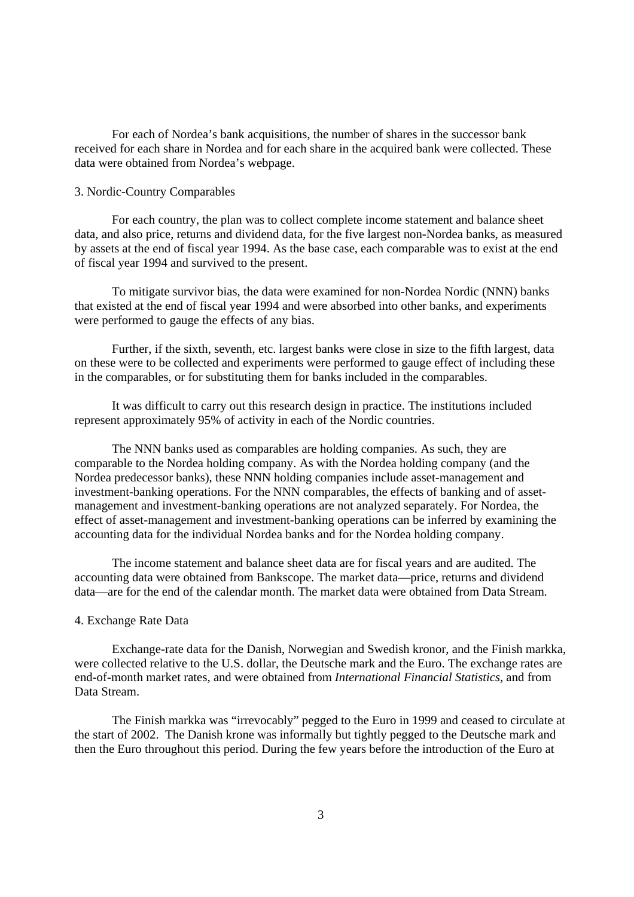For each of Nordea's bank acquisitions, the number of shares in the successor bank received for each share in Nordea and for each share in the acquired bank were collected. These data were obtained from Nordea's webpage.

3. Nordic-Country Comparables

For each country, the plan was to collect complete income statement and balance sheet data, and also price, returns and dividend data, for the five largest non-Nordea banks, as measured by assets at the end of fiscal year 1994. As the base case, each comparable was to exist at the end of fiscal year 1994 and survived to the present.

To mitigate survivor bias, the data were examined for non-Nordea Nordic (NNN) banks that existed at the end of fiscal year 1994 and were absorbed into other banks, and experiments were performed to gauge the effects of any bias.

Further, if the sixth, seventh, etc. largest banks were close in size to the fifth largest, data on these were to be collected and experiments were performed to gauge effect of including these in the comparables, or for substituting them for banks included in the comparables.

It was difficult to carry out this research design in practice. The institutions included represent approximately 95% of activity in each of the Nordic countries.

The NNN banks used as comparables are holding companies. As such, they are comparable to the Nordea holding company. As with the Nordea holding company (and the Nordea predecessor banks), these NNN holding companies include asset-management and investment-banking operations. For the NNN comparables, the effects of banking and of asset-management and investment-banking operations are not analyzed separately. For Nordea, the effect of asset-management and investment-banking operations can be inferred by examining the accounting data for the individual Nordea banks and for the Nordea holding company.

The income statement and balance sheet data are for fiscal years and are audited. The accounting data were obtained from Bankscope. The market data—price, returns and dividend data—are for the end of the calendar month. The market data were obtained from Data Stream.

4. Exchange Rate Data

Exchange-rate data for the Danish, Norwegian and Swedish kronor, and the Finish markka, were collected relative to the U.S. dollar, the Deutsche mark and the Euro. The exchange rates are end-of-month market rates, and were obtained from *International Financial Statistics*, and from Data Stream.

The Finish markka was "irrevocably" pegged to the Euro in 1999 and ceased to circulate at the start of 2002. The Danish krone was informally but tightly pegged to the Deutsche mark and then the Euro throughout this period. During the few years before the introduction of the Euro at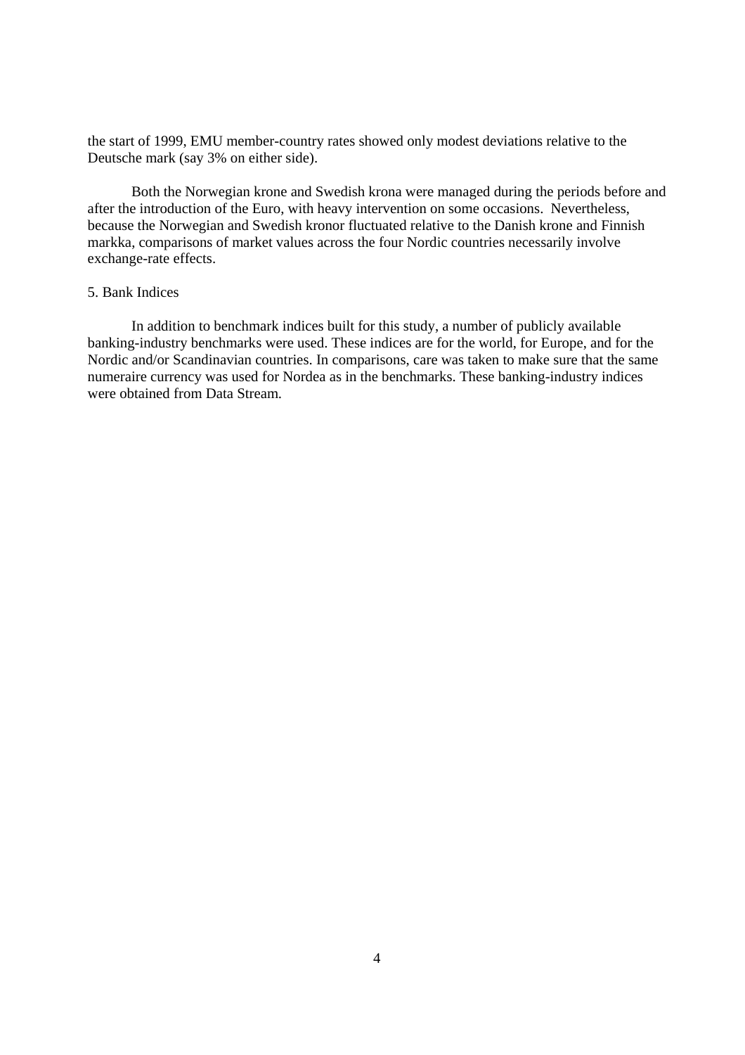the start of 1999, EMU member-country rates showed only modest deviations relative to the Deutsche mark (say 3% on either side).

Both the Norwegian krone and Swedish krona were managed during the periods before and after the introduction of the Euro, with heavy intervention on some occasions. Nevertheless, because the Norwegian and Swedish kronor fluctuated relative to the Danish krone and Finnish markka, comparisons of market values across the four Nordic countries necessarily involve exchange-rate effects.

## 5. Bank Indices

In addition to benchmark indices built for this study, a number of publicly available banking-industry benchmarks were used. These indices are for the world, for Europe, and for the Nordic and/or Scandinavian countries. In comparisons, care was taken to make sure that the same numeraire currency was used for Nordea as in the benchmarks. These banking-industry indices were obtained from Data Stream.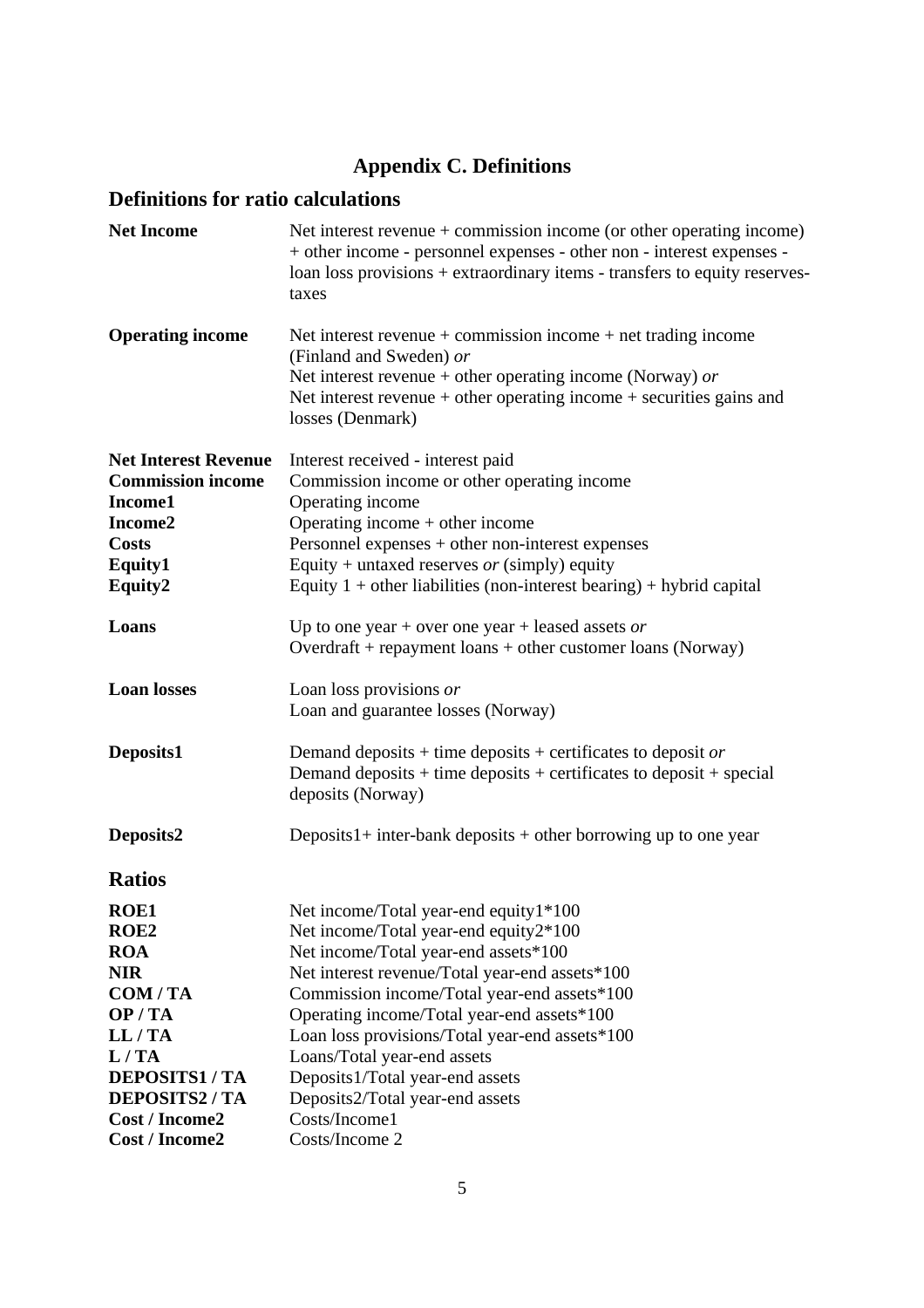# Appendix C. Definitions

## Definitions for ratio calculations

| | |
|---|---|
| **Net Income** | Net interest revenue + commission income (or other operating income) + other income - personnel expenses - other non - interest expenses - loan loss provisions + extraordinary items - transfers to equity reserves- taxes |
| **Operating income** | Net interest revenue + commission income + net trading income (Finland and Sweden) *or*<br>Net interest revenue + other operating income (Norway) *or*<br>Net interest revenue + other operating income + securities gains and losses (Denmark) |
| **Net Interest Revenue** | Interest received - interest paid |
| **Commission income** | Commission income or other operating income |
| **Income1** | Operating income |
| **Income2** | Operating income + other income |
| **Costs** | Personnel expenses + other non-interest expenses |
| **Equity1** | Equity + untaxed reserves *or* (simply) equity |
| **Equity2** | Equity 1 + other liabilities (non-interest bearing) + hybrid capital |
| **Loans** | Up to one year + over one year + leased assets *or*<br>Overdraft + repayment loans + other customer loans (Norway) |
| **Loan losses** | Loan loss provisions *or*<br>Loan and guarantee losses (Norway) |
| **Deposits1** | Demand deposits + time deposits + certificates to deposit *or*<br>Demand deposits + time deposits + certificates to deposit + special deposits (Norway) |
| **Deposits2** | Deposits1+ inter-bank deposits + other borrowing up to one year |

## Ratios

| | |
|---|---|
| **ROE1** | Net income/Total year-end equity1*100 |
| **ROE2** | Net income/Total year-end equity2*100 |
| **ROA** | Net income/Total year-end assets*100 |
| **NIR** | Net interest revenue/Total year-end assets*100 |
| **COM / TA** | Commission income/Total year-end assets*100 |
| **OP / TA** | Operating income/Total year-end assets*100 |
| **LL / TA** | Loan loss provisions/Total year-end assets*100 |
| **L / TA** | Loans/Total year-end assets |
| **DEPOSITS1 / TA** | Deposits1/Total year-end assets |
| **DEPOSITS2 / TA** | Deposits2/Total year-end assets |
| **Cost / Income2** | Costs/Income1 |
| **Cost / Income2** | Costs/Income 2 |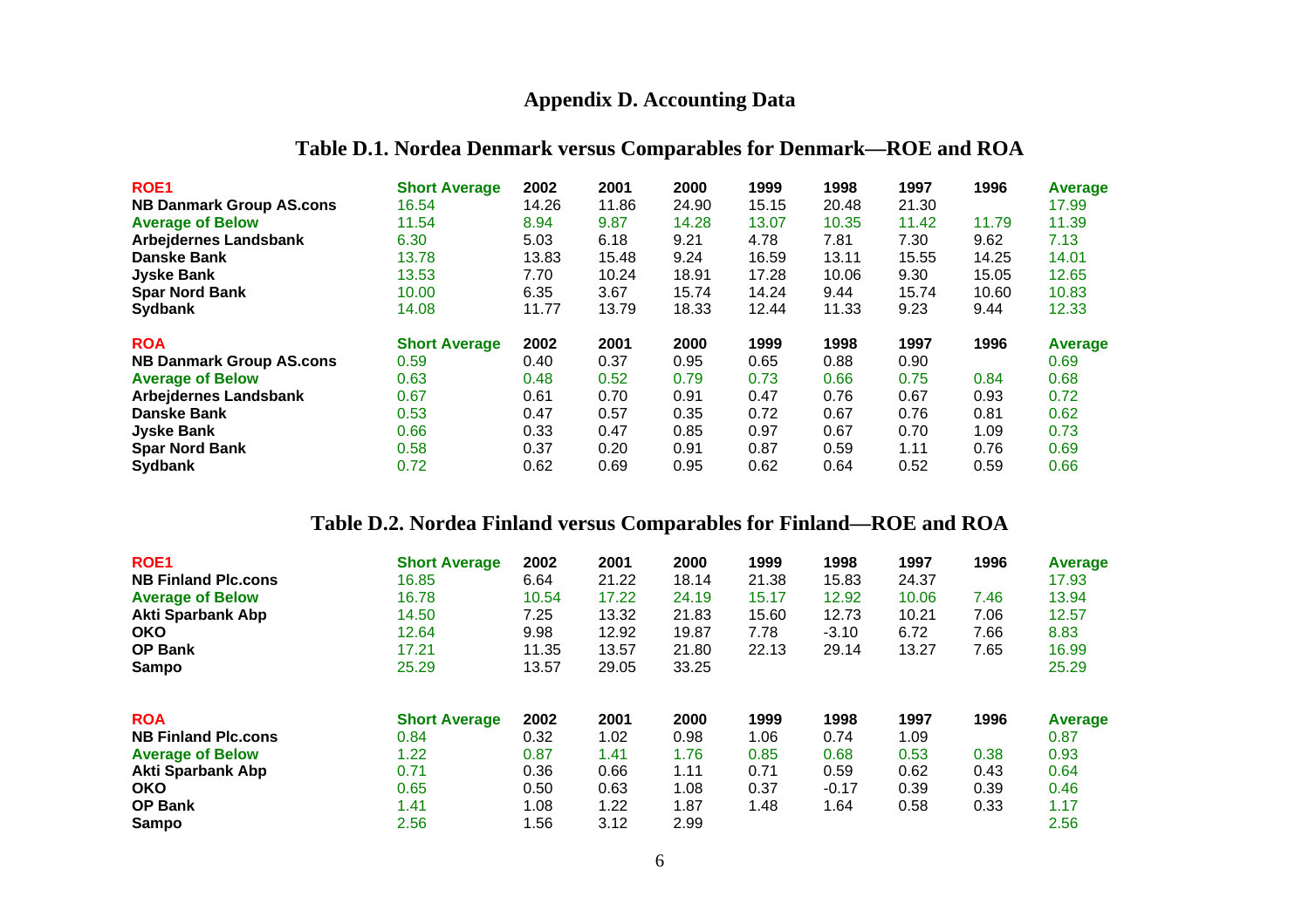# Appendix D. Accounting Data

## Table D.1. Nordea Denmark versus Comparables for Denmark—ROE and ROA

| ROE1 | Short Average | 2002 | 2001 | 2000 | 1999 | 1998 | 1997 | 1996 | Average |
|---|---|---|---|---|---|---|---|---|---|
| NB Danmark Group AS.cons | 16.54 | 14.26 | 11.86 | 24.90 | 15.15 | 20.48 | 21.30 | | 17.99 |
| Average of Below | 11.54 | 8.94 | 9.87 | 14.28 | 13.07 | 10.35 | 11.42 | 11.79 | 11.39 |
| Arbejdernes Landsbank | 6.30 | 5.03 | 6.18 | 9.21 | 4.78 | 7.81 | 7.30 | 9.62 | 7.13 |
| Danske Bank | 13.78 | 13.83 | 15.48 | 9.24 | 16.59 | 13.11 | 15.55 | 14.25 | 14.01 |
| Jyske Bank | 13.53 | 7.70 | 10.24 | 18.91 | 17.28 | 10.06 | 9.30 | 15.05 | 12.65 |
| Spar Nord Bank | 10.00 | 6.35 | 3.67 | 15.74 | 14.24 | 9.44 | 15.74 | 10.60 | 10.83 |
| Sydbank | 14.08 | 11.77 | 13.79 | 18.33 | 12.44 | 11.33 | 9.23 | 9.44 | 12.33 |

| ROA | Short Average | 2002 | 2001 | 2000 | 1999 | 1998 | 1997 | 1996 | Average |
|---|---|---|---|---|---|---|---|---|---|
| NB Danmark Group AS.cons | 0.59 | 0.40 | 0.37 | 0.95 | 0.65 | 0.88 | 0.90 | | 0.69 |
| Average of Below | 0.63 | 0.48 | 0.52 | 0.79 | 0.73 | 0.66 | 0.75 | 0.84 | 0.68 |
| Arbejdernes Landsbank | 0.67 | 0.61 | 0.70 | 0.91 | 0.47 | 0.76 | 0.67 | 0.93 | 0.72 |
| Danske Bank | 0.53 | 0.47 | 0.57 | 0.35 | 0.72 | 0.67 | 0.76 | 0.81 | 0.62 |
| Jyske Bank | 0.66 | 0.33 | 0.47 | 0.85 | 0.97 | 0.67 | 0.70 | 1.09 | 0.73 |
| Spar Nord Bank | 0.58 | 0.37 | 0.20 | 0.91 | 0.87 | 0.59 | 1.11 | 0.76 | 0.69 |
| Sydbank | 0.72 | 0.62 | 0.69 | 0.95 | 0.62 | 0.64 | 0.52 | 0.59 | 0.66 |

## Table D.2. Nordea Finland versus Comparables for Finland—ROE and ROA

| ROE1 | Short Average | 2002 | 2001 | 2000 | 1999 | 1998 | 1997 | 1996 | Average |
|---|---|---|---|---|---|---|---|---|---|
| NB Finland Plc.cons | 16.85 | 6.64 | 21.22 | 18.14 | 21.38 | 15.83 | 24.37 | | 17.93 |
| Average of Below | 16.78 | 10.54 | 17.22 | 24.19 | 15.17 | 12.92 | 10.06 | 7.46 | 13.94 |
| Akti Sparbank Abp | 14.50 | 7.25 | 13.32 | 21.83 | 15.60 | 12.73 | 10.21 | 7.06 | 12.57 |
| OKO | 12.64 | 9.98 | 12.92 | 19.87 | 7.78 | -3.10 | 6.72 | 7.66 | 8.83 |
| OP Bank | 17.21 | 11.35 | 13.57 | 21.80 | 22.13 | 29.14 | 13.27 | 7.65 | 16.99 |
| Sampo | 25.29 | 13.57 | 29.05 | 33.25 | | | | | 25.29 |

| ROA | Short Average | 2002 | 2001 | 2000 | 1999 | 1998 | 1997 | 1996 | Average |
|---|---|---|---|---|---|---|---|---|---|
| NB Finland Plc.cons | 0.84 | 0.32 | 1.02 | 0.98 | 1.06 | 0.74 | 1.09 | | 0.87 |
| Average of Below | 1.22 | 0.87 | 1.41 | 1.76 | 0.85 | 0.68 | 0.53 | 0.38 | 0.93 |
| Akti Sparbank Abp | 0.71 | 0.36 | 0.66 | 1.11 | 0.71 | 0.59 | 0.62 | 0.43 | 0.64 |
| OKO | 0.65 | 0.50 | 0.63 | 1.08 | 0.37 | -0.17 | 0.39 | 0.39 | 0.46 |
| OP Bank | 1.41 | 1.08 | 1.22 | 1.87 | 1.48 | 1.64 | 0.58 | 0.33 | 1.17 |
| Sampo | 2.56 | 1.56 | 3.12 | 2.99 | | | | | 2.56 |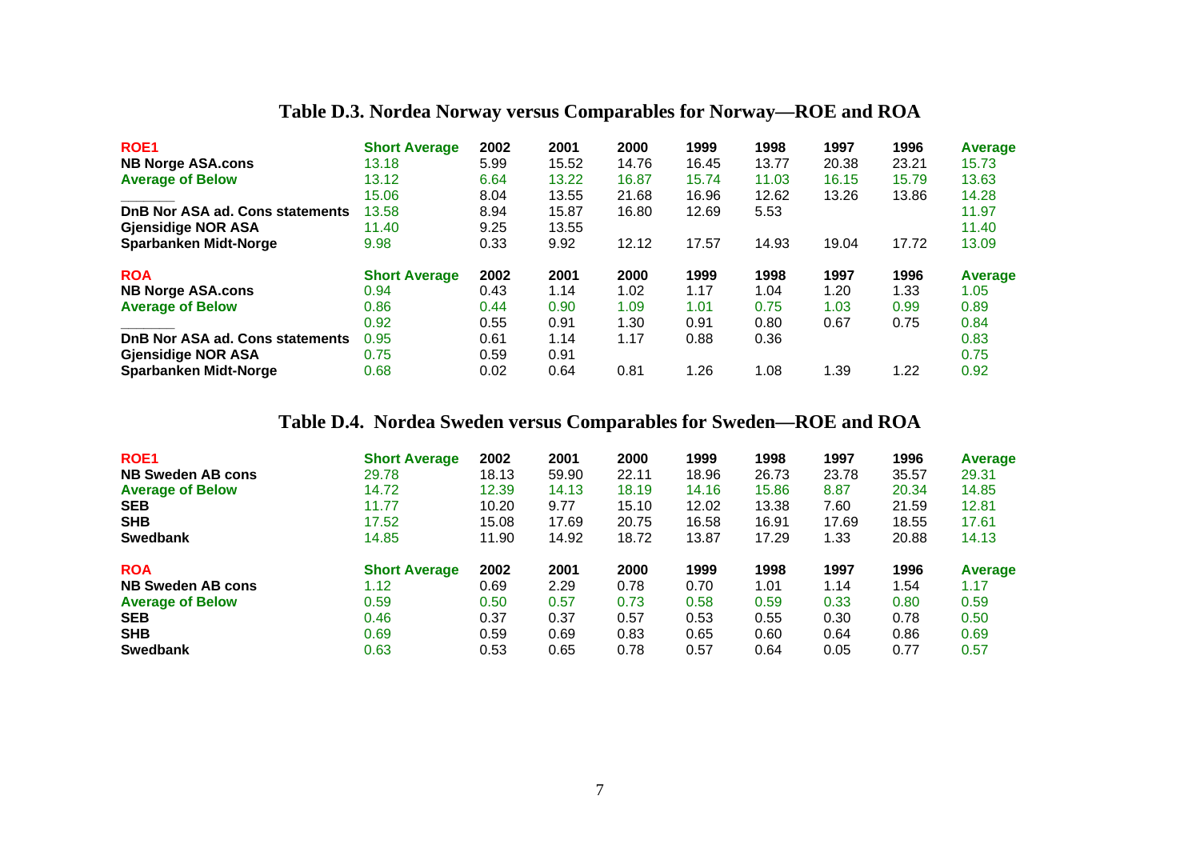## Table D.3. Nordea Norway versus Comparables for Norway—ROE and ROA

| ROE1 | Short Average | 2002 | 2001 | 2000 | 1999 | 1998 | 1997 | 1996 | Average |
|---|---|---|---|---|---|---|---|---|---|
| NB Norge ASA.cons | 13.18 | 5.99 | 15.52 | 14.76 | 16.45 | 13.77 | 20.38 | 23.21 | 15.73 |
| Average of Below | 13.12 | 6.64 | 13.22 | 16.87 | 15.74 | 11.03 | 16.15 | 15.79 | 13.63 |
| _______ | 15.06 | 8.04 | 13.55 | 21.68 | 16.96 | 12.62 | 13.26 | 13.86 | 14.28 |
| DnB Nor ASA ad. Cons statements | 13.58 | 8.94 | 15.87 | 16.80 | 12.69 | 5.53 | | | 11.97 |
| Gjensidige NOR ASA | 11.40 | 9.25 | 13.55 | | | | | | 11.40 |
| Sparbanken Midt-Norge | 9.98 | 0.33 | 9.92 | 12.12 | 17.57 | 14.93 | 19.04 | 17.72 | 13.09 |

| ROA | Short Average | 2002 | 2001 | 2000 | 1999 | 1998 | 1997 | 1996 | Average |
|---|---|---|---|---|---|---|---|---|---|
| NB Norge ASA.cons | 0.94 | 0.43 | 1.14 | 1.02 | 1.17 | 1.04 | 1.20 | 1.33 | 1.05 |
| Average of Below | 0.86 | 0.44 | 0.90 | 1.09 | 1.01 | 0.75 | 1.03 | 0.99 | 0.89 |
| _______ | 0.92 | 0.55 | 0.91 | 1.30 | 0.91 | 0.80 | 0.67 | 0.75 | 0.84 |
| DnB Nor ASA ad. Cons statements | 0.95 | 0.61 | 1.14 | 1.17 | 0.88 | 0.36 | | | 0.83 |
| Gjensidige NOR ASA | 0.75 | 0.59 | 0.91 | | | | | | 0.75 |
| Sparbanken Midt-Norge | 0.68 | 0.02 | 0.64 | 0.81 | 1.26 | 1.08 | 1.39 | 1.22 | 0.92 |

## Table D.4. Nordea Sweden versus Comparables for Sweden—ROE and ROA

| ROE1 | Short Average | 2002 | 2001 | 2000 | 1999 | 1998 | 1997 | 1996 | Average |
|---|---|---|---|---|---|---|---|---|---|
| NB Sweden AB cons | 29.78 | 18.13 | 59.90 | 22.11 | 18.96 | 26.73 | 23.78 | 35.57 | 29.31 |
| Average of Below | 14.72 | 12.39 | 14.13 | 18.19 | 14.16 | 15.86 | 8.87 | 20.34 | 14.85 |
| SEB | 11.77 | 10.20 | 9.77 | 15.10 | 12.02 | 13.38 | 7.60 | 21.59 | 12.81 |
| SHB | 17.52 | 15.08 | 17.69 | 20.75 | 16.58 | 16.91 | 17.69 | 18.55 | 17.61 |
| Swedbank | 14.85 | 11.90 | 14.92 | 18.72 | 13.87 | 17.29 | 1.33 | 20.88 | 14.13 |

| ROA | Short Average | 2002 | 2001 | 2000 | 1999 | 1998 | 1997 | 1996 | Average |
|---|---|---|---|---|---|---|---|---|---|
| NB Sweden AB cons | 1.12 | 0.69 | 2.29 | 0.78 | 0.70 | 1.01 | 1.14 | 1.54 | 1.17 |
| Average of Below | 0.59 | 0.50 | 0.57 | 0.73 | 0.58 | 0.59 | 0.33 | 0.80 | 0.59 |
| SEB | 0.46 | 0.37 | 0.37 | 0.57 | 0.53 | 0.55 | 0.30 | 0.78 | 0.50 |
| SHB | 0.69 | 0.59 | 0.69 | 0.83 | 0.65 | 0.60 | 0.64 | 0.86 | 0.69 |
| Swedbank | 0.63 | 0.53 | 0.65 | 0.78 | 0.57 | 0.64 | 0.05 | 0.77 | 0.57 |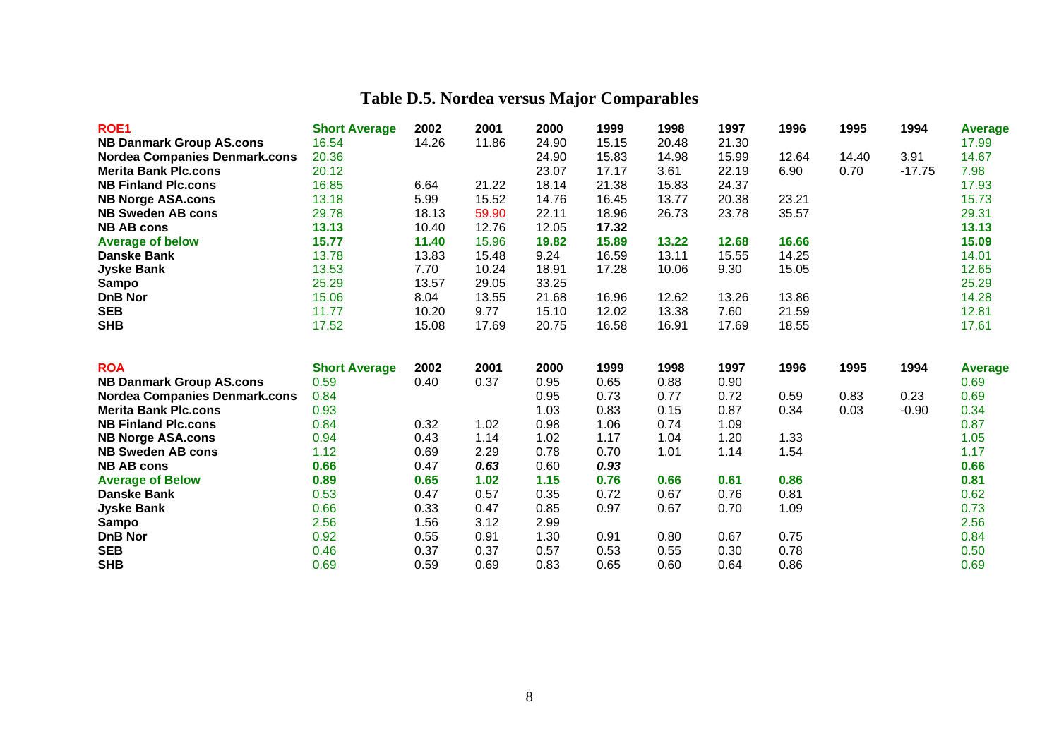# Table D.5. Nordea versus Major Comparables

| ROE1 | Short Average | 2002 | 2001 | 2000 | 1999 | 1998 | 1997 | 1996 | 1995 | 1994 | Average |
|---|---|---|---|---|---|---|---|---|---|---|---|
| **NB Danmark Group AS.cons** | 16.54 | 14.26 | 11.86 | 24.90 | 15.15 | 20.48 | 21.30 | | | | 17.99 |
| **Nordea Companies Denmark.cons** | 20.36 | | | 24.90 | 15.83 | 14.98 | 15.99 | 12.64 | 14.40 | 3.91 | 14.67 |
| **Merita Bank Plc.cons** | 20.12 | | | 23.07 | 17.17 | 3.61 | 22.19 | 6.90 | 0.70 | -17.75 | 7.98 |
| **NB Finland Plc.cons** | 16.85 | 6.64 | 21.22 | 18.14 | 21.38 | 15.83 | 24.37 | | | | 17.93 |
| **NB Norge ASA.cons** | 13.18 | 5.99 | 15.52 | 14.76 | 16.45 | 13.77 | 20.38 | 23.21 | | | 15.73 |
| **NB Sweden AB cons** | 29.78 | 18.13 | 59.90 | 22.11 | 18.96 | 26.73 | 23.78 | 35.57 | | | 29.31 |
| **NB AB cons** | **13.13** | 10.40 | 12.76 | 12.05 | **17.32** | | | | | | **13.13** |
| **Average of below** | **15.77** | **11.40** | 15.96 | **19.82** | **15.89** | **13.22** | **12.68** | **16.66** | | | **15.09** |
| **Danske Bank** | 13.78 | 13.83 | 15.48 | 9.24 | 16.59 | 13.11 | 15.55 | 14.25 | | | 14.01 |
| **Jyske Bank** | 13.53 | 7.70 | 10.24 | 18.91 | 17.28 | 10.06 | 9.30 | 15.05 | | | 12.65 |
| **Sampo** | 25.29 | 13.57 | 29.05 | 33.25 | | | | | | | 25.29 |
| **DnB Nor** | 15.06 | 8.04 | 13.55 | 21.68 | 16.96 | 12.62 | 13.26 | 13.86 | | | 14.28 |
| **SEB** | 11.77 | 10.20 | 9.77 | 15.10 | 12.02 | 13.38 | 7.60 | 21.59 | | | 12.81 |
| **SHB** | 17.52 | 15.08 | 17.69 | 20.75 | 16.58 | 16.91 | 17.69 | 18.55 | | | 17.61 |

| ROA | Short Average | 2002 | 2001 | 2000 | 1999 | 1998 | 1997 | 1996 | 1995 | 1994 | Average |
|---|---|---|---|---|---|---|---|---|---|---|---|
| **NB Danmark Group AS.cons** | 0.59 | 0.40 | 0.37 | 0.95 | 0.65 | 0.88 | 0.90 | | | | 0.69 |
| **Nordea Companies Denmark.cons** | 0.84 | | | 0.95 | 0.73 | 0.77 | 0.72 | 0.59 | 0.83 | 0.23 | 0.69 |
| **Merita Bank Plc.cons** | 0.93 | | | 1.03 | 0.83 | 0.15 | 0.87 | 0.34 | 0.03 | -0.90 | 0.34 |
| **NB Finland Plc.cons** | 0.84 | 0.32 | 1.02 | 0.98 | 1.06 | 0.74 | 1.09 | | | | 0.87 |
| **NB Norge ASA.cons** | 0.94 | 0.43 | 1.14 | 1.02 | 1.17 | 1.04 | 1.20 | 1.33 | | | 1.05 |
| **NB Sweden AB cons** | 1.12 | 0.69 | 2.29 | 0.78 | 0.70 | 1.01 | 1.14 | 1.54 | | | 1.17 |
| **NB AB cons** | **0.66** | 0.47 | ***0.63*** | 0.60 | ***0.93*** | | | | | | **0.66** |
| **Average of Below** | **0.89** | **0.65** | **1.02** | **1.15** | **0.76** | **0.66** | **0.61** | **0.86** | | | **0.81** |
| **Danske Bank** | 0.53 | 0.47 | 0.57 | 0.35 | 0.72 | 0.67 | 0.76 | 0.81 | | | 0.62 |
| **Jyske Bank** | 0.66 | 0.33 | 0.47 | 0.85 | 0.97 | 0.67 | 0.70 | 1.09 | | | 0.73 |
| **Sampo** | 2.56 | 1.56 | 3.12 | 2.99 | | | | | | | 2.56 |
| **DnB Nor** | 0.92 | 0.55 | 0.91 | 1.30 | 0.91 | 0.80 | 0.67 | 0.75 | | | 0.84 |
| **SEB** | 0.46 | 0.37 | 0.37 | 0.57 | 0.53 | 0.55 | 0.30 | 0.78 | | | 0.50 |
| **SHB** | 0.69 | 0.59 | 0.69 | 0.83 | 0.65 | 0.60 | 0.64 | 0.86 | | | 0.69 |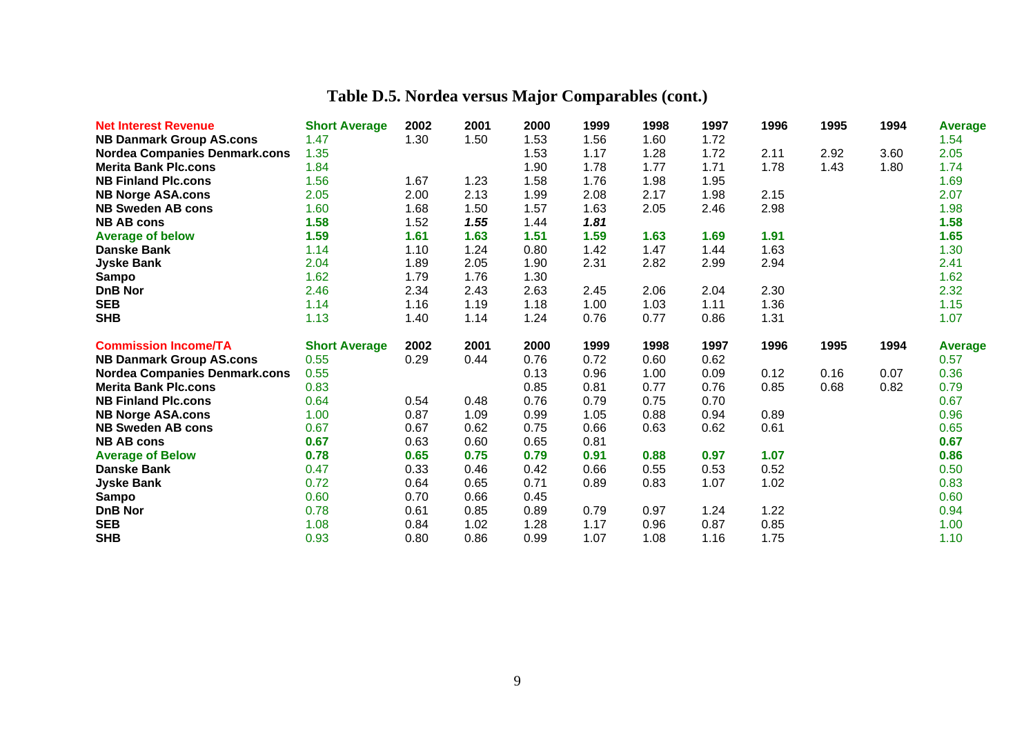# Table D.5. Nordea versus Major Comparables (cont.)

| Net Interest Revenue | Short Average | 2002 | 2001 | 2000 | 1999 | 1998 | 1997 | 1996 | 1995 | 1994 | Average |
|---|---|---|---|---|---|---|---|---|---|---|---|
| **NB Danmark Group AS.cons** | 1.47 | 1.30 | 1.50 | 1.53 | 1.56 | 1.60 | 1.72 | | | | 1.54 |
| **Nordea Companies Denmark.cons** | 1.35 | | | 1.53 | 1.17 | 1.28 | 1.72 | 2.11 | 2.92 | 3.60 | 2.05 |
| **Merita Bank Plc.cons** | 1.84 | | | 1.90 | 1.78 | 1.77 | 1.71 | 1.78 | 1.43 | 1.80 | 1.74 |
| **NB Finland Plc.cons** | 1.56 | 1.67 | 1.23 | 1.58 | 1.76 | 1.98 | 1.95 | | | | 1.69 |
| **NB Norge ASA.cons** | 2.05 | 2.00 | 2.13 | 1.99 | 2.08 | 2.17 | 1.98 | 2.15 | | | 2.07 |
| **NB Sweden AB cons** | 1.60 | 1.68 | 1.50 | 1.57 | 1.63 | 2.05 | 2.46 | 2.98 | | | 1.98 |
| **NB AB cons** | **1.58** | 1.52 | ***1.55*** | 1.44 | ***1.81*** | | | | | | **1.58** |
| **Average of below** | **1.59** | **1.61** | **1.63** | **1.51** | **1.59** | **1.63** | **1.69** | **1.91** | | | **1.65** |
| **Danske Bank** | 1.14 | 1.10 | 1.24 | 0.80 | 1.42 | 1.47 | 1.44 | 1.63 | | | 1.30 |
| **Jyske Bank** | 2.04 | 1.89 | 2.05 | 1.90 | 2.31 | 2.82 | 2.99 | 2.94 | | | 2.41 |
| **Sampo** | 1.62 | 1.79 | 1.76 | 1.30 | | | | | | | 1.62 |
| **DnB Nor** | 2.46 | 2.34 | 2.43 | 2.63 | 2.45 | 2.06 | 2.04 | 2.30 | | | 2.32 |
| **SEB** | 1.14 | 1.16 | 1.19 | 1.18 | 1.00 | 1.03 | 1.11 | 1.36 | | | 1.15 |
| **SHB** | 1.13 | 1.40 | 1.14 | 1.24 | 0.76 | 0.77 | 0.86 | 1.31 | | | 1.07 |

| Commission Income/TA | Short Average | 2002 | 2001 | 2000 | 1999 | 1998 | 1997 | 1996 | 1995 | 1994 | Average |
|---|---|---|---|---|---|---|---|---|---|---|---|
| **NB Danmark Group AS.cons** | 0.55 | 0.29 | 0.44 | 0.76 | 0.72 | 0.60 | 0.62 | | | | 0.57 |
| **Nordea Companies Denmark.cons** | 0.55 | | | 0.13 | 0.96 | 1.00 | 0.09 | 0.12 | 0.16 | 0.07 | 0.36 |
| **Merita Bank Plc.cons** | 0.83 | | | 0.85 | 0.81 | 0.77 | 0.76 | 0.85 | 0.68 | 0.82 | 0.79 |
| **NB Finland Plc.cons** | 0.64 | 0.54 | 0.48 | 0.76 | 0.79 | 0.75 | 0.70 | | | | 0.67 |
| **NB Norge ASA.cons** | 1.00 | 0.87 | 1.09 | 0.99 | 1.05 | 0.88 | 0.94 | 0.89 | | | 0.96 |
| **NB Sweden AB cons** | 0.67 | 0.67 | 0.62 | 0.75 | 0.66 | 0.63 | 0.62 | 0.61 | | | 0.65 |
| **NB AB cons** | **0.67** | 0.63 | 0.60 | 0.65 | 0.81 | | | | | | **0.67** |
| **Average of Below** | **0.78** | **0.65** | **0.75** | **0.79** | **0.91** | **0.88** | **0.97** | **1.07** | | | **0.86** |
| **Danske Bank** | 0.47 | 0.33 | 0.46 | 0.42 | 0.66 | 0.55 | 0.53 | 0.52 | | | 0.50 |
| **Jyske Bank** | 0.72 | 0.64 | 0.65 | 0.71 | 0.89 | 0.83 | 1.07 | 1.02 | | | 0.83 |
| **Sampo** | 0.60 | 0.70 | 0.66 | 0.45 | | | | | | | 0.60 |
| **DnB Nor** | 0.78 | 0.61 | 0.85 | 0.89 | 0.79 | 0.97 | 1.24 | 1.22 | | | 0.94 |
| **SEB** | 1.08 | 0.84 | 1.02 | 1.28 | 1.17 | 0.96 | 0.87 | 0.85 | | | 1.00 |
| **SHB** | 0.93 | 0.80 | 0.86 | 0.99 | 1.07 | 1.08 | 1.16 | 1.75 | | | 1.10 |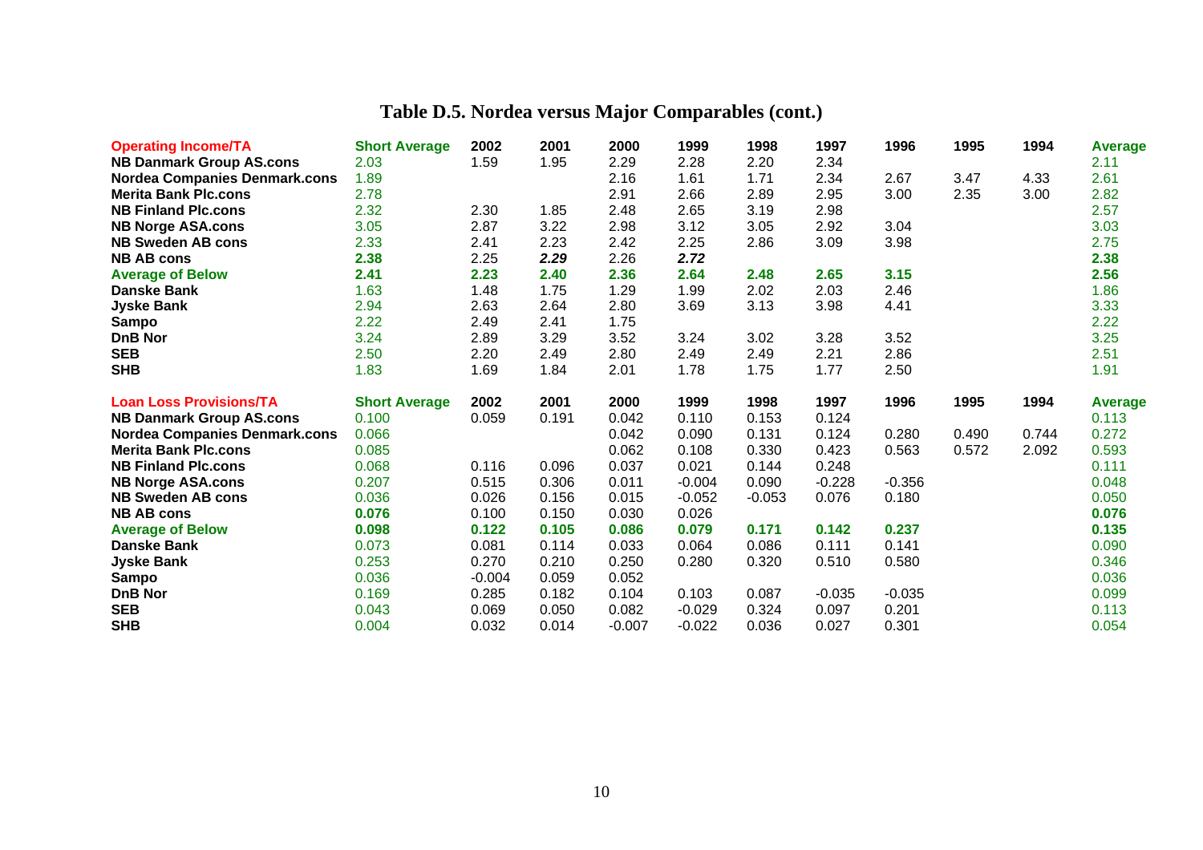# Table D.5. Nordea versus Major Comparables (cont.)

| Operating Income/TA | Short Average | 2002 | 2001 | 2000 | 1999 | 1998 | 1997 | 1996 | 1995 | 1994 | Average |
|---|---|---|---|---|---|---|---|---|---|---|---|
| **NB Danmark Group AS.cons** | 2.03 | 1.59 | 1.95 | 2.29 | 2.28 | 2.20 | 2.34 | | | | 2.11 |
| **Nordea Companies Denmark.cons** | 1.89 | | | 2.16 | 1.61 | 1.71 | 2.34 | 2.67 | 3.47 | 4.33 | 2.61 |
| **Merita Bank Plc.cons** | 2.78 | | | 2.91 | 2.66 | 2.89 | 2.95 | 3.00 | 2.35 | 3.00 | 2.82 |
| **NB Finland Plc.cons** | 2.32 | 2.30 | 1.85 | 2.48 | 2.65 | 3.19 | 2.98 | | | | 2.57 |
| **NB Norge ASA.cons** | 3.05 | 2.87 | 3.22 | 2.98 | 3.12 | 3.05 | 2.92 | 3.04 | | | 3.03 |
| **NB Sweden AB cons** | 2.33 | 2.41 | 2.23 | 2.42 | 2.25 | 2.86 | 3.09 | 3.98 | | | 2.75 |
| **NB AB cons** | **2.38** | 2.25 | ***2.29*** | 2.26 | ***2.72*** | | | | | | **2.38** |
| **Average of Below** | **2.41** | **2.23** | **2.40** | **2.36** | **2.64** | **2.48** | **2.65** | **3.15** | | | **2.56** |
| **Danske Bank** | 1.63 | 1.48 | 1.75 | 1.29 | 1.99 | 2.02 | 2.03 | 2.46 | | | 1.86 |
| **Jyske Bank** | 2.94 | 2.63 | 2.64 | 2.80 | 3.69 | 3.13 | 3.98 | 4.41 | | | 3.33 |
| **Sampo** | 2.22 | 2.49 | 2.41 | 1.75 | | | | | | | 2.22 |
| **DnB Nor** | 3.24 | 2.89 | 3.29 | 3.52 | 3.24 | 3.02 | 3.28 | 3.52 | | | 3.25 |
| **SEB** | 2.50 | 2.20 | 2.49 | 2.80 | 2.49 | 2.49 | 2.21 | 2.86 | | | 2.51 |
| **SHB** | 1.83 | 1.69 | 1.84 | 2.01 | 1.78 | 1.75 | 1.77 | 2.50 | | | 1.91 |

| Loan Loss Provisions/TA | Short Average | 2002 | 2001 | 2000 | 1999 | 1998 | 1997 | 1996 | 1995 | 1994 | Average |
|---|---|---|---|---|---|---|---|---|---|---|---|
| **NB Danmark Group AS.cons** | 0.100 | 0.059 | 0.191 | 0.042 | 0.110 | 0.153 | 0.124 | | | | 0.113 |
| **Nordea Companies Denmark.cons** | 0.066 | | | 0.042 | 0.090 | 0.131 | 0.124 | 0.280 | 0.490 | 0.744 | 0.272 |
| **Merita Bank Plc.cons** | 0.085 | | | 0.062 | 0.108 | 0.330 | 0.423 | 0.563 | 0.572 | 2.092 | 0.593 |
| **NB Finland Plc.cons** | 0.068 | 0.116 | 0.096 | 0.037 | 0.021 | 0.144 | 0.248 | | | | 0.111 |
| **NB Norge ASA.cons** | 0.207 | 0.515 | 0.306 | 0.011 | -0.004 | 0.090 | -0.228 | -0.356 | | | 0.048 |
| **NB Sweden AB cons** | 0.036 | 0.026 | 0.156 | 0.015 | -0.052 | -0.053 | 0.076 | 0.180 | | | 0.050 |
| **NB AB cons** | **0.076** | 0.100 | 0.150 | 0.030 | 0.026 | | | | | | **0.076** |
| **Average of Below** | **0.098** | **0.122** | **0.105** | **0.086** | **0.079** | **0.171** | **0.142** | **0.237** | | | **0.135** |
| **Danske Bank** | 0.073 | 0.081 | 0.114 | 0.033 | 0.064 | 0.086 | 0.111 | 0.141 | | | 0.090 |
| **Jyske Bank** | 0.253 | 0.270 | 0.210 | 0.250 | 0.280 | 0.320 | 0.510 | 0.580 | | | 0.346 |
| **Sampo** | 0.036 | -0.004 | 0.059 | 0.052 | | | | | | | 0.036 |
| **DnB Nor** | 0.169 | 0.285 | 0.182 | 0.104 | 0.103 | 0.087 | -0.035 | -0.035 | | | 0.099 |
| **SEB** | 0.043 | 0.069 | 0.050 | 0.082 | -0.029 | 0.324 | 0.097 | 0.201 | | | 0.113 |
| **SHB** | 0.004 | 0.032 | 0.014 | -0.007 | -0.022 | 0.036 | 0.027 | 0.301 | | | 0.054 |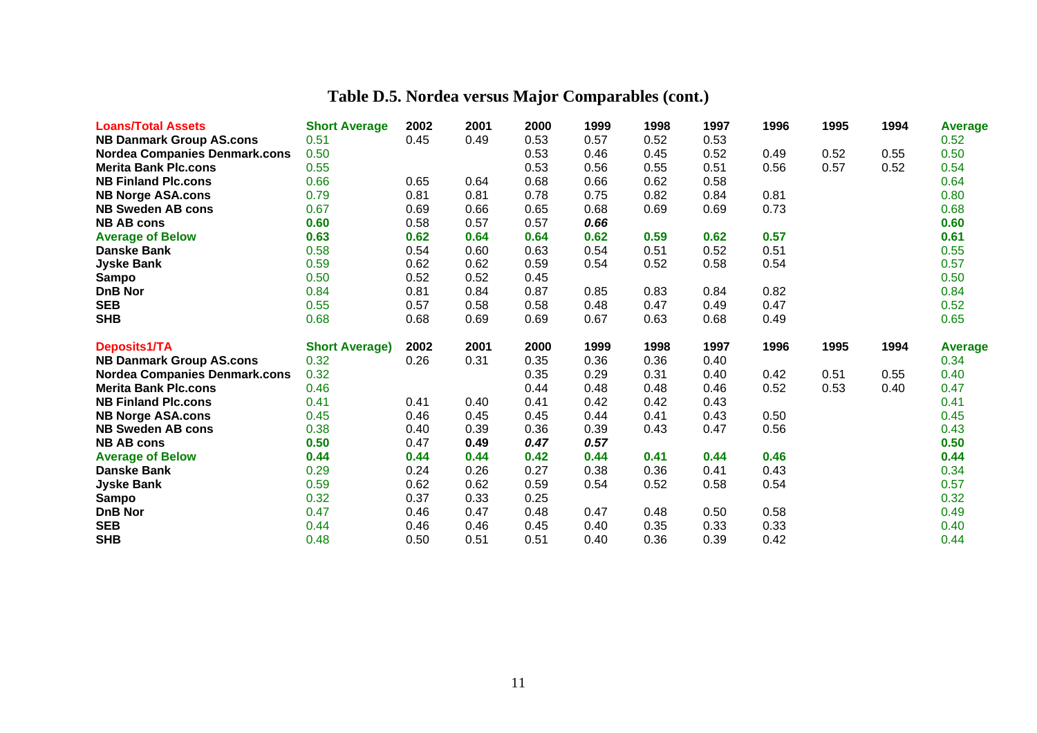# Table D.5. Nordea versus Major Comparables (cont.)

| Loans/Total Assets | Short Average | 2002 | 2001 | 2000 | 1999 | 1998 | 1997 | 1996 | 1995 | 1994 | Average |
|---|---|---|---|---|---|---|---|---|---|---|---|
| **NB Danmark Group AS.cons** | 0.51 | 0.45 | 0.49 | 0.53 | 0.57 | 0.52 | 0.53 | | | | 0.52 |
| **Nordea Companies Denmark.cons** | 0.50 | | | 0.53 | 0.46 | 0.45 | 0.52 | 0.49 | 0.52 | 0.55 | 0.50 |
| **Merita Bank Plc.cons** | 0.55 | | | 0.53 | 0.56 | 0.55 | 0.51 | 0.56 | 0.57 | 0.52 | 0.54 |
| **NB Finland Plc.cons** | 0.66 | 0.65 | 0.64 | 0.68 | 0.66 | 0.62 | 0.58 | | | | 0.64 |
| **NB Norge ASA.cons** | 0.79 | 0.81 | 0.81 | 0.78 | 0.75 | 0.82 | 0.84 | 0.81 | | | 0.80 |
| **NB Sweden AB cons** | 0.67 | 0.69 | 0.66 | 0.65 | 0.68 | 0.69 | 0.69 | 0.73 | | | 0.68 |
| **NB AB cons** | **0.60** | 0.58 | 0.57 | 0.57 | ***0.66*** | | | | | | **0.60** |
| **Average of Below** | **0.63** | **0.62** | **0.64** | **0.64** | **0.62** | **0.59** | **0.62** | **0.57** | | | **0.61** |
| **Danske Bank** | 0.58 | 0.54 | 0.60 | 0.63 | 0.54 | 0.51 | 0.52 | 0.51 | | | 0.55 |
| **Jyske Bank** | 0.59 | 0.62 | 0.62 | 0.59 | 0.54 | 0.52 | 0.58 | 0.54 | | | 0.57 |
| **Sampo** | 0.50 | 0.52 | 0.52 | 0.45 | | | | | | | 0.50 |
| **DnB Nor** | 0.84 | 0.81 | 0.84 | 0.87 | 0.85 | 0.83 | 0.84 | 0.82 | | | 0.84 |
| **SEB** | 0.55 | 0.57 | 0.58 | 0.58 | 0.48 | 0.47 | 0.49 | 0.47 | | | 0.52 |
| **SHB** | 0.68 | 0.68 | 0.69 | 0.69 | 0.67 | 0.63 | 0.68 | 0.49 | | | 0.65 |

| Deposits1/TA | Short Average) | 2002 | 2001 | 2000 | 1999 | 1998 | 1997 | 1996 | 1995 | 1994 | Average |
|---|---|---|---|---|---|---|---|---|---|---|---|
| **NB Danmark Group AS.cons** | 0.32 | 0.26 | 0.31 | 0.35 | 0.36 | 0.36 | 0.40 | | | | 0.34 |
| **Nordea Companies Denmark.cons** | 0.32 | | | 0.35 | 0.29 | 0.31 | 0.40 | 0.42 | 0.51 | 0.55 | 0.40 |
| **Merita Bank Plc.cons** | 0.46 | | | 0.44 | 0.48 | 0.48 | 0.46 | 0.52 | 0.53 | 0.40 | 0.47 |
| **NB Finland Plc.cons** | 0.41 | 0.41 | 0.40 | 0.41 | 0.42 | 0.42 | 0.43 | | | | 0.41 |
| **NB Norge ASA.cons** | 0.45 | 0.46 | 0.45 | 0.45 | 0.44 | 0.41 | 0.43 | 0.50 | | | 0.45 |
| **NB Sweden AB cons** | 0.38 | 0.40 | 0.39 | 0.36 | 0.39 | 0.43 | 0.47 | 0.56 | | | 0.43 |
| **NB AB cons** | **0.50** | 0.47 | **0.49** | ***0.47*** | ***0.57*** | | | | | | **0.50** |
| **Average of Below** | **0.44** | **0.44** | **0.44** | ***0.42*** | **0.44** | **0.41** | **0.44** | **0.46** | | | **0.44** |
| **Danske Bank** | 0.29 | 0.24 | 0.26 | 0.27 | 0.38 | 0.36 | 0.41 | 0.43 | | | 0.34 |
| **Jyske Bank** | 0.59 | 0.62 | 0.62 | 0.59 | 0.54 | 0.52 | 0.58 | 0.54 | | | 0.57 |
| **Sampo** | 0.32 | 0.37 | 0.33 | 0.25 | | | | | | | 0.32 |
| **DnB Nor** | 0.47 | 0.46 | 0.47 | 0.48 | 0.47 | 0.48 | 0.50 | 0.58 | | | 0.49 |
| **SEB** | 0.44 | 0.46 | 0.46 | 0.45 | 0.40 | 0.35 | 0.33 | 0.33 | | | 0.40 |
| **SHB** | 0.48 | 0.50 | 0.51 | 0.51 | 0.40 | 0.36 | 0.39 | 0.42 | | | 0.44 |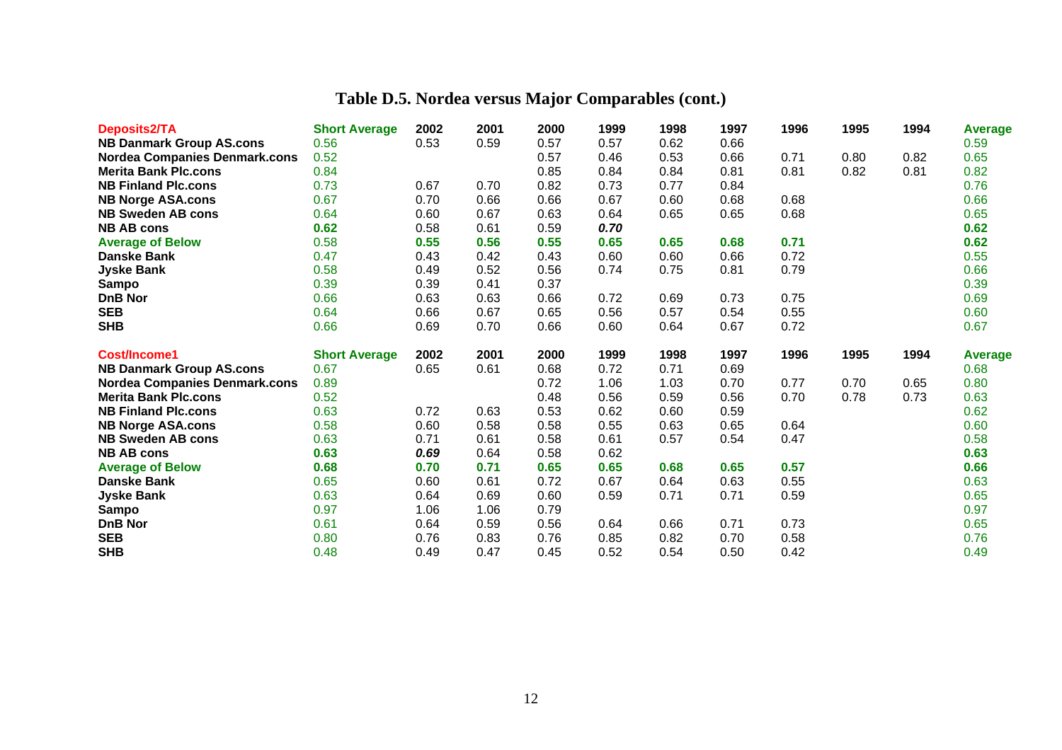# Table D.5. Nordea versus Major Comparables (cont.)

| Deposits2/TA | Short Average | 2002 | 2001 | 2000 | 1999 | 1998 | 1997 | 1996 | 1995 | 1994 | Average |
|---|---|---|---|---|---|---|---|---|---|---|---|
| **NB Danmark Group AS.cons** | 0.56 | 0.53 | 0.59 | 0.57 | 0.57 | 0.62 | 0.66 | | | | 0.59 |
| **Nordea Companies Denmark.cons** | 0.52 | | | 0.57 | 0.46 | 0.53 | 0.66 | 0.71 | 0.80 | 0.82 | 0.65 |
| **Merita Bank Plc.cons** | 0.84 | | | 0.85 | 0.84 | 0.84 | 0.81 | 0.81 | 0.82 | 0.81 | 0.82 |
| **NB Finland Plc.cons** | 0.73 | 0.67 | 0.70 | 0.82 | 0.73 | 0.77 | 0.84 | | | | 0.76 |
| **NB Norge ASA.cons** | 0.67 | 0.70 | 0.66 | 0.66 | 0.67 | 0.60 | 0.68 | 0.68 | | | 0.66 |
| **NB Sweden AB cons** | 0.64 | 0.60 | 0.67 | 0.63 | 0.64 | 0.65 | 0.65 | 0.68 | | | 0.65 |
| **NB AB cons** | **0.62** | 0.58 | 0.61 | 0.59 | ***0.70*** | | | | | | **0.62** |
| **Average of Below** | 0.58 | **0.55** | **0.56** | **0.55** | **0.65** | **0.65** | **0.68** | **0.71** | | | **0.62** |
| **Danske Bank** | 0.47 | 0.43 | 0.42 | 0.43 | 0.60 | 0.60 | 0.66 | 0.72 | | | 0.55 |
| **Jyske Bank** | 0.58 | 0.49 | 0.52 | 0.56 | 0.74 | 0.75 | 0.81 | 0.79 | | | 0.66 |
| **Sampo** | 0.39 | 0.39 | 0.41 | 0.37 | | | | | | | 0.39 |
| **DnB Nor** | 0.66 | 0.63 | 0.63 | 0.66 | 0.72 | 0.69 | 0.73 | 0.75 | | | 0.69 |
| **SEB** | 0.64 | 0.66 | 0.67 | 0.65 | 0.56 | 0.57 | 0.54 | 0.55 | | | 0.60 |
| **SHB** | 0.66 | 0.69 | 0.70 | 0.66 | 0.60 | 0.64 | 0.67 | 0.72 | | | 0.67 |

| Cost/Income1 | Short Average | 2002 | 2001 | 2000 | 1999 | 1998 | 1997 | 1996 | 1995 | 1994 | Average |
|---|---|---|---|---|---|---|---|---|---|---|---|
| **NB Danmark Group AS.cons** | 0.67 | 0.65 | 0.61 | 0.68 | 0.72 | 0.71 | 0.69 | | | | 0.68 |
| **Nordea Companies Denmark.cons** | 0.89 | | | 0.72 | 1.06 | 1.03 | 0.70 | 0.77 | 0.70 | 0.65 | 0.80 |
| **Merita Bank Plc.cons** | 0.52 | | | 0.48 | 0.56 | 0.59 | 0.56 | 0.70 | 0.78 | 0.73 | 0.63 |
| **NB Finland Plc.cons** | 0.63 | 0.72 | 0.63 | 0.53 | 0.62 | 0.60 | 0.59 | | | | 0.62 |
| **NB Norge ASA.cons** | 0.58 | 0.60 | 0.58 | 0.58 | 0.55 | 0.63 | 0.65 | 0.64 | | | 0.60 |
| **NB Sweden AB cons** | 0.63 | 0.71 | 0.61 | 0.58 | 0.61 | 0.57 | 0.54 | 0.47 | | | 0.58 |
| **NB AB cons** | **0.63** | ***0.69*** | 0.64 | 0.58 | 0.62 | | | | | | **0.63** |
| **Average of Below** | **0.68** | **0.70** | **0.71** | **0.65** | **0.65** | **0.68** | **0.65** | **0.57** | | | **0.66** |
| **Danske Bank** | 0.65 | 0.60 | 0.61 | 0.72 | 0.67 | 0.64 | 0.63 | 0.55 | | | 0.63 |
| **Jyske Bank** | 0.63 | 0.64 | 0.69 | 0.60 | 0.59 | 0.71 | 0.71 | 0.59 | | | 0.65 |
| **Sampo** | 0.97 | 1.06 | 1.06 | 0.79 | | | | | | | 0.97 |
| **DnB Nor** | 0.61 | 0.64 | 0.59 | 0.56 | 0.64 | 0.66 | 0.71 | 0.73 | | | 0.65 |
| **SEB** | 0.80 | 0.76 | 0.83 | 0.76 | 0.85 | 0.82 | 0.70 | 0.58 | | | 0.76 |
| **SHB** | 0.48 | 0.49 | 0.47 | 0.45 | 0.52 | 0.54 | 0.50 | 0.42 | | | 0.49 |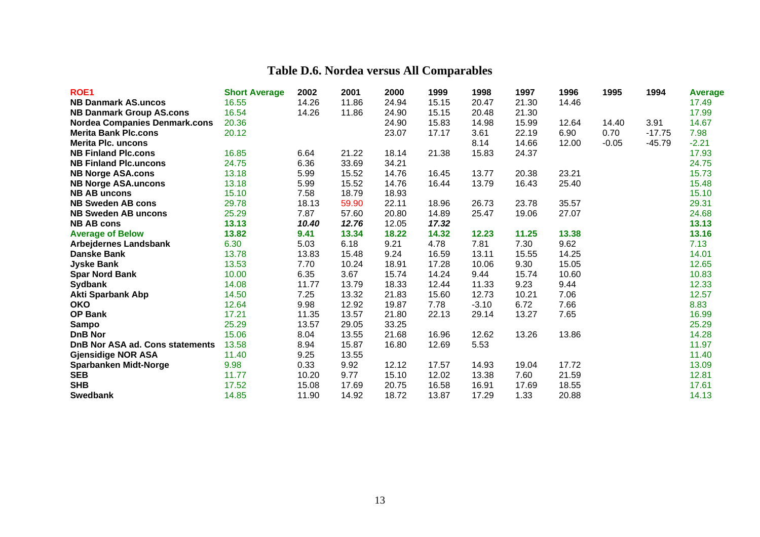# Table D.6. Nordea versus All Comparables

| ROE1 | Short Average | 2002 | 2001 | 2000 | 1999 | 1998 | 1997 | 1996 | 1995 | 1994 | Average |
|---|---|---|---|---|---|---|---|---|---|---|---|
| **NB Danmark AS.uncos** | 16.55 | 14.26 | 11.86 | 24.94 | 15.15 | 20.47 | 21.30 | 14.46 | | | 17.49 |
| **NB Danmark Group AS.cons** | 16.54 | 14.26 | 11.86 | 24.90 | 15.15 | 20.48 | 21.30 | | | | 17.99 |
| **Nordea Companies Denmark.cons** | 20.36 | | | 24.90 | 15.83 | 14.98 | 15.99 | 12.64 | 14.40 | 3.91 | 14.67 |
| **Merita Bank Plc.cons** | 20.12 | | | 23.07 | 17.17 | 3.61 | 22.19 | 6.90 | 0.70 | -17.75 | 7.98 |
| **Merita Plc. uncons** | | | | | | 8.14 | 14.66 | 12.00 | -0.05 | -45.79 | -2.21 |
| **NB Finland Plc.cons** | 16.85 | 6.64 | 21.22 | 18.14 | 21.38 | 15.83 | 24.37 | | | | 17.93 |
| **NB Finland Plc.uncons** | 24.75 | 6.36 | 33.69 | 34.21 | | | | | | | 24.75 |
| **NB Norge ASA.cons** | 13.18 | 5.99 | 15.52 | 14.76 | 16.45 | 13.77 | 20.38 | 23.21 | | | 15.73 |
| **NB Norge ASA.uncons** | 13.18 | 5.99 | 15.52 | 14.76 | 16.44 | 13.79 | 16.43 | 25.40 | | | 15.48 |
| **NB AB uncons** | 15.10 | 7.58 | 18.79 | 18.93 | | | | | | | 15.10 |
| **NB Sweden AB cons** | 29.78 | 18.13 | 59.90 | 22.11 | 18.96 | 26.73 | 23.78 | 35.57 | | | 29.31 |
| **NB Sweden AB uncons** | 25.29 | 7.87 | 57.60 | 20.80 | 14.89 | 25.47 | 19.06 | 27.07 | | | 24.68 |
| **NB AB cons** | **13.13** | ***10.40*** | ***12.76*** | 12.05 | ***17.32*** | | | | | | **13.13** |
| **Average of Below** | **13.82** | **9.41** | **13.34** | **18.22** | **14.32** | **12.23** | **11.25** | **13.38** | | | **13.16** |
| **Arbejdernes Landsbank** | 6.30 | 5.03 | 6.18 | 9.21 | 4.78 | 7.81 | 7.30 | 9.62 | | | 7.13 |
| **Danske Bank** | 13.78 | 13.83 | 15.48 | 9.24 | 16.59 | 13.11 | 15.55 | 14.25 | | | 14.01 |
| **Jyske Bank** | 13.53 | 7.70 | 10.24 | 18.91 | 17.28 | 10.06 | 9.30 | 15.05 | | | 12.65 |
| **Spar Nord Bank** | 10.00 | 6.35 | 3.67 | 15.74 | 14.24 | 9.44 | 15.74 | 10.60 | | | 10.83 |
| **Sydbank** | 14.08 | 11.77 | 13.79 | 18.33 | 12.44 | 11.33 | 9.23 | 9.44 | | | 12.33 |
| **Akti Sparbank Abp** | 14.50 | 7.25 | 13.32 | 21.83 | 15.60 | 12.73 | 10.21 | 7.06 | | | 12.57 |
| **OKO** | 12.64 | 9.98 | 12.92 | 19.87 | 7.78 | -3.10 | 6.72 | 7.66 | | | 8.83 |
| **OP Bank** | 17.21 | 11.35 | 13.57 | 21.80 | 22.13 | 29.14 | 13.27 | 7.65 | | | 16.99 |
| **Sampo** | 25.29 | 13.57 | 29.05 | 33.25 | | | | | | | 25.29 |
| **DnB Nor** | 15.06 | 8.04 | 13.55 | 21.68 | 16.96 | 12.62 | 13.26 | 13.86 | | | 14.28 |
| **DnB Nor ASA ad. Cons statements** | 13.58 | 8.94 | 15.87 | 16.80 | 12.69 | 5.53 | | | | | 11.97 |
| **Gjensidige NOR ASA** | 11.40 | 9.25 | 13.55 | | | | | | | | 11.40 |
| **Sparbanken Midt-Norge** | 9.98 | 0.33 | 9.92 | 12.12 | 17.57 | 14.93 | 19.04 | 17.72 | | | 13.09 |
| **SEB** | 11.77 | 10.20 | 9.77 | 15.10 | 12.02 | 13.38 | 7.60 | 21.59 | | | 12.81 |
| **SHB** | 17.52 | 15.08 | 17.69 | 20.75 | 16.58 | 16.91 | 17.69 | 18.55 | | | 17.61 |
| **Swedbank** | 14.85 | 11.90 | 14.92 | 18.72 | 13.87 | 17.29 | 1.33 | 20.88 | | | 14.13 |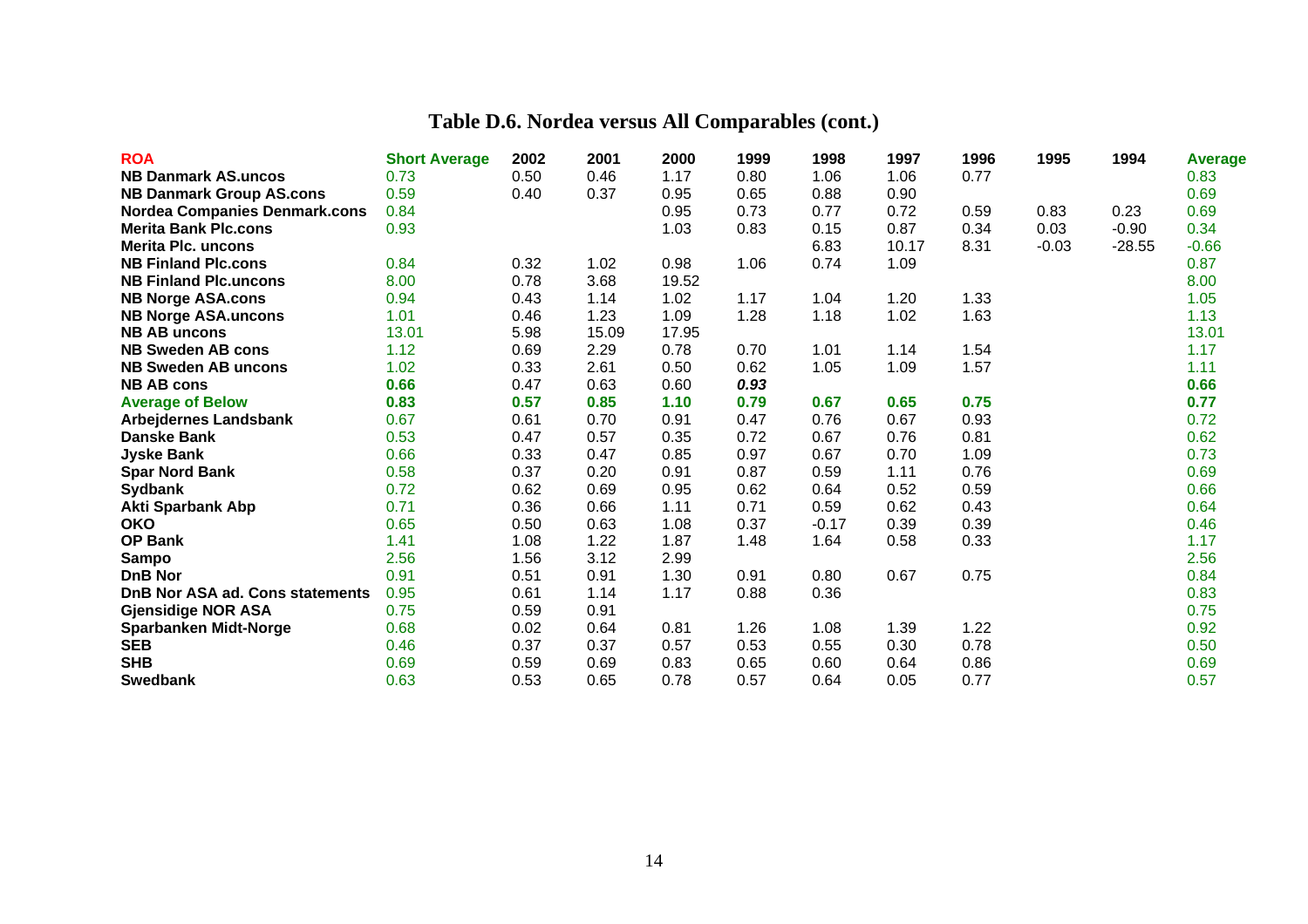# Table D.6. Nordea versus All Comparables (cont.)

| ROA | Short Average | 2002 | 2001 | 2000 | 1999 | 1998 | 1997 | 1996 | 1995 | 1994 | Average |
|---|---|---|---|---|---|---|---|---|---|---|---|
| **NB Danmark AS.uncos** | 0.73 | 0.50 | 0.46 | 1.17 | 0.80 | 1.06 | 1.06 | 0.77 | | | 0.83 |
| **NB Danmark Group AS.cons** | 0.59 | 0.40 | 0.37 | 0.95 | 0.65 | 0.88 | 0.90 | | | | 0.69 |
| **Nordea Companies Denmark.cons** | 0.84 | | | 0.95 | 0.73 | 0.77 | 0.72 | 0.59 | 0.83 | 0.23 | 0.69 |
| **Merita Bank Plc.cons** | 0.93 | | | 1.03 | 0.83 | 0.15 | 0.87 | 0.34 | 0.03 | -0.90 | 0.34 |
| **Merita Plc. uncons** | | | | | | 6.83 | 10.17 | 8.31 | -0.03 | -28.55 | -0.66 |
| **NB Finland Plc.cons** | 0.84 | 0.32 | 1.02 | 0.98 | 1.06 | 0.74 | 1.09 | | | | 0.87 |
| **NB Finland Plc.uncons** | 8.00 | 0.78 | 3.68 | 19.52 | | | | | | | 8.00 |
| **NB Norge ASA.cons** | 0.94 | 0.43 | 1.14 | 1.02 | 1.17 | 1.04 | 1.20 | 1.33 | | | 1.05 |
| **NB Norge ASA.uncons** | 1.01 | 0.46 | 1.23 | 1.09 | 1.28 | 1.18 | 1.02 | 1.63 | | | 1.13 |
| **NB AB uncons** | 13.01 | 5.98 | 15.09 | 17.95 | | | | | | | 13.01 |
| **NB Sweden AB cons** | 1.12 | 0.69 | 2.29 | 0.78 | 0.70 | 1.01 | 1.14 | 1.54 | | | 1.17 |
| **NB Sweden AB uncons** | 1.02 | 0.33 | 2.61 | 0.50 | 0.62 | 1.05 | 1.09 | 1.57 | | | 1.11 |
| **NB AB cons** | **0.66** | 0.47 | 0.63 | 0.60 | ***0.93*** | | | | | | **0.66** |
| **Average of Below** | **0.83** | **0.57** | **0.85** | **1.10** | **0.79** | **0.67** | **0.65** | **0.75** | | | **0.77** |
| **Arbejdernes Landsbank** | 0.67 | 0.61 | 0.70 | 0.91 | 0.47 | 0.76 | 0.67 | 0.93 | | | 0.72 |
| **Danske Bank** | 0.53 | 0.47 | 0.57 | 0.35 | 0.72 | 0.67 | 0.76 | 0.81 | | | 0.62 |
| **Jyske Bank** | 0.66 | 0.33 | 0.47 | 0.85 | 0.97 | 0.67 | 0.70 | 1.09 | | | 0.73 |
| **Spar Nord Bank** | 0.58 | 0.37 | 0.20 | 0.91 | 0.87 | 0.59 | 1.11 | 0.76 | | | 0.69 |
| **Sydbank** | 0.72 | 0.62 | 0.69 | 0.95 | 0.62 | 0.64 | 0.52 | 0.59 | | | 0.66 |
| **Akti Sparbank Abp** | 0.71 | 0.36 | 0.66 | 1.11 | 0.71 | 0.59 | 0.62 | 0.43 | | | 0.64 |
| **OKO** | 0.65 | 0.50 | 0.63 | 1.08 | 0.37 | -0.17 | 0.39 | 0.39 | | | 0.46 |
| **OP Bank** | 1.41 | 1.08 | 1.22 | 1.87 | 1.48 | 1.64 | 0.58 | 0.33 | | | 1.17 |
| **Sampo** | 2.56 | 1.56 | 3.12 | 2.99 | | | | | | | 2.56 |
| **DnB Nor** | 0.91 | 0.51 | 0.91 | 1.30 | 0.91 | 0.80 | 0.67 | 0.75 | | | 0.84 |
| **DnB Nor ASA ad. Cons statements** | 0.95 | 0.61 | 1.14 | 1.17 | 0.88 | 0.36 | | | | | 0.83 |
| **Gjensidige NOR ASA** | 0.75 | 0.59 | 0.91 | | | | | | | | 0.75 |
| **Sparbanken Midt-Norge** | 0.68 | 0.02 | 0.64 | 0.81 | 1.26 | 1.08 | 1.39 | 1.22 | | | 0.92 |
| **SEB** | 0.46 | 0.37 | 0.37 | 0.57 | 0.53 | 0.55 | 0.30 | 0.78 | | | 0.50 |
| **SHB** | 0.69 | 0.59 | 0.69 | 0.83 | 0.65 | 0.60 | 0.64 | 0.86 | | | 0.69 |
| **Swedbank** | 0.63 | 0.53 | 0.65 | 0.78 | 0.57 | 0.64 | 0.05 | 0.77 | | | 0.57 |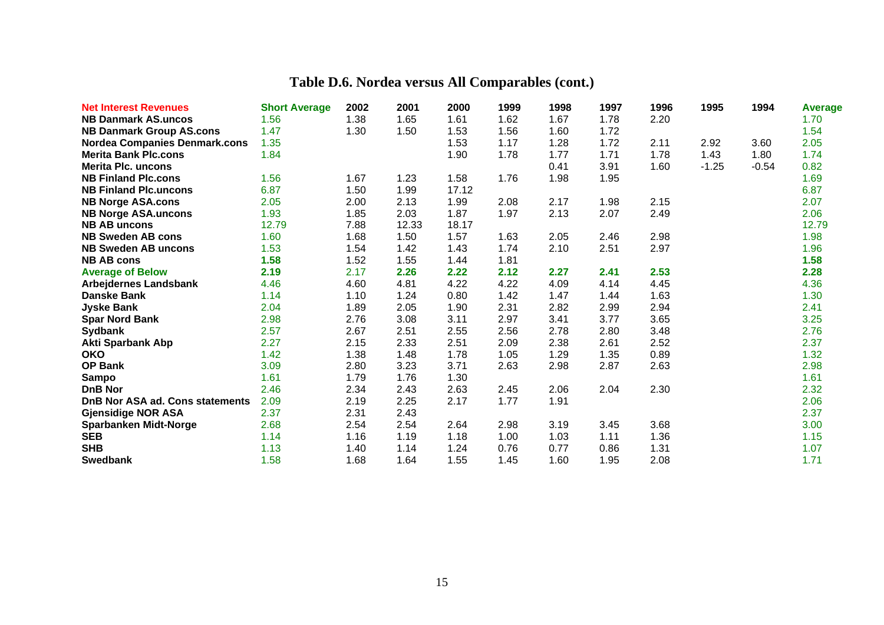## Table D.6. Nordea versus All Comparables (cont.)

| Net Interest Revenues | Short Average | 2002 | 2001 | 2000 | 1999 | 1998 | 1997 | 1996 | 1995 | 1994 | Average |
|---|---|---|---|---|---|---|---|---|---|---|---|
| **NB Danmark AS.uncos** | 1.56 | 1.38 | 1.65 | 1.61 | 1.62 | 1.67 | 1.78 | 2.20 | | | 1.70 |
| **NB Danmark Group AS.cons** | 1.47 | 1.30 | 1.50 | 1.53 | 1.56 | 1.60 | 1.72 | | | | 1.54 |
| **Nordea Companies Denmark.cons** | 1.35 | | | 1.53 | 1.17 | 1.28 | 1.72 | 2.11 | 2.92 | 3.60 | 2.05 |
| **Merita Bank Plc.cons** | 1.84 | | | 1.90 | 1.78 | 1.77 | 1.71 | 1.78 | 1.43 | 1.80 | 1.74 |
| **Merita Plc. uncons** | | | | | | 0.41 | 3.91 | 1.60 | -1.25 | -0.54 | 0.82 |
| **NB Finland Plc.cons** | 1.56 | 1.67 | 1.23 | 1.58 | 1.76 | 1.98 | 1.95 | | | | 1.69 |
| **NB Finland Plc.uncons** | 6.87 | 1.50 | 1.99 | 17.12 | | | | | | | 6.87 |
| **NB Norge ASA.cons** | 2.05 | 2.00 | 2.13 | 1.99 | 2.08 | 2.17 | 1.98 | 2.15 | | | 2.07 |
| **NB Norge ASA.uncons** | 1.93 | 1.85 | 2.03 | 1.87 | 1.97 | 2.13 | 2.07 | 2.49 | | | 2.06 |
| **NB AB uncons** | 12.79 | 7.88 | 12.33 | 18.17 | | | | | | | 12.79 |
| **NB Sweden AB cons** | 1.60 | 1.68 | 1.50 | 1.57 | 1.63 | 2.05 | 2.46 | 2.98 | | | 1.98 |
| **NB Sweden AB uncons** | 1.53 | 1.54 | 1.42 | 1.43 | 1.74 | 2.10 | 2.51 | 2.97 | | | 1.96 |
| **NB AB cons** | **1.58** | 1.52 | 1.55 | 1.44 | 1.81 | | | | | | **1.58** |
| **Average of Below** | **2.19** | 2.17 | **2.26** | **2.22** | **2.12** | **2.27** | **2.41** | **2.53** | | | **2.28** |
| **Arbejdernes Landsbank** | 4.46 | 4.60 | 4.81 | 4.22 | 4.22 | 4.09 | 4.14 | 4.45 | | | 4.36 |
| **Danske Bank** | 1.14 | 1.10 | 1.24 | 0.80 | 1.42 | 1.47 | 1.44 | 1.63 | | | 1.30 |
| **Jyske Bank** | 2.04 | 1.89 | 2.05 | 1.90 | 2.31 | 2.82 | 2.99 | 2.94 | | | 2.41 |
| **Spar Nord Bank** | 2.98 | 2.76 | 3.08 | 3.11 | 2.97 | 3.41 | 3.77 | 3.65 | | | 3.25 |
| **Sydbank** | 2.57 | 2.67 | 2.51 | 2.55 | 2.56 | 2.78 | 2.80 | 3.48 | | | 2.76 |
| **Akti Sparbank Abp** | 2.27 | 2.15 | 2.33 | 2.51 | 2.09 | 2.38 | 2.61 | 2.52 | | | 2.37 |
| **OKO** | 1.42 | 1.38 | 1.48 | 1.78 | 1.05 | 1.29 | 1.35 | 0.89 | | | 1.32 |
| **OP Bank** | 3.09 | 2.80 | 3.23 | 3.71 | 2.63 | 2.98 | 2.87 | 2.63 | | | 2.98 |
| **Sampo** | 1.61 | 1.79 | 1.76 | 1.30 | | | | | | | 1.61 |
| **DnB Nor** | 2.46 | 2.34 | 2.43 | 2.63 | 2.45 | 2.06 | 2.04 | 2.30 | | | 2.32 |
| **DnB Nor ASA ad. Cons statements** | 2.09 | 2.19 | 2.25 | 2.17 | 1.77 | 1.91 | | | | | 2.06 |
| **Gjensidige NOR ASA** | 2.37 | 2.31 | 2.43 | | | | | | | | 2.37 |
| **Sparbanken Midt-Norge** | 2.68 | 2.54 | 2.54 | 2.64 | 2.98 | 3.19 | 3.45 | 3.68 | | | 3.00 |
| **SEB** | 1.14 | 1.16 | 1.19 | 1.18 | 1.00 | 1.03 | 1.11 | 1.36 | | | 1.15 |
| **SHB** | 1.13 | 1.40 | 1.14 | 1.24 | 0.76 | 0.77 | 0.86 | 1.31 | | | 1.07 |
| **Swedbank** | 1.58 | 1.68 | 1.64 | 1.55 | 1.45 | 1.60 | 1.95 | 2.08 | | | 1.71 |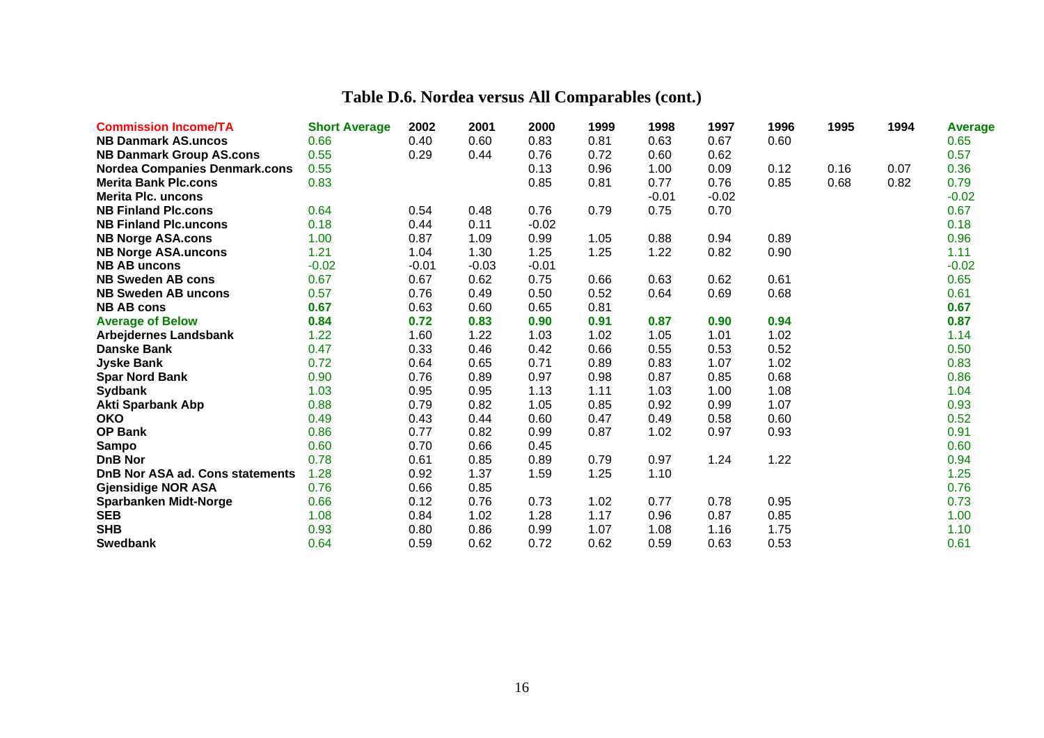# Table D.6. Nordea versus All Comparables (cont.)

| Commission Income/TA | Short Average | 2002 | 2001 | 2000 | 1999 | 1998 | 1997 | 1996 | 1995 | 1994 | Average |
|---|---|---|---|---|---|---|---|---|---|---|---|
| NB Danmark AS.uncos | 0.66 | 0.40 | 0.60 | 0.83 | 0.81 | 0.63 | 0.67 | 0.60 | | | 0.65 |
| NB Danmark Group AS.cons | 0.55 | 0.29 | 0.44 | 0.76 | 0.72 | 0.60 | 0.62 | | | | 0.57 |
| Nordea Companies Denmark.cons | 0.55 | | | 0.13 | 0.96 | 1.00 | 0.09 | 0.12 | 0.16 | 0.07 | 0.36 |
| Merita Bank Plc.cons | 0.83 | | | 0.85 | 0.81 | 0.77 | 0.76 | 0.85 | 0.68 | 0.82 | 0.79 |
| Merita Plc. uncons | | | | | | -0.01 | -0.02 | | | | -0.02 |
| NB Finland Plc.cons | 0.64 | 0.54 | 0.48 | 0.76 | 0.79 | 0.75 | 0.70 | | | | 0.67 |
| NB Finland Plc.uncons | 0.18 | 0.44 | 0.11 | -0.02 | | | | | | | 0.18 |
| NB Norge ASA.cons | 1.00 | 0.87 | 1.09 | 0.99 | 1.05 | 0.88 | 0.94 | 0.89 | | | 0.96 |
| NB Norge ASA.uncons | 1.21 | 1.04 | 1.30 | 1.25 | 1.25 | 1.22 | 0.82 | 0.90 | | | 1.11 |
| NB AB uncons | -0.02 | -0.01 | -0.03 | -0.01 | | | | | | | -0.02 |
| NB Sweden AB cons | 0.67 | 0.67 | 0.62 | 0.75 | 0.66 | 0.63 | 0.62 | 0.61 | | | 0.65 |
| NB Sweden AB uncons | 0.57 | 0.76 | 0.49 | 0.50 | 0.52 | 0.64 | 0.69 | 0.68 | | | 0.61 |
| **NB AB cons** | **0.67** | 0.63 | 0.60 | 0.65 | 0.81 | | | | | | **0.67** |
| **Average of Below** | **0.84** | **0.72** | **0.83** | **0.90** | **0.91** | **0.87** | **0.90** | **0.94** | | | **0.87** |
| Arbejdernes Landsbank | 1.22 | 1.60 | 1.22 | 1.03 | 1.02 | 1.05 | 1.01 | 1.02 | | | 1.14 |
| Danske Bank | 0.47 | 0.33 | 0.46 | 0.42 | 0.66 | 0.55 | 0.53 | 0.52 | | | 0.50 |
| Jyske Bank | 0.72 | 0.64 | 0.65 | 0.71 | 0.89 | 0.83 | 1.07 | 1.02 | | | 0.83 |
| Spar Nord Bank | 0.90 | 0.76 | 0.89 | 0.97 | 0.98 | 0.87 | 0.85 | 0.68 | | | 0.86 |
| Sydbank | 1.03 | 0.95 | 0.95 | 1.13 | 1.11 | 1.03 | 1.00 | 1.08 | | | 1.04 |
| Akti Sparbank Abp | 0.88 | 0.79 | 0.82 | 1.05 | 0.85 | 0.92 | 0.99 | 1.07 | | | 0.93 |
| OKO | 0.49 | 0.43 | 0.44 | 0.60 | 0.47 | 0.49 | 0.58 | 0.60 | | | 0.52 |
| OP Bank | 0.86 | 0.77 | 0.82 | 0.99 | 0.87 | 1.02 | 0.97 | 0.93 | | | 0.91 |
| Sampo | 0.60 | 0.70 | 0.66 | 0.45 | | | | | | | 0.60 |
| DnB Nor | 0.78 | 0.61 | 0.85 | 0.89 | 0.79 | 0.97 | 1.24 | 1.22 | | | 0.94 |
| DnB Nor ASA ad. Cons statements | 1.28 | 0.92 | 1.37 | 1.59 | 1.25 | 1.10 | | | | | 1.25 |
| Gjensidige NOR ASA | 0.76 | 0.66 | 0.85 | | | | | | | | 0.76 |
| Sparbanken Midt-Norge | 0.66 | 0.12 | 0.76 | 0.73 | 1.02 | 0.77 | 0.78 | 0.95 | | | 0.73 |
| SEB | 1.08 | 0.84 | 1.02 | 1.28 | 1.17 | 0.96 | 0.87 | 0.85 | | | 1.00 |
| SHB | 0.93 | 0.80 | 0.86 | 0.99 | 1.07 | 1.08 | 1.16 | 1.75 | | | 1.10 |
| Swedbank | 0.64 | 0.59 | 0.62 | 0.72 | 0.62 | 0.59 | 0.63 | 0.53 | | | 0.61 |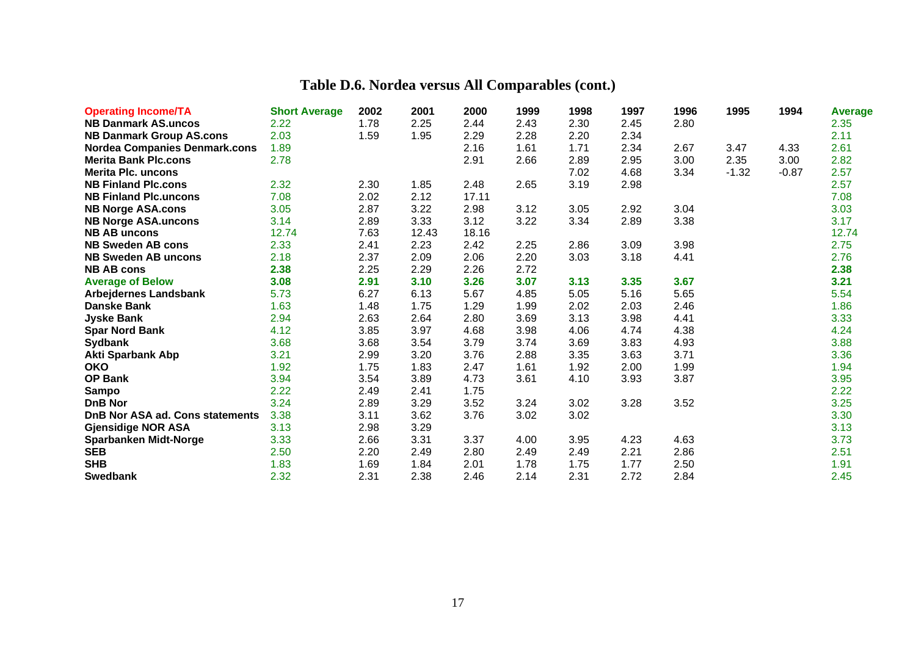# Table D.6. Nordea versus All Comparables (cont.)

| Operating Income/TA | Short Average | 2002 | 2001 | 2000 | 1999 | 1998 | 1997 | 1996 | 1995 | 1994 | Average |
|---|---|---|---|---|---|---|---|---|---|---|---|
| **NB Danmark AS.uncos** | 2.22 | 1.78 | 2.25 | 2.44 | 2.43 | 2.30 | 2.45 | 2.80 | | | 2.35 |
| **NB Danmark Group AS.cons** | 2.03 | 1.59 | 1.95 | 2.29 | 2.28 | 2.20 | 2.34 | | | | 2.11 |
| **Nordea Companies Denmark.cons** | 1.89 | | | 2.16 | 1.61 | 1.71 | 2.34 | 2.67 | 3.47 | 4.33 | 2.61 |
| **Merita Bank Plc.cons** | 2.78 | | | 2.91 | 2.66 | 2.89 | 2.95 | 3.00 | 2.35 | 3.00 | 2.82 |
| **Merita Plc. uncons** | | | | | | 7.02 | 4.68 | 3.34 | -1.32 | -0.87 | 2.57 |
| **NB Finland Plc.cons** | 2.32 | 2.30 | 1.85 | 2.48 | 2.65 | 3.19 | 2.98 | | | | 2.57 |
| **NB Finland Plc.uncons** | 7.08 | 2.02 | 2.12 | 17.11 | | | | | | | 7.08 |
| **NB Norge ASA.cons** | 3.05 | 2.87 | 3.22 | 2.98 | 3.12 | 3.05 | 2.92 | 3.04 | | | 3.03 |
| **NB Norge ASA.uncons** | 3.14 | 2.89 | 3.33 | 3.12 | 3.22 | 3.34 | 2.89 | 3.38 | | | 3.17 |
| **NB AB uncons** | 12.74 | 7.63 | 12.43 | 18.16 | | | | | | | 12.74 |
| **NB Sweden AB cons** | 2.33 | 2.41 | 2.23 | 2.42 | 2.25 | 2.86 | 3.09 | 3.98 | | | 2.75 |
| **NB Sweden AB uncons** | 2.18 | 2.37 | 2.09 | 2.06 | 2.20 | 3.03 | 3.18 | 4.41 | | | 2.76 |
| **NB AB cons** | **2.38** | 2.25 | 2.29 | 2.26 | 2.72 | | | | | | **2.38** |
| **Average of Below** | **3.08** | **2.91** | **3.10** | **3.26** | **3.07** | **3.13** | **3.35** | **3.67** | | | **3.21** |
| **Arbejdernes Landsbank** | 5.73 | 6.27 | 6.13 | 5.67 | 4.85 | 5.05 | 5.16 | 5.65 | | | 5.54 |
| **Danske Bank** | 1.63 | 1.48 | 1.75 | 1.29 | 1.99 | 2.02 | 2.03 | 2.46 | | | 1.86 |
| **Jyske Bank** | 2.94 | 2.63 | 2.64 | 2.80 | 3.69 | 3.13 | 3.98 | 4.41 | | | 3.33 |
| **Spar Nord Bank** | 4.12 | 3.85 | 3.97 | 4.68 | 3.98 | 4.06 | 4.74 | 4.38 | | | 4.24 |
| **Sydbank** | 3.68 | 3.68 | 3.54 | 3.79 | 3.74 | 3.69 | 3.83 | 4.93 | | | 3.88 |
| **Akti Sparbank Abp** | 3.21 | 2.99 | 3.20 | 3.76 | 2.88 | 3.35 | 3.63 | 3.71 | | | 3.36 |
| **OKO** | 1.92 | 1.75 | 1.83 | 2.47 | 1.61 | 1.92 | 2.00 | 1.99 | | | 1.94 |
| **OP Bank** | 3.94 | 3.54 | 3.89 | 4.73 | 3.61 | 4.10 | 3.93 | 3.87 | | | 3.95 |
| **Sampo** | 2.22 | 2.49 | 2.41 | 1.75 | | | | | | | 2.22 |
| **DnB Nor** | 3.24 | 2.89 | 3.29 | 3.52 | 3.24 | 3.02 | 3.28 | 3.52 | | | 3.25 |
| **DnB Nor ASA ad. Cons statements** | 3.38 | 3.11 | 3.62 | 3.76 | 3.02 | 3.02 | | | | | 3.30 |
| **Gjensidige NOR ASA** | 3.13 | 2.98 | 3.29 | | | | | | | | 3.13 |
| **Sparbanken Midt-Norge** | 3.33 | 2.66 | 3.31 | 3.37 | 4.00 | 3.95 | 4.23 | 4.63 | | | 3.73 |
| **SEB** | 2.50 | 2.20 | 2.49 | 2.80 | 2.49 | 2.49 | 2.21 | 2.86 | | | 2.51 |
| **SHB** | 1.83 | 1.69 | 1.84 | 2.01 | 1.78 | 1.75 | 1.77 | 2.50 | | | 1.91 |
| **Swedbank** | 2.32 | 2.31 | 2.38 | 2.46 | 2.14 | 2.31 | 2.72 | 2.84 | | | 2.45 |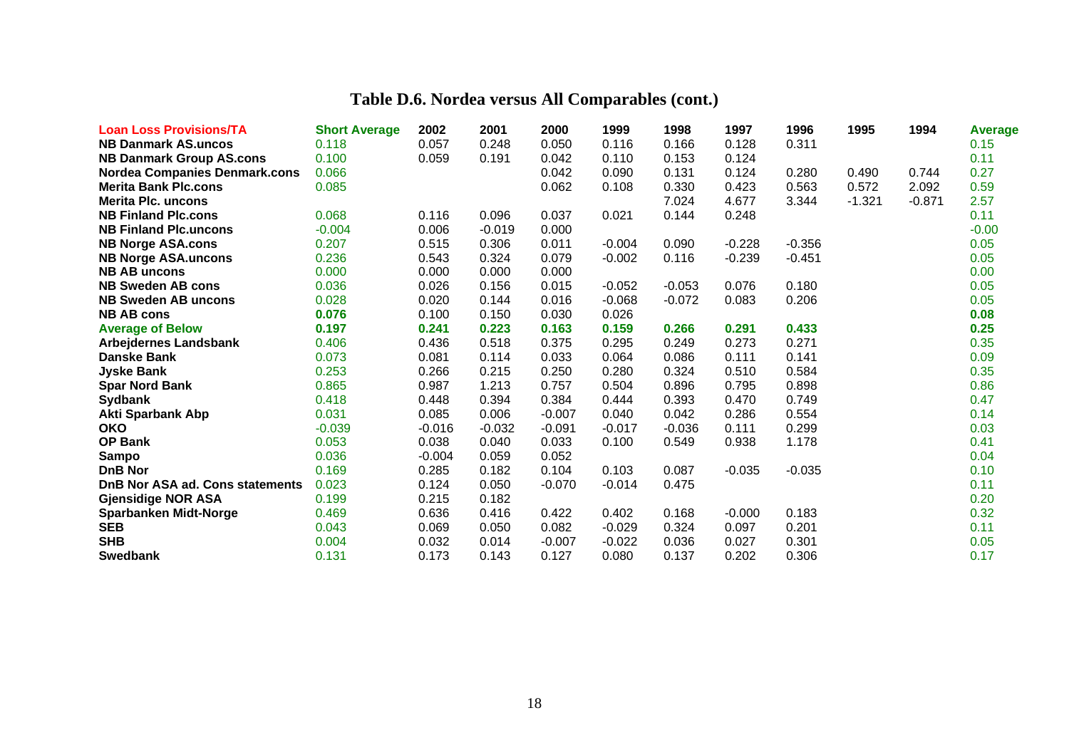# Table D.6. Nordea versus All Comparables (cont.)

| Loan Loss Provisions/TA | Short Average | 2002 | 2001 | 2000 | 1999 | 1998 | 1997 | 1996 | 1995 | 1994 | Average |
|---|---|---|---|---|---|---|---|---|---|---|---|
| **NB Danmark AS.uncos** | 0.118 | 0.057 | 0.248 | 0.050 | 0.116 | 0.166 | 0.128 | 0.311 | | | 0.15 |
| **NB Danmark Group AS.cons** | 0.100 | 0.059 | 0.191 | 0.042 | 0.110 | 0.153 | 0.124 | | | | 0.11 |
| **Nordea Companies Denmark.cons** | 0.066 | | | 0.042 | 0.090 | 0.131 | 0.124 | 0.280 | 0.490 | 0.744 | 0.27 |
| **Merita Bank Plc.cons** | 0.085 | | | 0.062 | 0.108 | 0.330 | 0.423 | 0.563 | 0.572 | 2.092 | 0.59 |
| **Merita Plc. uncons** | | | | | | 7.024 | 4.677 | 3.344 | -1.321 | -0.871 | 2.57 |
| **NB Finland Plc.cons** | 0.068 | 0.116 | 0.096 | 0.037 | 0.021 | 0.144 | 0.248 | | | | 0.11 |
| **NB Finland Plc.uncons** | -0.004 | 0.006 | -0.019 | 0.000 | | | | | | | -0.00 |
| **NB Norge ASA.cons** | 0.207 | 0.515 | 0.306 | 0.011 | -0.004 | 0.090 | -0.228 | -0.356 | | | 0.05 |
| **NB Norge ASA.uncons** | 0.236 | 0.543 | 0.324 | 0.079 | -0.002 | 0.116 | -0.239 | -0.451 | | | 0.05 |
| **NB AB uncons** | 0.000 | 0.000 | 0.000 | 0.000 | | | | | | | 0.00 |
| **NB Sweden AB cons** | 0.036 | 0.026 | 0.156 | 0.015 | -0.052 | -0.053 | 0.076 | 0.180 | | | 0.05 |
| **NB Sweden AB uncons** | 0.028 | 0.020 | 0.144 | 0.016 | -0.068 | -0.072 | 0.083 | 0.206 | | | 0.05 |
| **NB AB cons** | **0.076** | 0.100 | 0.150 | 0.030 | 0.026 | | | | | | **0.08** |
| **Average of Below** | **0.197** | **0.241** | **0.223** | **0.163** | **0.159** | **0.266** | **0.291** | **0.433** | | | **0.25** |
| **Arbejdernes Landsbank** | 0.406 | 0.436 | 0.518 | 0.375 | 0.295 | 0.249 | 0.273 | 0.271 | | | 0.35 |
| **Danske Bank** | 0.073 | 0.081 | 0.114 | 0.033 | 0.064 | 0.086 | 0.111 | 0.141 | | | 0.09 |
| **Jyske Bank** | 0.253 | 0.266 | 0.215 | 0.250 | 0.280 | 0.324 | 0.510 | 0.584 | | | 0.35 |
| **Spar Nord Bank** | 0.865 | 0.987 | 1.213 | 0.757 | 0.504 | 0.896 | 0.795 | 0.898 | | | 0.86 |
| **Sydbank** | 0.418 | 0.448 | 0.394 | 0.384 | 0.444 | 0.393 | 0.470 | 0.749 | | | 0.47 |
| **Akti Sparbank Abp** | 0.031 | 0.085 | 0.006 | -0.007 | 0.040 | 0.042 | 0.286 | 0.554 | | | 0.14 |
| **OKO** | -0.039 | -0.016 | -0.032 | -0.091 | -0.017 | -0.036 | 0.111 | 0.299 | | | 0.03 |
| **OP Bank** | 0.053 | 0.038 | 0.040 | 0.033 | 0.100 | 0.549 | 0.938 | 1.178 | | | 0.41 |
| **Sampo** | 0.036 | -0.004 | 0.059 | 0.052 | | | | | | | 0.04 |
| **DnB Nor** | 0.169 | 0.285 | 0.182 | 0.104 | 0.103 | 0.087 | -0.035 | -0.035 | | | 0.10 |
| **DnB Nor ASA ad. Cons statements** | 0.023 | 0.124 | 0.050 | -0.070 | -0.014 | 0.475 | | | | | 0.11 |
| **Gjensidige NOR ASA** | 0.199 | 0.215 | 0.182 | | | | | | | | 0.20 |
| **Sparbanken Midt-Norge** | 0.469 | 0.636 | 0.416 | 0.422 | 0.402 | 0.168 | -0.000 | 0.183 | | | 0.32 |
| **SEB** | 0.043 | 0.069 | 0.050 | 0.082 | -0.029 | 0.324 | 0.097 | 0.201 | | | 0.11 |
| **SHB** | 0.004 | 0.032 | 0.014 | -0.007 | -0.022 | 0.036 | 0.027 | 0.301 | | | 0.05 |
| **Swedbank** | 0.131 | 0.173 | 0.143 | 0.127 | 0.080 | 0.137 | 0.202 | 0.306 | | | 0.17 |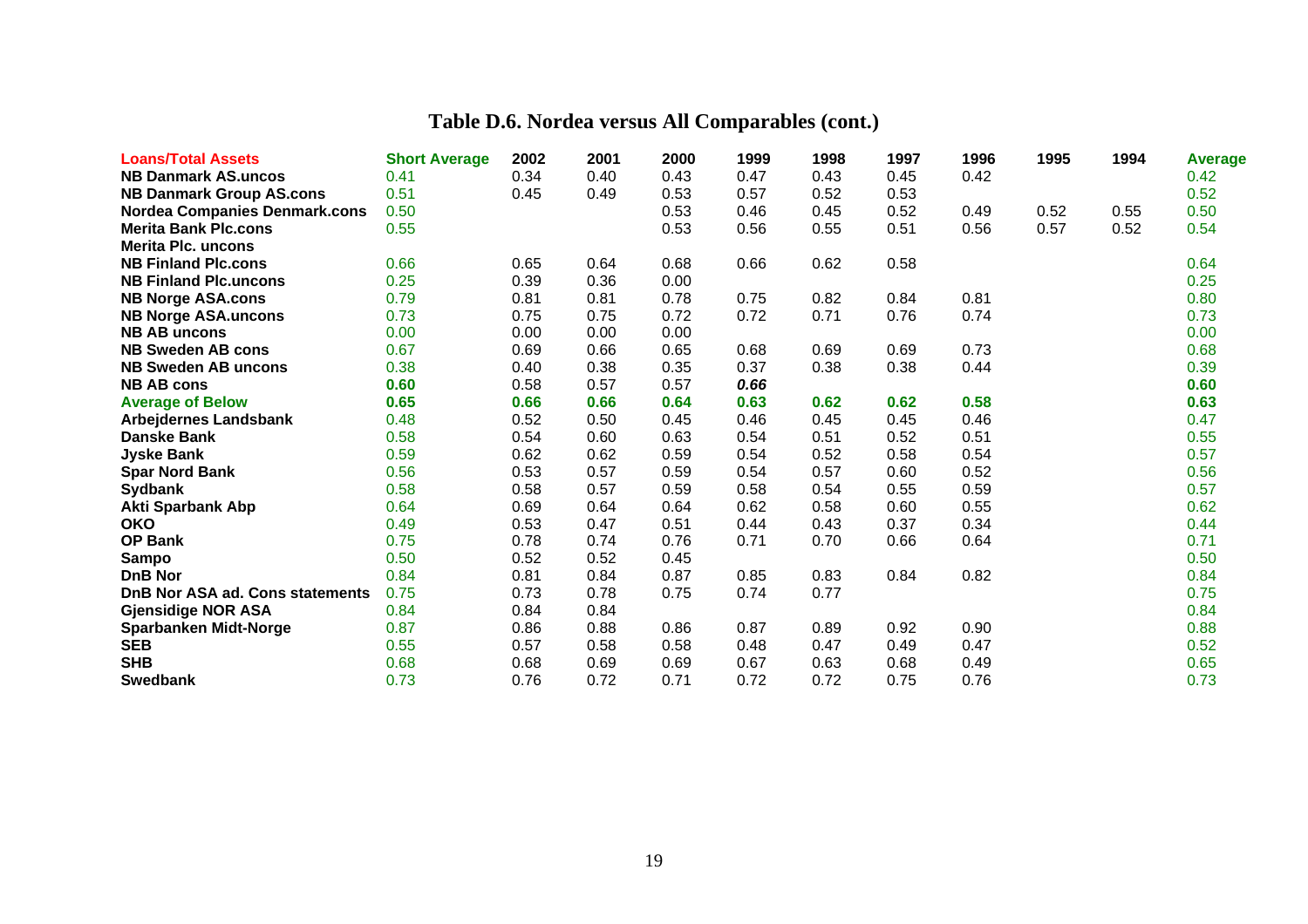# Table D.6. Nordea versus All Comparables (cont.)

| Loans/Total Assets | Short Average | 2002 | 2001 | 2000 | 1999 | 1998 | 1997 | 1996 | 1995 | 1994 | Average |
|---|---|---|---|---|---|---|---|---|---|---|---|
| **NB Danmark AS.uncos** | 0.41 | 0.34 | 0.40 | 0.43 | 0.47 | 0.43 | 0.45 | 0.42 | | | 0.42 |
| **NB Danmark Group AS.cons** | 0.51 | 0.45 | 0.49 | 0.53 | 0.57 | 0.52 | 0.53 | | | | 0.52 |
| **Nordea Companies Denmark.cons** | 0.50 | | | 0.53 | 0.46 | 0.45 | 0.52 | 0.49 | 0.52 | 0.55 | 0.50 |
| **Merita Bank Plc.cons** | 0.55 | | | 0.53 | 0.56 | 0.55 | 0.51 | 0.56 | 0.57 | 0.52 | 0.54 |
| **Merita Plc. uncons** | | | | | | | | | | | |
| **NB Finland Plc.cons** | 0.66 | 0.65 | 0.64 | 0.68 | 0.66 | 0.62 | 0.58 | | | | 0.64 |
| **NB Finland Plc.uncons** | 0.25 | 0.39 | 0.36 | 0.00 | | | | | | | 0.25 |
| **NB Norge ASA.cons** | 0.79 | 0.81 | 0.81 | 0.78 | 0.75 | 0.82 | 0.84 | 0.81 | | | 0.80 |
| **NB Norge ASA.uncons** | 0.73 | 0.75 | 0.75 | 0.72 | 0.72 | 0.71 | 0.76 | 0.74 | | | 0.73 |
| **NB AB uncons** | 0.00 | 0.00 | 0.00 | 0.00 | | | | | | | 0.00 |
| **NB Sweden AB cons** | 0.67 | 0.69 | 0.66 | 0.65 | 0.68 | 0.69 | 0.69 | 0.73 | | | 0.68 |
| **NB Sweden AB uncons** | 0.38 | 0.40 | 0.38 | 0.35 | 0.37 | 0.38 | 0.38 | 0.44 | | | 0.39 |
| **NB AB cons** | **0.60** | 0.58 | 0.57 | 0.57 | ***0.66*** | | | | | | **0.60** |
| **Average of Below** | **0.65** | **0.66** | **0.66** | **0.64** | **0.63** | **0.62** | **0.62** | **0.58** | | | **0.63** |
| **Arbejdernes Landsbank** | 0.48 | 0.52 | 0.50 | 0.45 | 0.46 | 0.45 | 0.45 | 0.46 | | | 0.47 |
| **Danske Bank** | 0.58 | 0.54 | 0.60 | 0.63 | 0.54 | 0.51 | 0.52 | 0.51 | | | 0.55 |
| **Jyske Bank** | 0.59 | 0.62 | 0.62 | 0.59 | 0.54 | 0.52 | 0.58 | 0.54 | | | 0.57 |
| **Spar Nord Bank** | 0.56 | 0.53 | 0.57 | 0.59 | 0.54 | 0.57 | 0.60 | 0.52 | | | 0.56 |
| **Sydbank** | 0.58 | 0.58 | 0.57 | 0.59 | 0.58 | 0.54 | 0.55 | 0.59 | | | 0.57 |
| **Akti Sparbank Abp** | 0.64 | 0.69 | 0.64 | 0.64 | 0.62 | 0.58 | 0.60 | 0.55 | | | 0.62 |
| **OKO** | 0.49 | 0.53 | 0.47 | 0.51 | 0.44 | 0.43 | 0.37 | 0.34 | | | 0.44 |
| **OP Bank** | 0.75 | 0.78 | 0.74 | 0.76 | 0.71 | 0.70 | 0.66 | 0.64 | | | 0.71 |
| **Sampo** | 0.50 | 0.52 | 0.52 | 0.45 | | | | | | | 0.50 |
| **DnB Nor** | 0.84 | 0.81 | 0.84 | 0.87 | 0.85 | 0.83 | 0.84 | 0.82 | | | 0.84 |
| **DnB Nor ASA ad. Cons statements** | 0.75 | 0.73 | 0.78 | 0.75 | 0.74 | 0.77 | | | | | 0.75 |
| **Gjensidige NOR ASA** | 0.84 | 0.84 | 0.84 | | | | | | | | 0.84 |
| **Sparbanken Midt-Norge** | 0.87 | 0.86 | 0.88 | 0.86 | 0.87 | 0.89 | 0.92 | 0.90 | | | 0.88 |
| **SEB** | 0.55 | 0.57 | 0.58 | 0.58 | 0.48 | 0.47 | 0.49 | 0.47 | | | 0.52 |
| **SHB** | 0.68 | 0.68 | 0.69 | 0.69 | 0.67 | 0.63 | 0.68 | 0.49 | | | 0.65 |
| **Swedbank** | 0.73 | 0.76 | 0.72 | 0.71 | 0.72 | 0.72 | 0.75 | 0.76 | | | 0.73 |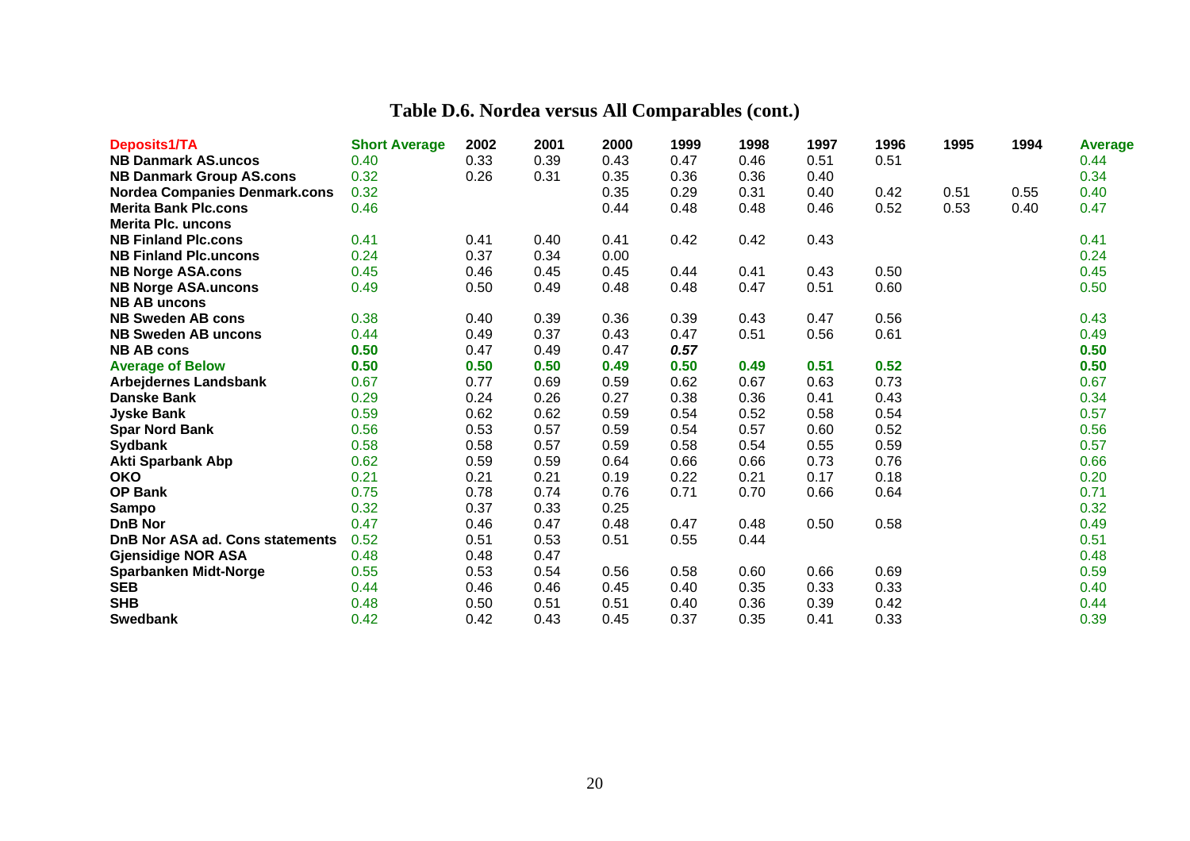# Table D.6. Nordea versus All Comparables (cont.)

| Deposits1/TA | Short Average | 2002 | 2001 | 2000 | 1999 | 1998 | 1997 | 1996 | 1995 | 1994 | Average |
|---|---|---|---|---|---|---|---|---|---|---|---|
| **NB Danmark AS.uncos** | 0.40 | 0.33 | 0.39 | 0.43 | 0.47 | 0.46 | 0.51 | 0.51 | | | 0.44 |
| **NB Danmark Group AS.cons** | 0.32 | 0.26 | 0.31 | 0.35 | 0.36 | 0.36 | 0.40 | | | | 0.34 |
| **Nordea Companies Denmark.cons** | 0.32 | | | 0.35 | 0.29 | 0.31 | 0.40 | 0.42 | 0.51 | 0.55 | 0.40 |
| **Merita Bank Plc.cons** | 0.46 | | | 0.44 | 0.48 | 0.48 | 0.46 | 0.52 | 0.53 | 0.40 | 0.47 |
| **Merita Plc. uncons** | | | | | | | | | | | |
| **NB Finland Plc.cons** | 0.41 | 0.41 | 0.40 | 0.41 | 0.42 | 0.42 | 0.43 | | | | 0.41 |
| **NB Finland Plc.uncons** | 0.24 | 0.37 | 0.34 | 0.00 | | | | | | | 0.24 |
| **NB Norge ASA.cons** | 0.45 | 0.46 | 0.45 | 0.45 | 0.44 | 0.41 | 0.43 | 0.50 | | | 0.45 |
| **NB Norge ASA.uncons** | 0.49 | 0.50 | 0.49 | 0.48 | 0.48 | 0.47 | 0.51 | 0.60 | | | 0.50 |
| **NB AB uncons** | | | | | | | | | | | |
| **NB Sweden AB cons** | 0.38 | 0.40 | 0.39 | 0.36 | 0.39 | 0.43 | 0.47 | 0.56 | | | 0.43 |
| **NB Sweden AB uncons** | 0.44 | 0.49 | 0.37 | 0.43 | 0.47 | 0.51 | 0.56 | 0.61 | | | 0.49 |
| **NB AB cons** | **0.50** | 0.47 | 0.49 | 0.47 | ***0.57*** | | | | | | **0.50** |
| **Average of Below** | **0.50** | **0.50** | **0.50** | **0.49** | **0.50** | **0.49** | **0.51** | **0.52** | | | **0.50** |
| **Arbejdernes Landsbank** | 0.67 | 0.77 | 0.69 | 0.59 | 0.62 | 0.67 | 0.63 | 0.73 | | | 0.67 |
| **Danske Bank** | 0.29 | 0.24 | 0.26 | 0.27 | 0.38 | 0.36 | 0.41 | 0.43 | | | 0.34 |
| **Jyske Bank** | 0.59 | 0.62 | 0.62 | 0.59 | 0.54 | 0.52 | 0.58 | 0.54 | | | 0.57 |
| **Spar Nord Bank** | 0.56 | 0.53 | 0.57 | 0.59 | 0.54 | 0.57 | 0.60 | 0.52 | | | 0.56 |
| **Sydbank** | 0.58 | 0.58 | 0.57 | 0.59 | 0.58 | 0.54 | 0.55 | 0.59 | | | 0.57 |
| **Akti Sparbank Abp** | 0.62 | 0.59 | 0.59 | 0.64 | 0.66 | 0.66 | 0.73 | 0.76 | | | 0.66 |
| **OKO** | 0.21 | 0.21 | 0.21 | 0.19 | 0.22 | 0.21 | 0.17 | 0.18 | | | 0.20 |
| **OP Bank** | 0.75 | 0.78 | 0.74 | 0.76 | 0.71 | 0.70 | 0.66 | 0.64 | | | 0.71 |
| **Sampo** | 0.32 | 0.37 | 0.33 | 0.25 | | | | | | | 0.32 |
| **DnB Nor** | 0.47 | 0.46 | 0.47 | 0.48 | 0.47 | 0.48 | 0.50 | 0.58 | | | 0.49 |
| **DnB Nor ASA ad. Cons statements** | 0.52 | 0.51 | 0.53 | 0.51 | 0.55 | 0.44 | | | | | 0.51 |
| **Gjensidige NOR ASA** | 0.48 | 0.48 | 0.47 | | | | | | | | 0.48 |
| **Sparbanken Midt-Norge** | 0.55 | 0.53 | 0.54 | 0.56 | 0.58 | 0.60 | 0.66 | 0.69 | | | 0.59 |
| **SEB** | 0.44 | 0.46 | 0.46 | 0.45 | 0.40 | 0.35 | 0.33 | 0.33 | | | 0.40 |
| **SHB** | 0.48 | 0.50 | 0.51 | 0.51 | 0.40 | 0.36 | 0.39 | 0.42 | | | 0.44 |
| **Swedbank** | 0.42 | 0.42 | 0.43 | 0.45 | 0.37 | 0.35 | 0.41 | 0.33 | | | 0.39 |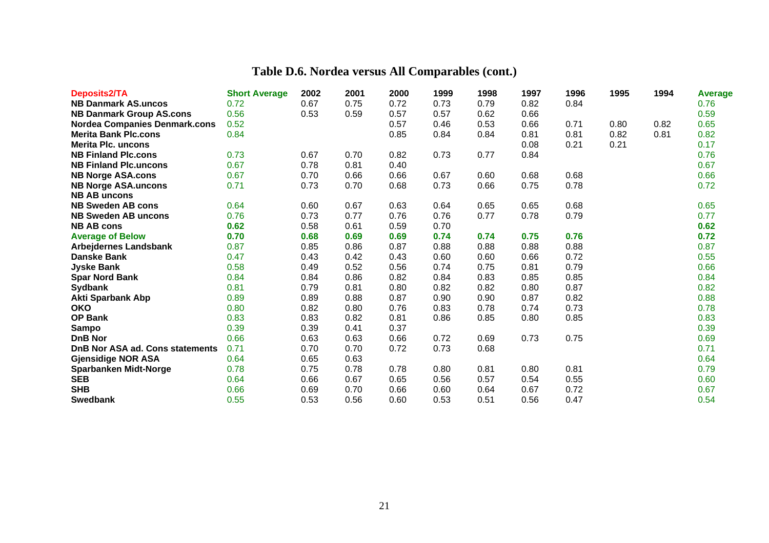# Table D.6. Nordea versus All Comparables (cont.)

| Deposits2/TA | Short Average | 2002 | 2001 | 2000 | 1999 | 1998 | 1997 | 1996 | 1995 | 1994 | Average |
|---|---|---|---|---|---|---|---|---|---|---|---|
| **NB Danmark AS.uncos** | 0.72 | 0.67 | 0.75 | 0.72 | 0.73 | 0.79 | 0.82 | 0.84 | | | 0.76 |
| **NB Danmark Group AS.cons** | 0.56 | 0.53 | 0.59 | 0.57 | 0.57 | 0.62 | 0.66 | | | | 0.59 |
| **Nordea Companies Denmark.cons** | 0.52 | | | 0.57 | 0.46 | 0.53 | 0.66 | 0.71 | 0.80 | 0.82 | 0.65 |
| **Merita Bank Plc.cons** | 0.84 | | | 0.85 | 0.84 | 0.84 | 0.81 | 0.81 | 0.82 | 0.81 | 0.82 |
| **Merita Plc. uncons** | | | | | | | 0.08 | 0.21 | 0.21 | | 0.17 |
| **NB Finland Plc.cons** | 0.73 | 0.67 | 0.70 | 0.82 | 0.73 | 0.77 | 0.84 | | | | 0.76 |
| **NB Finland Plc.uncons** | 0.67 | 0.78 | 0.81 | 0.40 | | | | | | | 0.67 |
| **NB Norge ASA.cons** | 0.67 | 0.70 | 0.66 | 0.66 | 0.67 | 0.60 | 0.68 | 0.68 | | | 0.66 |
| **NB Norge ASA.uncons** | 0.71 | 0.73 | 0.70 | 0.68 | 0.73 | 0.66 | 0.75 | 0.78 | | | 0.72 |
| **NB AB uncons** | | | | | | | | | | | |
| **NB Sweden AB cons** | 0.64 | 0.60 | 0.67 | 0.63 | 0.64 | 0.65 | 0.65 | 0.68 | | | 0.65 |
| **NB Sweden AB uncons** | 0.76 | 0.73 | 0.77 | 0.76 | 0.76 | 0.77 | 0.78 | 0.79 | | | 0.77 |
| **NB AB cons** | **0.62** | 0.58 | 0.61 | 0.59 | 0.70 | | | | | | **0.62** |
| **Average of Below** | **0.70** | **0.68** | **0.69** | **0.69** | **0.74** | **0.74** | **0.75** | **0.76** | | | **0.72** |
| **Arbejdernes Landsbank** | 0.87 | 0.85 | 0.86 | 0.87 | 0.88 | 0.88 | 0.88 | 0.88 | | | 0.87 |
| **Danske Bank** | 0.47 | 0.43 | 0.42 | 0.43 | 0.60 | 0.60 | 0.66 | 0.72 | | | 0.55 |
| **Jyske Bank** | 0.58 | 0.49 | 0.52 | 0.56 | 0.74 | 0.75 | 0.81 | 0.79 | | | 0.66 |
| **Spar Nord Bank** | 0.84 | 0.84 | 0.86 | 0.82 | 0.84 | 0.83 | 0.85 | 0.85 | | | 0.84 |
| **Sydbank** | 0.81 | 0.79 | 0.81 | 0.80 | 0.82 | 0.82 | 0.80 | 0.87 | | | 0.82 |
| **Akti Sparbank Abp** | 0.89 | 0.89 | 0.88 | 0.87 | 0.90 | 0.90 | 0.87 | 0.82 | | | 0.88 |
| **OKO** | 0.80 | 0.82 | 0.80 | 0.76 | 0.83 | 0.78 | 0.74 | 0.73 | | | 0.78 |
| **OP Bank** | 0.83 | 0.83 | 0.82 | 0.81 | 0.86 | 0.85 | 0.80 | 0.85 | | | 0.83 |
| **Sampo** | 0.39 | 0.39 | 0.41 | 0.37 | | | | | | | 0.39 |
| **DnB Nor** | 0.66 | 0.63 | 0.63 | 0.66 | 0.72 | 0.69 | 0.73 | 0.75 | | | 0.69 |
| **DnB Nor ASA ad. Cons statements** | 0.71 | 0.70 | 0.70 | 0.72 | 0.73 | 0.68 | | | | | 0.71 |
| **Gjensidige NOR ASA** | 0.64 | 0.65 | 0.63 | | | | | | | | 0.64 |
| **Sparbanken Midt-Norge** | 0.78 | 0.75 | 0.78 | 0.78 | 0.80 | 0.81 | 0.80 | 0.81 | | | 0.79 |
| **SEB** | 0.64 | 0.66 | 0.67 | 0.65 | 0.56 | 0.57 | 0.54 | 0.55 | | | 0.60 |
| **SHB** | 0.66 | 0.69 | 0.70 | 0.66 | 0.60 | 0.64 | 0.67 | 0.72 | | | 0.67 |
| **Swedbank** | 0.55 | 0.53 | 0.56 | 0.60 | 0.53 | 0.51 | 0.56 | 0.47 | | | 0.54 |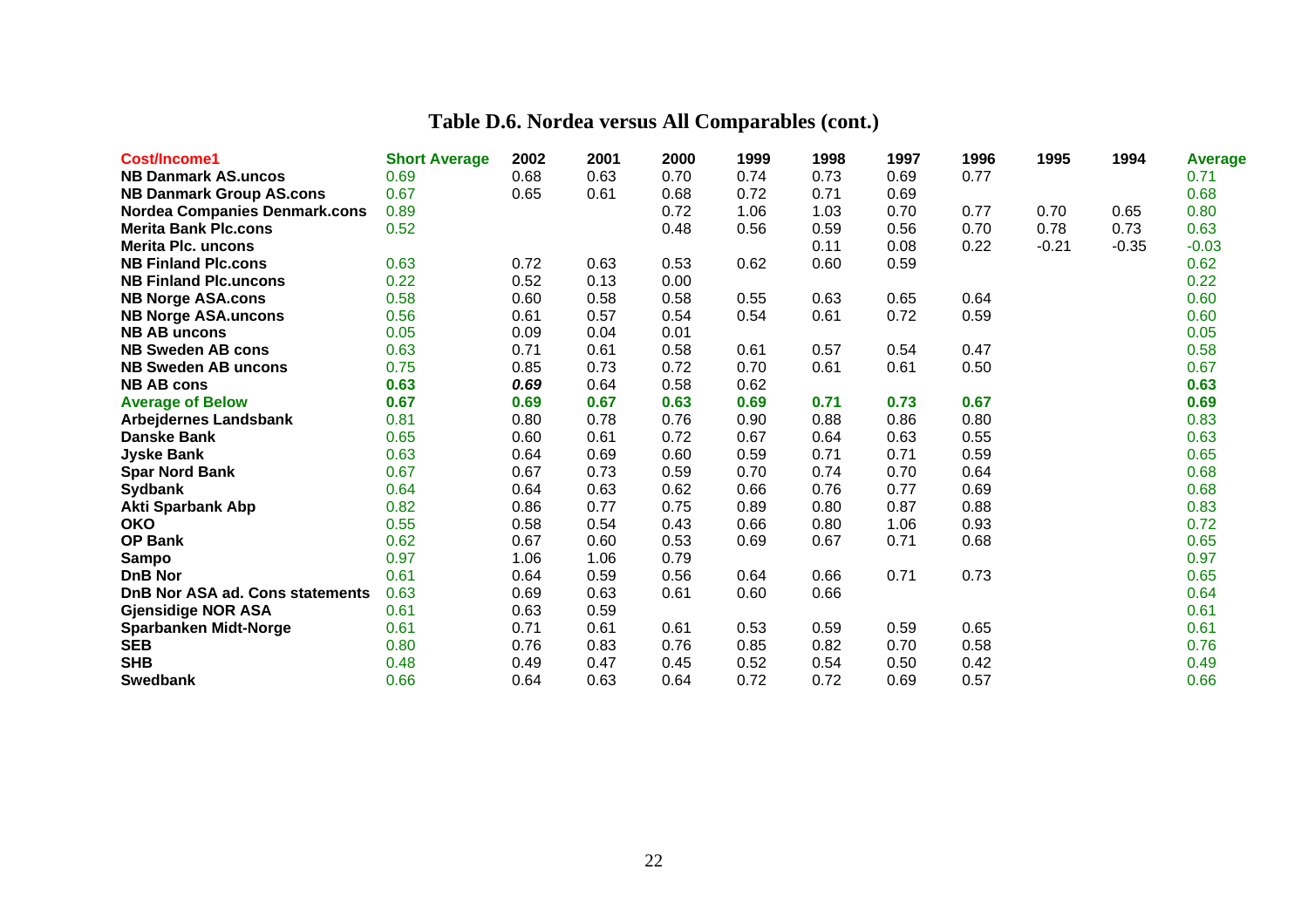# Table D.6. Nordea versus All Comparables (cont.)

| Cost/Income1 | Short Average | 2002 | 2001 | 2000 | 1999 | 1998 | 1997 | 1996 | 1995 | 1994 | Average |
|---|---|---|---|---|---|---|---|---|---|---|---|
| **NB Danmark AS.uncos** | 0.69 | 0.68 | 0.63 | 0.70 | 0.74 | 0.73 | 0.69 | 0.77 | | | 0.71 |
| **NB Danmark Group AS.cons** | 0.67 | 0.65 | 0.61 | 0.68 | 0.72 | 0.71 | 0.69 | | | | 0.68 |
| **Nordea Companies Denmark.cons** | 0.89 | | | 0.72 | 1.06 | 1.03 | 0.70 | 0.77 | 0.70 | 0.65 | 0.80 |
| **Merita Bank Plc.cons** | 0.52 | | | 0.48 | 0.56 | 0.59 | 0.56 | 0.70 | 0.78 | 0.73 | 0.63 |
| **Merita Plc. uncons** | | | | | | 0.11 | 0.08 | 0.22 | -0.21 | -0.35 | -0.03 |
| **NB Finland Plc.cons** | 0.63 | 0.72 | 0.63 | 0.53 | 0.62 | 0.60 | 0.59 | | | | 0.62 |
| **NB Finland Plc.uncons** | 0.22 | 0.52 | 0.13 | 0.00 | | | | | | | 0.22 |
| **NB Norge ASA.cons** | 0.58 | 0.60 | 0.58 | 0.58 | 0.55 | 0.63 | 0.65 | 0.64 | | | 0.60 |
| **NB Norge ASA.uncons** | 0.56 | 0.61 | 0.57 | 0.54 | 0.54 | 0.61 | 0.72 | 0.59 | | | 0.60 |
| **NB AB uncons** | 0.05 | 0.09 | 0.04 | 0.01 | | | | | | | 0.05 |
| **NB Sweden AB cons** | 0.63 | 0.71 | 0.61 | 0.58 | 0.61 | 0.57 | 0.54 | 0.47 | | | 0.58 |
| **NB Sweden AB uncons** | 0.75 | 0.85 | 0.73 | 0.72 | 0.70 | 0.61 | 0.61 | 0.50 | | | 0.67 |
| **NB AB cons** | **0.63** | ***0.69*** | 0.64 | 0.58 | 0.62 | | | | | | **0.63** |
| **Average of Below** | **0.67** | **0.69** | **0.67** | **0.63** | **0.69** | **0.71** | **0.73** | **0.67** | | | **0.69** |
| **Arbejdernes Landsbank** | 0.81 | 0.80 | 0.78 | 0.76 | 0.90 | 0.88 | 0.86 | 0.80 | | | 0.83 |
| **Danske Bank** | 0.65 | 0.60 | 0.61 | 0.72 | 0.67 | 0.64 | 0.63 | 0.55 | | | 0.63 |
| **Jyske Bank** | 0.63 | 0.64 | 0.69 | 0.60 | 0.59 | 0.71 | 0.71 | 0.59 | | | 0.65 |
| **Spar Nord Bank** | 0.67 | 0.67 | 0.73 | 0.59 | 0.70 | 0.74 | 0.70 | 0.64 | | | 0.68 |
| **Sydbank** | 0.64 | 0.64 | 0.63 | 0.62 | 0.66 | 0.76 | 0.77 | 0.69 | | | 0.68 |
| **Akti Sparbank Abp** | 0.82 | 0.86 | 0.77 | 0.75 | 0.89 | 0.80 | 0.87 | 0.88 | | | 0.83 |
| **OKO** | 0.55 | 0.58 | 0.54 | 0.43 | 0.66 | 0.80 | 1.06 | 0.93 | | | 0.72 |
| **OP Bank** | 0.62 | 0.67 | 0.60 | 0.53 | 0.69 | 0.67 | 0.71 | 0.68 | | | 0.65 |
| **Sampo** | 0.97 | 1.06 | 1.06 | 0.79 | | | | | | | 0.97 |
| **DnB Nor** | 0.61 | 0.64 | 0.59 | 0.56 | 0.64 | 0.66 | 0.71 | 0.73 | | | 0.65 |
| **DnB Nor ASA ad. Cons statements** | 0.63 | 0.69 | 0.63 | 0.61 | 0.60 | 0.66 | | | | | 0.64 |
| **Gjensidige NOR ASA** | 0.61 | 0.63 | 0.59 | | | | | | | | 0.61 |
| **Sparbanken Midt-Norge** | 0.61 | 0.71 | 0.61 | 0.61 | 0.53 | 0.59 | 0.59 | 0.65 | | | 0.61 |
| **SEB** | 0.80 | 0.76 | 0.83 | 0.76 | 0.85 | 0.82 | 0.70 | 0.58 | | | 0.76 |
| **SHB** | 0.48 | 0.49 | 0.47 | 0.45 | 0.52 | 0.54 | 0.50 | 0.42 | | | 0.49 |
| **Swedbank** | 0.66 | 0.64 | 0.63 | 0.64 | 0.72 | 0.72 | 0.69 | 0.57 | | | 0.66 |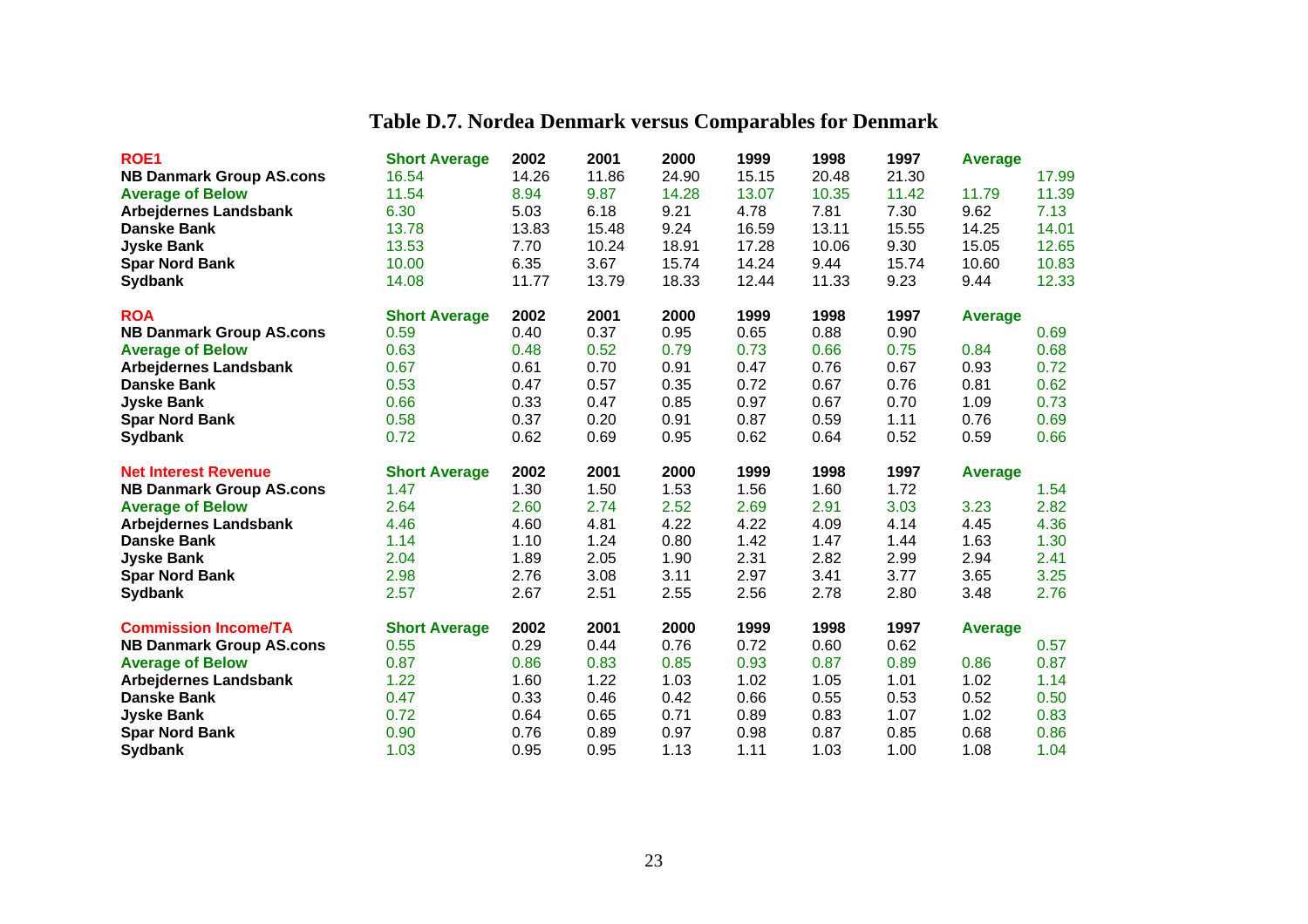# Table D.7. Nordea Denmark versus Comparables for Denmark

| ROE1 | Short Average | 2002 | 2001 | 2000 | 1999 | 1998 | 1997 | Average | |
|---|---|---|---|---|---|---|---|---|---|
| **NB Danmark Group AS.cons** | 16.54 | 14.26 | 11.86 | 24.90 | 15.15 | 20.48 | 21.30 | | 17.99 |
| **Average of Below** | 11.54 | 8.94 | 9.87 | 14.28 | 13.07 | 10.35 | 11.42 | 11.79 | 11.39 |
| **Arbejdernes Landsbank** | 6.30 | 5.03 | 6.18 | 9.21 | 4.78 | 7.81 | 7.30 | 9.62 | 7.13 |
| **Danske Bank** | 13.78 | 13.83 | 15.48 | 9.24 | 16.59 | 13.11 | 15.55 | 14.25 | 14.01 |
| **Jyske Bank** | 13.53 | 7.70 | 10.24 | 18.91 | 17.28 | 10.06 | 9.30 | 15.05 | 12.65 |
| **Spar Nord Bank** | 10.00 | 6.35 | 3.67 | 15.74 | 14.24 | 9.44 | 15.74 | 10.60 | 10.83 |
| **Sydbank** | 14.08 | 11.77 | 13.79 | 18.33 | 12.44 | 11.33 | 9.23 | 9.44 | 12.33 |

| ROA | Short Average | 2002 | 2001 | 2000 | 1999 | 1998 | 1997 | Average | |
|---|---|---|---|---|---|---|---|---|---|
| **NB Danmark Group AS.cons** | 0.59 | 0.40 | 0.37 | 0.95 | 0.65 | 0.88 | 0.90 | | 0.69 |
| **Average of Below** | 0.63 | 0.48 | 0.52 | 0.79 | 0.73 | 0.66 | 0.75 | 0.84 | 0.68 |
| **Arbejdernes Landsbank** | 0.67 | 0.61 | 0.70 | 0.91 | 0.47 | 0.76 | 0.67 | 0.93 | 0.72 |
| **Danske Bank** | 0.53 | 0.47 | 0.57 | 0.35 | 0.72 | 0.67 | 0.76 | 0.81 | 0.62 |
| **Jyske Bank** | 0.66 | 0.33 | 0.47 | 0.85 | 0.97 | 0.67 | 0.70 | 1.09 | 0.73 |
| **Spar Nord Bank** | 0.58 | 0.37 | 0.20 | 0.91 | 0.87 | 0.59 | 1.11 | 0.76 | 0.69 |
| **Sydbank** | 0.72 | 0.62 | 0.69 | 0.95 | 0.62 | 0.64 | 0.52 | 0.59 | 0.66 |

| Net Interest Revenue | Short Average | 2002 | 2001 | 2000 | 1999 | 1998 | 1997 | Average | |
|---|---|---|---|---|---|---|---|---|---|
| **NB Danmark Group AS.cons** | 1.47 | 1.30 | 1.50 | 1.53 | 1.56 | 1.60 | 1.72 | | 1.54 |
| **Average of Below** | 2.64 | 2.60 | 2.74 | 2.52 | 2.69 | 2.91 | 3.03 | 3.23 | 2.82 |
| **Arbejdernes Landsbank** | 4.46 | 4.60 | 4.81 | 4.22 | 4.22 | 4.09 | 4.14 | 4.45 | 4.36 |
| **Danske Bank** | 1.14 | 1.10 | 1.24 | 0.80 | 1.42 | 1.47 | 1.44 | 1.63 | 1.30 |
| **Jyske Bank** | 2.04 | 1.89 | 2.05 | 1.90 | 2.31 | 2.82 | 2.99 | 2.94 | 2.41 |
| **Spar Nord Bank** | 2.98 | 2.76 | 3.08 | 3.11 | 2.97 | 3.41 | 3.77 | 3.65 | 3.25 |
| **Sydbank** | 2.57 | 2.67 | 2.51 | 2.55 | 2.56 | 2.78 | 2.80 | 3.48 | 2.76 |

| Commission Income/TA | Short Average | 2002 | 2001 | 2000 | 1999 | 1998 | 1997 | Average | |
|---|---|---|---|---|---|---|---|---|---|
| **NB Danmark Group AS.cons** | 0.55 | 0.29 | 0.44 | 0.76 | 0.72 | 0.60 | 0.62 | | 0.57 |
| **Average of Below** | 0.87 | 0.86 | 0.83 | 0.85 | 0.93 | 0.87 | 0.89 | 0.86 | 0.87 |
| **Arbejdernes Landsbank** | 1.22 | 1.60 | 1.22 | 1.03 | 1.02 | 1.05 | 1.01 | 1.02 | 1.14 |
| **Danske Bank** | 0.47 | 0.33 | 0.46 | 0.42 | 0.66 | 0.55 | 0.53 | 0.52 | 0.50 |
| **Jyske Bank** | 0.72 | 0.64 | 0.65 | 0.71 | 0.89 | 0.83 | 1.07 | 1.02 | 0.83 |
| **Spar Nord Bank** | 0.90 | 0.76 | 0.89 | 0.97 | 0.98 | 0.87 | 0.85 | 0.68 | 0.86 |
| **Sydbank** | 1.03 | 0.95 | 0.95 | 1.13 | 1.11 | 1.03 | 1.00 | 1.08 | 1.04 |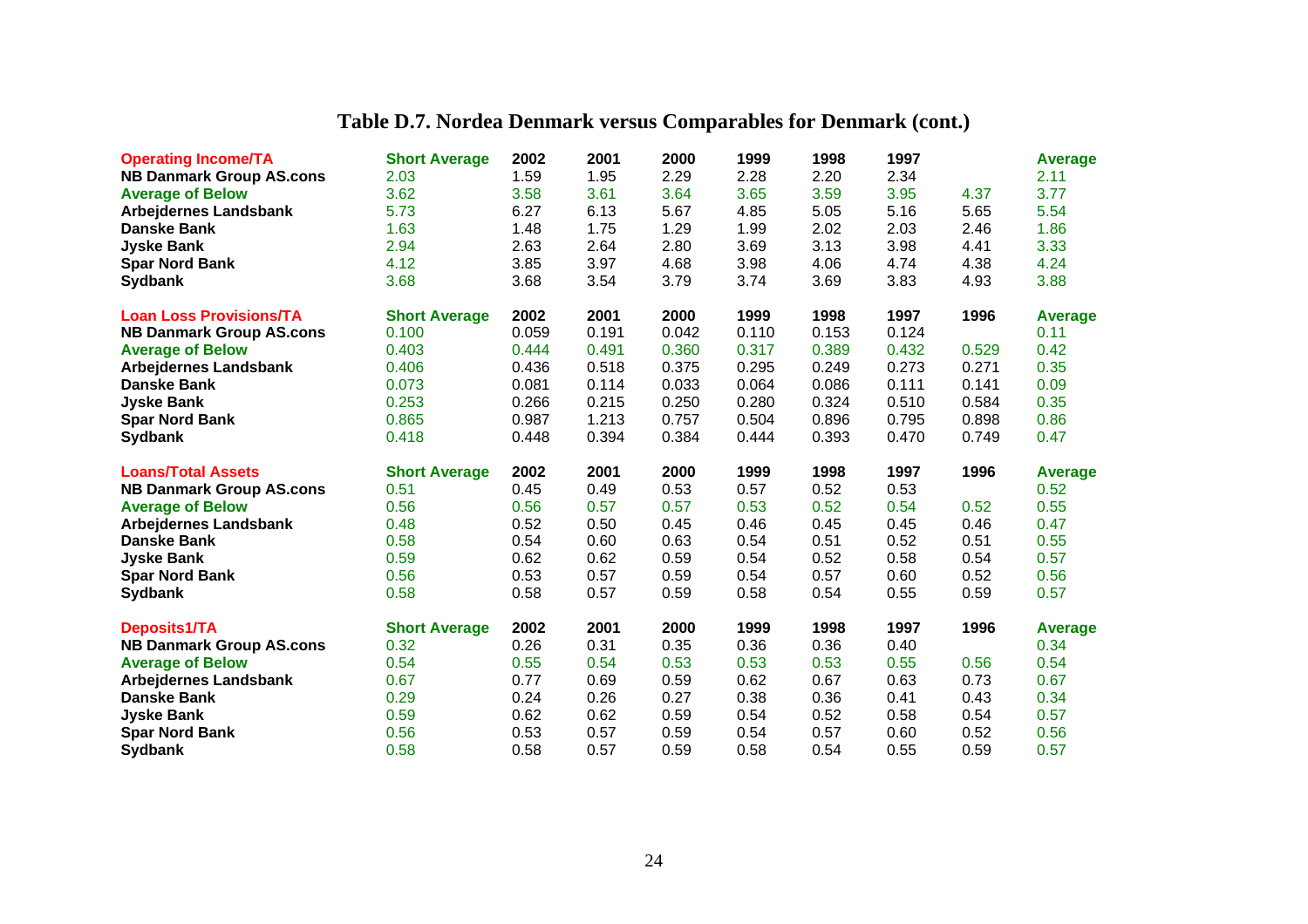# Table D.7. Nordea Denmark versus Comparables for Denmark (cont.)

| Operating Income/TA | Short Average | 2002 | 2001 | 2000 | 1999 | 1998 | 1997 | | Average |
|---|---|---|---|---|---|---|---|---|---|
| NB Danmark Group AS.cons | 2.03 | 1.59 | 1.95 | 2.29 | 2.28 | 2.20 | 2.34 | | 2.11 |
| Average of Below | 3.62 | 3.58 | 3.61 | 3.64 | 3.65 | 3.59 | 3.95 | 4.37 | 3.77 |
| Arbejdernes Landsbank | 5.73 | 6.27 | 6.13 | 5.67 | 4.85 | 5.05 | 5.16 | 5.65 | 5.54 |
| Danske Bank | 1.63 | 1.48 | 1.75 | 1.29 | 1.99 | 2.02 | 2.03 | 2.46 | 1.86 |
| Jyske Bank | 2.94 | 2.63 | 2.64 | 2.80 | 3.69 | 3.13 | 3.98 | 4.41 | 3.33 |
| Spar Nord Bank | 4.12 | 3.85 | 3.97 | 4.68 | 3.98 | 4.06 | 4.74 | 4.38 | 4.24 |
| Sydbank | 3.68 | 3.68 | 3.54 | 3.79 | 3.74 | 3.69 | 3.83 | 4.93 | 3.88 |

| Loan Loss Provisions/TA | Short Average | 2002 | 2001 | 2000 | 1999 | 1998 | 1997 | 1996 | Average |
|---|---|---|---|---|---|---|---|---|---|
| NB Danmark Group AS.cons | 0.100 | 0.059 | 0.191 | 0.042 | 0.110 | 0.153 | 0.124 | | 0.11 |
| Average of Below | 0.403 | 0.444 | 0.491 | 0.360 | 0.317 | 0.389 | 0.432 | 0.529 | 0.42 |
| Arbejdernes Landsbank | 0.406 | 0.436 | 0.518 | 0.375 | 0.295 | 0.249 | 0.273 | 0.271 | 0.35 |
| Danske Bank | 0.073 | 0.081 | 0.114 | 0.033 | 0.064 | 0.086 | 0.111 | 0.141 | 0.09 |
| Jyske Bank | 0.253 | 0.266 | 0.215 | 0.250 | 0.280 | 0.324 | 0.510 | 0.584 | 0.35 |
| Spar Nord Bank | 0.865 | 0.987 | 1.213 | 0.757 | 0.504 | 0.896 | 0.795 | 0.898 | 0.86 |
| Sydbank | 0.418 | 0.448 | 0.394 | 0.384 | 0.444 | 0.393 | 0.470 | 0.749 | 0.47 |

| Loans/Total Assets | Short Average | 2002 | 2001 | 2000 | 1999 | 1998 | 1997 | 1996 | Average |
|---|---|---|---|---|---|---|---|---|---|
| NB Danmark Group AS.cons | 0.51 | 0.45 | 0.49 | 0.53 | 0.57 | 0.52 | 0.53 | | 0.52 |
| Average of Below | 0.56 | 0.56 | 0.57 | 0.57 | 0.53 | 0.52 | 0.54 | 0.52 | 0.55 |
| Arbejdernes Landsbank | 0.48 | 0.52 | 0.50 | 0.45 | 0.46 | 0.45 | 0.45 | 0.46 | 0.47 |
| Danske Bank | 0.58 | 0.54 | 0.60 | 0.63 | 0.54 | 0.51 | 0.52 | 0.51 | 0.55 |
| Jyske Bank | 0.59 | 0.62 | 0.62 | 0.59 | 0.54 | 0.52 | 0.58 | 0.54 | 0.57 |
| Spar Nord Bank | 0.56 | 0.53 | 0.57 | 0.59 | 0.54 | 0.57 | 0.60 | 0.52 | 0.56 |
| Sydbank | 0.58 | 0.58 | 0.57 | 0.59 | 0.58 | 0.54 | 0.55 | 0.59 | 0.57 |

| Deposits1/TA | Short Average | 2002 | 2001 | 2000 | 1999 | 1998 | 1997 | 1996 | Average |
|---|---|---|---|---|---|---|---|---|---|
| NB Danmark Group AS.cons | 0.32 | 0.26 | 0.31 | 0.35 | 0.36 | 0.36 | 0.40 | | 0.34 |
| Average of Below | 0.54 | 0.55 | 0.54 | 0.53 | 0.53 | 0.53 | 0.55 | 0.56 | 0.54 |
| Arbejdernes Landsbank | 0.67 | 0.77 | 0.69 | 0.59 | 0.62 | 0.67 | 0.63 | 0.73 | 0.67 |
| Danske Bank | 0.29 | 0.24 | 0.26 | 0.27 | 0.38 | 0.36 | 0.41 | 0.43 | 0.34 |
| Jyske Bank | 0.59 | 0.62 | 0.62 | 0.59 | 0.54 | 0.52 | 0.58 | 0.54 | 0.57 |
| Spar Nord Bank | 0.56 | 0.53 | 0.57 | 0.59 | 0.54 | 0.57 | 0.60 | 0.52 | 0.56 |
| Sydbank | 0.58 | 0.58 | 0.57 | 0.59 | 0.58 | 0.54 | 0.55 | 0.59 | 0.57 |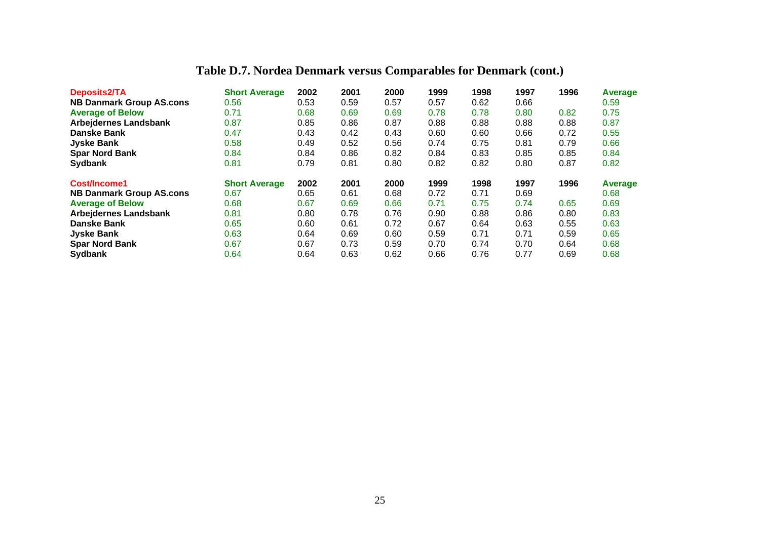# Table D.7. Nordea Denmark versus Comparables for Denmark (cont.)

| Deposits2/TA | Short Average | 2002 | 2001 | 2000 | 1999 | 1998 | 1997 | 1996 | Average |
|---|---|---|---|---|---|---|---|---|---|
| **NB Danmark Group AS.cons** | 0.56 | 0.53 | 0.59 | 0.57 | 0.57 | 0.62 | 0.66 | | 0.59 |
| **Average of Below** | 0.71 | 0.68 | 0.69 | 0.69 | 0.78 | 0.78 | 0.80 | 0.82 | 0.75 |
| **Arbejdernes Landsbank** | 0.87 | 0.85 | 0.86 | 0.87 | 0.88 | 0.88 | 0.88 | 0.88 | 0.87 |
| **Danske Bank** | 0.47 | 0.43 | 0.42 | 0.43 | 0.60 | 0.60 | 0.66 | 0.72 | 0.55 |
| **Jyske Bank** | 0.58 | 0.49 | 0.52 | 0.56 | 0.74 | 0.75 | 0.81 | 0.79 | 0.66 |
| **Spar Nord Bank** | 0.84 | 0.84 | 0.86 | 0.82 | 0.84 | 0.83 | 0.85 | 0.85 | 0.84 |
| **Sydbank** | 0.81 | 0.79 | 0.81 | 0.80 | 0.82 | 0.82 | 0.80 | 0.87 | 0.82 |

| Cost/Income1 | Short Average | 2002 | 2001 | 2000 | 1999 | 1998 | 1997 | 1996 | Average |
|---|---|---|---|---|---|---|---|---|---|
| **NB Danmark Group AS.cons** | 0.67 | 0.65 | 0.61 | 0.68 | 0.72 | 0.71 | 0.69 | | 0.68 |
| **Average of Below** | 0.68 | 0.67 | 0.69 | 0.66 | 0.71 | 0.75 | 0.74 | 0.65 | 0.69 |
| **Arbejdernes Landsbank** | 0.81 | 0.80 | 0.78 | 0.76 | 0.90 | 0.88 | 0.86 | 0.80 | 0.83 |
| **Danske Bank** | 0.65 | 0.60 | 0.61 | 0.72 | 0.67 | 0.64 | 0.63 | 0.55 | 0.63 |
| **Jyske Bank** | 0.63 | 0.64 | 0.69 | 0.60 | 0.59 | 0.71 | 0.71 | 0.59 | 0.65 |
| **Spar Nord Bank** | 0.67 | 0.67 | 0.73 | 0.59 | 0.70 | 0.74 | 0.70 | 0.64 | 0.68 |
| **Sydbank** | 0.64 | 0.64 | 0.63 | 0.62 | 0.66 | 0.76 | 0.77 | 0.69 | 0.68 |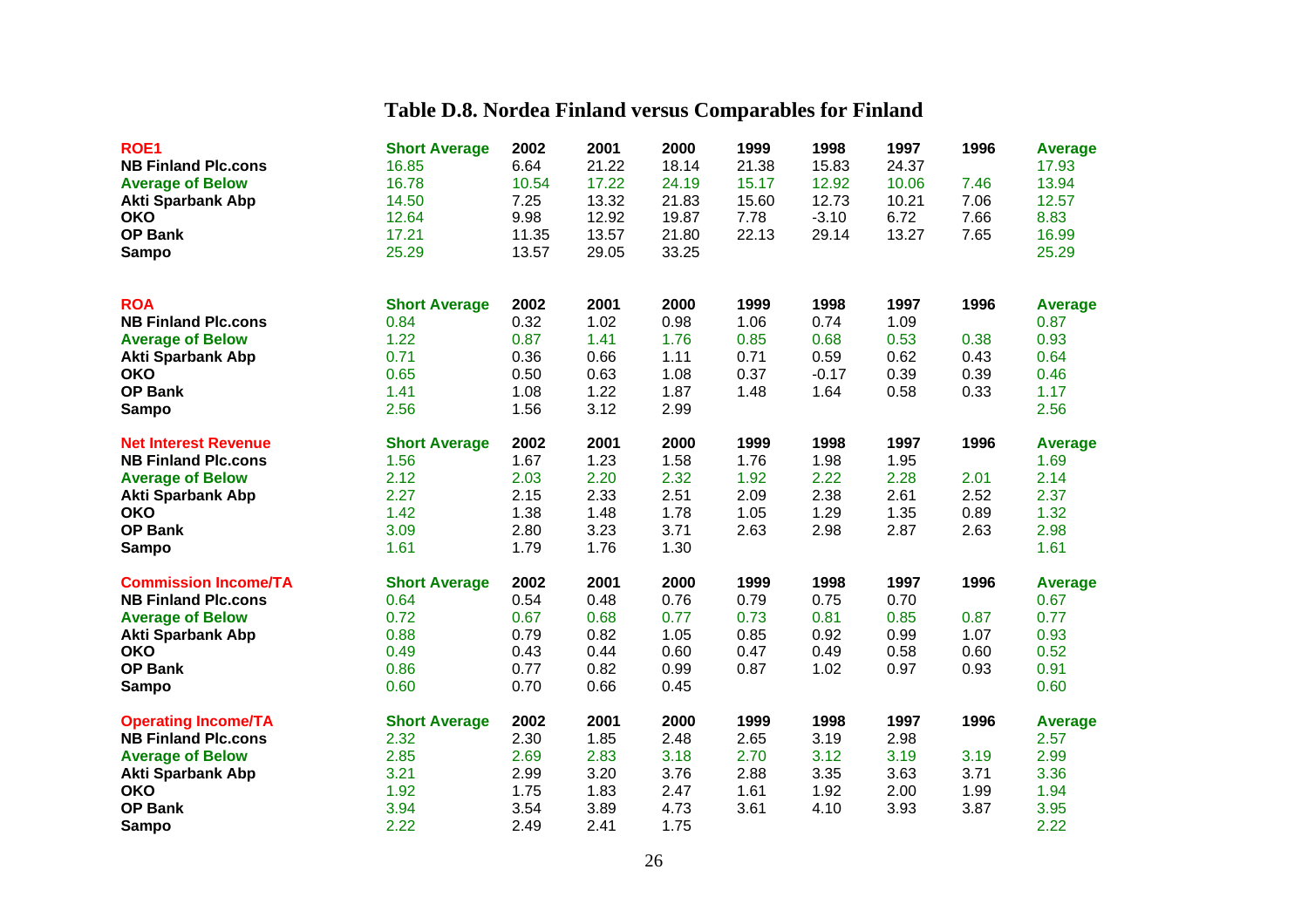# Table D.8. Nordea Finland versus Comparables for Finland

| ROE1 | Short Average | 2002 | 2001 | 2000 | 1999 | 1998 | 1997 | 1996 | Average |
|---|---|---|---|---|---|---|---|---|---|
| **NB Finland Plc.cons** | 16.85 | 6.64 | 21.22 | 18.14 | 21.38 | 15.83 | 24.37 | | 17.93 |
| **Average of Below** | 16.78 | 10.54 | 17.22 | 24.19 | 15.17 | 12.92 | 10.06 | 7.46 | 13.94 |
| **Akti Sparbank Abp** | 14.50 | 7.25 | 13.32 | 21.83 | 15.60 | 12.73 | 10.21 | 7.06 | 12.57 |
| **OKO** | 12.64 | 9.98 | 12.92 | 19.87 | 7.78 | -3.10 | 6.72 | 7.66 | 8.83 |
| **OP Bank** | 17.21 | 11.35 | 13.57 | 21.80 | 22.13 | 29.14 | 13.27 | 7.65 | 16.99 |
| **Sampo** | 25.29 | 13.57 | 29.05 | 33.25 | | | | | 25.29 |

| ROA | Short Average | 2002 | 2001 | 2000 | 1999 | 1998 | 1997 | 1996 | Average |
|---|---|---|---|---|---|---|---|---|---|
| **NB Finland Plc.cons** | 0.84 | 0.32 | 1.02 | 0.98 | 1.06 | 0.74 | 1.09 | | 0.87 |
| **Average of Below** | 1.22 | 0.87 | 1.41 | 1.76 | 0.85 | 0.68 | 0.53 | 0.38 | 0.93 |
| **Akti Sparbank Abp** | 0.71 | 0.36 | 0.66 | 1.11 | 0.71 | 0.59 | 0.62 | 0.43 | 0.64 |
| **OKO** | 0.65 | 0.50 | 0.63 | 1.08 | 0.37 | -0.17 | 0.39 | 0.39 | 0.46 |
| **OP Bank** | 1.41 | 1.08 | 1.22 | 1.87 | 1.48 | 1.64 | 0.58 | 0.33 | 1.17 |
| **Sampo** | 2.56 | 1.56 | 3.12 | 2.99 | | | | | 2.56 |

| Net Interest Revenue | Short Average | 2002 | 2001 | 2000 | 1999 | 1998 | 1997 | 1996 | Average |
|---|---|---|---|---|---|---|---|---|---|
| **NB Finland Plc.cons** | 1.56 | 1.67 | 1.23 | 1.58 | 1.76 | 1.98 | 1.95 | | 1.69 |
| **Average of Below** | 2.12 | 2.03 | 2.20 | 2.32 | 1.92 | 2.22 | 2.28 | 2.01 | 2.14 |
| **Akti Sparbank Abp** | 2.27 | 2.15 | 2.33 | 2.51 | 2.09 | 2.38 | 2.61 | 2.52 | 2.37 |
| **OKO** | 1.42 | 1.38 | 1.48 | 1.78 | 1.05 | 1.29 | 1.35 | 0.89 | 1.32 |
| **OP Bank** | 3.09 | 2.80 | 3.23 | 3.71 | 2.63 | 2.98 | 2.87 | 2.63 | 2.98 |
| **Sampo** | 1.61 | 1.79 | 1.76 | 1.30 | | | | | 1.61 |

| Commission Income/TA | Short Average | 2002 | 2001 | 2000 | 1999 | 1998 | 1997 | 1996 | Average |
|---|---|---|---|---|---|---|---|---|---|
| **NB Finland Plc.cons** | 0.64 | 0.54 | 0.48 | 0.76 | 0.79 | 0.75 | 0.70 | | 0.67 |
| **Average of Below** | 0.72 | 0.67 | 0.68 | 0.77 | 0.73 | 0.81 | 0.85 | 0.87 | 0.77 |
| **Akti Sparbank Abp** | 0.88 | 0.79 | 0.82 | 1.05 | 0.85 | 0.92 | 0.99 | 1.07 | 0.93 |
| **OKO** | 0.49 | 0.43 | 0.44 | 0.60 | 0.47 | 0.49 | 0.58 | 0.60 | 0.52 |
| **OP Bank** | 0.86 | 0.77 | 0.82 | 0.99 | 0.87 | 1.02 | 0.97 | 0.93 | 0.91 |
| **Sampo** | 0.60 | 0.70 | 0.66 | 0.45 | | | | | 0.60 |

| Operating Income/TA | Short Average | 2002 | 2001 | 2000 | 1999 | 1998 | 1997 | 1996 | Average |
|---|---|---|---|---|---|---|---|---|---|
| **NB Finland Plc.cons** | 2.32 | 2.30 | 1.85 | 2.48 | 2.65 | 3.19 | 2.98 | | 2.57 |
| **Average of Below** | 2.85 | 2.69 | 2.83 | 3.18 | 2.70 | 3.12 | 3.19 | 3.19 | 2.99 |
| **Akti Sparbank Abp** | 3.21 | 2.99 | 3.20 | 3.76 | 2.88 | 3.35 | 3.63 | 3.71 | 3.36 |
| **OKO** | 1.92 | 1.75 | 1.83 | 2.47 | 1.61 | 1.92 | 2.00 | 1.99 | 1.94 |
| **OP Bank** | 3.94 | 3.54 | 3.89 | 4.73 | 3.61 | 4.10 | 3.93 | 3.87 | 3.95 |
| **Sampo** | 2.22 | 2.49 | 2.41 | 1.75 | | | | | 2.22 |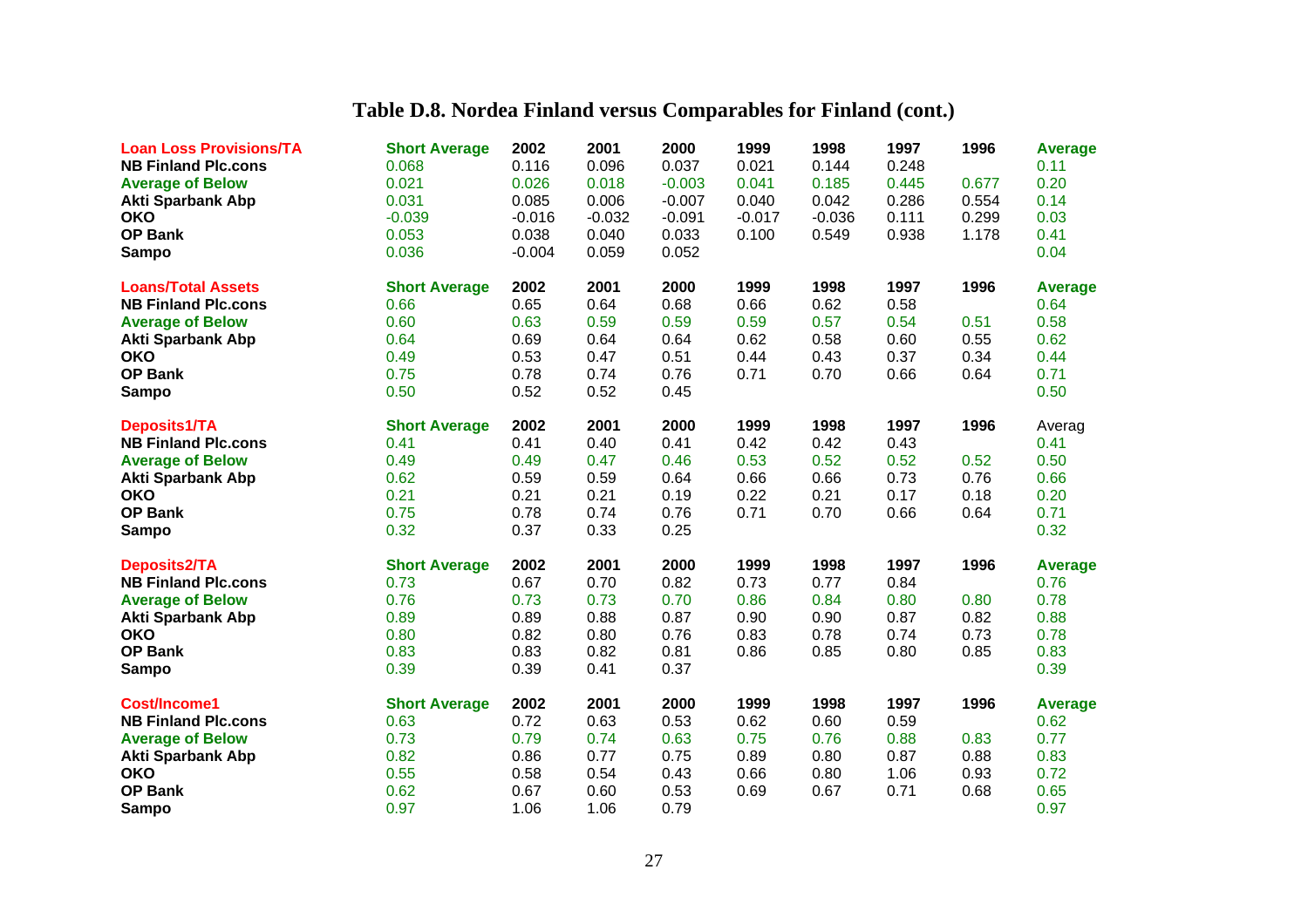# Table D.8. Nordea Finland versus Comparables for Finland (cont.)

| Loan Loss Provisions/TA | Short Average | 2002 | 2001 | 2000 | 1999 | 1998 | 1997 | 1996 | Average |
|---|---|---|---|---|---|---|---|---|---|
| NB Finland Plc.cons | 0.068 | 0.116 | 0.096 | 0.037 | 0.021 | 0.144 | 0.248 | | 0.11 |
| Average of Below | 0.021 | 0.026 | 0.018 | -0.003 | 0.041 | 0.185 | 0.445 | 0.677 | 0.20 |
| Akti Sparbank Abp | 0.031 | 0.085 | 0.006 | -0.007 | 0.040 | 0.042 | 0.286 | 0.554 | 0.14 |
| OKO | -0.039 | -0.016 | -0.032 | -0.091 | -0.017 | -0.036 | 0.111 | 0.299 | 0.03 |
| OP Bank | 0.053 | 0.038 | 0.040 | 0.033 | 0.100 | 0.549 | 0.938 | 1.178 | 0.41 |
| Sampo | 0.036 | -0.004 | 0.059 | 0.052 | | | | | 0.04 |

| Loans/Total Assets | Short Average | 2002 | 2001 | 2000 | 1999 | 1998 | 1997 | 1996 | Average |
|---|---|---|---|---|---|---|---|---|---|
| NB Finland Plc.cons | 0.66 | 0.65 | 0.64 | 0.68 | 0.66 | 0.62 | 0.58 | | 0.64 |
| Average of Below | 0.60 | 0.63 | 0.59 | 0.59 | 0.59 | 0.57 | 0.54 | 0.51 | 0.58 |
| Akti Sparbank Abp | 0.64 | 0.69 | 0.64 | 0.64 | 0.62 | 0.58 | 0.60 | 0.55 | 0.62 |
| OKO | 0.49 | 0.53 | 0.47 | 0.51 | 0.44 | 0.43 | 0.37 | 0.34 | 0.44 |
| OP Bank | 0.75 | 0.78 | 0.74 | 0.76 | 0.71 | 0.70 | 0.66 | 0.64 | 0.71 |
| Sampo | 0.50 | 0.52 | 0.52 | 0.45 | | | | | 0.50 |

| Deposits1/TA | Short Average | 2002 | 2001 | 2000 | 1999 | 1998 | 1997 | 1996 | Averag |
|---|---|---|---|---|---|---|---|---|---|
| NB Finland Plc.cons | 0.41 | 0.41 | 0.40 | 0.41 | 0.42 | 0.42 | 0.43 | | 0.41 |
| Average of Below | 0.49 | 0.49 | 0.47 | 0.46 | 0.53 | 0.52 | 0.52 | 0.52 | 0.50 |
| Akti Sparbank Abp | 0.62 | 0.59 | 0.59 | 0.64 | 0.66 | 0.66 | 0.73 | 0.76 | 0.66 |
| OKO | 0.21 | 0.21 | 0.21 | 0.19 | 0.22 | 0.21 | 0.17 | 0.18 | 0.20 |
| OP Bank | 0.75 | 0.78 | 0.74 | 0.76 | 0.71 | 0.70 | 0.66 | 0.64 | 0.71 |
| Sampo | 0.32 | 0.37 | 0.33 | 0.25 | | | | | 0.32 |

| Deposits2/TA | Short Average | 2002 | 2001 | 2000 | 1999 | 1998 | 1997 | 1996 | Average |
|---|---|---|---|---|---|---|---|---|---|
| NB Finland Plc.cons | 0.73 | 0.67 | 0.70 | 0.82 | 0.73 | 0.77 | 0.84 | | 0.76 |
| Average of Below | 0.76 | 0.73 | 0.73 | 0.70 | 0.86 | 0.84 | 0.80 | 0.80 | 0.78 |
| Akti Sparbank Abp | 0.89 | 0.89 | 0.88 | 0.87 | 0.90 | 0.90 | 0.87 | 0.82 | 0.88 |
| OKO | 0.80 | 0.82 | 0.80 | 0.76 | 0.83 | 0.78 | 0.74 | 0.73 | 0.78 |
| OP Bank | 0.83 | 0.83 | 0.82 | 0.81 | 0.86 | 0.85 | 0.80 | 0.85 | 0.83 |
| Sampo | 0.39 | 0.39 | 0.41 | 0.37 | | | | | 0.39 |

| Cost/Income1 | Short Average | 2002 | 2001 | 2000 | 1999 | 1998 | 1997 | 1996 | Average |
|---|---|---|---|---|---|---|---|---|---|
| NB Finland Plc.cons | 0.63 | 0.72 | 0.63 | 0.53 | 0.62 | 0.60 | 0.59 | | 0.62 |
| Average of Below | 0.73 | 0.79 | 0.74 | 0.63 | 0.75 | 0.76 | 0.88 | 0.83 | 0.77 |
| Akti Sparbank Abp | 0.82 | 0.86 | 0.77 | 0.75 | 0.89 | 0.80 | 0.87 | 0.88 | 0.83 |
| OKO | 0.55 | 0.58 | 0.54 | 0.43 | 0.66 | 0.80 | 1.06 | 0.93 | 0.72 |
| OP Bank | 0.62 | 0.67 | 0.60 | 0.53 | 0.69 | 0.67 | 0.71 | 0.68 | 0.65 |
| Sampo | 0.97 | 1.06 | 1.06 | 0.79 | | | | | 0.97 |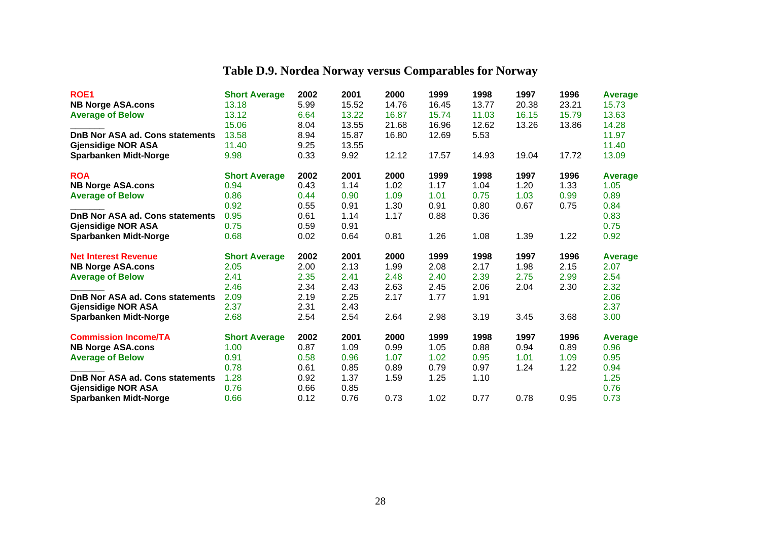# Table D.9. Nordea Norway versus Comparables for Norway

| ROE1 | Short Average | 2002 | 2001 | 2000 | 1999 | 1998 | 1997 | 1996 | Average |
|---|---|---|---|---|---|---|---|---|---|
| NB Norge ASA.cons | 13.18 | 5.99 | 15.52 | 14.76 | 16.45 | 13.77 | 20.38 | 23.21 | 15.73 |
| Average of Below | 13.12 | 6.64 | 13.22 | 16.87 | 15.74 | 11.03 | 16.15 | 15.79 | 13.63 |
| _______ | 15.06 | 8.04 | 13.55 | 21.68 | 16.96 | 12.62 | 13.26 | 13.86 | 14.28 |
| DnB Nor ASA ad. Cons statements | 13.58 | 8.94 | 15.87 | 16.80 | 12.69 | 5.53 | | | 11.97 |
| Gjensidige NOR ASA | 11.40 | 9.25 | 13.55 | | | | | | 11.40 |
| Sparbanken Midt-Norge | 9.98 | 0.33 | 9.92 | 12.12 | 17.57 | 14.93 | 19.04 | 17.72 | 13.09 |

| ROA | Short Average | 2002 | 2001 | 2000 | 1999 | 1998 | 1997 | 1996 | Average |
|---|---|---|---|---|---|---|---|---|---|
| NB Norge ASA.cons | 0.94 | 0.43 | 1.14 | 1.02 | 1.17 | 1.04 | 1.20 | 1.33 | 1.05 |
| Average of Below | 0.86 | 0.44 | 0.90 | 1.09 | 1.01 | 0.75 | 1.03 | 0.99 | 0.89 |
| _______ | 0.92 | 0.55 | 0.91 | 1.30 | 0.91 | 0.80 | 0.67 | 0.75 | 0.84 |
| DnB Nor ASA ad. Cons statements | 0.95 | 0.61 | 1.14 | 1.17 | 0.88 | 0.36 | | | 0.83 |
| Gjensidige NOR ASA | 0.75 | 0.59 | 0.91 | | | | | | 0.75 |
| Sparbanken Midt-Norge | 0.68 | 0.02 | 0.64 | 0.81 | 1.26 | 1.08 | 1.39 | 1.22 | 0.92 |

| Net Interest Revenue | Short Average | 2002 | 2001 | 2000 | 1999 | 1998 | 1997 | 1996 | Average |
|---|---|---|---|---|---|---|---|---|---|
| NB Norge ASA.cons | 2.05 | 2.00 | 2.13 | 1.99 | 2.08 | 2.17 | 1.98 | 2.15 | 2.07 |
| Average of Below | 2.41 | 2.35 | 2.41 | 2.48 | 2.40 | 2.39 | 2.75 | 2.99 | 2.54 |
| _______ | 2.46 | 2.34 | 2.43 | 2.63 | 2.45 | 2.06 | 2.04 | 2.30 | 2.32 |
| DnB Nor ASA ad. Cons statements | 2.09 | 2.19 | 2.25 | 2.17 | 1.77 | 1.91 | | | 2.06 |
| Gjensidige NOR ASA | 2.37 | 2.31 | 2.43 | | | | | | 2.37 |
| Sparbanken Midt-Norge | 2.68 | 2.54 | 2.54 | 2.64 | 2.98 | 3.19 | 3.45 | 3.68 | 3.00 |

| Commission Income/TA | Short Average | 2002 | 2001 | 2000 | 1999 | 1998 | 1997 | 1996 | Average |
|---|---|---|---|---|---|---|---|---|---|
| NB Norge ASA.cons | 1.00 | 0.87 | 1.09 | 0.99 | 1.05 | 0.88 | 0.94 | 0.89 | 0.96 |
| Average of Below | 0.91 | 0.58 | 0.96 | 1.07 | 1.02 | 0.95 | 1.01 | 1.09 | 0.95 |
| _______ | 0.78 | 0.61 | 0.85 | 0.89 | 0.79 | 0.97 | 1.24 | 1.22 | 0.94 |
| DnB Nor ASA ad. Cons statements | 1.28 | 0.92 | 1.37 | 1.59 | 1.25 | 1.10 | | | 1.25 |
| Gjensidige NOR ASA | 0.76 | 0.66 | 0.85 | | | | | | 0.76 |
| Sparbanken Midt-Norge | 0.66 | 0.12 | 0.76 | 0.73 | 1.02 | 0.77 | 0.78 | 0.95 | 0.73 |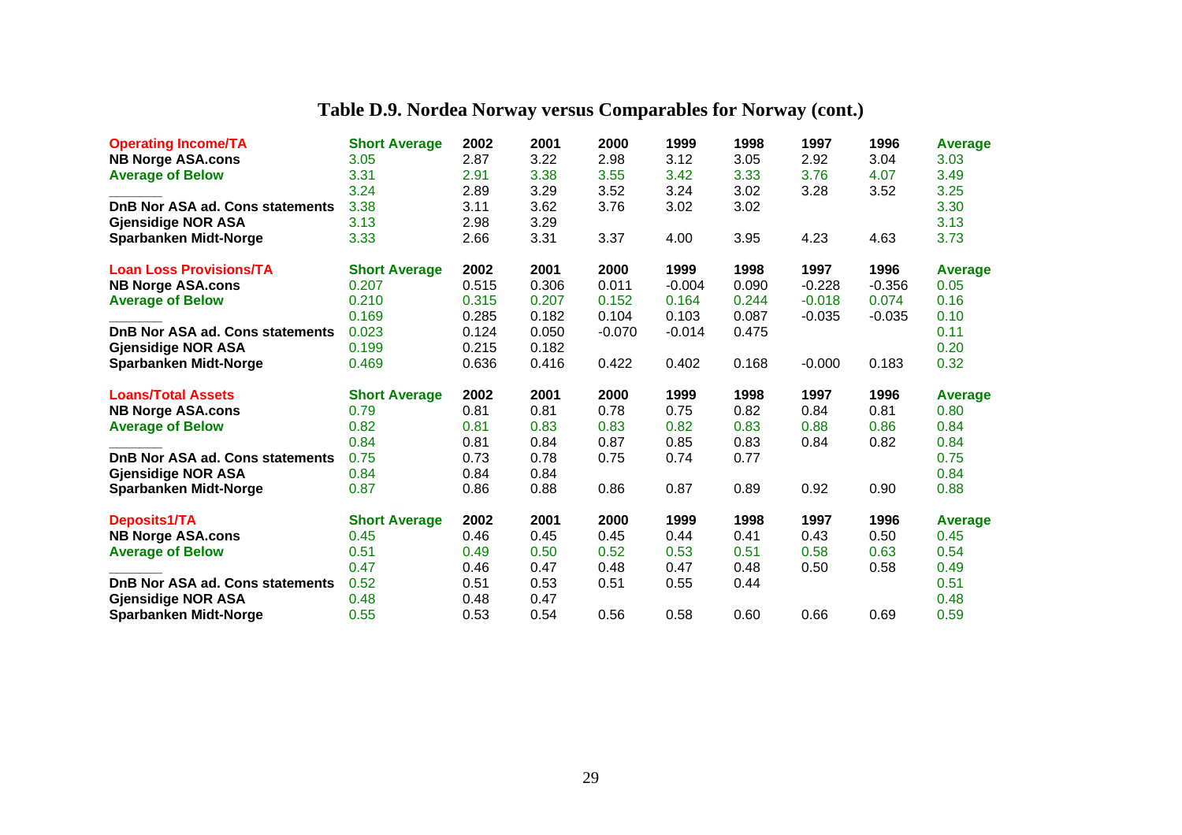# Table D.9. Nordea Norway versus Comparables for Norway (cont.)

| Operating Income/TA | Short Average | 2002 | 2001 | 2000 | 1999 | 1998 | 1997 | 1996 | Average |
|---|---|---|---|---|---|---|---|---|---|
| NB Norge ASA.cons | 3.05 | 2.87 | 3.22 | 2.98 | 3.12 | 3.05 | 2.92 | 3.04 | 3.03 |
| Average of Below | 3.31 | 2.91 | 3.38 | 3.55 | 3.42 | 3.33 | 3.76 | 4.07 | 3.49 |
| _______ | 3.24 | 2.89 | 3.29 | 3.52 | 3.24 | 3.02 | 3.28 | 3.52 | 3.25 |
| DnB Nor ASA ad. Cons statements | 3.38 | 3.11 | 3.62 | 3.76 | 3.02 | 3.02 | | | 3.30 |
| Gjensidige NOR ASA | 3.13 | 2.98 | 3.29 | | | | | | 3.13 |
| Sparbanken Midt-Norge | 3.33 | 2.66 | 3.31 | 3.37 | 4.00 | 3.95 | 4.23 | 4.63 | 3.73 |

| Loan Loss Provisions/TA | Short Average | 2002 | 2001 | 2000 | 1999 | 1998 | 1997 | 1996 | Average |
|---|---|---|---|---|---|---|---|---|---|
| NB Norge ASA.cons | 0.207 | 0.515 | 0.306 | 0.011 | -0.004 | 0.090 | -0.228 | -0.356 | 0.05 |
| Average of Below | 0.210 | 0.315 | 0.207 | 0.152 | 0.164 | 0.244 | -0.018 | 0.074 | 0.16 |
| _______ | 0.169 | 0.285 | 0.182 | 0.104 | 0.103 | 0.087 | -0.035 | -0.035 | 0.10 |
| DnB Nor ASA ad. Cons statements | 0.023 | 0.124 | 0.050 | -0.070 | -0.014 | 0.475 | | | 0.11 |
| Gjensidige NOR ASA | 0.199 | 0.215 | 0.182 | | | | | | 0.20 |
| Sparbanken Midt-Norge | 0.469 | 0.636 | 0.416 | 0.422 | 0.402 | 0.168 | -0.000 | 0.183 | 0.32 |

| Loans/Total Assets | Short Average | 2002 | 2001 | 2000 | 1999 | 1998 | 1997 | 1996 | Average |
|---|---|---|---|---|---|---|---|---|---|
| NB Norge ASA.cons | 0.79 | 0.81 | 0.81 | 0.78 | 0.75 | 0.82 | 0.84 | 0.81 | 0.80 |
| Average of Below | 0.82 | 0.81 | 0.83 | 0.83 | 0.82 | 0.83 | 0.88 | 0.86 | 0.84 |
| _______ | 0.84 | 0.81 | 0.84 | 0.87 | 0.85 | 0.83 | 0.84 | 0.82 | 0.84 |
| DnB Nor ASA ad. Cons statements | 0.75 | 0.73 | 0.78 | 0.75 | 0.74 | 0.77 | | | 0.75 |
| Gjensidige NOR ASA | 0.84 | 0.84 | 0.84 | | | | | | 0.84 |
| Sparbanken Midt-Norge | 0.87 | 0.86 | 0.88 | 0.86 | 0.87 | 0.89 | 0.92 | 0.90 | 0.88 |

| Deposits1/TA | Short Average | 2002 | 2001 | 2000 | 1999 | 1998 | 1997 | 1996 | Average |
|---|---|---|---|---|---|---|---|---|---|
| NB Norge ASA.cons | 0.45 | 0.46 | 0.45 | 0.45 | 0.44 | 0.41 | 0.43 | 0.50 | 0.45 |
| Average of Below | 0.51 | 0.49 | 0.50 | 0.52 | 0.53 | 0.51 | 0.58 | 0.63 | 0.54 |
| _______ | 0.47 | 0.46 | 0.47 | 0.48 | 0.47 | 0.48 | 0.50 | 0.58 | 0.49 |
| DnB Nor ASA ad. Cons statements | 0.52 | 0.51 | 0.53 | 0.51 | 0.55 | 0.44 | | | 0.51 |
| Gjensidige NOR ASA | 0.48 | 0.48 | 0.47 | | | | | | 0.48 |
| Sparbanken Midt-Norge | 0.55 | 0.53 | 0.54 | 0.56 | 0.58 | 0.60 | 0.66 | 0.69 | 0.59 |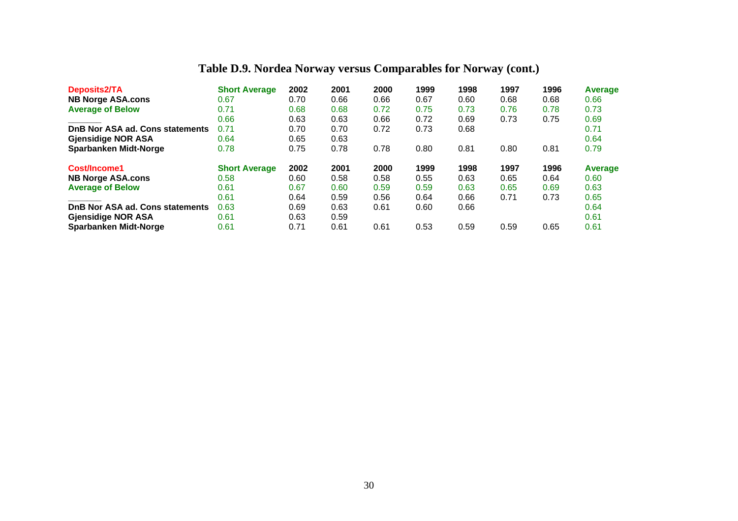# Table D.9. Nordea Norway versus Comparables for Norway (cont.)

| Deposits2/TA | Short Average | 2002 | 2001 | 2000 | 1999 | 1998 | 1997 | 1996 | Average |
|---|---|---|---|---|---|---|---|---|---|
| NB Norge ASA.cons | 0.67 | 0.70 | 0.66 | 0.66 | 0.67 | 0.60 | 0.68 | 0.68 | 0.66 |
| Average of Below | 0.71 | 0.68 | 0.68 | 0.72 | 0.75 | 0.73 | 0.76 | 0.78 | 0.73 |
| _______ | 0.66 | 0.63 | 0.63 | 0.66 | 0.72 | 0.69 | 0.73 | 0.75 | 0.69 |
| DnB Nor ASA ad. Cons statements | 0.71 | 0.70 | 0.70 | 0.72 | 0.73 | 0.68 | | | 0.71 |
| Gjensidige NOR ASA | 0.64 | 0.65 | 0.63 | | | | | | 0.64 |
| Sparbanken Midt-Norge | 0.78 | 0.75 | 0.78 | 0.78 | 0.80 | 0.81 | 0.80 | 0.81 | 0.79 |

| Cost/Income1 | Short Average | 2002 | 2001 | 2000 | 1999 | 1998 | 1997 | 1996 | Average |
|---|---|---|---|---|---|---|---|---|---|
| NB Norge ASA.cons | 0.58 | 0.60 | 0.58 | 0.58 | 0.55 | 0.63 | 0.65 | 0.64 | 0.60 |
| Average of Below | 0.61 | 0.67 | 0.60 | 0.59 | 0.59 | 0.63 | 0.65 | 0.69 | 0.63 |
| _______ | 0.61 | 0.64 | 0.59 | 0.56 | 0.64 | 0.66 | 0.71 | 0.73 | 0.65 |
| DnB Nor ASA ad. Cons statements | 0.63 | 0.69 | 0.63 | 0.61 | 0.60 | 0.66 | | | 0.64 |
| Gjensidige NOR ASA | 0.61 | 0.63 | 0.59 | | | | | | 0.61 |
| Sparbanken Midt-Norge | 0.61 | 0.71 | 0.61 | 0.61 | 0.53 | 0.59 | 0.59 | 0.65 | 0.61 |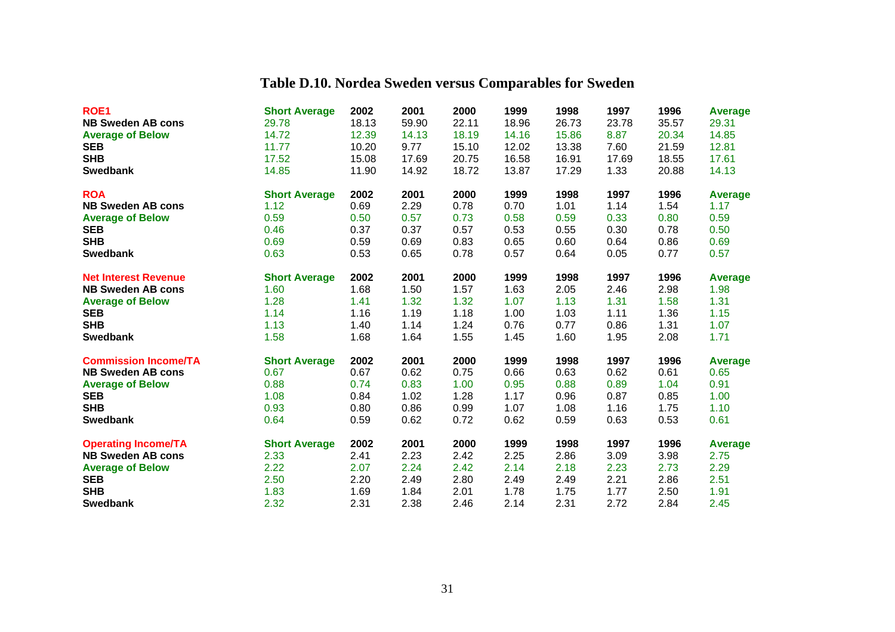# Table D.10. Nordea Sweden versus Comparables for Sweden

| ROE1 | Short Average | 2002 | 2001 | 2000 | 1999 | 1998 | 1997 | 1996 | Average |
|---|---|---|---|---|---|---|---|---|---|
| NB Sweden AB cons | 29.78 | 18.13 | 59.90 | 22.11 | 18.96 | 26.73 | 23.78 | 35.57 | 29.31 |
| Average of Below | 14.72 | 12.39 | 14.13 | 18.19 | 14.16 | 15.86 | 8.87 | 20.34 | 14.85 |
| SEB | 11.77 | 10.20 | 9.77 | 15.10 | 12.02 | 13.38 | 7.60 | 21.59 | 12.81 |
| SHB | 17.52 | 15.08 | 17.69 | 20.75 | 16.58 | 16.91 | 17.69 | 18.55 | 17.61 |
| Swedbank | 14.85 | 11.90 | 14.92 | 18.72 | 13.87 | 17.29 | 1.33 | 20.88 | 14.13 |

| ROA | Short Average | 2002 | 2001 | 2000 | 1999 | 1998 | 1997 | 1996 | Average |
|---|---|---|---|---|---|---|---|---|---|
| NB Sweden AB cons | 1.12 | 0.69 | 2.29 | 0.78 | 0.70 | 1.01 | 1.14 | 1.54 | 1.17 |
| Average of Below | 0.59 | 0.50 | 0.57 | 0.73 | 0.58 | 0.59 | 0.33 | 0.80 | 0.59 |
| SEB | 0.46 | 0.37 | 0.37 | 0.57 | 0.53 | 0.55 | 0.30 | 0.78 | 0.50 |
| SHB | 0.69 | 0.59 | 0.69 | 0.83 | 0.65 | 0.60 | 0.64 | 0.86 | 0.69 |
| Swedbank | 0.63 | 0.53 | 0.65 | 0.78 | 0.57 | 0.64 | 0.05 | 0.77 | 0.57 |

| Net Interest Revenue | Short Average | 2002 | 2001 | 2000 | 1999 | 1998 | 1997 | 1996 | Average |
|---|---|---|---|---|---|---|---|---|---|
| NB Sweden AB cons | 1.60 | 1.68 | 1.50 | 1.57 | 1.63 | 2.05 | 2.46 | 2.98 | 1.98 |
| Average of Below | 1.28 | 1.41 | 1.32 | 1.32 | 1.07 | 1.13 | 1.31 | 1.58 | 1.31 |
| SEB | 1.14 | 1.16 | 1.19 | 1.18 | 1.00 | 1.03 | 1.11 | 1.36 | 1.15 |
| SHB | 1.13 | 1.40 | 1.14 | 1.24 | 0.76 | 0.77 | 0.86 | 1.31 | 1.07 |
| Swedbank | 1.58 | 1.68 | 1.64 | 1.55 | 1.45 | 1.60 | 1.95 | 2.08 | 1.71 |

| Commission Income/TA | Short Average | 2002 | 2001 | 2000 | 1999 | 1998 | 1997 | 1996 | Average |
|---|---|---|---|---|---|---|---|---|---|
| NB Sweden AB cons | 0.67 | 0.67 | 0.62 | 0.75 | 0.66 | 0.63 | 0.62 | 0.61 | 0.65 |
| Average of Below | 0.88 | 0.74 | 0.83 | 1.00 | 0.95 | 0.88 | 0.89 | 1.04 | 0.91 |
| SEB | 1.08 | 0.84 | 1.02 | 1.28 | 1.17 | 0.96 | 0.87 | 0.85 | 1.00 |
| SHB | 0.93 | 0.80 | 0.86 | 0.99 | 1.07 | 1.08 | 1.16 | 1.75 | 1.10 |
| Swedbank | 0.64 | 0.59 | 0.62 | 0.72 | 0.62 | 0.59 | 0.63 | 0.53 | 0.61 |

| Operating Income/TA | Short Average | 2002 | 2001 | 2000 | 1999 | 1998 | 1997 | 1996 | Average |
|---|---|---|---|---|---|---|---|---|---|
| NB Sweden AB cons | 2.33 | 2.41 | 2.23 | 2.42 | 2.25 | 2.86 | 3.09 | 3.98 | 2.75 |
| Average of Below | 2.22 | 2.07 | 2.24 | 2.42 | 2.14 | 2.18 | 2.23 | 2.73 | 2.29 |
| SEB | 2.50 | 2.20 | 2.49 | 2.80 | 2.49 | 2.49 | 2.21 | 2.86 | 2.51 |
| SHB | 1.83 | 1.69 | 1.84 | 2.01 | 1.78 | 1.75 | 1.77 | 2.50 | 1.91 |
| Swedbank | 2.32 | 2.31 | 2.38 | 2.46 | 2.14 | 2.31 | 2.72 | 2.84 | 2.45 |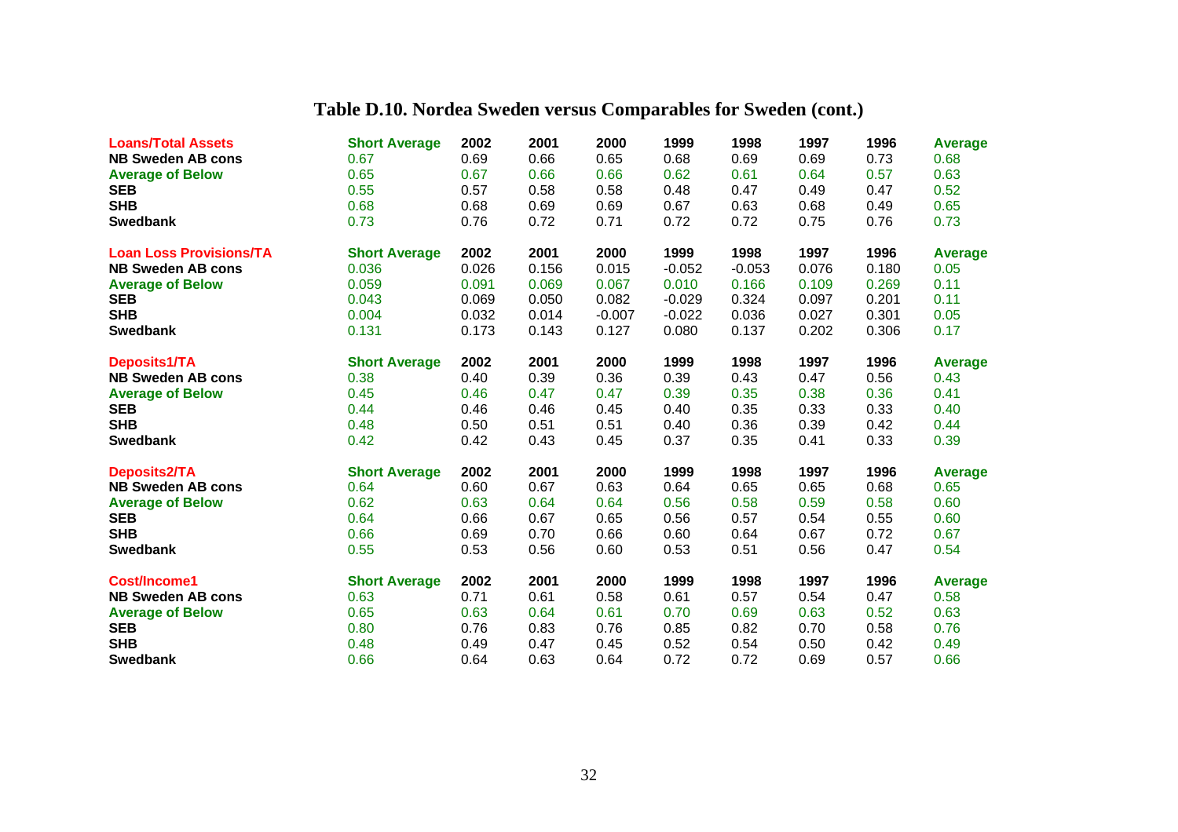# Table D.10. Nordea Sweden versus Comparables for Sweden (cont.)

| Loans/Total Assets | Short Average | 2002 | 2001 | 2000 | 1999 | 1998 | 1997 | 1996 | Average |
|---|---|---|---|---|---|---|---|---|---|
| NB Sweden AB cons | 0.67 | 0.69 | 0.66 | 0.65 | 0.68 | 0.69 | 0.69 | 0.73 | 0.68 |
| Average of Below | 0.65 | 0.67 | 0.66 | 0.66 | 0.62 | 0.61 | 0.64 | 0.57 | 0.63 |
| SEB | 0.55 | 0.57 | 0.58 | 0.58 | 0.48 | 0.47 | 0.49 | 0.47 | 0.52 |
| SHB | 0.68 | 0.68 | 0.69 | 0.69 | 0.67 | 0.63 | 0.68 | 0.49 | 0.65 |
| Swedbank | 0.73 | 0.76 | 0.72 | 0.71 | 0.72 | 0.72 | 0.75 | 0.76 | 0.73 |

| Loan Loss Provisions/TA | Short Average | 2002 | 2001 | 2000 | 1999 | 1998 | 1997 | 1996 | Average |
|---|---|---|---|---|---|---|---|---|---|
| NB Sweden AB cons | 0.036 | 0.026 | 0.156 | 0.015 | -0.052 | -0.053 | 0.076 | 0.180 | 0.05 |
| Average of Below | 0.059 | 0.091 | 0.069 | 0.067 | 0.010 | 0.166 | 0.109 | 0.269 | 0.11 |
| SEB | 0.043 | 0.069 | 0.050 | 0.082 | -0.029 | 0.324 | 0.097 | 0.201 | 0.11 |
| SHB | 0.004 | 0.032 | 0.014 | -0.007 | -0.022 | 0.036 | 0.027 | 0.301 | 0.05 |
| Swedbank | 0.131 | 0.173 | 0.143 | 0.127 | 0.080 | 0.137 | 0.202 | 0.306 | 0.17 |

| Deposits1/TA | Short Average | 2002 | 2001 | 2000 | 1999 | 1998 | 1997 | 1996 | Average |
|---|---|---|---|---|---|---|---|---|---|
| NB Sweden AB cons | 0.38 | 0.40 | 0.39 | 0.36 | 0.39 | 0.43 | 0.47 | 0.56 | 0.43 |
| Average of Below | 0.45 | 0.46 | 0.47 | 0.47 | 0.39 | 0.35 | 0.38 | 0.36 | 0.41 |
| SEB | 0.44 | 0.46 | 0.46 | 0.45 | 0.40 | 0.35 | 0.33 | 0.33 | 0.40 |
| SHB | 0.48 | 0.50 | 0.51 | 0.51 | 0.40 | 0.36 | 0.39 | 0.42 | 0.44 |
| Swedbank | 0.42 | 0.42 | 0.43 | 0.45 | 0.37 | 0.35 | 0.41 | 0.33 | 0.39 |

| Deposits2/TA | Short Average | 2002 | 2001 | 2000 | 1999 | 1998 | 1997 | 1996 | Average |
|---|---|---|---|---|---|---|---|---|---|
| NB Sweden AB cons | 0.64 | 0.60 | 0.67 | 0.63 | 0.64 | 0.65 | 0.65 | 0.68 | 0.65 |
| Average of Below | 0.62 | 0.63 | 0.64 | 0.64 | 0.56 | 0.58 | 0.59 | 0.58 | 0.60 |
| SEB | 0.64 | 0.66 | 0.67 | 0.65 | 0.56 | 0.57 | 0.54 | 0.55 | 0.60 |
| SHB | 0.66 | 0.69 | 0.70 | 0.66 | 0.60 | 0.64 | 0.67 | 0.72 | 0.67 |
| Swedbank | 0.55 | 0.53 | 0.56 | 0.60 | 0.53 | 0.51 | 0.56 | 0.47 | 0.54 |

| Cost/Income1 | Short Average | 2002 | 2001 | 2000 | 1999 | 1998 | 1997 | 1996 | Average |
|---|---|---|---|---|---|---|---|---|---|
| NB Sweden AB cons | 0.63 | 0.71 | 0.61 | 0.58 | 0.61 | 0.57 | 0.54 | 0.47 | 0.58 |
| Average of Below | 0.65 | 0.63 | 0.64 | 0.61 | 0.70 | 0.69 | 0.63 | 0.52 | 0.63 |
| SEB | 0.80 | 0.76 | 0.83 | 0.76 | 0.85 | 0.82 | 0.70 | 0.58 | 0.76 |
| SHB | 0.48 | 0.49 | 0.47 | 0.45 | 0.52 | 0.54 | 0.50 | 0.42 | 0.49 |
| Swedbank | 0.66 | 0.64 | 0.63 | 0.64 | 0.72 | 0.72 | 0.69 | 0.57 | 0.66 |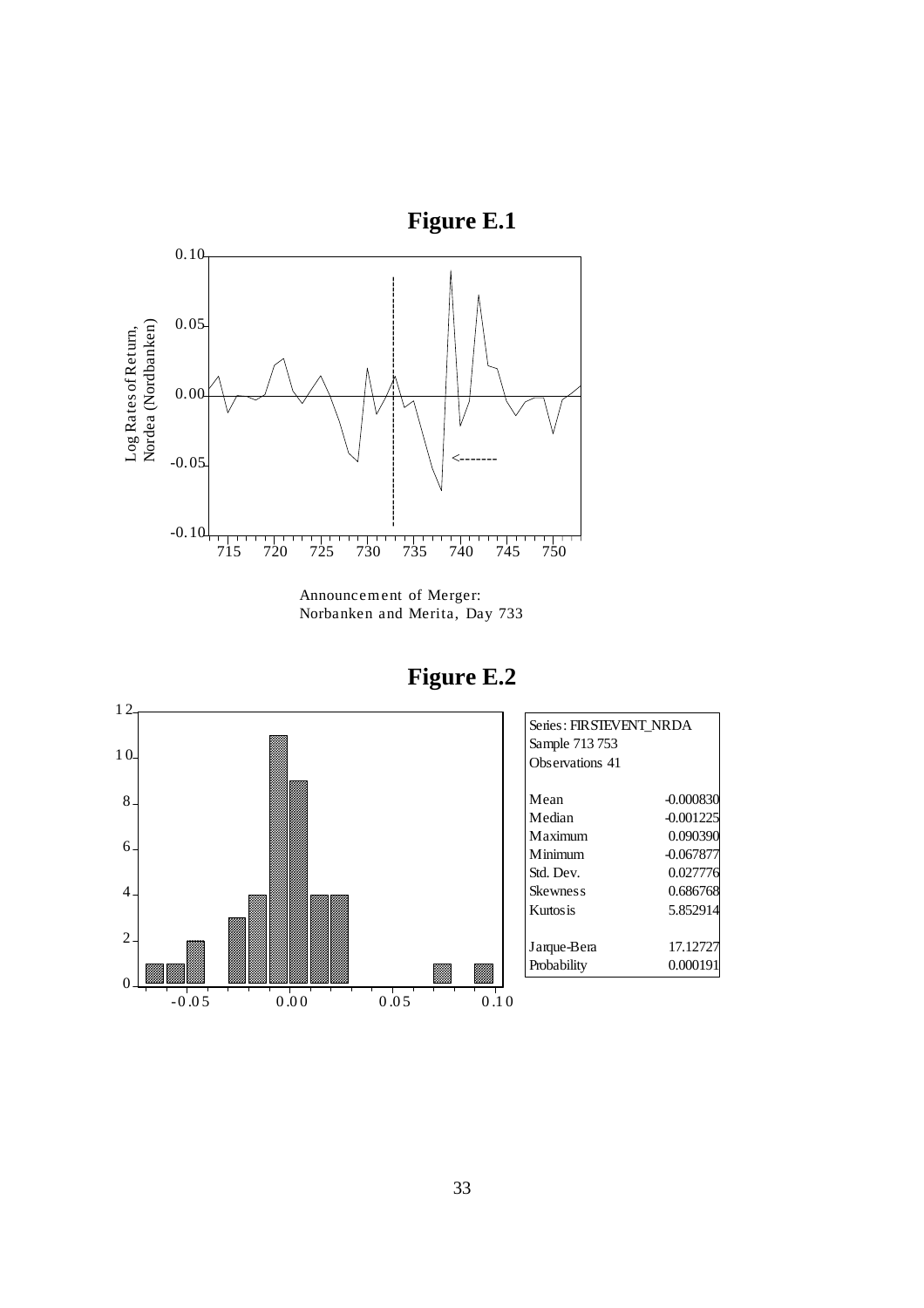# Figure E.1

Announcement of Merger:
Norbanken and Merita, Day 733

# Figure E.2

| Series: FIRSTEVENT_NRDA | |
|---|---|
| Sample 713 753 | |
| Observations 41 | |
| Mean | -0.000830 |
| Median | -0.001225 |
| Maximum | 0.090390 |
| Minimum | -0.067877 |
| Std. Dev. | 0.027776 |
| Skewness | 0.686768 |
| Kurtosis | 5.852914 |
| Jarque-Bera | 17.12727 |
| Probability | 0.000191 |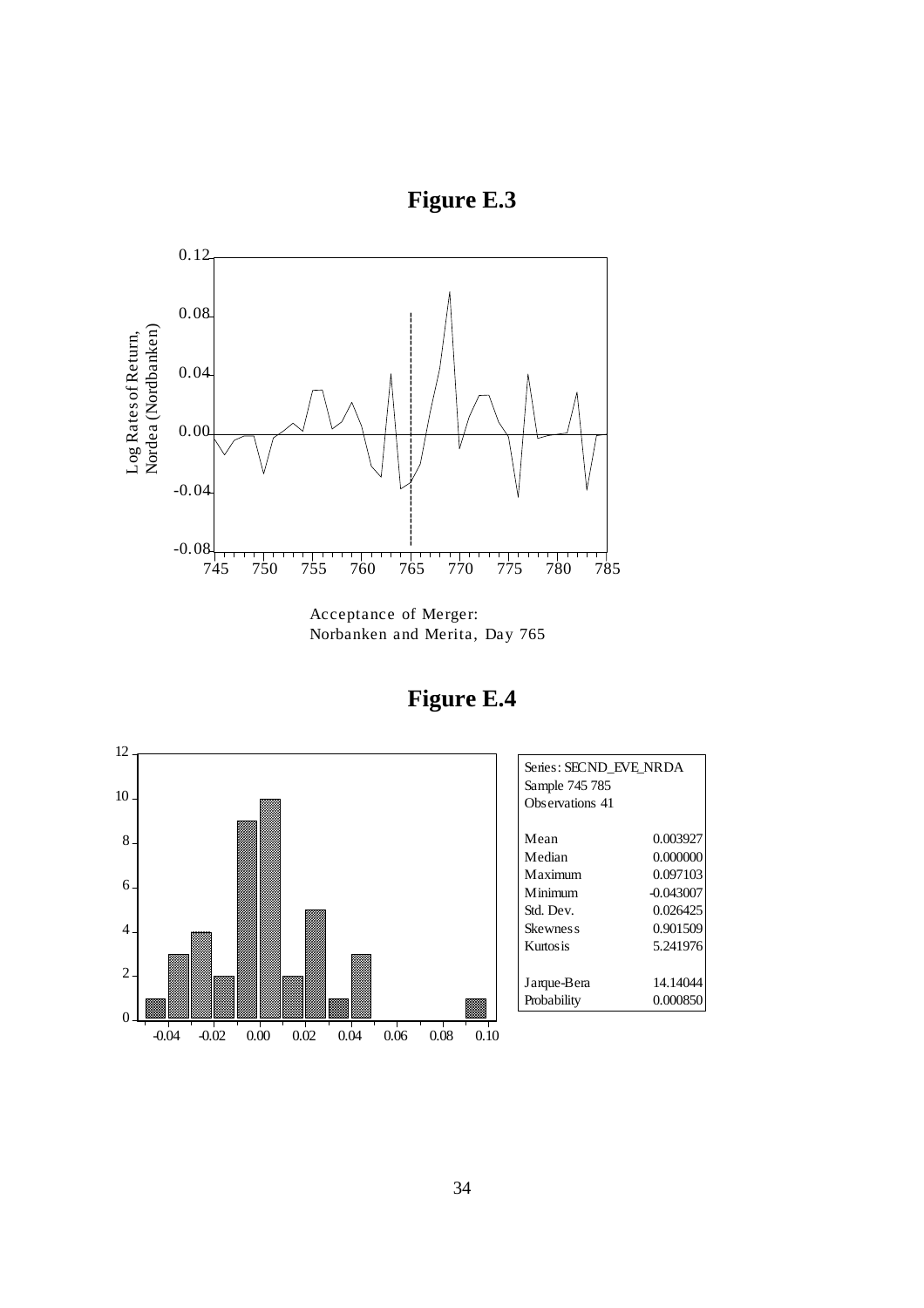# Figure E.3

Acceptance of Merger:
Norbanken and Merita, Day 765

# Figure E.4

| Series: SECND_EVE_NRDA | |
|---|---|
| Sample 745 785 | |
| Observations 41 | |
| Mean | 0.003927 |
| Median | 0.000000 |
| Maximum | 0.097103 |
| Minimum | -0.043007 |
| Std. Dev. | 0.026425 |
| Skewness | 0.901509 |
| Kurtosis | 5.241976 |
| Jarque-Bera | 14.14044 |
| Probability | 0.000850 |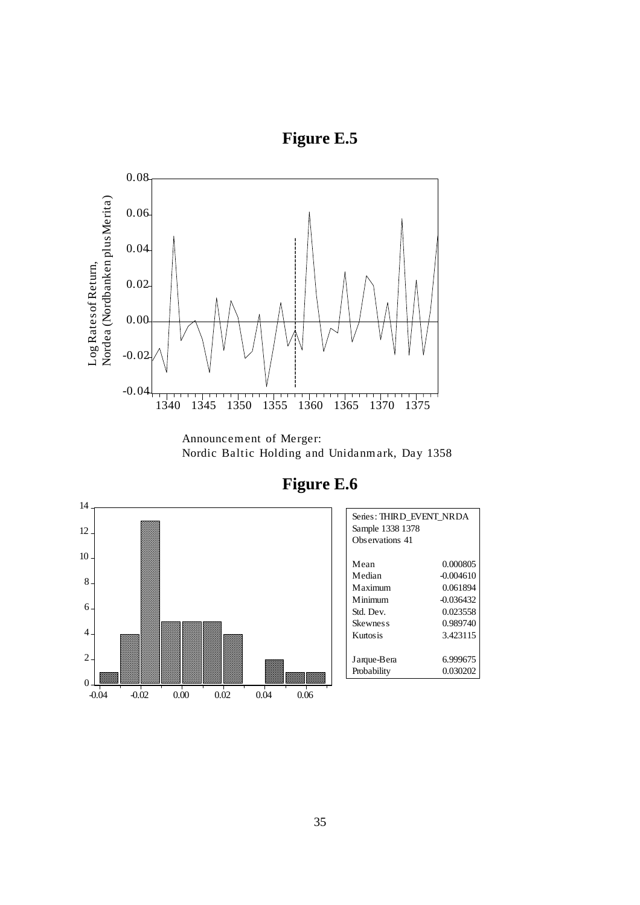**Figure E.5**

Announcement of Merger:
Nordic Baltic Holding and Unidanmark, Day 1358

**Figure E.6**

| Series: THIRD_EVENT_NRDA | |
|---|---|
| Sample 1338 1378 | |
| Observations 41 | |
| Mean | 0.000805 |
| Median | -0.004610 |
| Maximum | 0.061894 |
| Minimum | -0.036432 |
| Std. Dev. | 0.023558 |
| Skewness | 0.989740 |
| Kurtosis | 3.423115 |
| Jarque-Bera | 6.999675 |
| Probability | 0.030202 |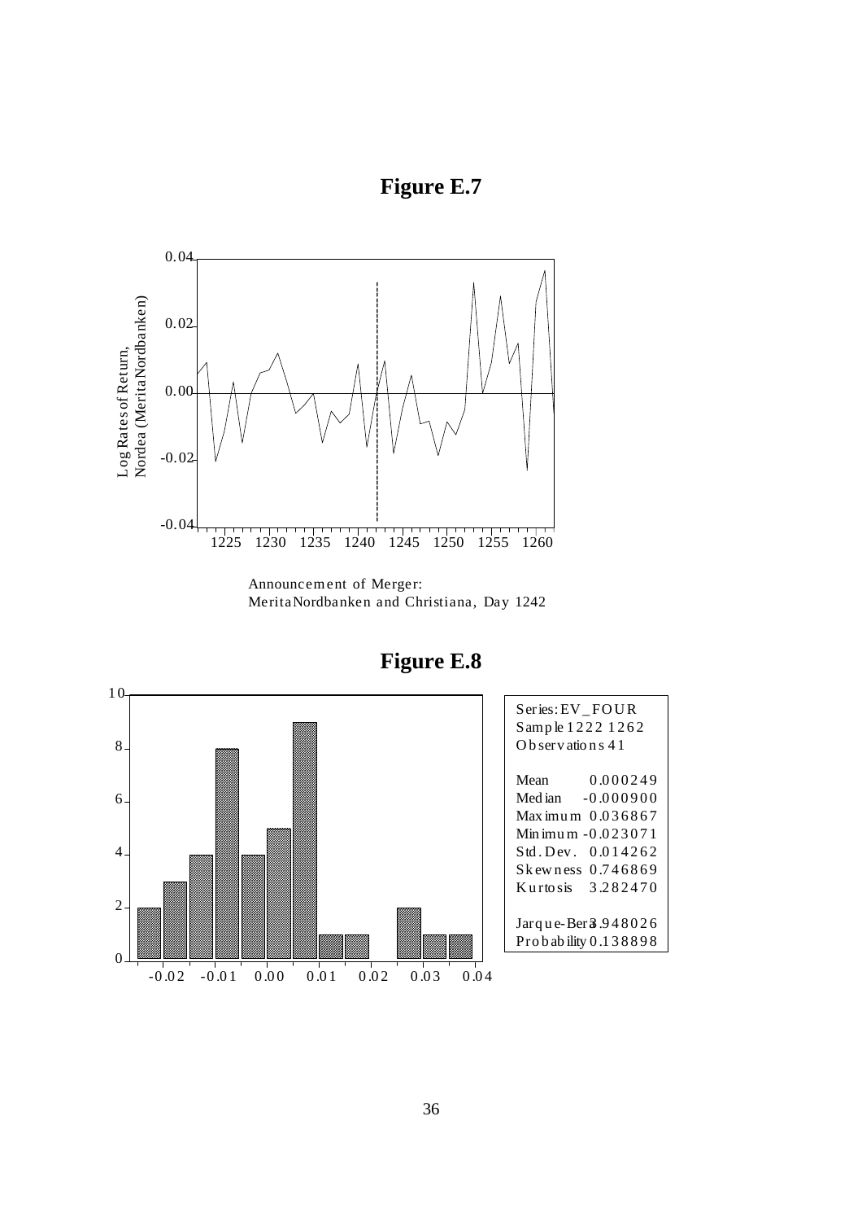**Figure E.7**

Announcement of Merger:
MeritaNordbanken and Christiana, Day 1242

**Figure E.8**

| Series: EV_FOUR | |
|---|---|
| Sample 1222 1262 | |
| Observations 41 | |
| Mean | 0.000249 |
| Median | -0.000900 |
| Maximum | 0.036867 |
| Minimum | -0.023071 |
| Std. Dev. | 0.014262 |
| Skewness | 0.746869 |
| Kurtosis | 3.282470 |
| Jarque-Bera | 3.948026 |
| Probability | 0.138898 |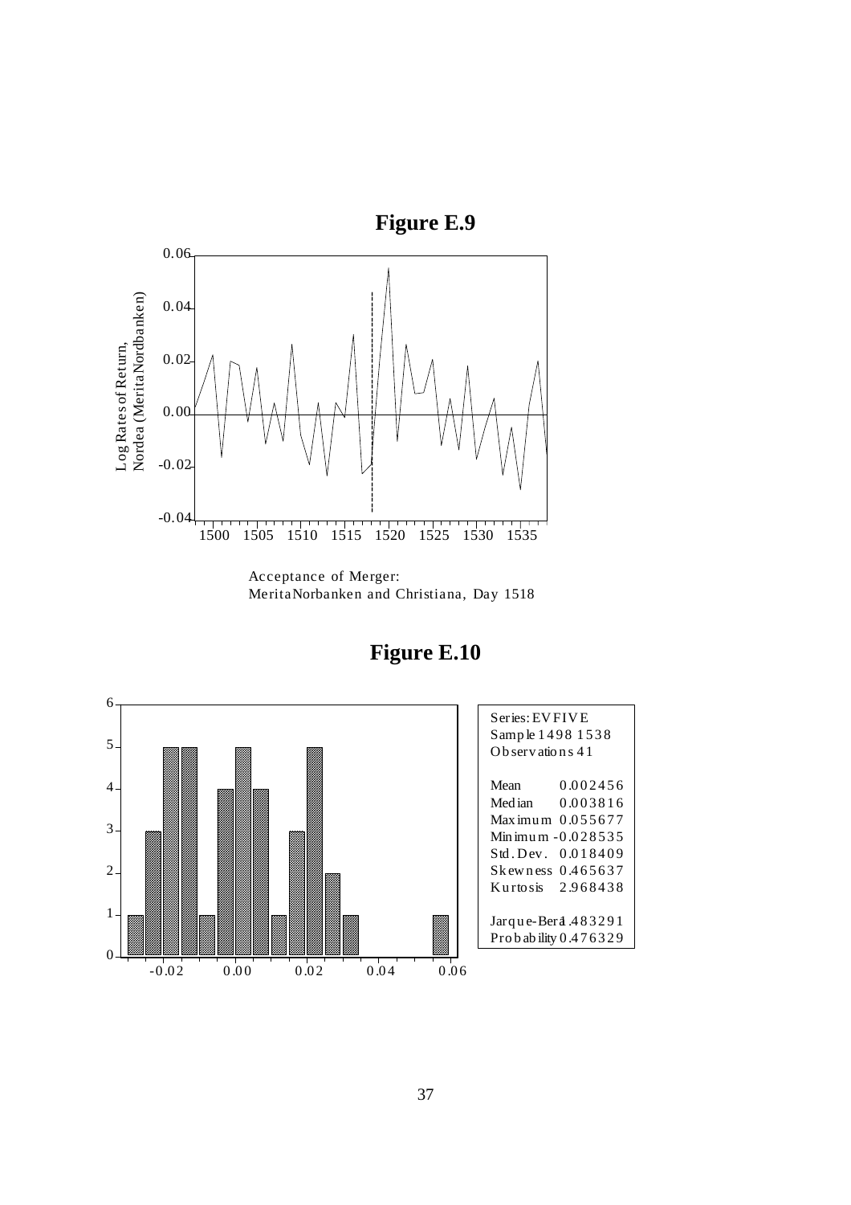**Figure E.9**

Acceptance of Merger:
MeritaNorbanken and Christiana, Day 1518

**Figure E.10**

| Series: EVFIVE | |
|---|---|
| Sample 1498 1538 | |
| Observations 41 | |
| Mean | 0.002456 |
| Median | 0.003816 |
| Maximum | 0.055677 |
| Minimum | -0.028535 |
| Std. Dev. | 0.018409 |
| Skewness | 0.465637 |
| Kurtosis | 2.968438 |
| Jarque-Bera | 1.483291 |
| Probability | 0.476329 |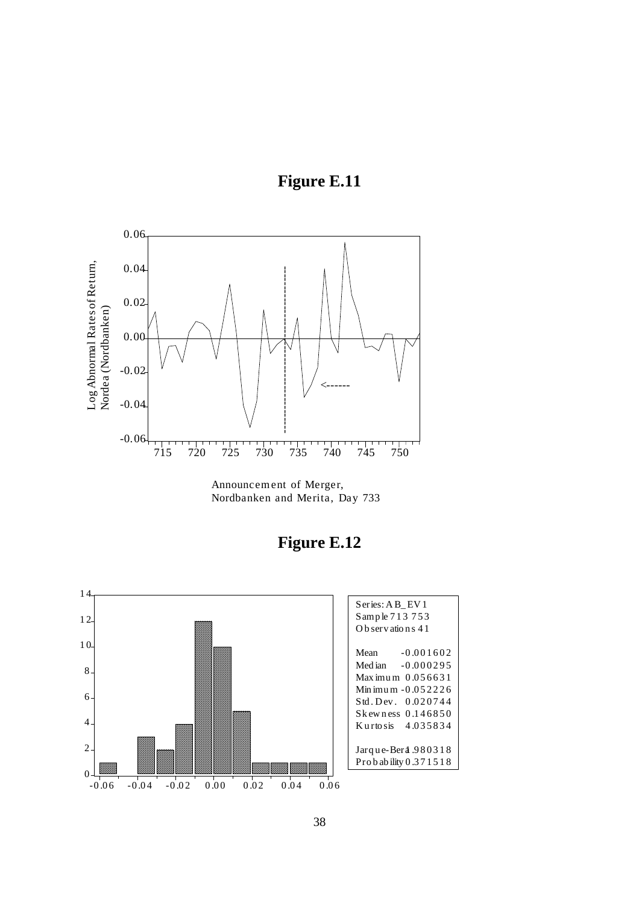# Figure E.11

Announcement of Merger,
Nordbanken and Merita, Day 733

# Figure E.12

| Series: AB_EV1 | |
|---|---|
| Sample 713 753 | |
| Observations 41 | |
| Mean | -0.001602 |
| Median | -0.000295 |
| Maximum | 0.056631 |
| Minimum | -0.052226 |
| Std. Dev. | 0.020744 |
| Skewness | 0.146850 |
| Kurtosis | 4.035834 |
| Jarque-Bera | 1.980318 |
| Probability | 0.371518 |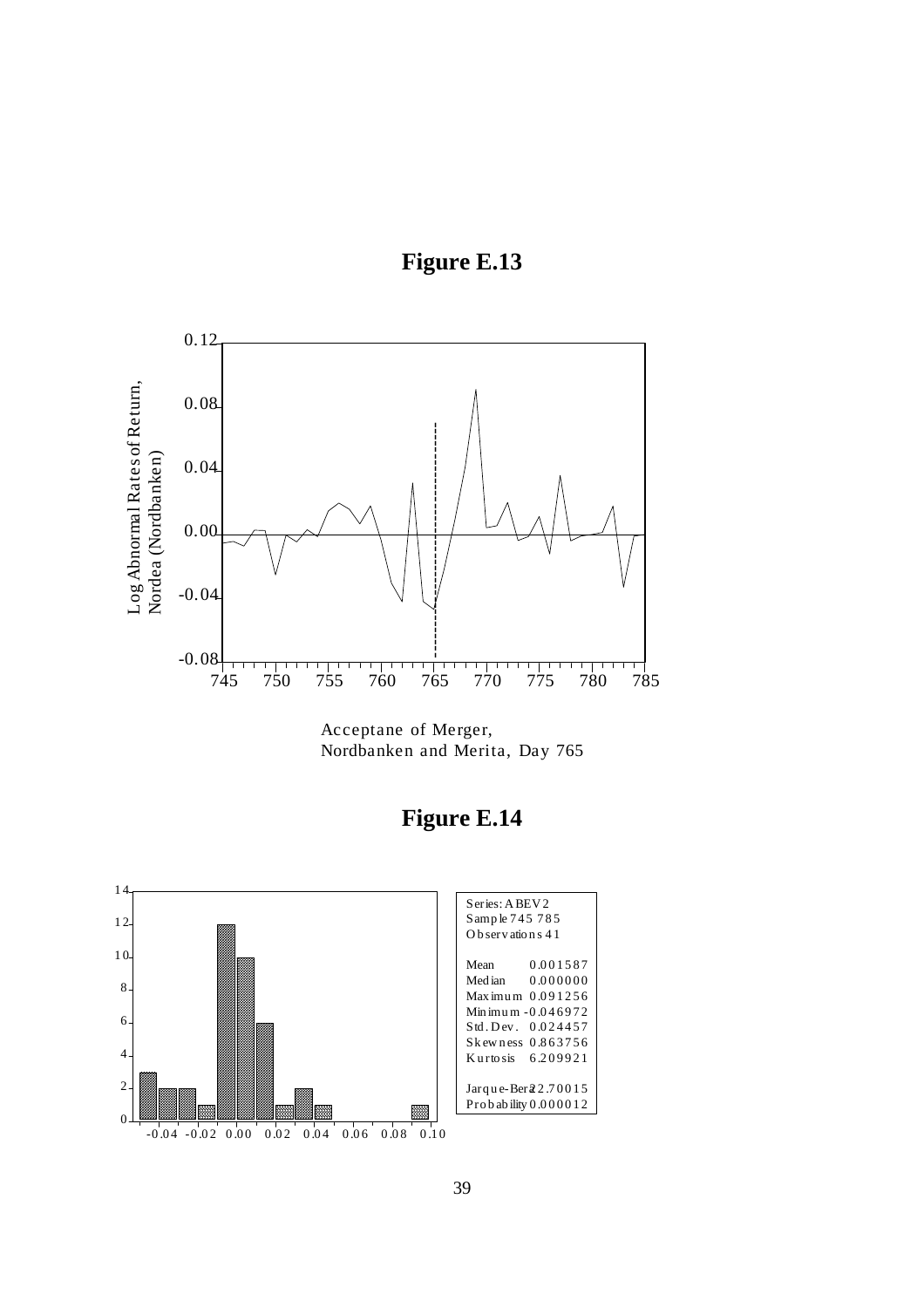**Figure E.13**

Acceptane of Merger, Nordbanken and Merita, Day 765

**Figure E.14**

| Series: ABEV2 | |
|---|---|
| Sample 745 785 | |
| Observations 41 | |
| Mean | 0.001587 |
| Median | 0.000000 |
| Maximum | 0.091256 |
| Minimum | -0.046972 |
| Std. Dev. | 0.024457 |
| Skewness | 0.863756 |
| Kurtosis | 6.209921 |
| Jarque-Bera | 22.70015 |
| Probability | 0.000012 |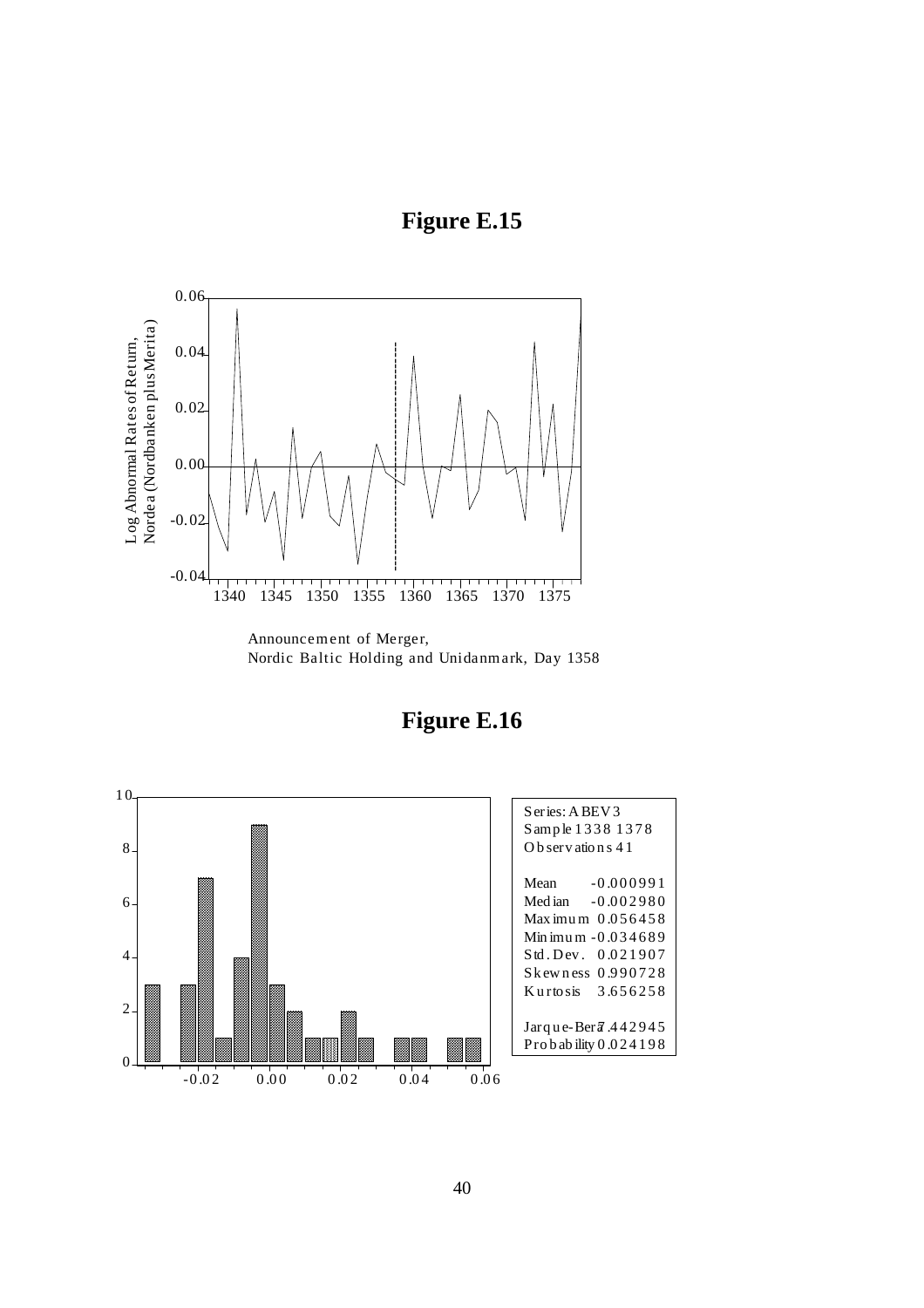## Figure E.15

Announcement of Merger,
Nordic Baltic Holding and Unidanmark, Day 1358

## Figure E.16

| Series: ABEV3 | |
|---|---|
| Sample 1338 1378 | |
| Observations 41 | |
| Mean | -0.000991 |
| Median | -0.002980 |
| Maximum | 0.056458 |
| Minimum | -0.034689 |
| Std. Dev. | 0.021907 |
| Skewness | 0.990728 |
| Kurtosis | 3.656258 |
| Jarque-Bera | 7.442945 |
| Probability | 0.024198 |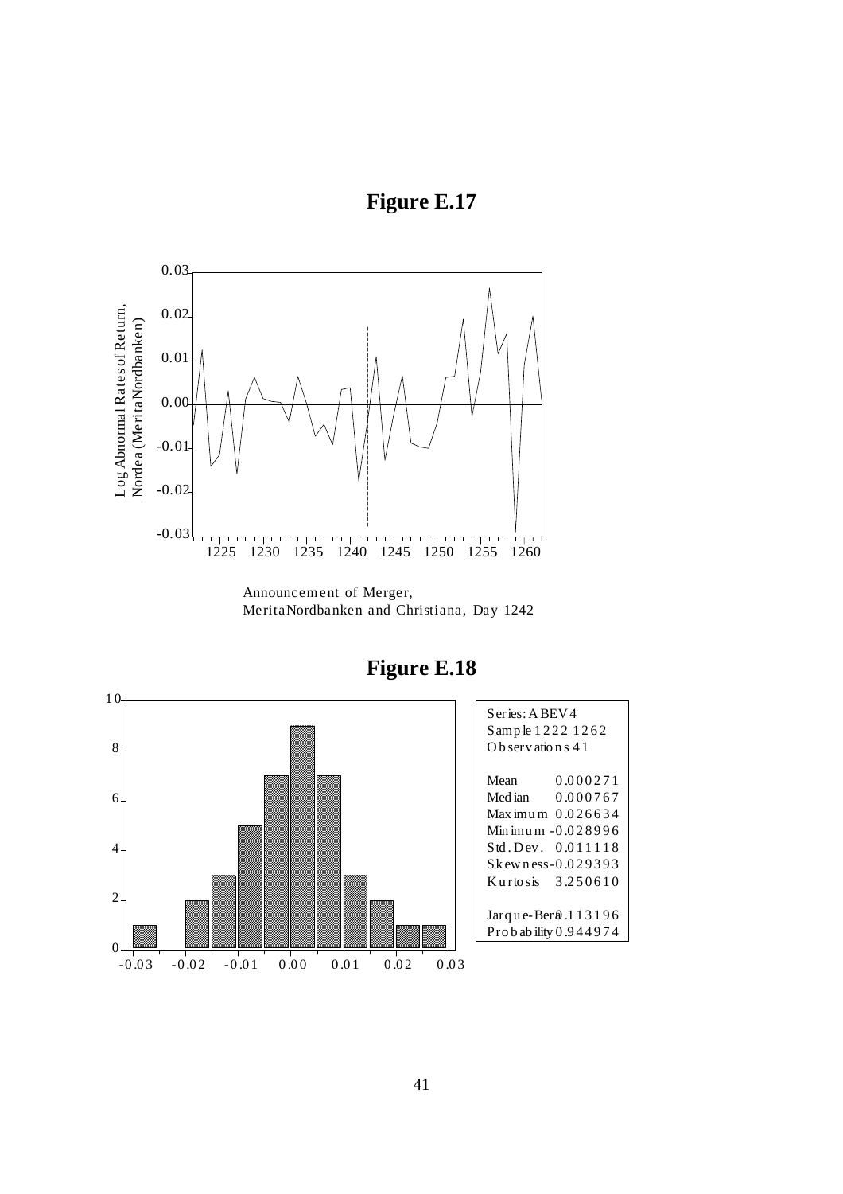**Figure E.17**

Announcement of Merger,
MeritaNordbanken and Christiana, Day 1242

**Figure E.18**

| Series: ABEV4 | |
|---|---|
| Sample 1222 1262 | |
| Observations 41 | |
| Mean | 0.000271 |
| Median | 0.000767 |
| Maximum | 0.026634 |
| Minimum | -0.028996 |
| Std. Dev. | 0.011118 |
| Skewness | -0.029393 |
| Kurtosis | 3.250610 |
| Jarque-Bera | 0.113196 |
| Probability | 0.944974 |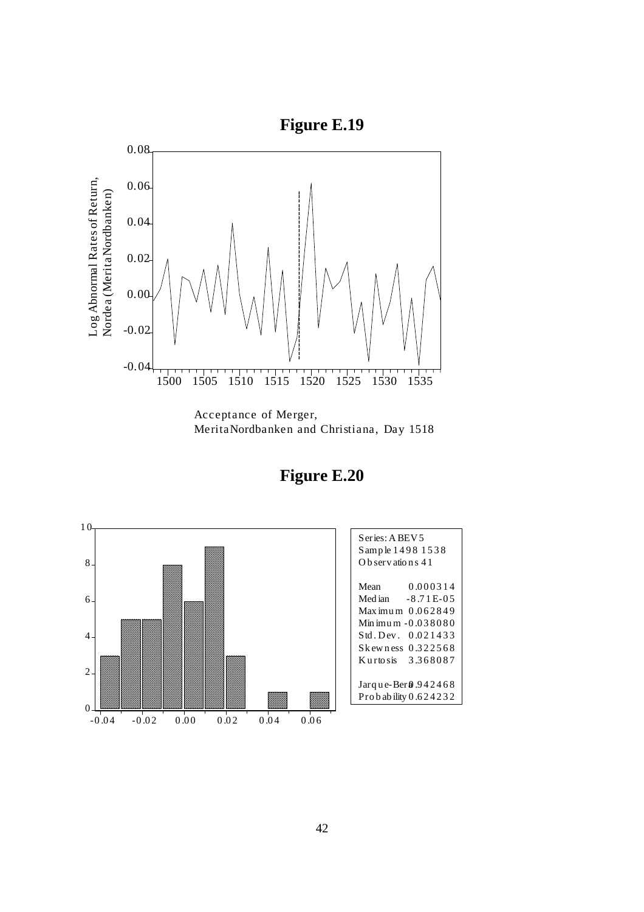**Figure E.19**

0.08
0.06
0.04
0.02
0.00
-0.02
-0.04

Log Abnormal Rates of Return, Nordea (Merita Nordbanken)

1500 1505 1510 1515 1520 1525 1530 1535

Acceptance of Merger,
MeritaNordbanken and Christiana, Day 1518

**Figure E.20**

10
8
6
4
2
0

-0.04 -0.02 0.00 0.02 0.04 0.06

Series: ABEV5
Sample 1498 1538
Observations 41

Mean 0.000314
Median -8.71E-05
Maximum 0.062849
Minimum -0.038080
Std. Dev. 0.021433
Skewness 0.322568
Kurtosis 3.368087

Jarque-Bera 0.942468
Probability 0.624232